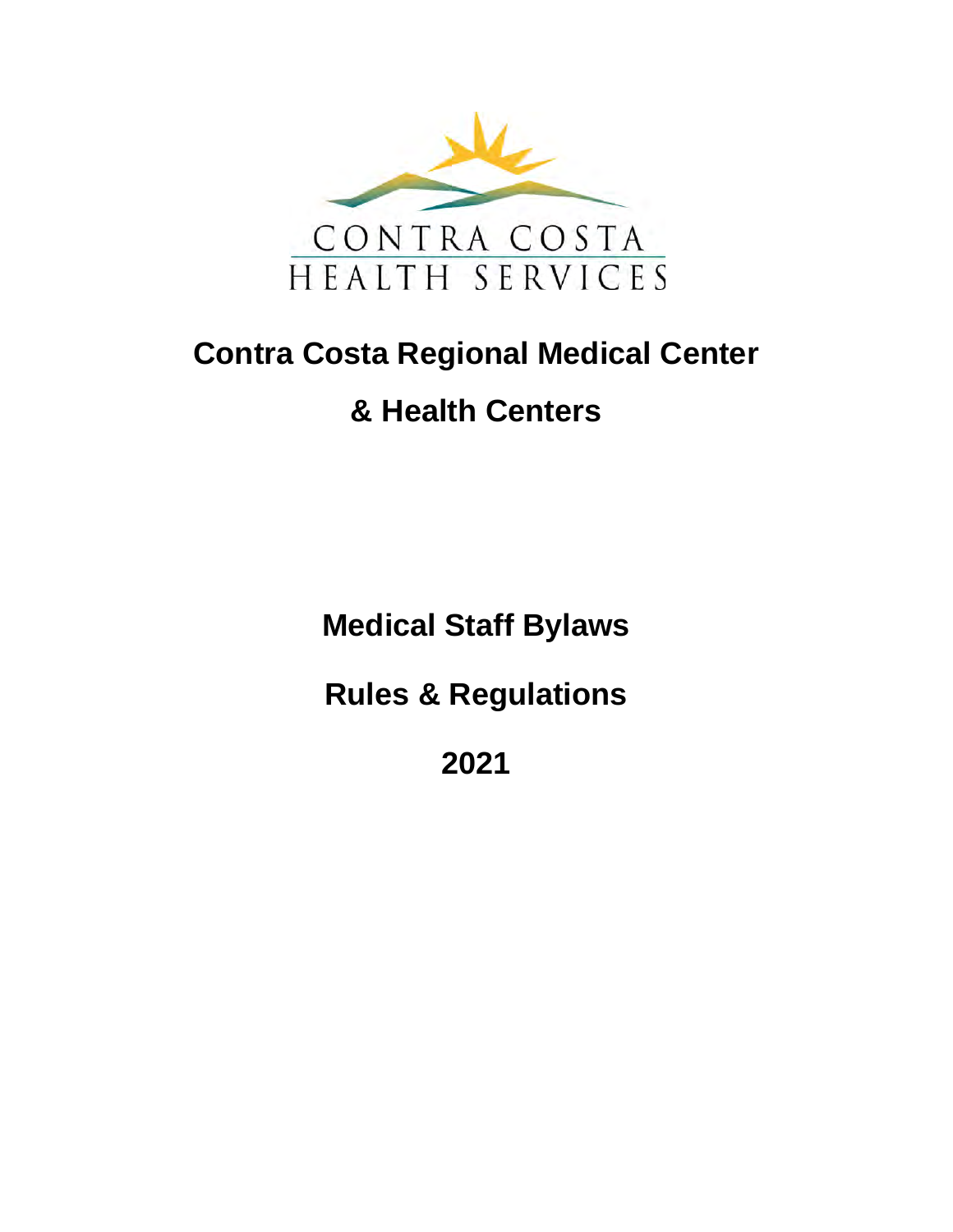CONTRA COSTA
HEALTH SERVICES

# Contra Costa Regional Medical Center

# & Health Centers

## Medical Staff Bylaws

## Rules & Regulations

## 2021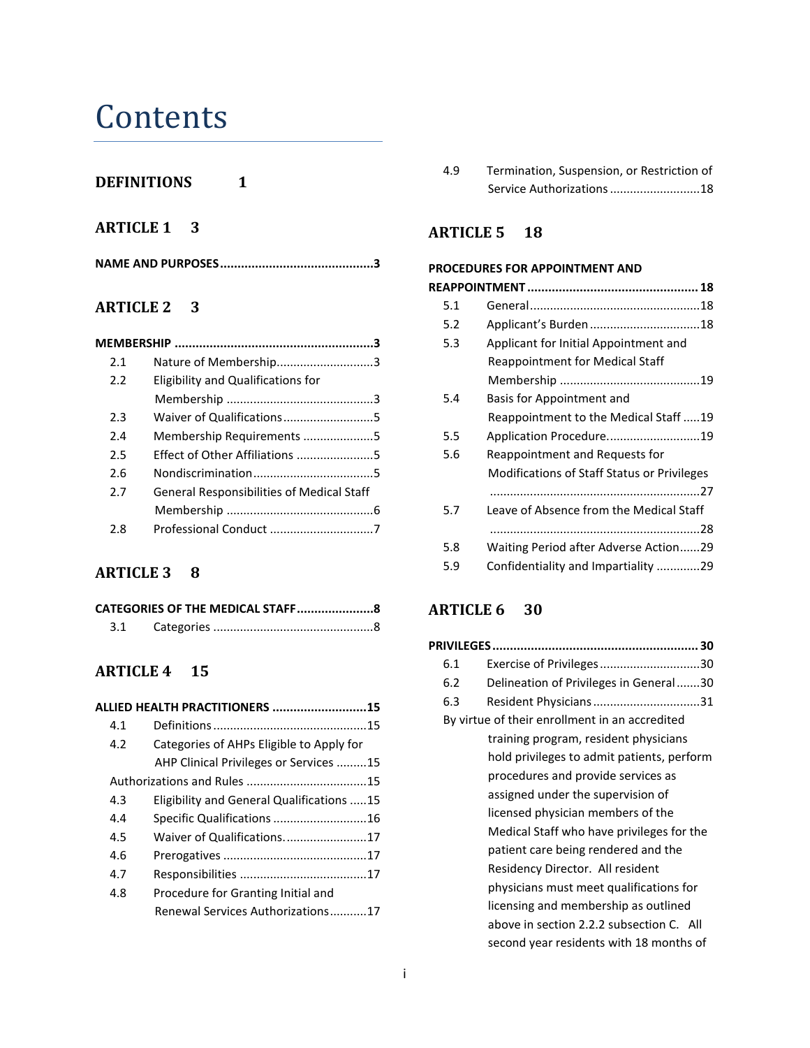# Contents

**DEFINITIONS 1**

**ARTICLE 1 3**

**NAME AND PURPOSES** ........................................... **3**

**ARTICLE 2 3**

**MEMBERSHIP** ........................................................ **3**

- 2.1 Nature of Membership............................3
- 2.2 Eligibility and Qualifications for Membership ............................................3
- 2.3 Waiver of Qualifications...........................5
- 2.4 Membership Requirements .....................5
- 2.5 Effect of Other Affiliations .......................5
- 2.6 Nondiscrimination....................................5
- 2.7 General Responsibilities of Medical Staff Membership ............................................6
- 2.8 Professional Conduct ...............................7

**ARTICLE 3 8**

**CATEGORIES OF THE MEDICAL STAFF** ......................**8**

- 3.1 Categories ................................................8

**ARTICLE 4 15**

**ALLIED HEALTH PRACTITIONERS** ...........................**15**

- 4.1 Definitions .............................................15
- 4.2 Categories of AHPs Eligible to Apply for AHP Clinical Privileges or Services .........15

Authorizations and Rules ....................................15

- 4.3 Eligibility and General Qualifications .....15
- 4.4 Specific Qualifications ............................16
- 4.5 Waiver of Qualifications.........................17
- 4.6 Prerogatives ...........................................17
- 4.7 Responsibilities ......................................17
- 4.8 Procedure for Granting Initial and Renewal Services Authorizations...........17
- 4.9 Termination, Suspension, or Restriction of Service Authorizations ...........................18

**ARTICLE 5 18**

**PROCEDURES FOR APPOINTMENT AND REAPPOINTMENT** ................................................ **18**

- 5.1 General..................................................18
- 5.2 Applicant's Burden .................................18
- 5.3 Applicant for Initial Appointment and Reappointment for Medical Staff Membership ..........................................19
- 5.4 Basis for Appointment and Reappointment to the Medical Staff .....19
- 5.5 Application Procedure............................19
- 5.6 Reappointment and Requests for Modifications of Staff Status or Privileges ..............................................................27
- 5.7 Leave of Absence from the Medical Staff ..............................................................28
- 5.8 Waiting Period after Adverse Action......29
- 5.9 Confidentiality and Impartiality .............29

**ARTICLE 6 30**

**PRIVILEGES** .......................................................... **30**

- 6.1 Exercise of Privileges ..............................30
- 6.2 Delineation of Privileges in General .......30
- 6.3 Resident Physicians ................................31

By virtue of their enrollment in an accredited training program, resident physicians hold privileges to admit patients, perform procedures and provide services as assigned under the supervision of licensed physician members of the Medical Staff who have privileges for the patient care being rendered and the Residency Director. All resident physicians must meet qualifications for licensing and membership as outlined above in section 2.2.2 subsection C. All second year residents with 18 months of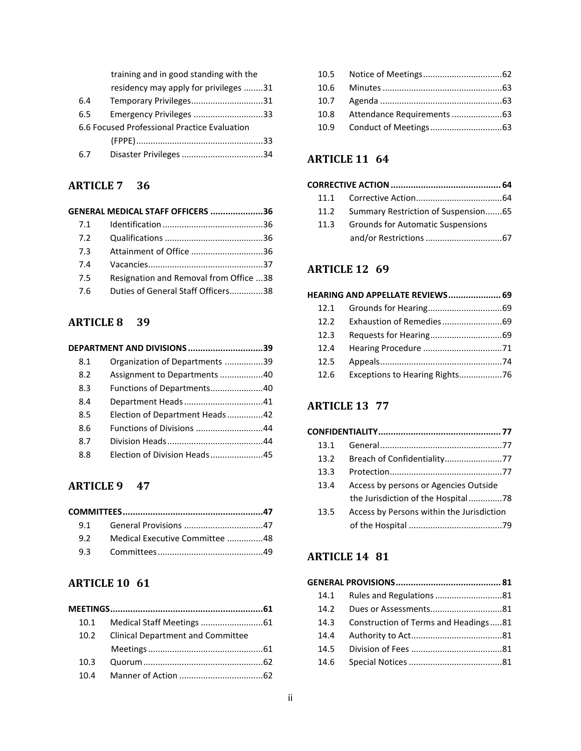training and in good standing with the residency may apply for privileges ........31

6.4 Temporary Privileges..............................31

6.5 Emergency Privileges .............................33

6.6 Focused Professional Practice Evaluation (FPPE).....................................................33

6.7 Disaster Privileges ..................................34

## ARTICLE 7 36

**GENERAL MEDICAL STAFF OFFICERS .....................36**

7.1 Identification ..........................................36

7.2 Qualifications .........................................36

7.3 Attainment of Office ..............................36

7.4 Vacancies................................................37

7.5 Resignation and Removal from Office ...38

7.6 Duties of General Staff Officers.............38

## ARTICLE 8 39

**DEPARTMENT AND DIVISIONS ..............................39**

8.1 Organization of Departments ................39

8.2 Assignment to Departments ..................40

8.3 Functions of Departments......................40

8.4 Department Heads .................................41

8.5 Election of Department Heads ...............42

8.6 Functions of Divisions ............................44

8.7 Division Heads ........................................44

8.8 Election of Division Heads......................45

## ARTICLE 9 47

**COMMITTEES........................................................47**

9.1 General Provisions .................................47

9.2 Medical Executive Committee ...............48

9.3 Committees ............................................49

## ARTICLE 10 61

**MEETINGS.............................................................61**

10.1 Medical Staff Meetings ..........................61

10.2 Clinical Department and Committee Meetings ................................................61

10.3 Quorum ..................................................62

10.4 Manner of Action ...................................62

10.5 Notice of Meetings.................................62

10.6 Minutes ..................................................63

10.7 Agenda ...................................................63

10.8 Attendance Requirements .....................63

10.9 Conduct of Meetings..............................63

## ARTICLE 11 64

**CORRECTIVE ACTION ........................................... 64**

11.1 Corrective Action....................................64

11.2 Summary Restriction of Suspension.......65

11.3 Grounds for Automatic Suspensions and/or Restrictions ................................67

## ARTICLE 12 69

**HEARING AND APPELLATE REVIEWS..................... 69**

12.1 Grounds for Hearing...............................69

12.2 Exhaustion of Remedies .........................69

12.3 Requests for Hearing..............................69

12.4 Hearing Procedure .................................71

12.5 Appeals...................................................74

12.6 Exceptions to Hearing Rights..................76

## ARTICLE 13 77

**CONFIDENTIALITY................................................ 77**

13.1 General...................................................77

13.2 Breach of Confidentiality........................77

13.3 Protection...............................................77

13.4 Access by persons or Agencies Outside the Jurisdiction of the Hospital ..............78

13.5 Access by Persons within the Jurisdiction of the Hospital .......................................79

## ARTICLE 14 81

**GENERAL PROVISIONS.......................................... 81**

14.1 Rules and Regulations ............................81

14.2 Dues or Assessments..............................81

14.3 Construction of Terms and Headings .....81

14.4 Authority to Act......................................81

14.5 Division of Fees ......................................81

14.6 Special Notices .......................................81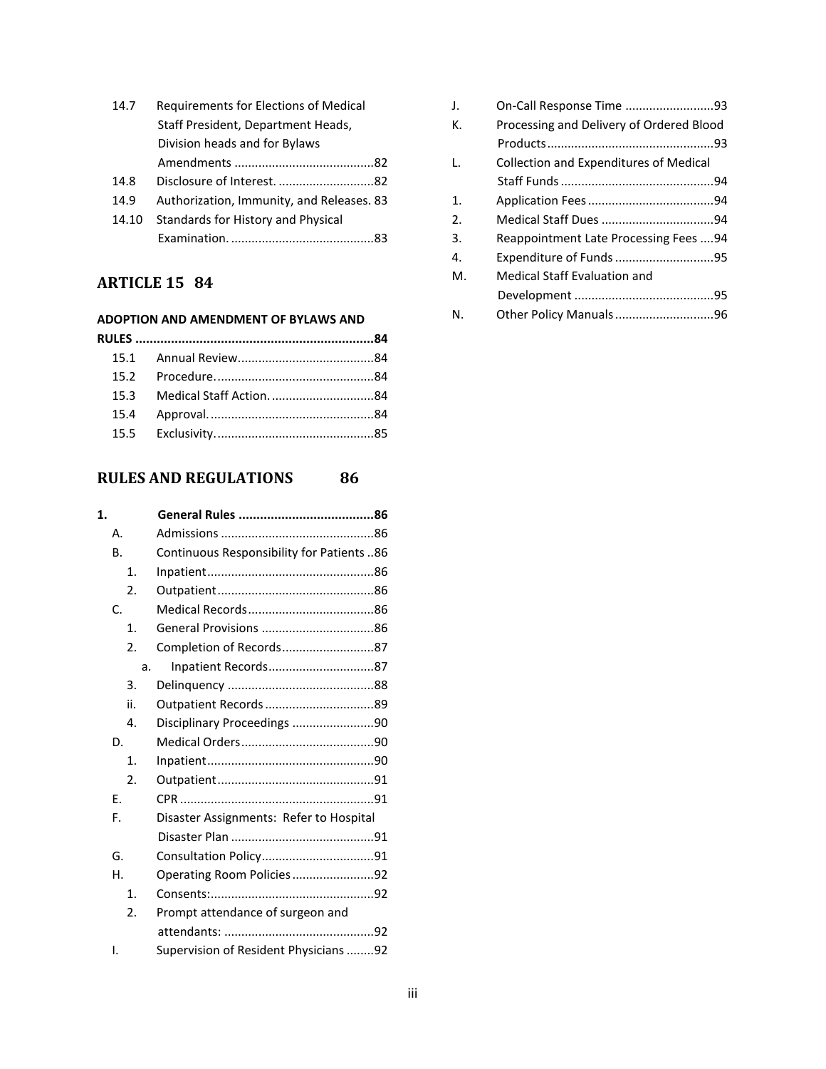14.7 Requirements for Elections of Medical Staff President, Department Heads, Division heads and for Bylaws Amendments ........................................82
14.8 Disclosure of Interest. ...........................82
14.9 Authorization, Immunity, and Releases. 83
14.10 Standards for History and Physical Examination. .........................................83

## ARTICLE 15 84

**ADOPTION AND AMENDMENT OF BYLAWS AND RULES ..................................................................84**

15.1 Annual Review.......................................84
15.2 Procedure..............................................84
15.3 Medical Staff Action. .............................84
15.4 Approval................................................84
15.5 Exclusivity..............................................85

## RULES AND REGULATIONS 86

**1. General Rules .....................................86**

A. Admissions ............................................86
B. Continuous Responsibility for Patients ..86
 1. Inpatient................................................86
 2. Outpatient.............................................86
C. Medical Records....................................86
 1. General Provisions ................................86
 2. Completion of Records..........................87
  a. Inpatient Records..............................87
 3. Delinquency ..........................................88
 ii. Outpatient Records ...............................89
 4. Disciplinary Proceedings .......................90
D. Medical Orders......................................90
 1. Inpatient................................................90
 2. Outpatient.............................................91
E. CPR ........................................................91
F. Disaster Assignments: Refer to Hospital Disaster Plan ..........................................91
G. Consultation Policy................................91
H. Operating Room Policies.......................92
 1. Consents:...............................................92
 2. Prompt attendance of surgeon and attendants: ...........................................92
I. Supervision of Resident Physicians ........92
J. On-Call Response Time .........................93
K. Processing and Delivery of Ordered Blood Products................................................93
L. Collection and Expenditures of Medical Staff Funds............................................94
1. Application Fees....................................94
2. Medical Staff Dues ................................94
3. Reappointment Late Processing Fees ....94
4. Expenditure of Funds ............................95
M. Medical Staff Evaluation and Development ........................................95
N. Other Policy Manuals............................96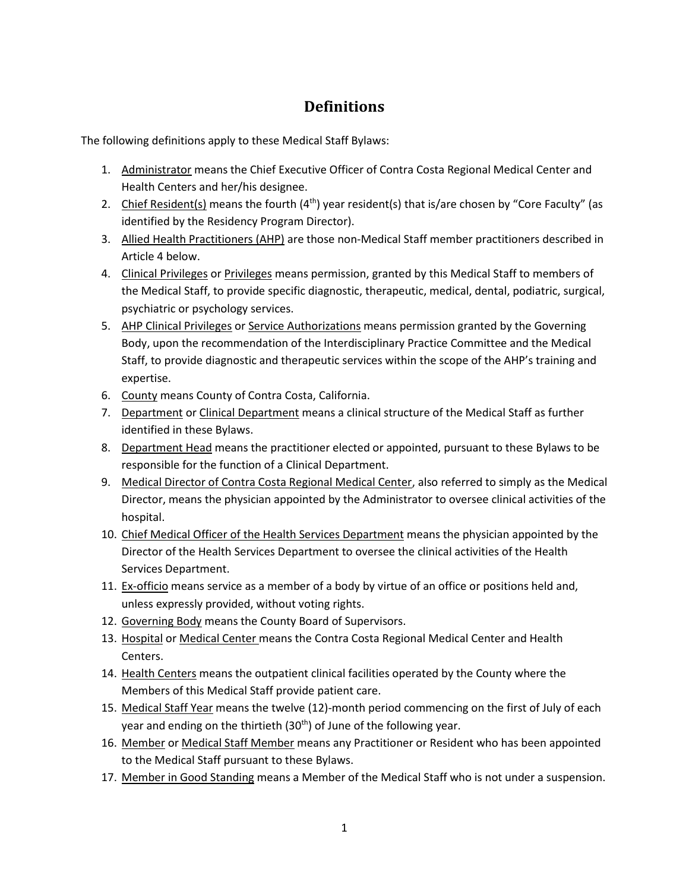# Definitions

The following definitions apply to these Medical Staff Bylaws:

1. Administrator means the Chief Executive Officer of Contra Costa Regional Medical Center and Health Centers and her/his designee.
2. Chief Resident(s) means the fourth ($4^{th}$) year resident(s) that is/are chosen by "Core Faculty" (as identified by the Residency Program Director).
3. Allied Health Practitioners (AHP) are those non-Medical Staff member practitioners described in Article 4 below.
4. Clinical Privileges or Privileges means permission, granted by this Medical Staff to members of the Medical Staff, to provide specific diagnostic, therapeutic, medical, dental, podiatric, surgical, psychiatric or psychology services.
5. AHP Clinical Privileges or Service Authorizations means permission granted by the Governing Body, upon the recommendation of the Interdisciplinary Practice Committee and the Medical Staff, to provide diagnostic and therapeutic services within the scope of the AHP's training and expertise.
6. County means County of Contra Costa, California.
7. Department or Clinical Department means a clinical structure of the Medical Staff as further identified in these Bylaws.
8. Department Head means the practitioner elected or appointed, pursuant to these Bylaws to be responsible for the function of a Clinical Department.
9. Medical Director of Contra Costa Regional Medical Center, also referred to simply as the Medical Director, means the physician appointed by the Administrator to oversee clinical activities of the hospital.
10. Chief Medical Officer of the Health Services Department means the physician appointed by the Director of the Health Services Department to oversee the clinical activities of the Health Services Department.
11. Ex-officio means service as a member of a body by virtue of an office or positions held and, unless expressly provided, without voting rights.
12. Governing Body means the County Board of Supervisors.
13. Hospital or Medical Center means the Contra Costa Regional Medical Center and Health Centers.
14. Health Centers means the outpatient clinical facilities operated by the County where the Members of this Medical Staff provide patient care.
15. Medical Staff Year means the twelve (12)-month period commencing on the first of July of each year and ending on the thirtieth ($30^{th}$) of June of the following year.
16. Member or Medical Staff Member means any Practitioner or Resident who has been appointed to the Medical Staff pursuant to these Bylaws.
17. Member in Good Standing means a Member of the Medical Staff who is not under a suspension.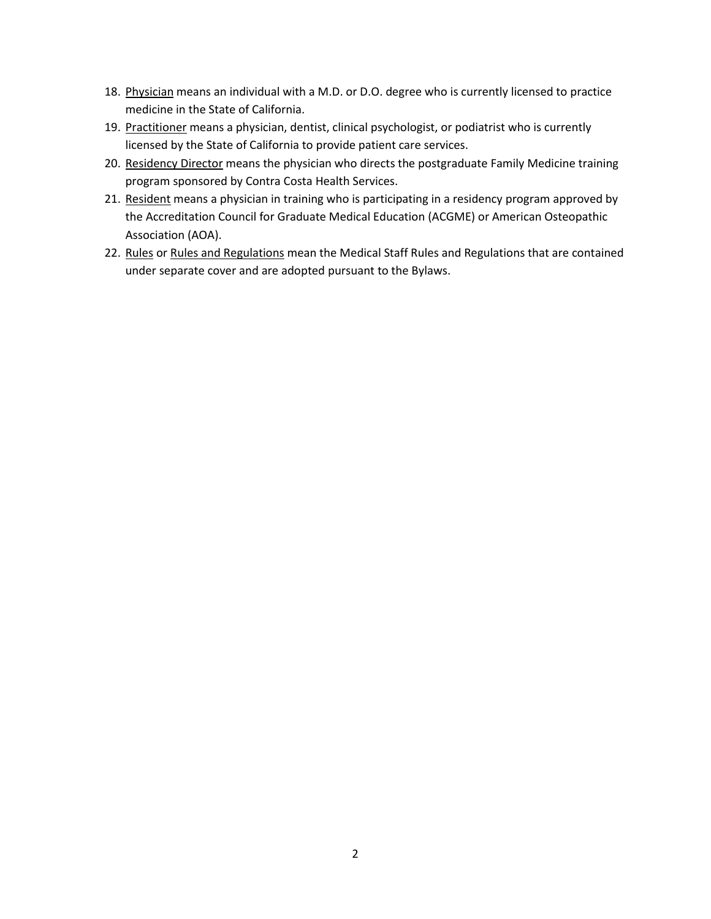18. <u>Physician</u> means an individual with a M.D. or D.O. degree who is currently licensed to practice medicine in the State of California.
19. <u>Practitioner</u> means a physician, dentist, clinical psychologist, or podiatrist who is currently licensed by the State of California to provide patient care services.
20. <u>Residency Director</u> means the physician who directs the postgraduate Family Medicine training program sponsored by Contra Costa Health Services.
21. <u>Resident</u> means a physician in training who is participating in a residency program approved by the Accreditation Council for Graduate Medical Education (ACGME) or American Osteopathic Association (AOA).
22. <u>Rules</u> or <u>Rules and Regulations</u> mean the Medical Staff Rules and Regulations that are contained under separate cover and are adopted pursuant to the Bylaws.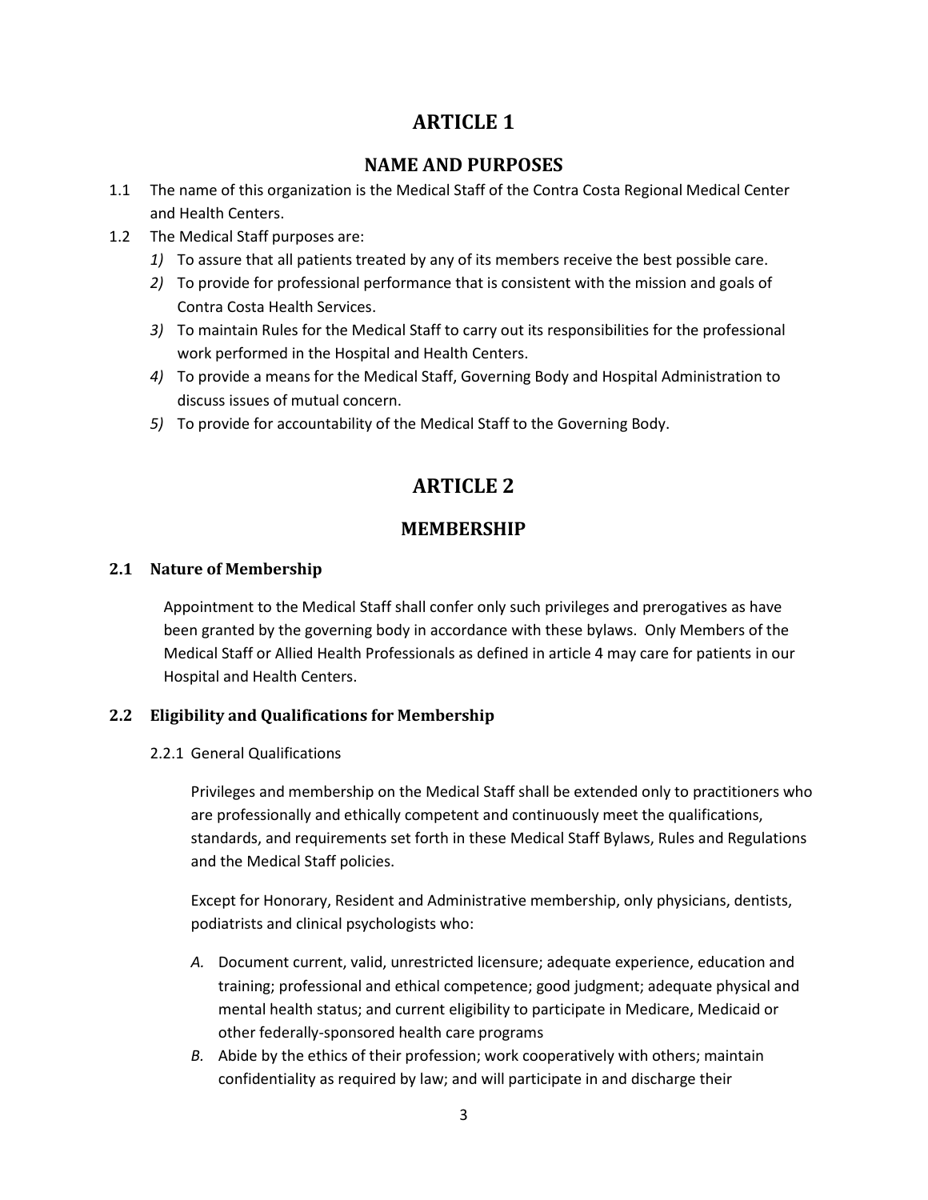# ARTICLE 1

## NAME AND PURPOSES

1.1 The name of this organization is the Medical Staff of the Contra Costa Regional Medical Center and Health Centers.

1.2 The Medical Staff purposes are:

*1)* To assure that all patients treated by any of its members receive the best possible care.

*2)* To provide for professional performance that is consistent with the mission and goals of Contra Costa Health Services.

*3)* To maintain Rules for the Medical Staff to carry out its responsibilities for the professional work performed in the Hospital and Health Centers.

*4)* To provide a means for the Medical Staff, Governing Body and Hospital Administration to discuss issues of mutual concern.

*5)* To provide for accountability of the Medical Staff to the Governing Body.

# ARTICLE 2

## MEMBERSHIP

### 2.1 Nature of Membership

Appointment to the Medical Staff shall confer only such privileges and prerogatives as have been granted by the governing body in accordance with these bylaws. Only Members of the Medical Staff or Allied Health Professionals as defined in article 4 may care for patients in our Hospital and Health Centers.

### 2.2 Eligibility and Qualifications for Membership

2.2.1 General Qualifications

Privileges and membership on the Medical Staff shall be extended only to practitioners who are professionally and ethically competent and continuously meet the qualifications, standards, and requirements set forth in these Medical Staff Bylaws, Rules and Regulations and the Medical Staff policies.

Except for Honorary, Resident and Administrative membership, only physicians, dentists, podiatrists and clinical psychologists who:

*A.* Document current, valid, unrestricted licensure; adequate experience, education and training; professional and ethical competence; good judgment; adequate physical and mental health status; and current eligibility to participate in Medicare, Medicaid or other federally-sponsored health care programs

*B.* Abide by the ethics of their profession; work cooperatively with others; maintain confidentiality as required by law; and will participate in and discharge their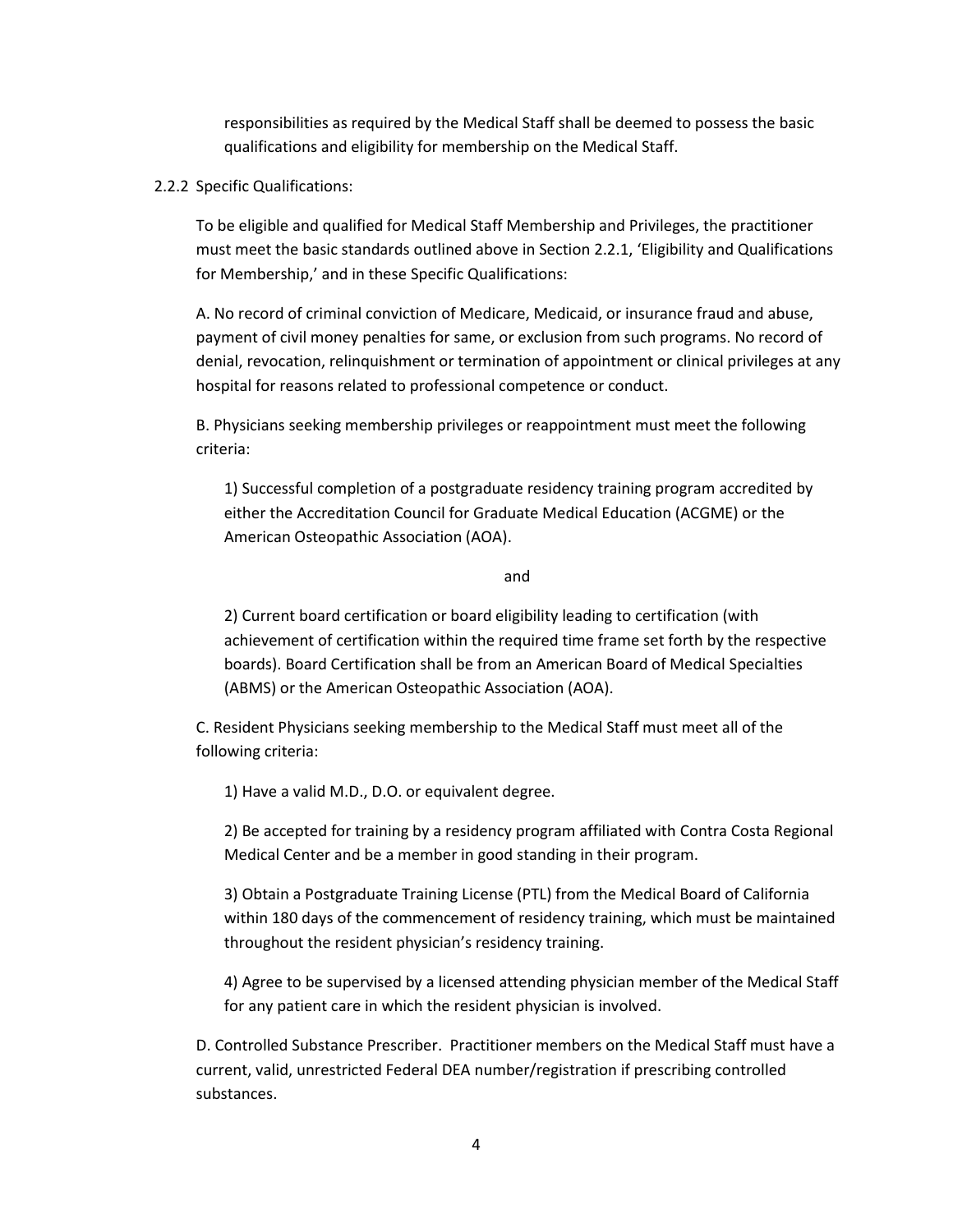responsibilities as required by the Medical Staff shall be deemed to possess the basic qualifications and eligibility for membership on the Medical Staff.

2.2.2 Specific Qualifications:

To be eligible and qualified for Medical Staff Membership and Privileges, the practitioner must meet the basic standards outlined above in Section 2.2.1, 'Eligibility and Qualifications for Membership,' and in these Specific Qualifications:

A. No record of criminal conviction of Medicare, Medicaid, or insurance fraud and abuse, payment of civil money penalties for same, or exclusion from such programs. No record of denial, revocation, relinquishment or termination of appointment or clinical privileges at any hospital for reasons related to professional competence or conduct.

B. Physicians seeking membership privileges or reappointment must meet the following criteria:

1) Successful completion of a postgraduate residency training program accredited by either the Accreditation Council for Graduate Medical Education (ACGME) or the American Osteopathic Association (AOA).

and

2) Current board certification or board eligibility leading to certification (with achievement of certification within the required time frame set forth by the respective boards). Board Certification shall be from an American Board of Medical Specialties (ABMS) or the American Osteopathic Association (AOA).

C. Resident Physicians seeking membership to the Medical Staff must meet all of the following criteria:

1) Have a valid M.D., D.O. or equivalent degree.

2) Be accepted for training by a residency program affiliated with Contra Costa Regional Medical Center and be a member in good standing in their program.

3) Obtain a Postgraduate Training License (PTL) from the Medical Board of California within 180 days of the commencement of residency training, which must be maintained throughout the resident physician's residency training.

4) Agree to be supervised by a licensed attending physician member of the Medical Staff for any patient care in which the resident physician is involved.

D. Controlled Substance Prescriber. Practitioner members on the Medical Staff must have a current, valid, unrestricted Federal DEA number/registration if prescribing controlled substances.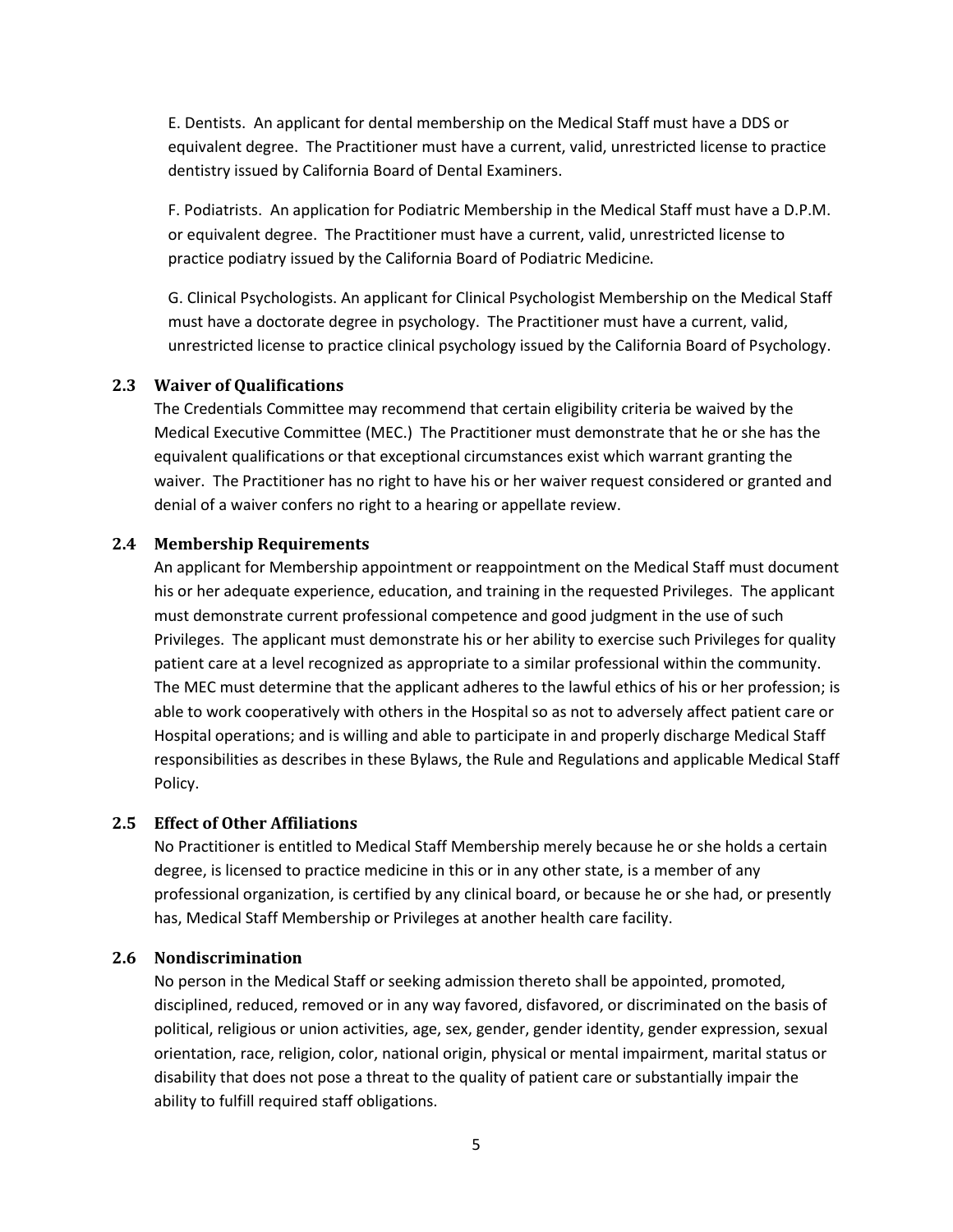E. Dentists. An applicant for dental membership on the Medical Staff must have a DDS or equivalent degree. The Practitioner must have a current, valid, unrestricted license to practice dentistry issued by California Board of Dental Examiners.

F. Podiatrists. An application for Podiatric Membership in the Medical Staff must have a D.P.M. or equivalent degree. The Practitioner must have a current, valid, unrestricted license to practice podiatry issued by the California Board of Podiatric Medicine.

G. Clinical Psychologists. An applicant for Clinical Psychologist Membership on the Medical Staff must have a doctorate degree in psychology. The Practitioner must have a current, valid, unrestricted license to practice clinical psychology issued by the California Board of Psychology.

### 2.3 Waiver of Qualifications

The Credentials Committee may recommend that certain eligibility criteria be waived by the Medical Executive Committee (MEC.) The Practitioner must demonstrate that he or she has the equivalent qualifications or that exceptional circumstances exist which warrant granting the waiver. The Practitioner has no right to have his or her waiver request considered or granted and denial of a waiver confers no right to a hearing or appellate review.

### 2.4 Membership Requirements

An applicant for Membership appointment or reappointment on the Medical Staff must document his or her adequate experience, education, and training in the requested Privileges. The applicant must demonstrate current professional competence and good judgment in the use of such Privileges. The applicant must demonstrate his or her ability to exercise such Privileges for quality patient care at a level recognized as appropriate to a similar professional within the community. The MEC must determine that the applicant adheres to the lawful ethics of his or her profession; is able to work cooperatively with others in the Hospital so as not to adversely affect patient care or Hospital operations; and is willing and able to participate in and properly discharge Medical Staff responsibilities as describes in these Bylaws, the Rule and Regulations and applicable Medical Staff Policy.

### 2.5 Effect of Other Affiliations

No Practitioner is entitled to Medical Staff Membership merely because he or she holds a certain degree, is licensed to practice medicine in this or in any other state, is a member of any professional organization, is certified by any clinical board, or because he or she had, or presently has, Medical Staff Membership or Privileges at another health care facility.

### 2.6 Nondiscrimination

No person in the Medical Staff or seeking admission thereto shall be appointed, promoted, disciplined, reduced, removed or in any way favored, disfavored, or discriminated on the basis of political, religious or union activities, age, sex, gender, gender identity, gender expression, sexual orientation, race, religion, color, national origin, physical or mental impairment, marital status or disability that does not pose a threat to the quality of patient care or substantially impair the ability to fulfill required staff obligations.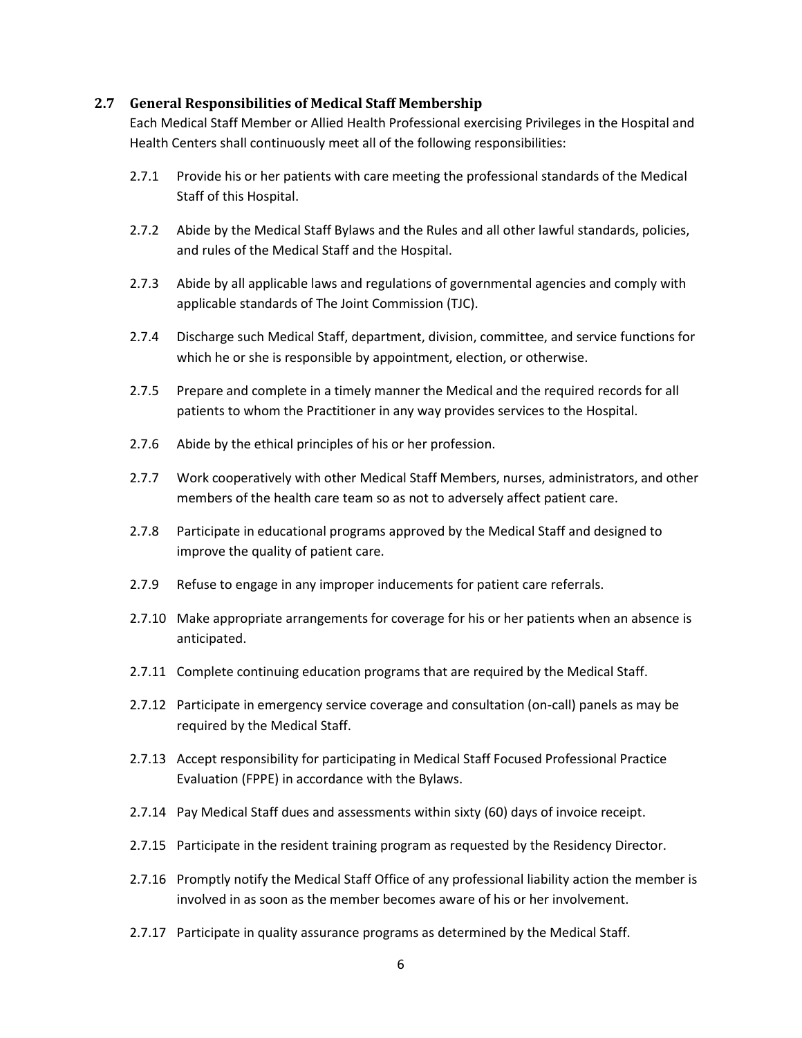### 2.7 General Responsibilities of Medical Staff Membership

Each Medical Staff Member or Allied Health Professional exercising Privileges in the Hospital and Health Centers shall continuously meet all of the following responsibilities:

2.7.1 Provide his or her patients with care meeting the professional standards of the Medical Staff of this Hospital.

2.7.2 Abide by the Medical Staff Bylaws and the Rules and all other lawful standards, policies, and rules of the Medical Staff and the Hospital.

2.7.3 Abide by all applicable laws and regulations of governmental agencies and comply with applicable standards of The Joint Commission (TJC).

2.7.4 Discharge such Medical Staff, department, division, committee, and service functions for which he or she is responsible by appointment, election, or otherwise.

2.7.5 Prepare and complete in a timely manner the Medical and the required records for all patients to whom the Practitioner in any way provides services to the Hospital.

2.7.6 Abide by the ethical principles of his or her profession.

2.7.7 Work cooperatively with other Medical Staff Members, nurses, administrators, and other members of the health care team so as not to adversely affect patient care.

2.7.8 Participate in educational programs approved by the Medical Staff and designed to improve the quality of patient care.

2.7.9 Refuse to engage in any improper inducements for patient care referrals.

2.7.10 Make appropriate arrangements for coverage for his or her patients when an absence is anticipated.

2.7.11 Complete continuing education programs that are required by the Medical Staff.

2.7.12 Participate in emergency service coverage and consultation (on-call) panels as may be required by the Medical Staff.

2.7.13 Accept responsibility for participating in Medical Staff Focused Professional Practice Evaluation (FPPE) in accordance with the Bylaws.

2.7.14 Pay Medical Staff dues and assessments within sixty (60) days of invoice receipt.

2.7.15 Participate in the resident training program as requested by the Residency Director.

2.7.16 Promptly notify the Medical Staff Office of any professional liability action the member is involved in as soon as the member becomes aware of his or her involvement.

2.7.17 Participate in quality assurance programs as determined by the Medical Staff.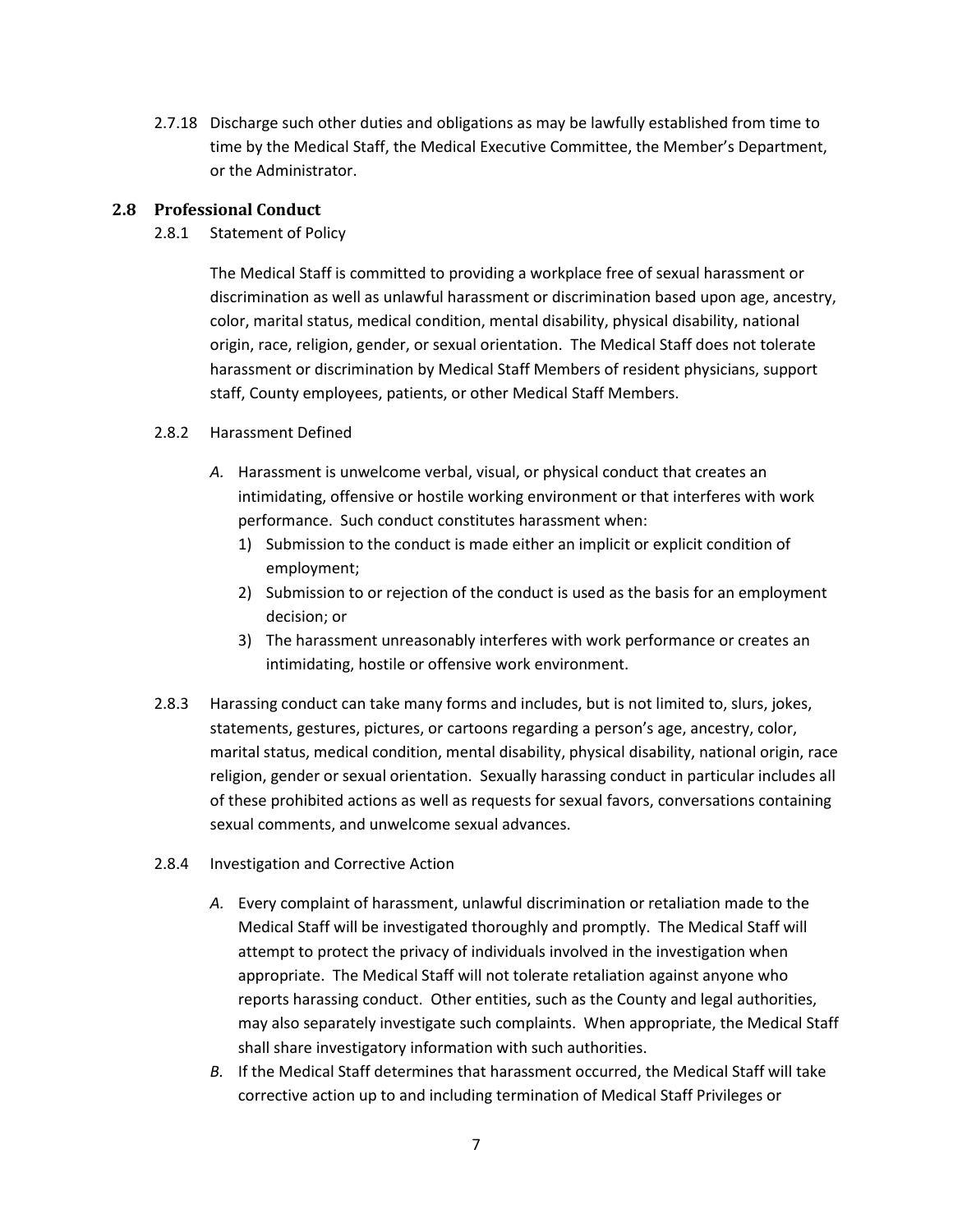2.7.18 Discharge such other duties and obligations as may be lawfully established from time to time by the Medical Staff, the Medical Executive Committee, the Member's Department, or the Administrator.

## 2.8 Professional Conduct

2.8.1 Statement of Policy

The Medical Staff is committed to providing a workplace free of sexual harassment or discrimination as well as unlawful harassment or discrimination based upon age, ancestry, color, marital status, medical condition, mental disability, physical disability, national origin, race, religion, gender, or sexual orientation. The Medical Staff does not tolerate harassment or discrimination by Medical Staff Members of resident physicians, support staff, County employees, patients, or other Medical Staff Members.

2.8.2 Harassment Defined

*A.* Harassment is unwelcome verbal, visual, or physical conduct that creates an intimidating, offensive or hostile working environment or that interferes with work performance. Such conduct constitutes harassment when:

1) Submission to the conduct is made either an implicit or explicit condition of employment;
2) Submission to or rejection of the conduct is used as the basis for an employment decision; or
3) The harassment unreasonably interferes with work performance or creates an intimidating, hostile or offensive work environment.

2.8.3 Harassing conduct can take many forms and includes, but is not limited to, slurs, jokes, statements, gestures, pictures, or cartoons regarding a person's age, ancestry, color, marital status, medical condition, mental disability, physical disability, national origin, race religion, gender or sexual orientation. Sexually harassing conduct in particular includes all of these prohibited actions as well as requests for sexual favors, conversations containing sexual comments, and unwelcome sexual advances.

2.8.4 Investigation and Corrective Action

*A.* Every complaint of harassment, unlawful discrimination or retaliation made to the Medical Staff will be investigated thoroughly and promptly. The Medical Staff will attempt to protect the privacy of individuals involved in the investigation when appropriate. The Medical Staff will not tolerate retaliation against anyone who reports harassing conduct. Other entities, such as the County and legal authorities, may also separately investigate such complaints. When appropriate, the Medical Staff shall share investigatory information with such authorities.

*B.* If the Medical Staff determines that harassment occurred, the Medical Staff will take corrective action up to and including termination of Medical Staff Privileges or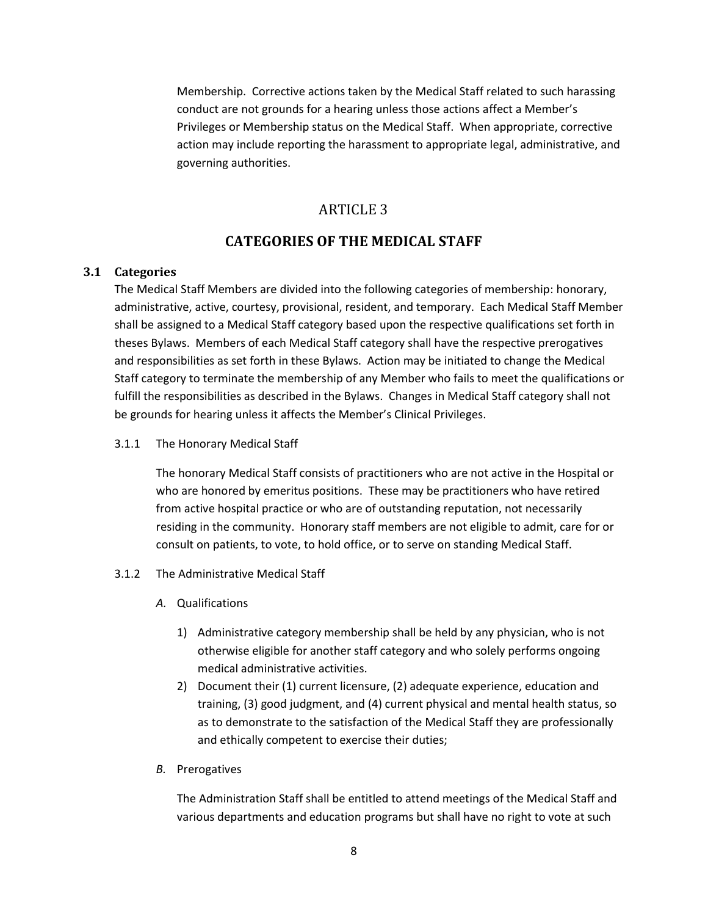Membership. Corrective actions taken by the Medical Staff related to such harassing conduct are not grounds for a hearing unless those actions affect a Member's Privileges or Membership status on the Medical Staff. When appropriate, corrective action may include reporting the harassment to appropriate legal, administrative, and governing authorities.

# ARTICLE 3

# CATEGORIES OF THE MEDICAL STAFF

## 3.1 Categories

The Medical Staff Members are divided into the following categories of membership: honorary, administrative, active, courtesy, provisional, resident, and temporary. Each Medical Staff Member shall be assigned to a Medical Staff category based upon the respective qualifications set forth in theses Bylaws. Members of each Medical Staff category shall have the respective prerogatives and responsibilities as set forth in these Bylaws. Action may be initiated to change the Medical Staff category to terminate the membership of any Member who fails to meet the qualifications or fulfill the responsibilities as described in the Bylaws. Changes in Medical Staff category shall not be grounds for hearing unless it affects the Member's Clinical Privileges.

### 3.1.1 The Honorary Medical Staff

The honorary Medical Staff consists of practitioners who are not active in the Hospital or who are honored by emeritus positions. These may be practitioners who have retired from active hospital practice or who are of outstanding reputation, not necessarily residing in the community. Honorary staff members are not eligible to admit, care for or consult on patients, to vote, to hold office, or to serve on standing Medical Staff.

### 3.1.2 The Administrative Medical Staff

*A.* Qualifications

1) Administrative category membership shall be held by any physician, who is not otherwise eligible for another staff category and who solely performs ongoing medical administrative activities.
2) Document their (1) current licensure, (2) adequate experience, education and training, (3) good judgment, and (4) current physical and mental health status, so as to demonstrate to the satisfaction of the Medical Staff they are professionally and ethically competent to exercise their duties;

*B.* Prerogatives

The Administration Staff shall be entitled to attend meetings of the Medical Staff and various departments and education programs but shall have no right to vote at such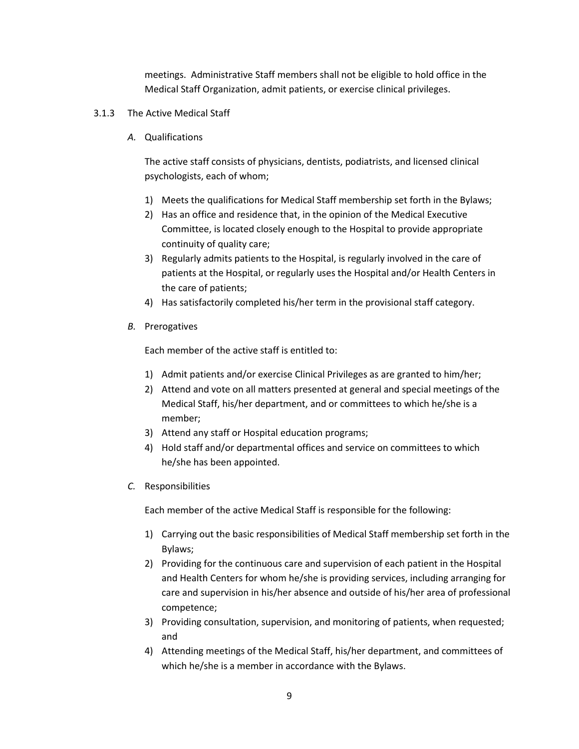meetings. Administrative Staff members shall not be eligible to hold office in the Medical Staff Organization, admit patients, or exercise clinical privileges.

### 3.1.3 The Active Medical Staff

*A.* Qualifications

The active staff consists of physicians, dentists, podiatrists, and licensed clinical psychologists, each of whom;

1) Meets the qualifications for Medical Staff membership set forth in the Bylaws;
2) Has an office and residence that, in the opinion of the Medical Executive Committee, is located closely enough to the Hospital to provide appropriate continuity of quality care;
3) Regularly admits patients to the Hospital, is regularly involved in the care of patients at the Hospital, or regularly uses the Hospital and/or Health Centers in the care of patients;
4) Has satisfactorily completed his/her term in the provisional staff category.

*B.* Prerogatives

Each member of the active staff is entitled to:

1) Admit patients and/or exercise Clinical Privileges as are granted to him/her;
2) Attend and vote on all matters presented at general and special meetings of the Medical Staff, his/her department, and or committees to which he/she is a member;
3) Attend any staff or Hospital education programs;
4) Hold staff and/or departmental offices and service on committees to which he/she has been appointed.

*C.* Responsibilities

Each member of the active Medical Staff is responsible for the following:

1) Carrying out the basic responsibilities of Medical Staff membership set forth in the Bylaws;
2) Providing for the continuous care and supervision of each patient in the Hospital and Health Centers for whom he/she is providing services, including arranging for care and supervision in his/her absence and outside of his/her area of professional competence;
3) Providing consultation, supervision, and monitoring of patients, when requested; and
4) Attending meetings of the Medical Staff, his/her department, and committees of which he/she is a member in accordance with the Bylaws.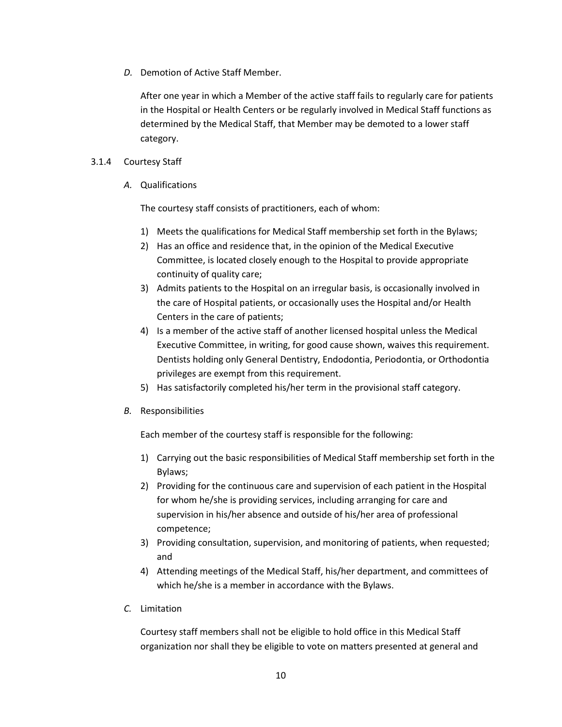*D.* Demotion of Active Staff Member.

After one year in which a Member of the active staff fails to regularly care for patients in the Hospital or Health Centers or be regularly involved in Medical Staff functions as determined by the Medical Staff, that Member may be demoted to a lower staff category.

3.1.4 Courtesy Staff

*A.* Qualifications

The courtesy staff consists of practitioners, each of whom:

1) Meets the qualifications for Medical Staff membership set forth in the Bylaws;
2) Has an office and residence that, in the opinion of the Medical Executive Committee, is located closely enough to the Hospital to provide appropriate continuity of quality care;
3) Admits patients to the Hospital on an irregular basis, is occasionally involved in the care of Hospital patients, or occasionally uses the Hospital and/or Health Centers in the care of patients;
4) Is a member of the active staff of another licensed hospital unless the Medical Executive Committee, in writing, for good cause shown, waives this requirement. Dentists holding only General Dentistry, Endodontia, Periodontia, or Orthodontia privileges are exempt from this requirement.
5) Has satisfactorily completed his/her term in the provisional staff category.

*B.* Responsibilities

Each member of the courtesy staff is responsible for the following:

1) Carrying out the basic responsibilities of Medical Staff membership set forth in the Bylaws;
2) Providing for the continuous care and supervision of each patient in the Hospital for whom he/she is providing services, including arranging for care and supervision in his/her absence and outside of his/her area of professional competence;
3) Providing consultation, supervision, and monitoring of patients, when requested; and
4) Attending meetings of the Medical Staff, his/her department, and committees of which he/she is a member in accordance with the Bylaws.

*C.* Limitation

Courtesy staff members shall not be eligible to hold office in this Medical Staff organization nor shall they be eligible to vote on matters presented at general and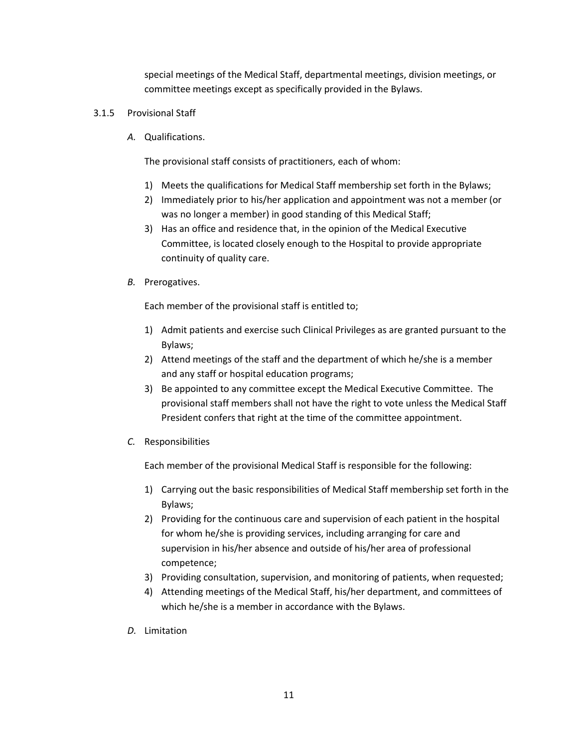special meetings of the Medical Staff, departmental meetings, division meetings, or committee meetings except as specifically provided in the Bylaws.

3.1.5 Provisional Staff

*A.* Qualifications.

The provisional staff consists of practitioners, each of whom:

1) Meets the qualifications for Medical Staff membership set forth in the Bylaws;
2) Immediately prior to his/her application and appointment was not a member (or was no longer a member) in good standing of this Medical Staff;
3) Has an office and residence that, in the opinion of the Medical Executive Committee, is located closely enough to the Hospital to provide appropriate continuity of quality care.

*B.* Prerogatives.

Each member of the provisional staff is entitled to;

1) Admit patients and exercise such Clinical Privileges as are granted pursuant to the Bylaws;
2) Attend meetings of the staff and the department of which he/she is a member and any staff or hospital education programs;
3) Be appointed to any committee except the Medical Executive Committee. The provisional staff members shall not have the right to vote unless the Medical Staff President confers that right at the time of the committee appointment.

*C.* Responsibilities

Each member of the provisional Medical Staff is responsible for the following:

1) Carrying out the basic responsibilities of Medical Staff membership set forth in the Bylaws;
2) Providing for the continuous care and supervision of each patient in the hospital for whom he/she is providing services, including arranging for care and supervision in his/her absence and outside of his/her area of professional competence;
3) Providing consultation, supervision, and monitoring of patients, when requested;
4) Attending meetings of the Medical Staff, his/her department, and committees of which he/she is a member in accordance with the Bylaws.

*D.* Limitation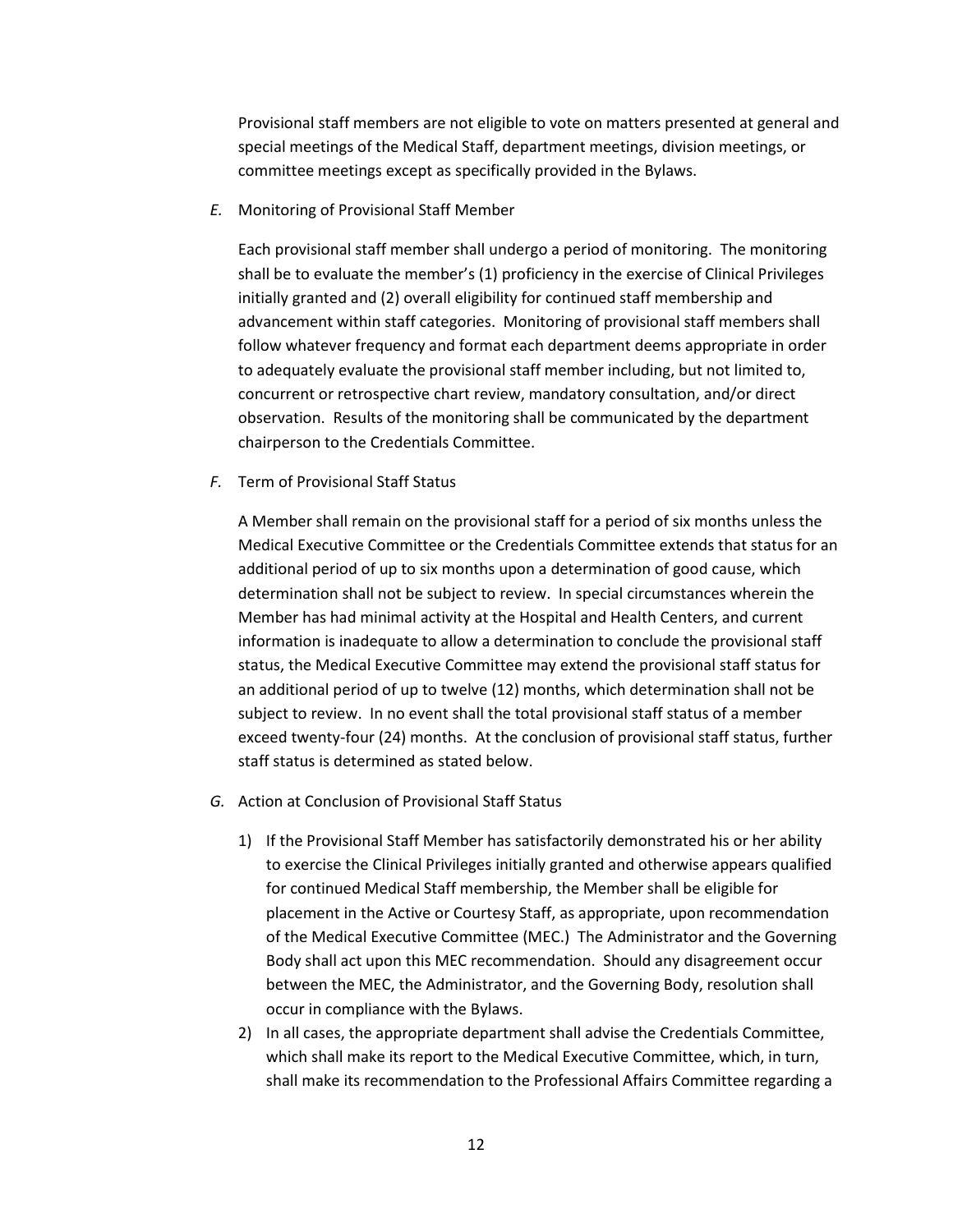Provisional staff members are not eligible to vote on matters presented at general and special meetings of the Medical Staff, department meetings, division meetings, or committee meetings except as specifically provided in the Bylaws.

*E.* Monitoring of Provisional Staff Member

Each provisional staff member shall undergo a period of monitoring. The monitoring shall be to evaluate the member's (1) proficiency in the exercise of Clinical Privileges initially granted and (2) overall eligibility for continued staff membership and advancement within staff categories. Monitoring of provisional staff members shall follow whatever frequency and format each department deems appropriate in order to adequately evaluate the provisional staff member including, but not limited to, concurrent or retrospective chart review, mandatory consultation, and/or direct observation. Results of the monitoring shall be communicated by the department chairperson to the Credentials Committee.

*F.* Term of Provisional Staff Status

A Member shall remain on the provisional staff for a period of six months unless the Medical Executive Committee or the Credentials Committee extends that status for an additional period of up to six months upon a determination of good cause, which determination shall not be subject to review. In special circumstances wherein the Member has had minimal activity at the Hospital and Health Centers, and current information is inadequate to allow a determination to conclude the provisional staff status, the Medical Executive Committee may extend the provisional staff status for an additional period of up to twelve (12) months, which determination shall not be subject to review. In no event shall the total provisional staff status of a member exceed twenty-four (24) months. At the conclusion of provisional staff status, further staff status is determined as stated below.

*G.* Action at Conclusion of Provisional Staff Status

1) If the Provisional Staff Member has satisfactorily demonstrated his or her ability to exercise the Clinical Privileges initially granted and otherwise appears qualified for continued Medical Staff membership, the Member shall be eligible for placement in the Active or Courtesy Staff, as appropriate, upon recommendation of the Medical Executive Committee (MEC.) The Administrator and the Governing Body shall act upon this MEC recommendation. Should any disagreement occur between the MEC, the Administrator, and the Governing Body, resolution shall occur in compliance with the Bylaws.
2) In all cases, the appropriate department shall advise the Credentials Committee, which shall make its report to the Medical Executive Committee, which, in turn, shall make its recommendation to the Professional Affairs Committee regarding a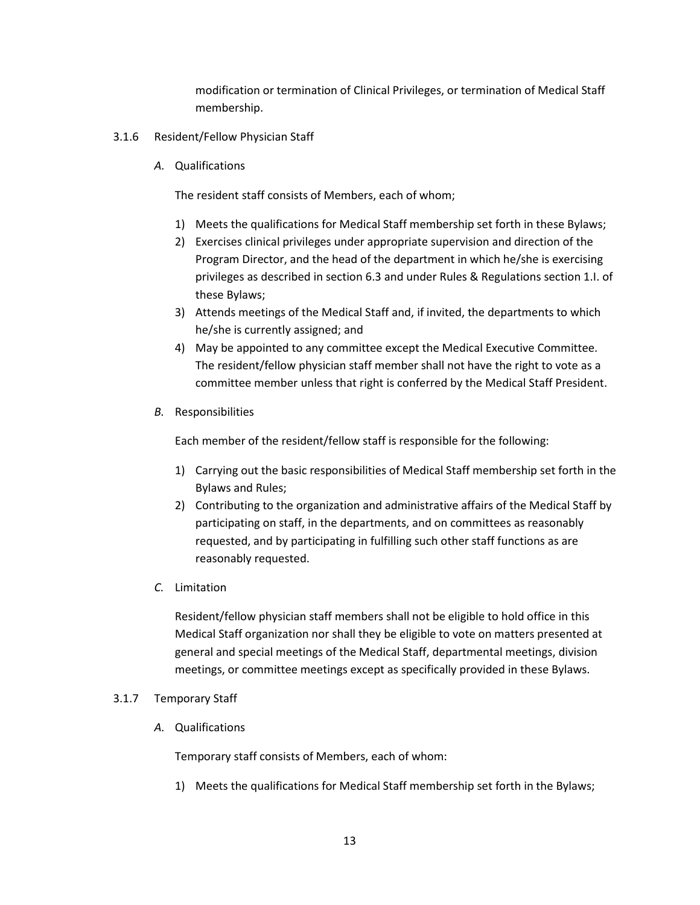modification or termination of Clinical Privileges, or termination of Medical Staff membership.

3.1.6 Resident/Fellow Physician Staff

*A.* Qualifications

The resident staff consists of Members, each of whom;

1) Meets the qualifications for Medical Staff membership set forth in these Bylaws;
2) Exercises clinical privileges under appropriate supervision and direction of the Program Director, and the head of the department in which he/she is exercising privileges as described in section 6.3 and under Rules & Regulations section 1.I. of these Bylaws;
3) Attends meetings of the Medical Staff and, if invited, the departments to which he/she is currently assigned; and
4) May be appointed to any committee except the Medical Executive Committee. The resident/fellow physician staff member shall not have the right to vote as a committee member unless that right is conferred by the Medical Staff President.

*B.* Responsibilities

Each member of the resident/fellow staff is responsible for the following:

1) Carrying out the basic responsibilities of Medical Staff membership set forth in the Bylaws and Rules;
2) Contributing to the organization and administrative affairs of the Medical Staff by participating on staff, in the departments, and on committees as reasonably requested, and by participating in fulfilling such other staff functions as are reasonably requested.

*C.* Limitation

Resident/fellow physician staff members shall not be eligible to hold office in this Medical Staff organization nor shall they be eligible to vote on matters presented at general and special meetings of the Medical Staff, departmental meetings, division meetings, or committee meetings except as specifically provided in these Bylaws.

3.1.7 Temporary Staff

*A.* Qualifications

Temporary staff consists of Members, each of whom:

1) Meets the qualifications for Medical Staff membership set forth in the Bylaws;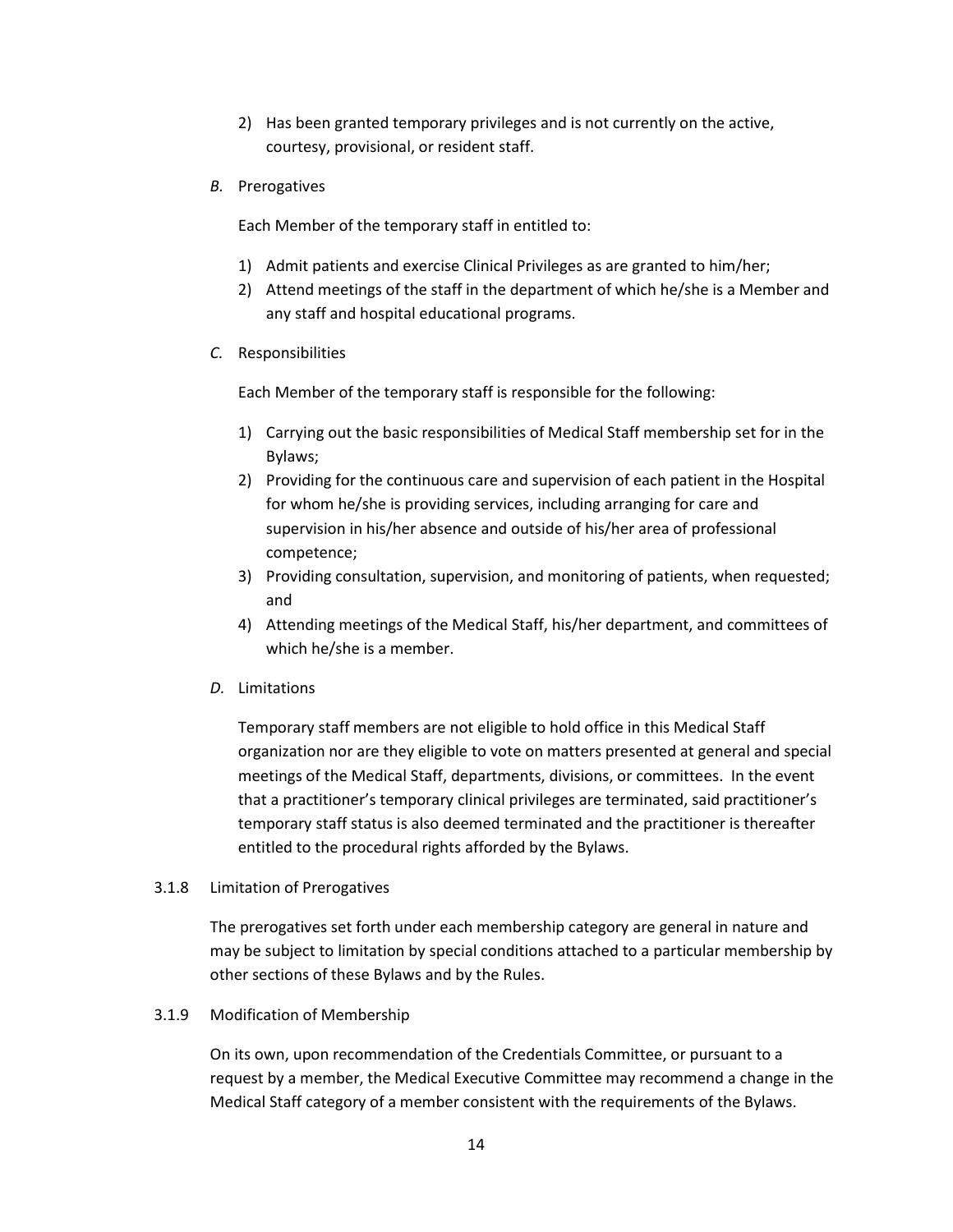2) Has been granted temporary privileges and is not currently on the active, courtesy, provisional, or resident staff.

*B.* Prerogatives

Each Member of the temporary staff in entitled to:

1) Admit patients and exercise Clinical Privileges as are granted to him/her;
2) Attend meetings of the staff in the department of which he/she is a Member and any staff and hospital educational programs.

*C.* Responsibilities

Each Member of the temporary staff is responsible for the following:

1) Carrying out the basic responsibilities of Medical Staff membership set for in the Bylaws;
2) Providing for the continuous care and supervision of each patient in the Hospital for whom he/she is providing services, including arranging for care and supervision in his/her absence and outside of his/her area of professional competence;
3) Providing consultation, supervision, and monitoring of patients, when requested; and
4) Attending meetings of the Medical Staff, his/her department, and committees of which he/she is a member.

*D.* Limitations

Temporary staff members are not eligible to hold office in this Medical Staff organization nor are they eligible to vote on matters presented at general and special meetings of the Medical Staff, departments, divisions, or committees. In the event that a practitioner's temporary clinical privileges are terminated, said practitioner's temporary staff status is also deemed terminated and the practitioner is thereafter entitled to the procedural rights afforded by the Bylaws.

3.1.8 Limitation of Prerogatives

The prerogatives set forth under each membership category are general in nature and may be subject to limitation by special conditions attached to a particular membership by other sections of these Bylaws and by the Rules.

3.1.9 Modification of Membership

On its own, upon recommendation of the Credentials Committee, or pursuant to a request by a member, the Medical Executive Committee may recommend a change in the Medical Staff category of a member consistent with the requirements of the Bylaws.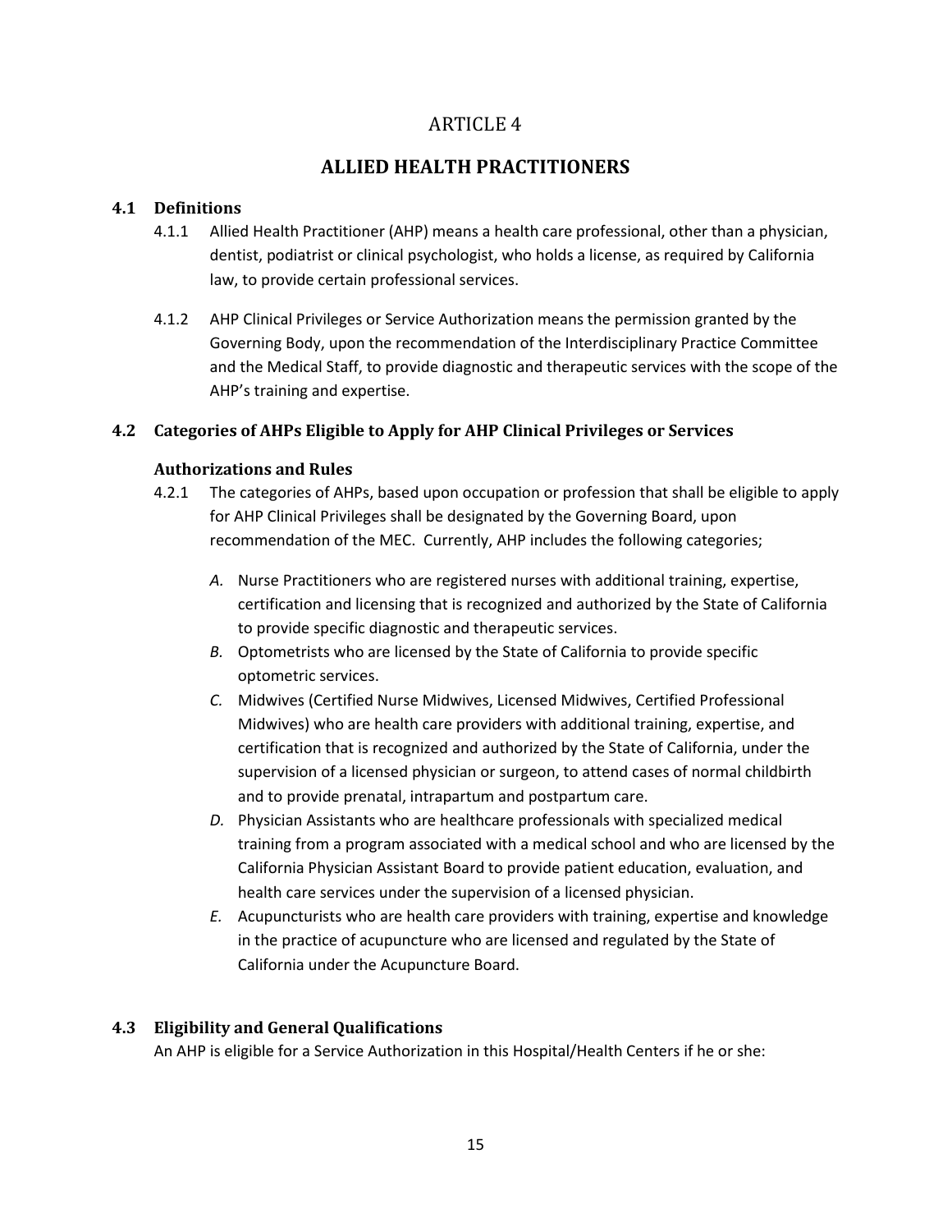# ARTICLE 4

## ALLIED HEALTH PRACTITIONERS

### 4.1 Definitions

4.1.1 Allied Health Practitioner (AHP) means a health care professional, other than a physician, dentist, podiatrist or clinical psychologist, who holds a license, as required by California law, to provide certain professional services.

4.1.2 AHP Clinical Privileges or Service Authorization means the permission granted by the Governing Body, upon the recommendation of the Interdisciplinary Practice Committee and the Medical Staff, to provide diagnostic and therapeutic services with the scope of the AHP's training and expertise.

### 4.2 Categories of AHPs Eligible to Apply for AHP Clinical Privileges or Services

### Authorizations and Rules

4.2.1 The categories of AHPs, based upon occupation or profession that shall be eligible to apply for AHP Clinical Privileges shall be designated by the Governing Board, upon recommendation of the MEC. Currently, AHP includes the following categories;

*A.* Nurse Practitioners who are registered nurses with additional training, expertise, certification and licensing that is recognized and authorized by the State of California to provide specific diagnostic and therapeutic services.

*B.* Optometrists who are licensed by the State of California to provide specific optometric services.

*C.* Midwives (Certified Nurse Midwives, Licensed Midwives, Certified Professional Midwives) who are health care providers with additional training, expertise, and certification that is recognized and authorized by the State of California, under the supervision of a licensed physician or surgeon, to attend cases of normal childbirth and to provide prenatal, intrapartum and postpartum care.

*D.* Physician Assistants who are healthcare professionals with specialized medical training from a program associated with a medical school and who are licensed by the California Physician Assistant Board to provide patient education, evaluation, and health care services under the supervision of a licensed physician.

*E.* Acupuncturists who are health care providers with training, expertise and knowledge in the practice of acupuncture who are licensed and regulated by the State of California under the Acupuncture Board.

### 4.3 Eligibility and General Qualifications

An AHP is eligible for a Service Authorization in this Hospital/Health Centers if he or she: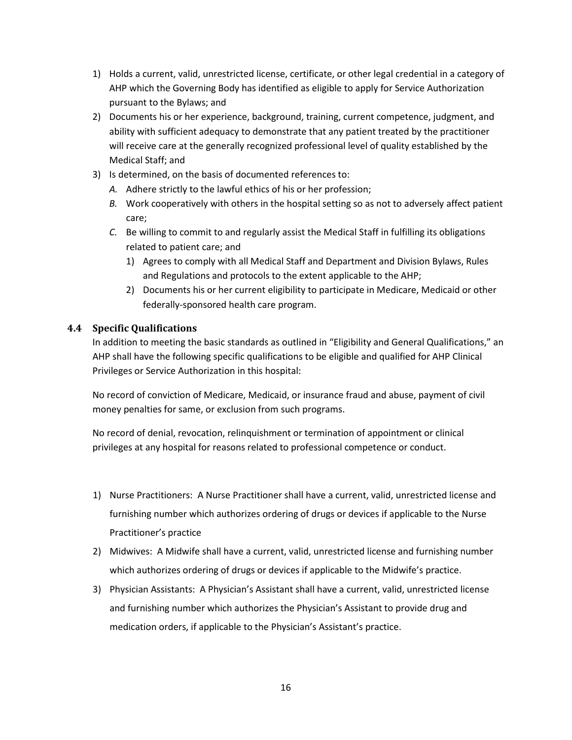1) Holds a current, valid, unrestricted license, certificate, or other legal credential in a category of AHP which the Governing Body has identified as eligible to apply for Service Authorization pursuant to the Bylaws; and
2) Documents his or her experience, background, training, current competence, judgment, and ability with sufficient adequacy to demonstrate that any patient treated by the practitioner will receive care at the generally recognized professional level of quality established by the Medical Staff; and
3) Is determined, on the basis of documented references to:
   - *A.* Adhere strictly to the lawful ethics of his or her profession;
   - *B.* Work cooperatively with others in the hospital setting so as not to adversely affect patient care;
   - *C.* Be willing to commit to and regularly assist the Medical Staff in fulfilling its obligations related to patient care; and
     1) Agrees to comply with all Medical Staff and Department and Division Bylaws, Rules and Regulations and protocols to the extent applicable to the AHP;
     2) Documents his or her current eligibility to participate in Medicare, Medicaid or other federally-sponsored health care program.

### 4.4 Specific Qualifications

In addition to meeting the basic standards as outlined in "Eligibility and General Qualifications," an AHP shall have the following specific qualifications to be eligible and qualified for AHP Clinical Privileges or Service Authorization in this hospital:

No record of conviction of Medicare, Medicaid, or insurance fraud and abuse, payment of civil money penalties for same, or exclusion from such programs.

No record of denial, revocation, relinquishment or termination of appointment or clinical privileges at any hospital for reasons related to professional competence or conduct.

1) Nurse Practitioners: A Nurse Practitioner shall have a current, valid, unrestricted license and furnishing number which authorizes ordering of drugs or devices if applicable to the Nurse Practitioner's practice
2) Midwives: A Midwife shall have a current, valid, unrestricted license and furnishing number which authorizes ordering of drugs or devices if applicable to the Midwife's practice.
3) Physician Assistants: A Physician's Assistant shall have a current, valid, unrestricted license and furnishing number which authorizes the Physician's Assistant to provide drug and medication orders, if applicable to the Physician's Assistant's practice.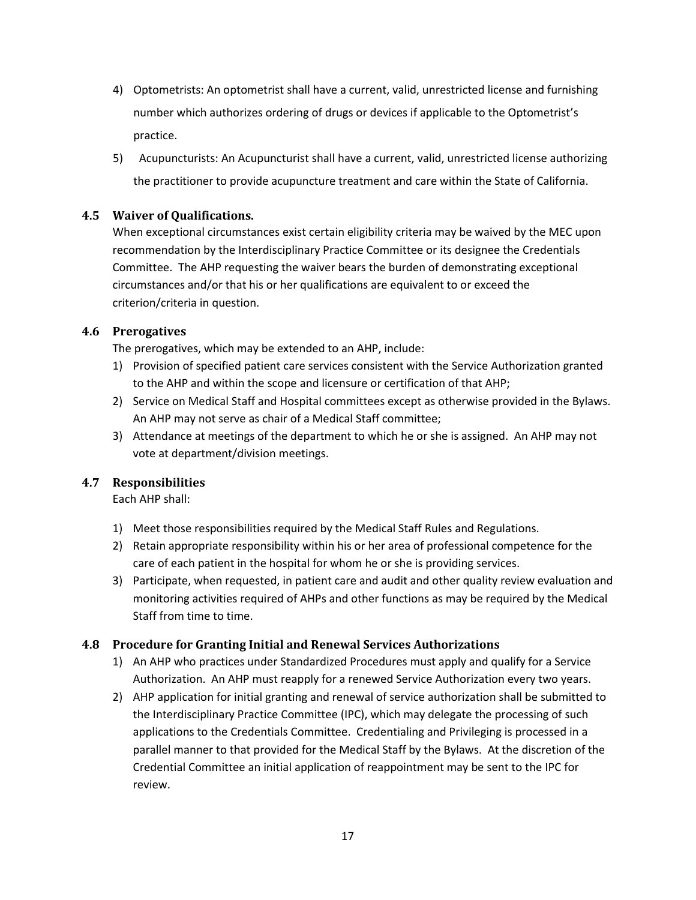4) Optometrists: An optometrist shall have a current, valid, unrestricted license and furnishing number which authorizes ordering of drugs or devices if applicable to the Optometrist's practice.
5) Acupuncturists: An Acupuncturist shall have a current, valid, unrestricted license authorizing the practitioner to provide acupuncture treatment and care within the State of California.

### 4.5 Waiver of Qualifications.

When exceptional circumstances exist certain eligibility criteria may be waived by the MEC upon recommendation by the Interdisciplinary Practice Committee or its designee the Credentials Committee. The AHP requesting the waiver bears the burden of demonstrating exceptional circumstances and/or that his or her qualifications are equivalent to or exceed the criterion/criteria in question.

### 4.6 Prerogatives

The prerogatives, which may be extended to an AHP, include:

1) Provision of specified patient care services consistent with the Service Authorization granted to the AHP and within the scope and licensure or certification of that AHP;
2) Service on Medical Staff and Hospital committees except as otherwise provided in the Bylaws. An AHP may not serve as chair of a Medical Staff committee;
3) Attendance at meetings of the department to which he or she is assigned. An AHP may not vote at department/division meetings.

### 4.7 Responsibilities

Each AHP shall:

1) Meet those responsibilities required by the Medical Staff Rules and Regulations.
2) Retain appropriate responsibility within his or her area of professional competence for the care of each patient in the hospital for whom he or she is providing services.
3) Participate, when requested, in patient care and audit and other quality review evaluation and monitoring activities required of AHPs and other functions as may be required by the Medical Staff from time to time.

### 4.8 Procedure for Granting Initial and Renewal Services Authorizations

1) An AHP who practices under Standardized Procedures must apply and qualify for a Service Authorization. An AHP must reapply for a renewed Service Authorization every two years.
2) AHP application for initial granting and renewal of service authorization shall be submitted to the Interdisciplinary Practice Committee (IPC), which may delegate the processing of such applications to the Credentials Committee. Credentialing and Privileging is processed in a parallel manner to that provided for the Medical Staff by the Bylaws. At the discretion of the Credential Committee an initial application of reappointment may be sent to the IPC for review.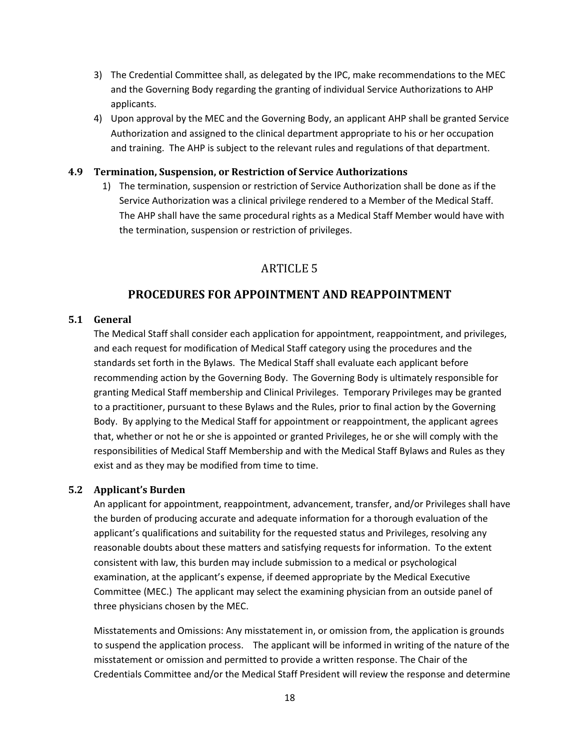3) The Credential Committee shall, as delegated by the IPC, make recommendations to the MEC and the Governing Body regarding the granting of individual Service Authorizations to AHP applicants.
4) Upon approval by the MEC and the Governing Body, an applicant AHP shall be granted Service Authorization and assigned to the clinical department appropriate to his or her occupation and training. The AHP is subject to the relevant rules and regulations of that department.

### 4.9 Termination, Suspension, or Restriction of Service Authorizations

1) The termination, suspension or restriction of Service Authorization shall be done as if the Service Authorization was a clinical privilege rendered to a Member of the Medical Staff. The AHP shall have the same procedural rights as a Medical Staff Member would have with the termination, suspension or restriction of privileges.

# ARTICLE 5

## PROCEDURES FOR APPOINTMENT AND REAPPOINTMENT

### 5.1 General

The Medical Staff shall consider each application for appointment, reappointment, and privileges, and each request for modification of Medical Staff category using the procedures and the standards set forth in the Bylaws. The Medical Staff shall evaluate each applicant before recommending action by the Governing Body. The Governing Body is ultimately responsible for granting Medical Staff membership and Clinical Privileges. Temporary Privileges may be granted to a practitioner, pursuant to these Bylaws and the Rules, prior to final action by the Governing Body. By applying to the Medical Staff for appointment or reappointment, the applicant agrees that, whether or not he or she is appointed or granted Privileges, he or she will comply with the responsibilities of Medical Staff Membership and with the Medical Staff Bylaws and Rules as they exist and as they may be modified from time to time.

### 5.2 Applicant's Burden

An applicant for appointment, reappointment, advancement, transfer, and/or Privileges shall have the burden of producing accurate and adequate information for a thorough evaluation of the applicant's qualifications and suitability for the requested status and Privileges, resolving any reasonable doubts about these matters and satisfying requests for information. To the extent consistent with law, this burden may include submission to a medical or psychological examination, at the applicant's expense, if deemed appropriate by the Medical Executive Committee (MEC.) The applicant may select the examining physician from an outside panel of three physicians chosen by the MEC.

Misstatements and Omissions: Any misstatement in, or omission from, the application is grounds to suspend the application process. The applicant will be informed in writing of the nature of the misstatement or omission and permitted to provide a written response. The Chair of the Credentials Committee and/or the Medical Staff President will review the response and determine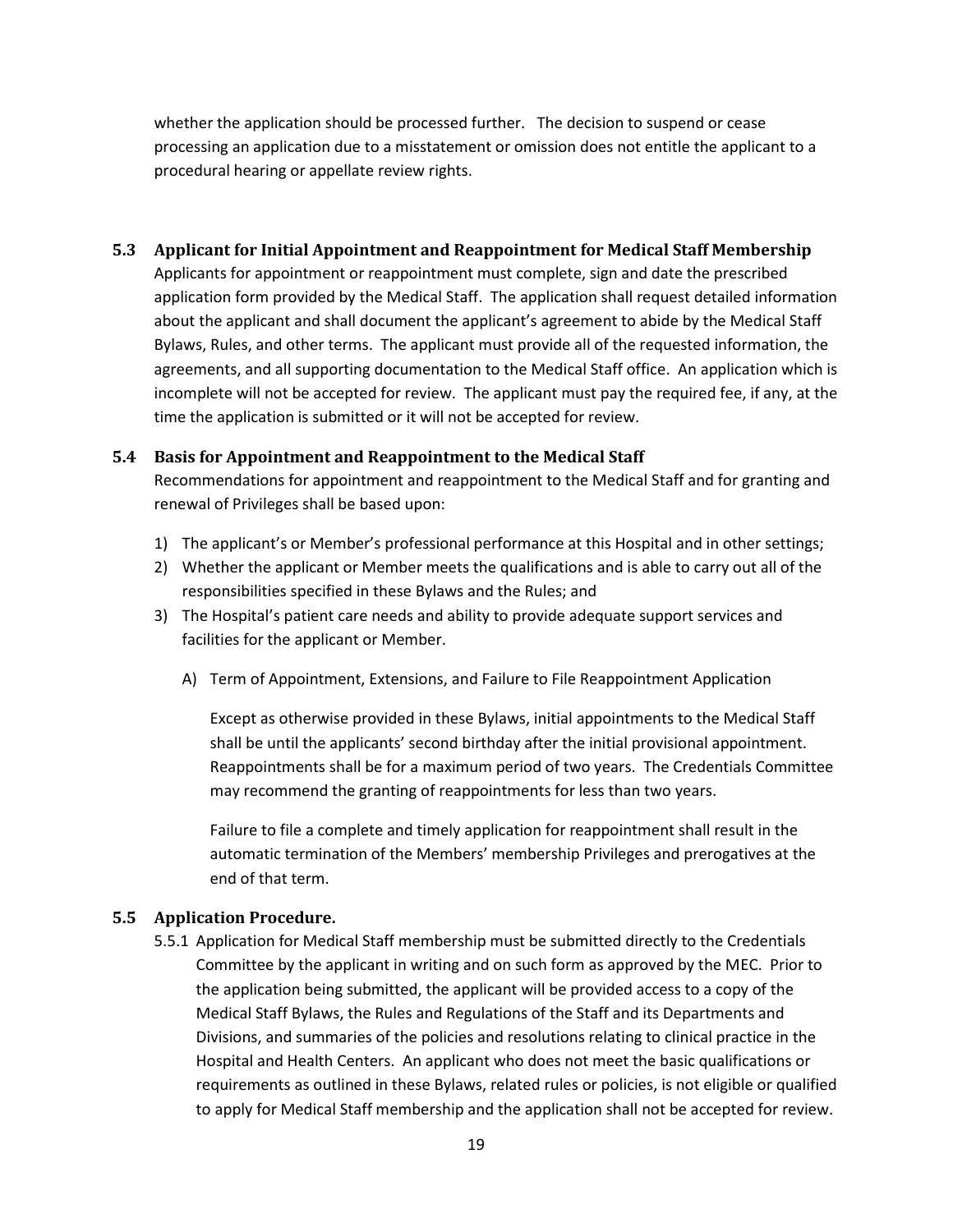whether the application should be processed further. The decision to suspend or cease processing an application due to a misstatement or omission does not entitle the applicant to a procedural hearing or appellate review rights.

### 5.3 Applicant for Initial Appointment and Reappointment for Medical Staff Membership

Applicants for appointment or reappointment must complete, sign and date the prescribed application form provided by the Medical Staff. The application shall request detailed information about the applicant and shall document the applicant's agreement to abide by the Medical Staff Bylaws, Rules, and other terms. The applicant must provide all of the requested information, the agreements, and all supporting documentation to the Medical Staff office. An application which is incomplete will not be accepted for review. The applicant must pay the required fee, if any, at the time the application is submitted or it will not be accepted for review.

### 5.4 Basis for Appointment and Reappointment to the Medical Staff

Recommendations for appointment and reappointment to the Medical Staff and for granting and renewal of Privileges shall be based upon:

1) The applicant's or Member's professional performance at this Hospital and in other settings;
2) Whether the applicant or Member meets the qualifications and is able to carry out all of the responsibilities specified in these Bylaws and the Rules; and
3) The Hospital's patient care needs and ability to provide adequate support services and facilities for the applicant or Member.

   A) Term of Appointment, Extensions, and Failure to File Reappointment Application

      Except as otherwise provided in these Bylaws, initial appointments to the Medical Staff shall be until the applicants' second birthday after the initial provisional appointment. Reappointments shall be for a maximum period of two years. The Credentials Committee may recommend the granting of reappointments for less than two years.

      Failure to file a complete and timely application for reappointment shall result in the automatic termination of the Members' membership Privileges and prerogatives at the end of that term.

### 5.5 Application Procedure.

5.5.1 Application for Medical Staff membership must be submitted directly to the Credentials Committee by the applicant in writing and on such form as approved by the MEC. Prior to the application being submitted, the applicant will be provided access to a copy of the Medical Staff Bylaws, the Rules and Regulations of the Staff and its Departments and Divisions, and summaries of the policies and resolutions relating to clinical practice in the Hospital and Health Centers. An applicant who does not meet the basic qualifications or requirements as outlined in these Bylaws, related rules or policies, is not eligible or qualified to apply for Medical Staff membership and the application shall not be accepted for review.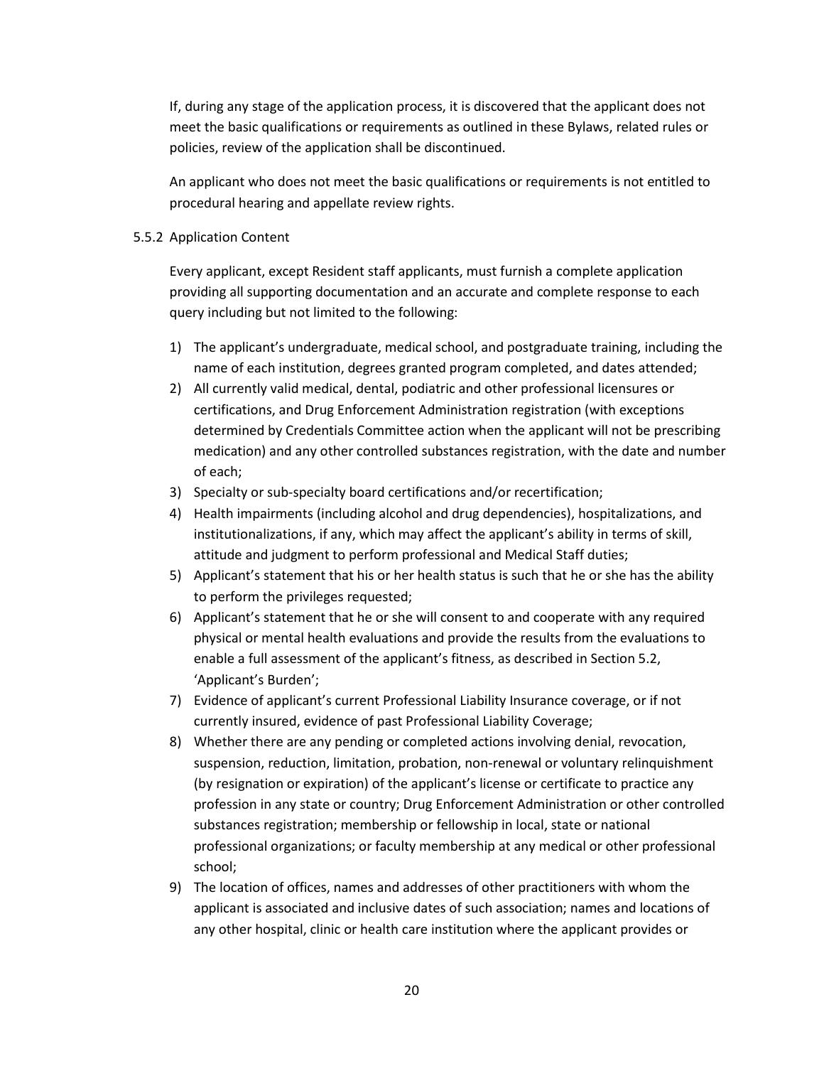If, during any stage of the application process, it is discovered that the applicant does not meet the basic qualifications or requirements as outlined in these Bylaws, related rules or policies, review of the application shall be discontinued.

An applicant who does not meet the basic qualifications or requirements is not entitled to procedural hearing and appellate review rights.

### 5.5.2 Application Content

Every applicant, except Resident staff applicants, must furnish a complete application providing all supporting documentation and an accurate and complete response to each query including but not limited to the following:

1) The applicant's undergraduate, medical school, and postgraduate training, including the name of each institution, degrees granted program completed, and dates attended;
2) All currently valid medical, dental, podiatric and other professional licensures or certifications, and Drug Enforcement Administration registration (with exceptions determined by Credentials Committee action when the applicant will not be prescribing medication) and any other controlled substances registration, with the date and number of each;
3) Specialty or sub-specialty board certifications and/or recertification;
4) Health impairments (including alcohol and drug dependencies), hospitalizations, and institutionalizations, if any, which may affect the applicant's ability in terms of skill, attitude and judgment to perform professional and Medical Staff duties;
5) Applicant's statement that his or her health status is such that he or she has the ability to perform the privileges requested;
6) Applicant's statement that he or she will consent to and cooperate with any required physical or mental health evaluations and provide the results from the evaluations to enable a full assessment of the applicant's fitness, as described in Section 5.2, 'Applicant's Burden';
7) Evidence of applicant's current Professional Liability Insurance coverage, or if not currently insured, evidence of past Professional Liability Coverage;
8) Whether there are any pending or completed actions involving denial, revocation, suspension, reduction, limitation, probation, non-renewal or voluntary relinquishment (by resignation or expiration) of the applicant's license or certificate to practice any profession in any state or country; Drug Enforcement Administration or other controlled substances registration; membership or fellowship in local, state or national professional organizations; or faculty membership at any medical or other professional school;
9) The location of offices, names and addresses of other practitioners with whom the applicant is associated and inclusive dates of such association; names and locations of any other hospital, clinic or health care institution where the applicant provides or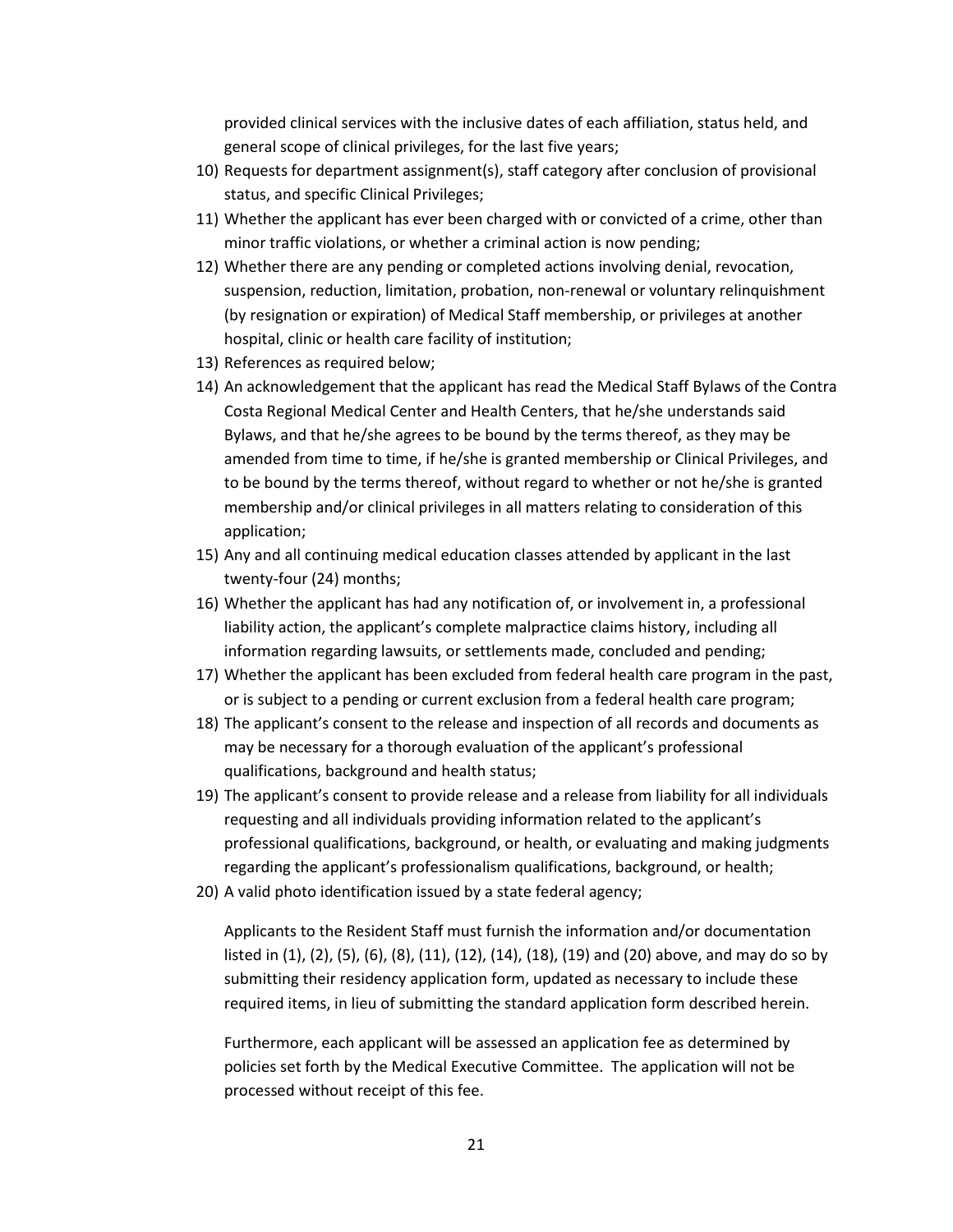provided clinical services with the inclusive dates of each affiliation, status held, and general scope of clinical privileges, for the last five years;

10) Requests for department assignment(s), staff category after conclusion of provisional status, and specific Clinical Privileges;
11) Whether the applicant has ever been charged with or convicted of a crime, other than minor traffic violations, or whether a criminal action is now pending;
12) Whether there are any pending or completed actions involving denial, revocation, suspension, reduction, limitation, probation, non-renewal or voluntary relinquishment (by resignation or expiration) of Medical Staff membership, or privileges at another hospital, clinic or health care facility of institution;
13) References as required below;
14) An acknowledgement that the applicant has read the Medical Staff Bylaws of the Contra Costa Regional Medical Center and Health Centers, that he/she understands said Bylaws, and that he/she agrees to be bound by the terms thereof, as they may be amended from time to time, if he/she is granted membership or Clinical Privileges, and to be bound by the terms thereof, without regard to whether or not he/she is granted membership and/or clinical privileges in all matters relating to consideration of this application;
15) Any and all continuing medical education classes attended by applicant in the last twenty-four (24) months;
16) Whether the applicant has had any notification of, or involvement in, a professional liability action, the applicant's complete malpractice claims history, including all information regarding lawsuits, or settlements made, concluded and pending;
17) Whether the applicant has been excluded from federal health care program in the past, or is subject to a pending or current exclusion from a federal health care program;
18) The applicant's consent to the release and inspection of all records and documents as may be necessary for a thorough evaluation of the applicant's professional qualifications, background and health status;
19) The applicant's consent to provide release and a release from liability for all individuals requesting and all individuals providing information related to the applicant's professional qualifications, background, or health, or evaluating and making judgments regarding the applicant's professionalism qualifications, background, or health;
20) A valid photo identification issued by a state federal agency;

Applicants to the Resident Staff must furnish the information and/or documentation listed in (1), (2), (5), (6), (8), (11), (12), (14), (18), (19) and (20) above, and may do so by submitting their residency application form, updated as necessary to include these required items, in lieu of submitting the standard application form described herein.

Furthermore, each applicant will be assessed an application fee as determined by policies set forth by the Medical Executive Committee. The application will not be processed without receipt of this fee.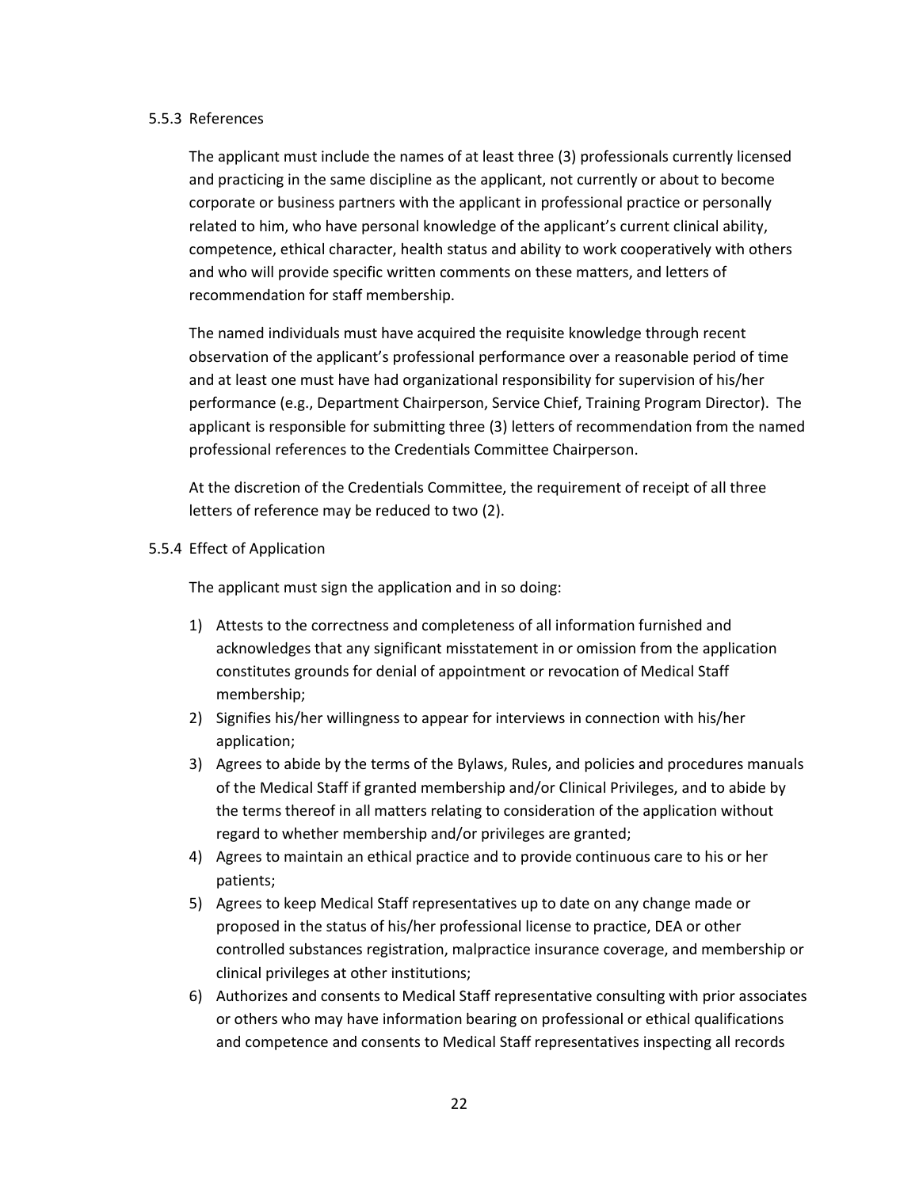### 5.5.3 References

The applicant must include the names of at least three (3) professionals currently licensed and practicing in the same discipline as the applicant, not currently or about to become corporate or business partners with the applicant in professional practice or personally related to him, who have personal knowledge of the applicant's current clinical ability, competence, ethical character, health status and ability to work cooperatively with others and who will provide specific written comments on these matters, and letters of recommendation for staff membership.

The named individuals must have acquired the requisite knowledge through recent observation of the applicant's professional performance over a reasonable period of time and at least one must have had organizational responsibility for supervision of his/her performance (e.g., Department Chairperson, Service Chief, Training Program Director). The applicant is responsible for submitting three (3) letters of recommendation from the named professional references to the Credentials Committee Chairperson.

At the discretion of the Credentials Committee, the requirement of receipt of all three letters of reference may be reduced to two (2).

### 5.5.4 Effect of Application

The applicant must sign the application and in so doing:

1) Attests to the correctness and completeness of all information furnished and acknowledges that any significant misstatement in or omission from the application constitutes grounds for denial of appointment or revocation of Medical Staff membership;
2) Signifies his/her willingness to appear for interviews in connection with his/her application;
3) Agrees to abide by the terms of the Bylaws, Rules, and policies and procedures manuals of the Medical Staff if granted membership and/or Clinical Privileges, and to abide by the terms thereof in all matters relating to consideration of the application without regard to whether membership and/or privileges are granted;
4) Agrees to maintain an ethical practice and to provide continuous care to his or her patients;
5) Agrees to keep Medical Staff representatives up to date on any change made or proposed in the status of his/her professional license to practice, DEA or other controlled substances registration, malpractice insurance coverage, and membership or clinical privileges at other institutions;
6) Authorizes and consents to Medical Staff representative consulting with prior associates or others who may have information bearing on professional or ethical qualifications and competence and consents to Medical Staff representatives inspecting all records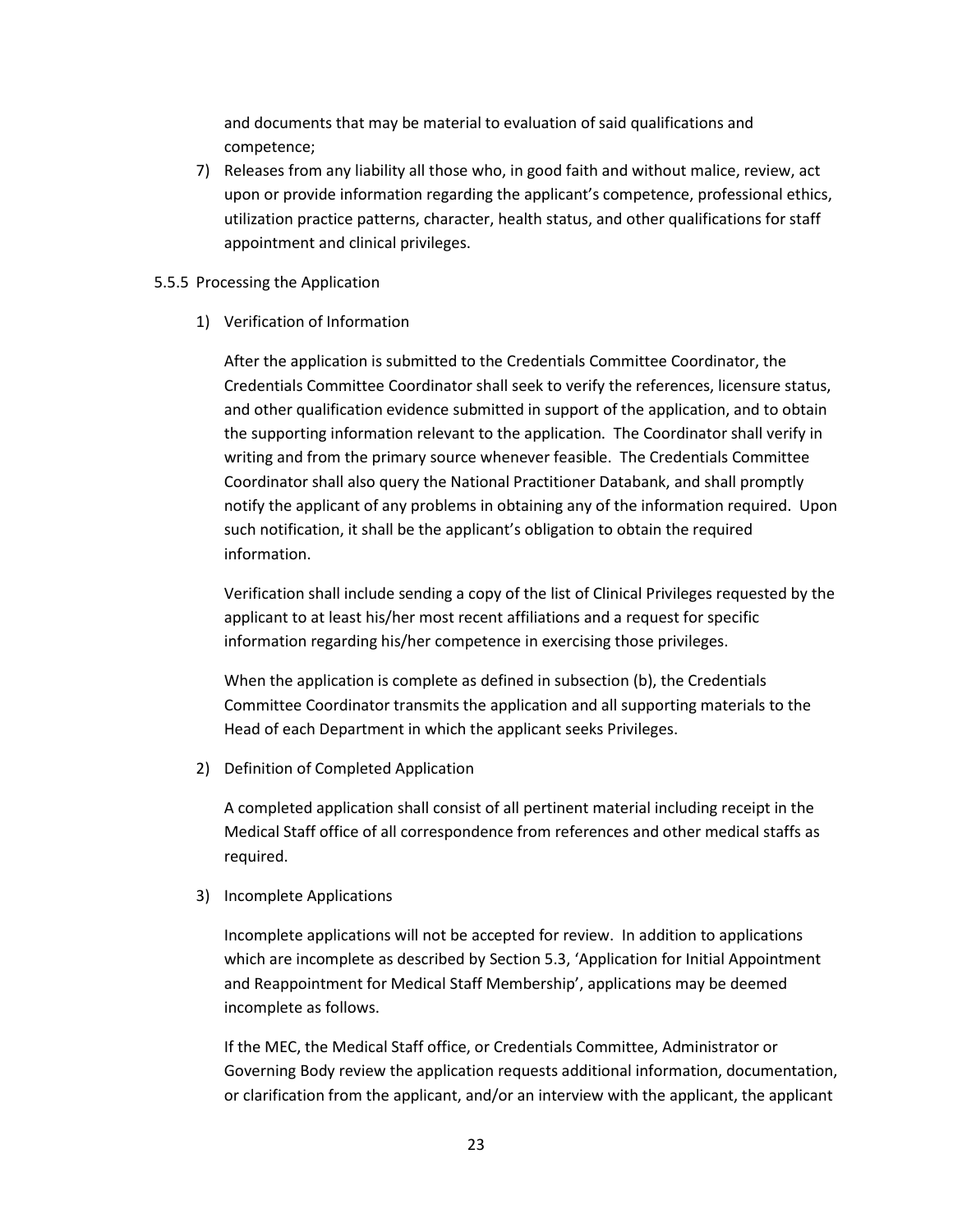and documents that may be material to evaluation of said qualifications and competence;

7) Releases from any liability all those who, in good faith and without malice, review, act upon or provide information regarding the applicant's competence, professional ethics, utilization practice patterns, character, health status, and other qualifications for staff appointment and clinical privileges.

5.5.5 Processing the Application

1) Verification of Information

   After the application is submitted to the Credentials Committee Coordinator, the Credentials Committee Coordinator shall seek to verify the references, licensure status, and other qualification evidence submitted in support of the application, and to obtain the supporting information relevant to the application. The Coordinator shall verify in writing and from the primary source whenever feasible. The Credentials Committee Coordinator shall also query the National Practitioner Databank, and shall promptly notify the applicant of any problems in obtaining any of the information required. Upon such notification, it shall be the applicant's obligation to obtain the required information.

   Verification shall include sending a copy of the list of Clinical Privileges requested by the applicant to at least his/her most recent affiliations and a request for specific information regarding his/her competence in exercising those privileges.

   When the application is complete as defined in subsection (b), the Credentials Committee Coordinator transmits the application and all supporting materials to the Head of each Department in which the applicant seeks Privileges.

2) Definition of Completed Application

   A completed application shall consist of all pertinent material including receipt in the Medical Staff office of all correspondence from references and other medical staffs as required.

3) Incomplete Applications

   Incomplete applications will not be accepted for review. In addition to applications which are incomplete as described by Section 5.3, 'Application for Initial Appointment and Reappointment for Medical Staff Membership', applications may be deemed incomplete as follows.

   If the MEC, the Medical Staff office, or Credentials Committee, Administrator or Governing Body review the application requests additional information, documentation, or clarification from the applicant, and/or an interview with the applicant, the applicant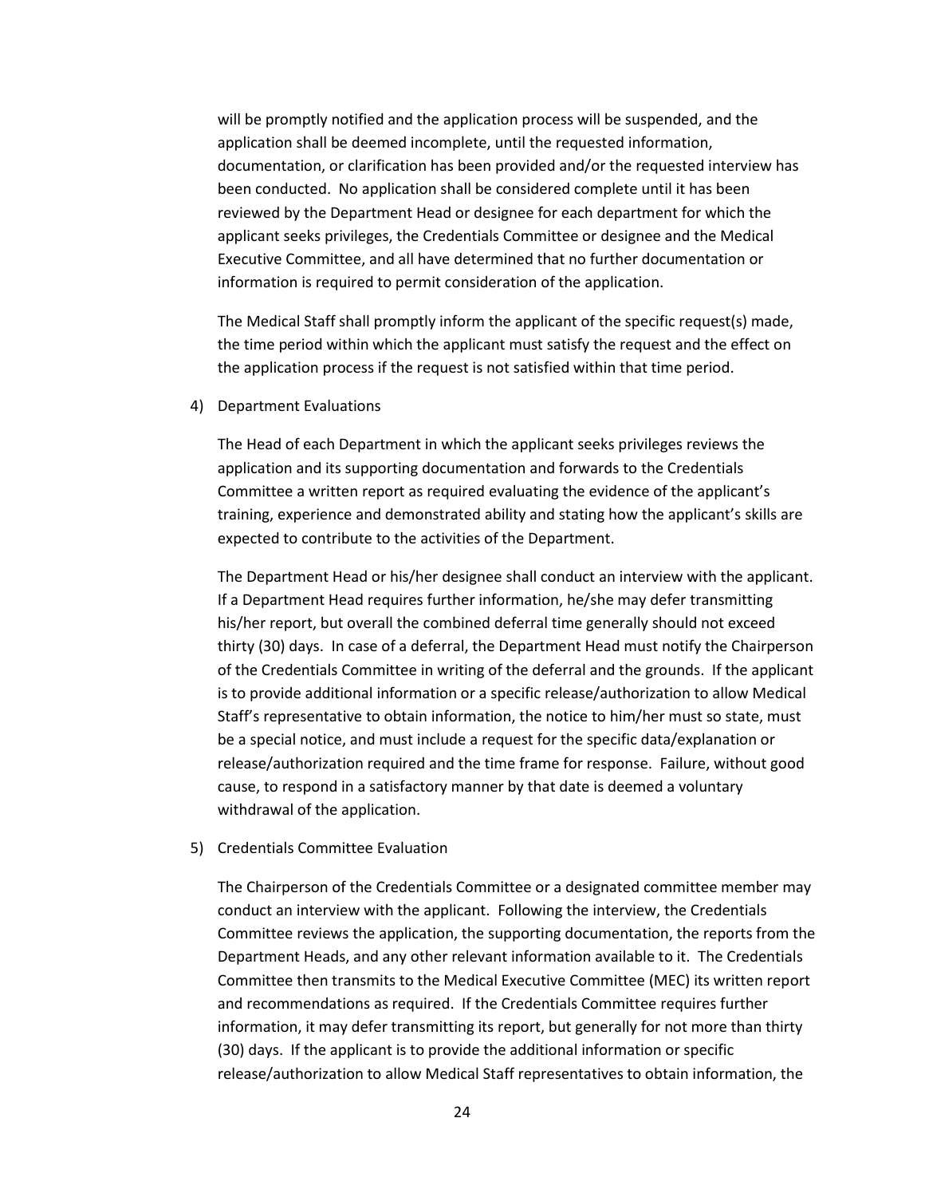will be promptly notified and the application process will be suspended, and the application shall be deemed incomplete, until the requested information, documentation, or clarification has been provided and/or the requested interview has been conducted. No application shall be considered complete until it has been reviewed by the Department Head or designee for each department for which the applicant seeks privileges, the Credentials Committee or designee and the Medical Executive Committee, and all have determined that no further documentation or information is required to permit consideration of the application.

The Medical Staff shall promptly inform the applicant of the specific request(s) made, the time period within which the applicant must satisfy the request and the effect on the application process if the request is not satisfied within that time period.

4) Department Evaluations

The Head of each Department in which the applicant seeks privileges reviews the application and its supporting documentation and forwards to the Credentials Committee a written report as required evaluating the evidence of the applicant's training, experience and demonstrated ability and stating how the applicant's skills are expected to contribute to the activities of the Department.

The Department Head or his/her designee shall conduct an interview with the applicant. If a Department Head requires further information, he/she may defer transmitting his/her report, but overall the combined deferral time generally should not exceed thirty (30) days. In case of a deferral, the Department Head must notify the Chairperson of the Credentials Committee in writing of the deferral and the grounds. If the applicant is to provide additional information or a specific release/authorization to allow Medical Staff's representative to obtain information, the notice to him/her must so state, must be a special notice, and must include a request for the specific data/explanation or release/authorization required and the time frame for response. Failure, without good cause, to respond in a satisfactory manner by that date is deemed a voluntary withdrawal of the application.

5) Credentials Committee Evaluation

The Chairperson of the Credentials Committee or a designated committee member may conduct an interview with the applicant. Following the interview, the Credentials Committee reviews the application, the supporting documentation, the reports from the Department Heads, and any other relevant information available to it. The Credentials Committee then transmits to the Medical Executive Committee (MEC) its written report and recommendations as required. If the Credentials Committee requires further information, it may defer transmitting its report, but generally for not more than thirty (30) days. If the applicant is to provide the additional information or specific release/authorization to allow Medical Staff representatives to obtain information, the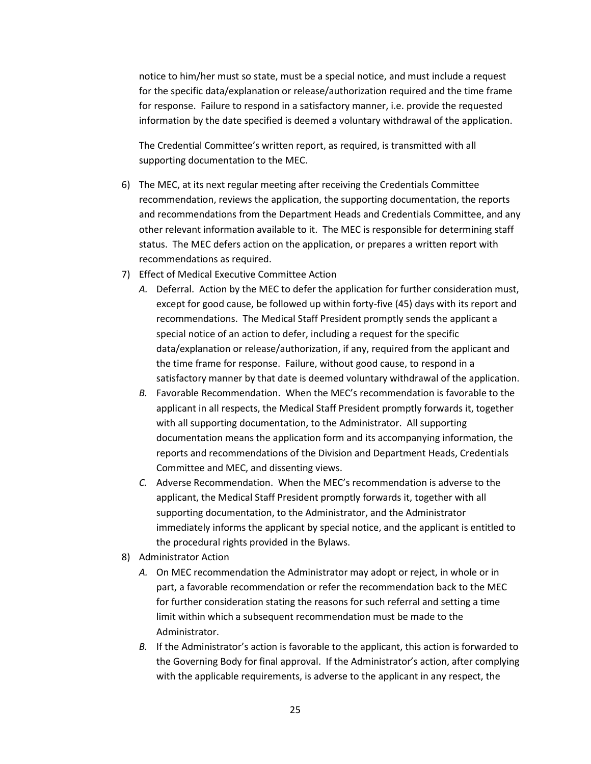notice to him/her must so state, must be a special notice, and must include a request for the specific data/explanation or release/authorization required and the time frame for response. Failure to respond in a satisfactory manner, i.e. provide the requested information by the date specified is deemed a voluntary withdrawal of the application.

The Credential Committee's written report, as required, is transmitted with all supporting documentation to the MEC.

6) The MEC, at its next regular meeting after receiving the Credentials Committee recommendation, reviews the application, the supporting documentation, the reports and recommendations from the Department Heads and Credentials Committee, and any other relevant information available to it. The MEC is responsible for determining staff status. The MEC defers action on the application, or prepares a written report with recommendations as required.
7) Effect of Medical Executive Committee Action
   *A.* Deferral. Action by the MEC to defer the application for further consideration must, except for good cause, be followed up within forty-five (45) days with its report and recommendations. The Medical Staff President promptly sends the applicant a special notice of an action to defer, including a request for the specific data/explanation or release/authorization, if any, required from the applicant and the time frame for response. Failure, without good cause, to respond in a satisfactory manner by that date is deemed voluntary withdrawal of the application.
   *B.* Favorable Recommendation. When the MEC's recommendation is favorable to the applicant in all respects, the Medical Staff President promptly forwards it, together with all supporting documentation, to the Administrator. All supporting documentation means the application form and its accompanying information, the reports and recommendations of the Division and Department Heads, Credentials Committee and MEC, and dissenting views.
   *C.* Adverse Recommendation. When the MEC's recommendation is adverse to the applicant, the Medical Staff President promptly forwards it, together with all supporting documentation, to the Administrator, and the Administrator immediately informs the applicant by special notice, and the applicant is entitled to the procedural rights provided in the Bylaws.
8) Administrator Action
   *A.* On MEC recommendation the Administrator may adopt or reject, in whole or in part, a favorable recommendation or refer the recommendation back to the MEC for further consideration stating the reasons for such referral and setting a time limit within which a subsequent recommendation must be made to the Administrator.
   *B.* If the Administrator's action is favorable to the applicant, this action is forwarded to the Governing Body for final approval. If the Administrator's action, after complying with the applicable requirements, is adverse to the applicant in any respect, the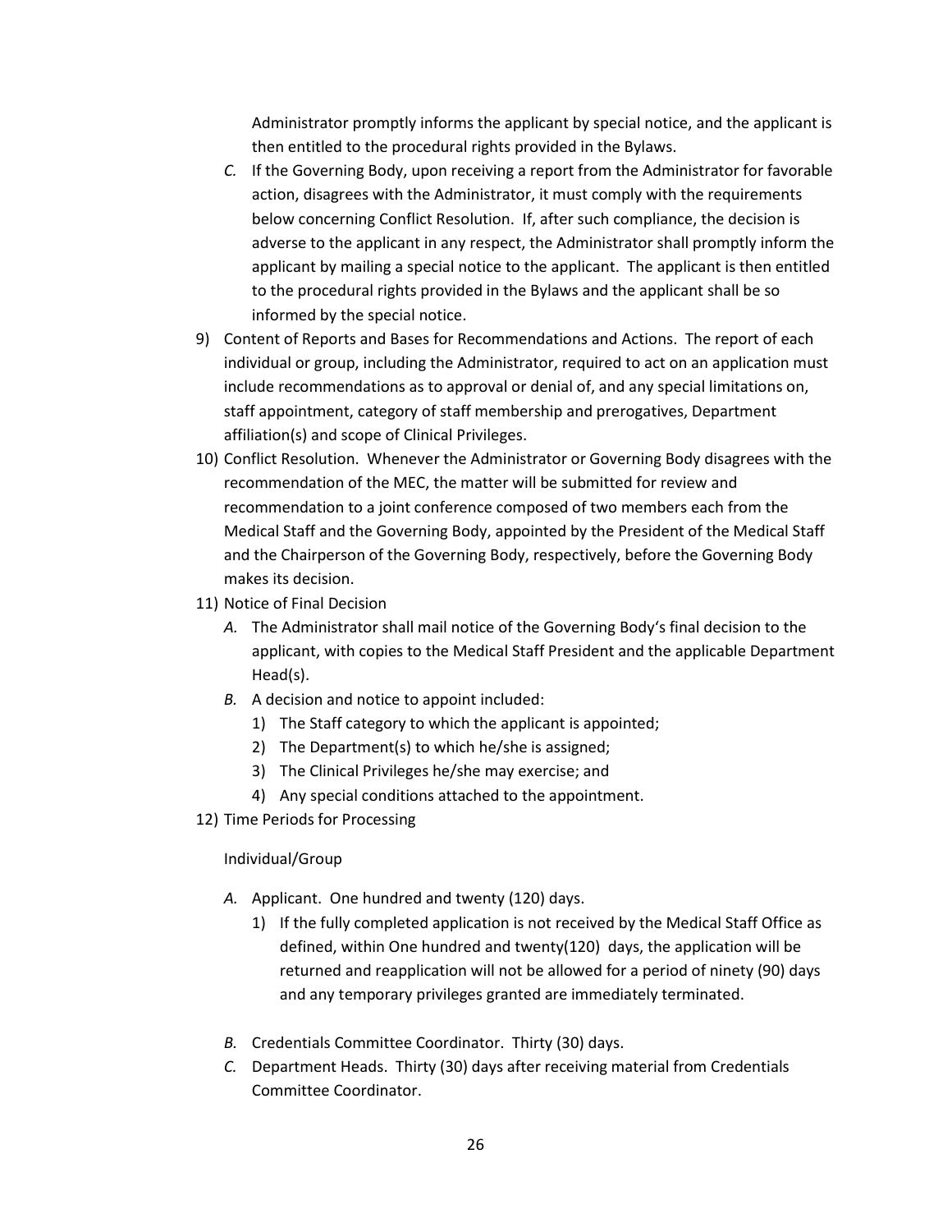Administrator promptly informs the applicant by special notice, and the applicant is then entitled to the procedural rights provided in the Bylaws.

*C.* If the Governing Body, upon receiving a report from the Administrator for favorable action, disagrees with the Administrator, it must comply with the requirements below concerning Conflict Resolution. If, after such compliance, the decision is adverse to the applicant in any respect, the Administrator shall promptly inform the applicant by mailing a special notice to the applicant. The applicant is then entitled to the procedural rights provided in the Bylaws and the applicant shall be so informed by the special notice.

9) Content of Reports and Bases for Recommendations and Actions. The report of each individual or group, including the Administrator, required to act on an application must include recommendations as to approval or denial of, and any special limitations on, staff appointment, category of staff membership and prerogatives, Department affiliation(s) and scope of Clinical Privileges.

10) Conflict Resolution. Whenever the Administrator or Governing Body disagrees with the recommendation of the MEC, the matter will be submitted for review and recommendation to a joint conference composed of two members each from the Medical Staff and the Governing Body, appointed by the President of the Medical Staff and the Chairperson of the Governing Body, respectively, before the Governing Body makes its decision.

11) Notice of Final Decision

   *A.* The Administrator shall mail notice of the Governing Body's final decision to the applicant, with copies to the Medical Staff President and the applicable Department Head(s).

   *B.* A decision and notice to appoint included:

      1) The Staff category to which the applicant is appointed;
      2) The Department(s) to which he/she is assigned;
      3) The Clinical Privileges he/she may exercise; and
      4) Any special conditions attached to the appointment.

12) Time Periods for Processing

   Individual/Group

   *A.* Applicant. One hundred and twenty (120) days.

      1) If the fully completed application is not received by the Medical Staff Office as defined, within One hundred and twenty(120) days, the application will be returned and reapplication will not be allowed for a period of ninety (90) days and any temporary privileges granted are immediately terminated.

   *B.* Credentials Committee Coordinator. Thirty (30) days.

   *C.* Department Heads. Thirty (30) days after receiving material from Credentials Committee Coordinator.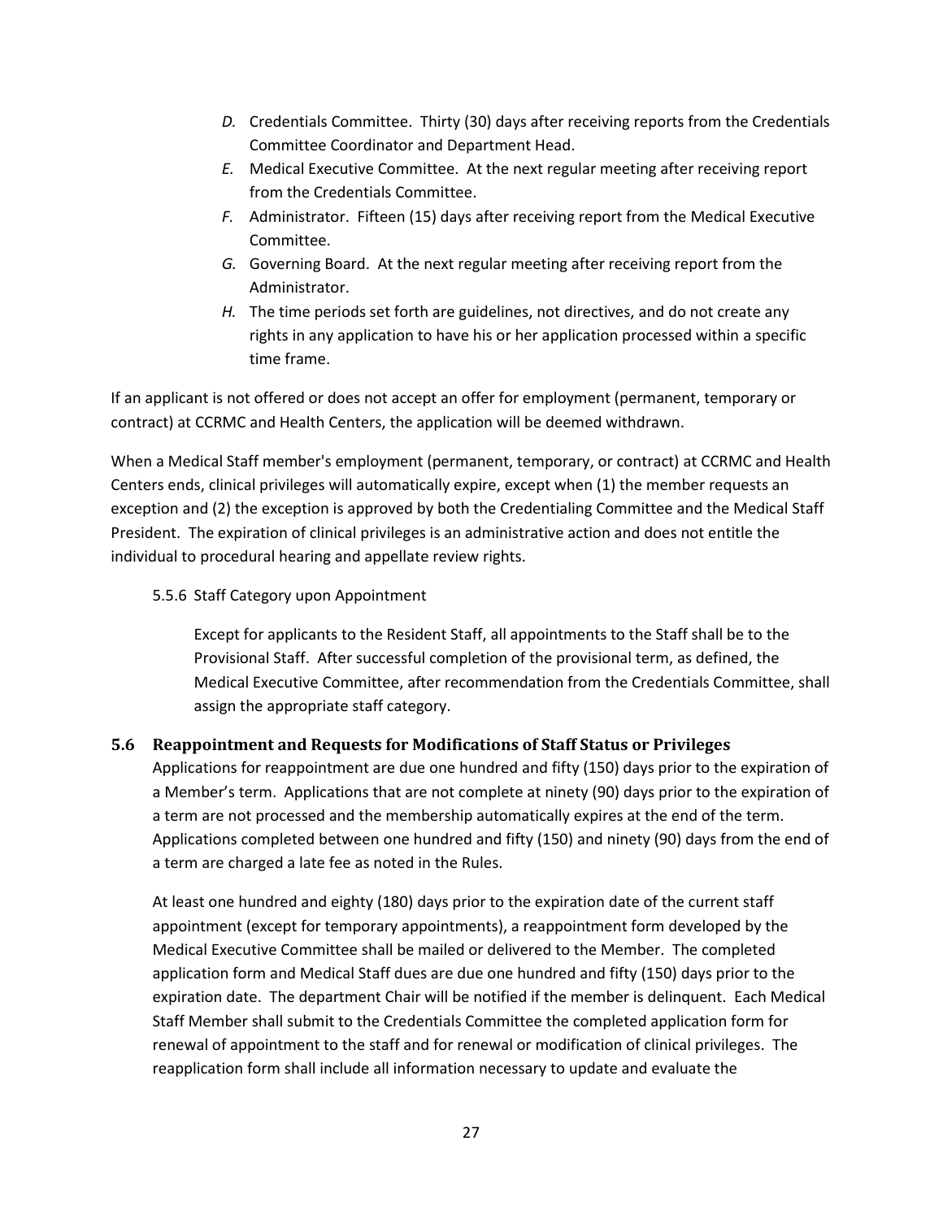*D.* Credentials Committee. Thirty (30) days after receiving reports from the Credentials Committee Coordinator and Department Head.

*E.* Medical Executive Committee. At the next regular meeting after receiving report from the Credentials Committee.

*F.* Administrator. Fifteen (15) days after receiving report from the Medical Executive Committee.

*G.* Governing Board. At the next regular meeting after receiving report from the Administrator.

*H.* The time periods set forth are guidelines, not directives, and do not create any rights in any application to have his or her application processed within a specific time frame.

If an applicant is not offered or does not accept an offer for employment (permanent, temporary or contract) at CCRMC and Health Centers, the application will be deemed withdrawn.

When a Medical Staff member's employment (permanent, temporary, or contract) at CCRMC and Health Centers ends, clinical privileges will automatically expire, except when (1) the member requests an exception and (2) the exception is approved by both the Credentialing Committee and the Medical Staff President. The expiration of clinical privileges is an administrative action and does not entitle the individual to procedural hearing and appellate review rights.

5.5.6 Staff Category upon Appointment

Except for applicants to the Resident Staff, all appointments to the Staff shall be to the Provisional Staff. After successful completion of the provisional term, as defined, the Medical Executive Committee, after recommendation from the Credentials Committee, shall assign the appropriate staff category.

### 5.6 Reappointment and Requests for Modifications of Staff Status or Privileges

Applications for reappointment are due one hundred and fifty (150) days prior to the expiration of a Member's term. Applications that are not complete at ninety (90) days prior to the expiration of a term are not processed and the membership automatically expires at the end of the term. Applications completed between one hundred and fifty (150) and ninety (90) days from the end of a term are charged a late fee as noted in the Rules.

At least one hundred and eighty (180) days prior to the expiration date of the current staff appointment (except for temporary appointments), a reappointment form developed by the Medical Executive Committee shall be mailed or delivered to the Member. The completed application form and Medical Staff dues are due one hundred and fifty (150) days prior to the expiration date. The department Chair will be notified if the member is delinquent. Each Medical Staff Member shall submit to the Credentials Committee the completed application form for renewal of appointment to the staff and for renewal or modification of clinical privileges. The reapplication form shall include all information necessary to update and evaluate the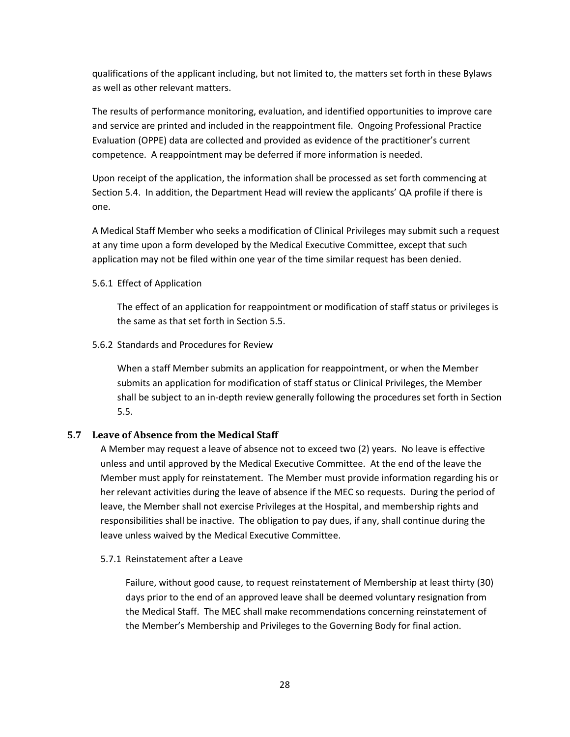qualifications of the applicant including, but not limited to, the matters set forth in these Bylaws as well as other relevant matters.

The results of performance monitoring, evaluation, and identified opportunities to improve care and service are printed and included in the reappointment file. Ongoing Professional Practice Evaluation (OPPE) data are collected and provided as evidence of the practitioner's current competence. A reappointment may be deferred if more information is needed.

Upon receipt of the application, the information shall be processed as set forth commencing at Section 5.4. In addition, the Department Head will review the applicants' QA profile if there is one.

A Medical Staff Member who seeks a modification of Clinical Privileges may submit such a request at any time upon a form developed by the Medical Executive Committee, except that such application may not be filed within one year of the time similar request has been denied.

#### 5.6.1 Effect of Application

The effect of an application for reappointment or modification of staff status or privileges is the same as that set forth in Section 5.5.

#### 5.6.2 Standards and Procedures for Review

When a staff Member submits an application for reappointment, or when the Member submits an application for modification of staff status or Clinical Privileges, the Member shall be subject to an in-depth review generally following the procedures set forth in Section 5.5.

### 5.7 Leave of Absence from the Medical Staff

A Member may request a leave of absence not to exceed two (2) years. No leave is effective unless and until approved by the Medical Executive Committee. At the end of the leave the Member must apply for reinstatement. The Member must provide information regarding his or her relevant activities during the leave of absence if the MEC so requests. During the period of leave, the Member shall not exercise Privileges at the Hospital, and membership rights and responsibilities shall be inactive. The obligation to pay dues, if any, shall continue during the leave unless waived by the Medical Executive Committee.

#### 5.7.1 Reinstatement after a Leave

Failure, without good cause, to request reinstatement of Membership at least thirty (30) days prior to the end of an approved leave shall be deemed voluntary resignation from the Medical Staff. The MEC shall make recommendations concerning reinstatement of the Member's Membership and Privileges to the Governing Body for final action.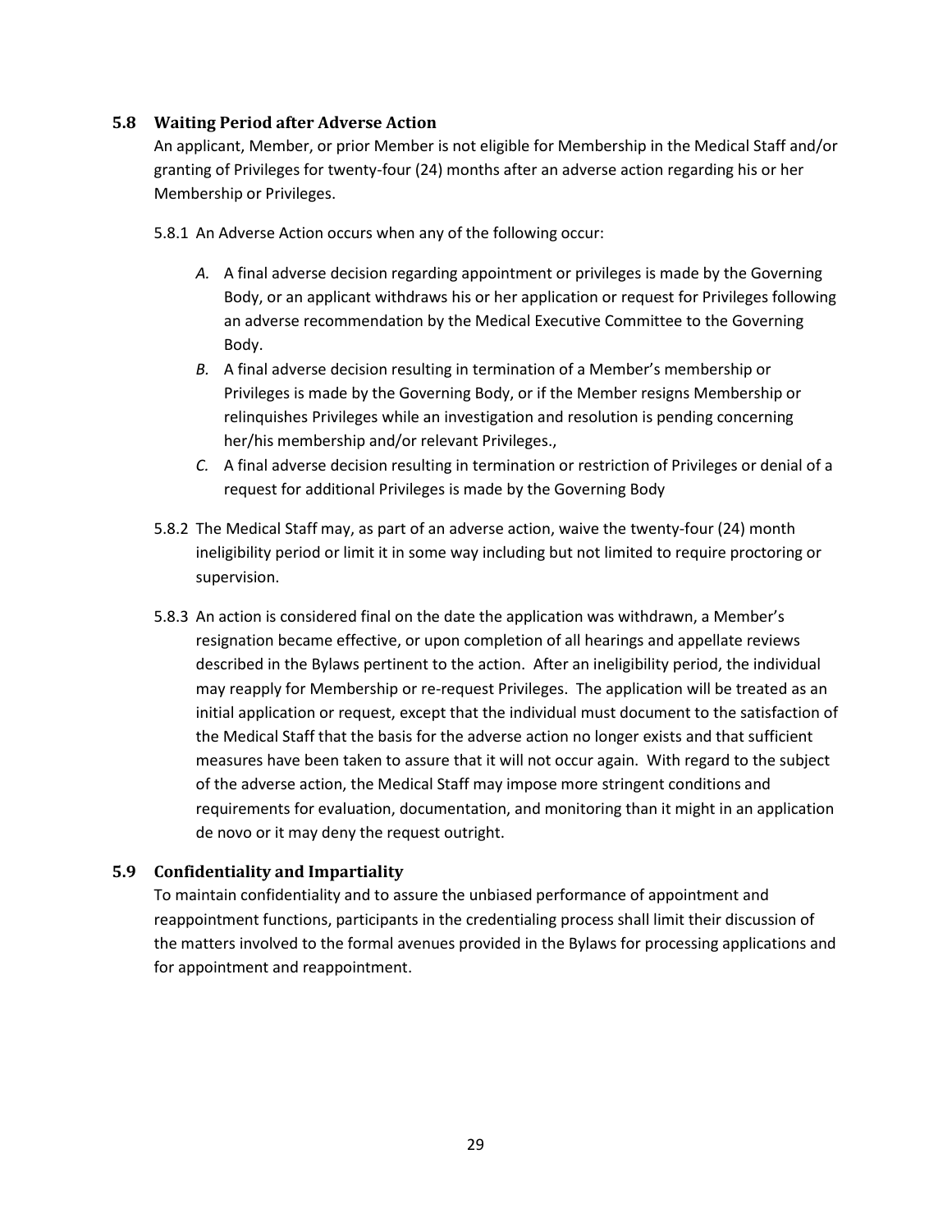### 5.8 Waiting Period after Adverse Action

An applicant, Member, or prior Member is not eligible for Membership in the Medical Staff and/or granting of Privileges for twenty-four (24) months after an adverse action regarding his or her Membership or Privileges.

5.8.1 An Adverse Action occurs when any of the following occur:

*A.* A final adverse decision regarding appointment or privileges is made by the Governing Body, or an applicant withdraws his or her application or request for Privileges following an adverse recommendation by the Medical Executive Committee to the Governing Body.

*B.* A final adverse decision resulting in termination of a Member's membership or Privileges is made by the Governing Body, or if the Member resigns Membership or relinquishes Privileges while an investigation and resolution is pending concerning her/his membership and/or relevant Privileges.,

*C.* A final adverse decision resulting in termination or restriction of Privileges or denial of a request for additional Privileges is made by the Governing Body

5.8.2 The Medical Staff may, as part of an adverse action, waive the twenty-four (24) month ineligibility period or limit it in some way including but not limited to require proctoring or supervision.

5.8.3 An action is considered final on the date the application was withdrawn, a Member's resignation became effective, or upon completion of all hearings and appellate reviews described in the Bylaws pertinent to the action. After an ineligibility period, the individual may reapply for Membership or re-request Privileges. The application will be treated as an initial application or request, except that the individual must document to the satisfaction of the Medical Staff that the basis for the adverse action no longer exists and that sufficient measures have been taken to assure that it will not occur again. With regard to the subject of the adverse action, the Medical Staff may impose more stringent conditions and requirements for evaluation, documentation, and monitoring than it might in an application de novo or it may deny the request outright.

### 5.9 Confidentiality and Impartiality

To maintain confidentiality and to assure the unbiased performance of appointment and reappointment functions, participants in the credentialing process shall limit their discussion of the matters involved to the formal avenues provided in the Bylaws for processing applications and for appointment and reappointment.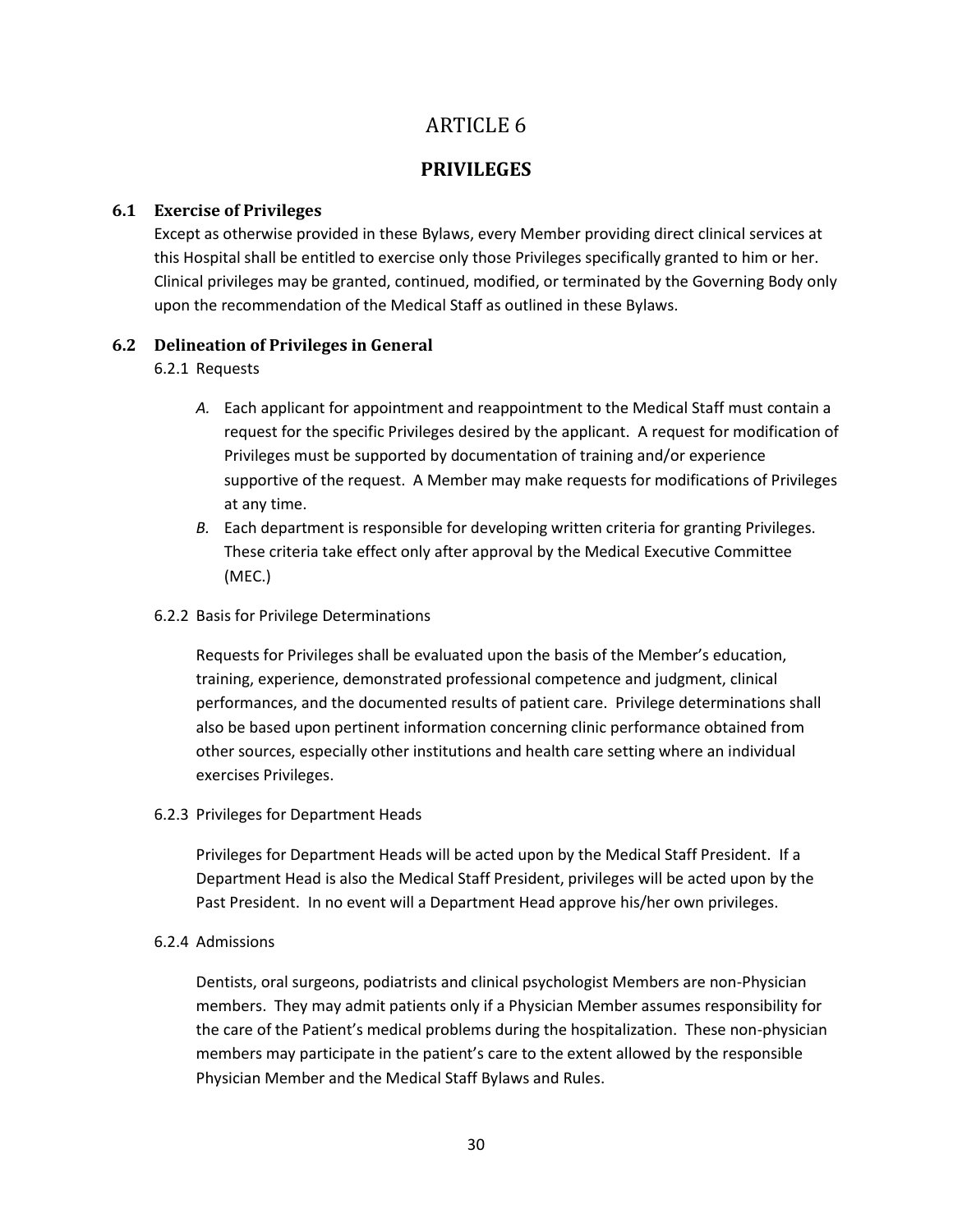# ARTICLE 6

## PRIVILEGES

### 6.1 Exercise of Privileges

Except as otherwise provided in these Bylaws, every Member providing direct clinical services at this Hospital shall be entitled to exercise only those Privileges specifically granted to him or her. Clinical privileges may be granted, continued, modified, or terminated by the Governing Body only upon the recommendation of the Medical Staff as outlined in these Bylaws.

### 6.2 Delineation of Privileges in General

6.2.1 Requests

*A.* Each applicant for appointment and reappointment to the Medical Staff must contain a request for the specific Privileges desired by the applicant. A request for modification of Privileges must be supported by documentation of training and/or experience supportive of the request. A Member may make requests for modifications of Privileges at any time.

*B.* Each department is responsible for developing written criteria for granting Privileges. These criteria take effect only after approval by the Medical Executive Committee (MEC.)

6.2.2 Basis for Privilege Determinations

Requests for Privileges shall be evaluated upon the basis of the Member's education, training, experience, demonstrated professional competence and judgment, clinical performances, and the documented results of patient care. Privilege determinations shall also be based upon pertinent information concerning clinic performance obtained from other sources, especially other institutions and health care setting where an individual exercises Privileges.

6.2.3 Privileges for Department Heads

Privileges for Department Heads will be acted upon by the Medical Staff President. If a Department Head is also the Medical Staff President, privileges will be acted upon by the Past President. In no event will a Department Head approve his/her own privileges.

6.2.4 Admissions

Dentists, oral surgeons, podiatrists and clinical psychologist Members are non-Physician members. They may admit patients only if a Physician Member assumes responsibility for the care of the Patient's medical problems during the hospitalization. These non-physician members may participate in the patient's care to the extent allowed by the responsible Physician Member and the Medical Staff Bylaws and Rules.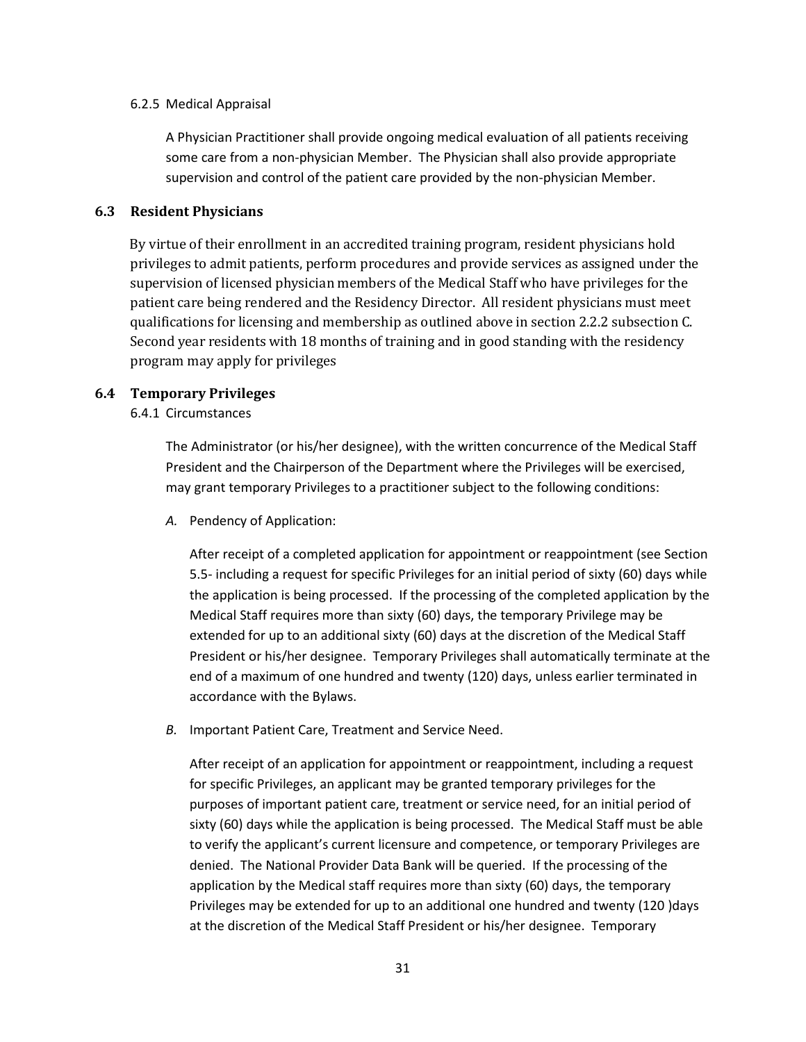6.2.5 Medical Appraisal

A Physician Practitioner shall provide ongoing medical evaluation of all patients receiving some care from a non-physician Member. The Physician shall also provide appropriate supervision and control of the patient care provided by the non-physician Member.

### 6.3 Resident Physicians

By virtue of their enrollment in an accredited training program, resident physicians hold privileges to admit patients, perform procedures and provide services as assigned under the supervision of licensed physician members of the Medical Staff who have privileges for the patient care being rendered and the Residency Director. All resident physicians must meet qualifications for licensing and membership as outlined above in section 2.2.2 subsection C. Second year residents with 18 months of training and in good standing with the residency program may apply for privileges

### 6.4 Temporary Privileges

6.4.1 Circumstances

The Administrator (or his/her designee), with the written concurrence of the Medical Staff President and the Chairperson of the Department where the Privileges will be exercised, may grant temporary Privileges to a practitioner subject to the following conditions:

*A.* Pendency of Application:

After receipt of a completed application for appointment or reappointment (see Section 5.5- including a request for specific Privileges for an initial period of sixty (60) days while the application is being processed. If the processing of the completed application by the Medical Staff requires more than sixty (60) days, the temporary Privilege may be extended for up to an additional sixty (60) days at the discretion of the Medical Staff President or his/her designee. Temporary Privileges shall automatically terminate at the end of a maximum of one hundred and twenty (120) days, unless earlier terminated in accordance with the Bylaws.

*B.* Important Patient Care, Treatment and Service Need.

After receipt of an application for appointment or reappointment, including a request for specific Privileges, an applicant may be granted temporary privileges for the purposes of important patient care, treatment or service need, for an initial period of sixty (60) days while the application is being processed. The Medical Staff must be able to verify the applicant's current licensure and competence, or temporary Privileges are denied. The National Provider Data Bank will be queried. If the processing of the application by the Medical staff requires more than sixty (60) days, the temporary Privileges may be extended for up to an additional one hundred and twenty (120 )days at the discretion of the Medical Staff President or his/her designee. Temporary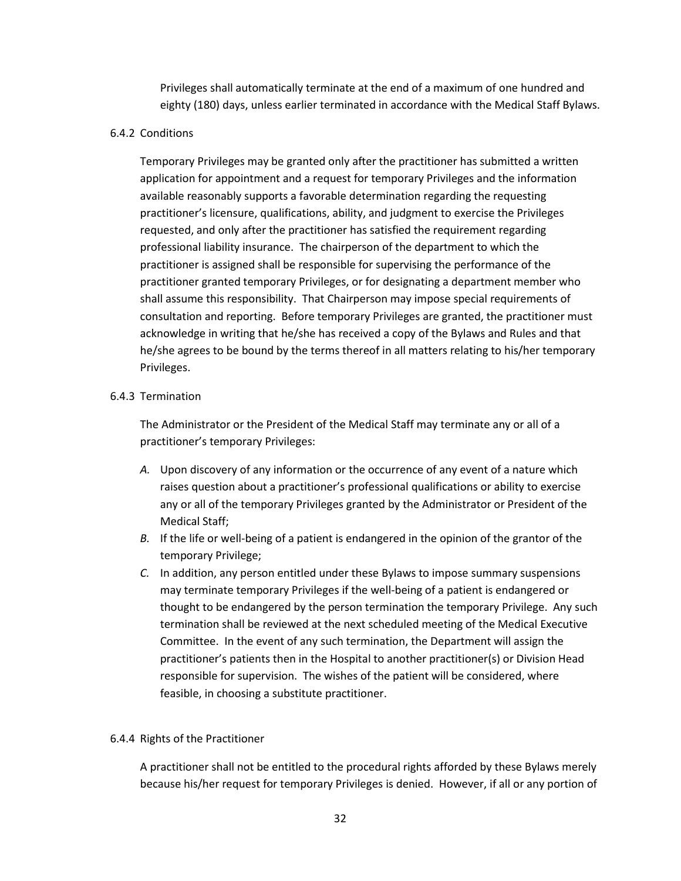Privileges shall automatically terminate at the end of a maximum of one hundred and eighty (180) days, unless earlier terminated in accordance with the Medical Staff Bylaws.

6.4.2 Conditions

Temporary Privileges may be granted only after the practitioner has submitted a written application for appointment and a request for temporary Privileges and the information available reasonably supports a favorable determination regarding the requesting practitioner's licensure, qualifications, ability, and judgment to exercise the Privileges requested, and only after the practitioner has satisfied the requirement regarding professional liability insurance. The chairperson of the department to which the practitioner is assigned shall be responsible for supervising the performance of the practitioner granted temporary Privileges, or for designating a department member who shall assume this responsibility. That Chairperson may impose special requirements of consultation and reporting. Before temporary Privileges are granted, the practitioner must acknowledge in writing that he/she has received a copy of the Bylaws and Rules and that he/she agrees to be bound by the terms thereof in all matters relating to his/her temporary Privileges.

6.4.3 Termination

The Administrator or the President of the Medical Staff may terminate any or all of a practitioner's temporary Privileges:

*A.* Upon discovery of any information or the occurrence of any event of a nature which raises question about a practitioner's professional qualifications or ability to exercise any or all of the temporary Privileges granted by the Administrator or President of the Medical Staff;

*B.* If the life or well-being of a patient is endangered in the opinion of the grantor of the temporary Privilege;

*C.* In addition, any person entitled under these Bylaws to impose summary suspensions may terminate temporary Privileges if the well-being of a patient is endangered or thought to be endangered by the person termination the temporary Privilege. Any such termination shall be reviewed at the next scheduled meeting of the Medical Executive Committee. In the event of any such termination, the Department will assign the practitioner's patients then in the Hospital to another practitioner(s) or Division Head responsible for supervision. The wishes of the patient will be considered, where feasible, in choosing a substitute practitioner.

6.4.4 Rights of the Practitioner

A practitioner shall not be entitled to the procedural rights afforded by these Bylaws merely because his/her request for temporary Privileges is denied. However, if all or any portion of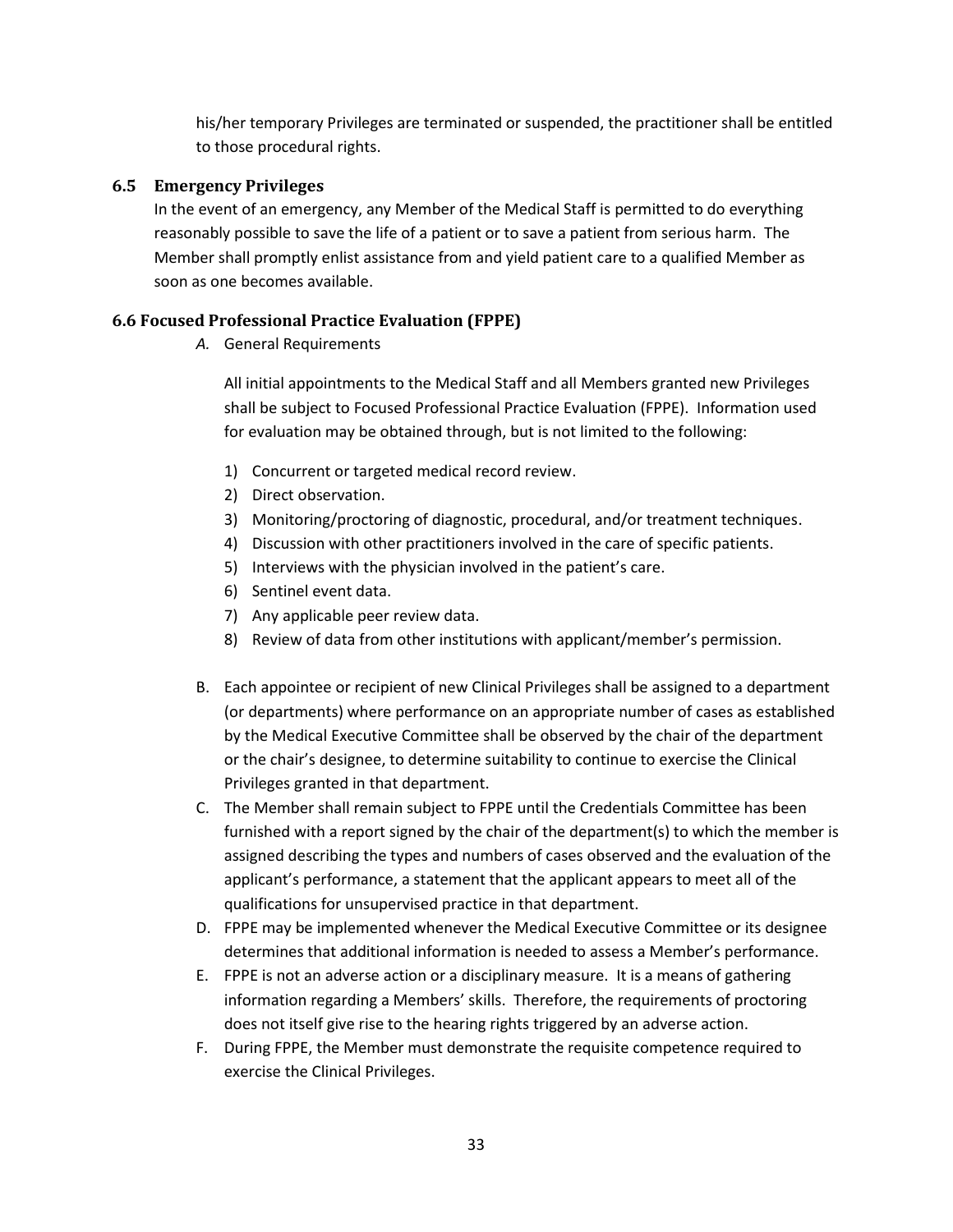his/her temporary Privileges are terminated or suspended, the practitioner shall be entitled to those procedural rights.

### 6.5 Emergency Privileges

In the event of an emergency, any Member of the Medical Staff is permitted to do everything reasonably possible to save the life of a patient or to save a patient from serious harm. The Member shall promptly enlist assistance from and yield patient care to a qualified Member as soon as one becomes available.

### 6.6 Focused Professional Practice Evaluation (FPPE)

*A.* General Requirements

All initial appointments to the Medical Staff and all Members granted new Privileges shall be subject to Focused Professional Practice Evaluation (FPPE). Information used for evaluation may be obtained through, but is not limited to the following:

1) Concurrent or targeted medical record review.
2) Direct observation.
3) Monitoring/proctoring of diagnostic, procedural, and/or treatment techniques.
4) Discussion with other practitioners involved in the care of specific patients.
5) Interviews with the physician involved in the patient's care.
6) Sentinel event data.
7) Any applicable peer review data.
8) Review of data from other institutions with applicant/member's permission.

B. Each appointee or recipient of new Clinical Privileges shall be assigned to a department (or departments) where performance on an appropriate number of cases as established by the Medical Executive Committee shall be observed by the chair of the department or the chair's designee, to determine suitability to continue to exercise the Clinical Privileges granted in that department.

C. The Member shall remain subject to FPPE until the Credentials Committee has been furnished with a report signed by the chair of the department(s) to which the member is assigned describing the types and numbers of cases observed and the evaluation of the applicant's performance, a statement that the applicant appears to meet all of the qualifications for unsupervised practice in that department.

D. FPPE may be implemented whenever the Medical Executive Committee or its designee determines that additional information is needed to assess a Member's performance.

E. FPPE is not an adverse action or a disciplinary measure. It is a means of gathering information regarding a Members' skills. Therefore, the requirements of proctoring does not itself give rise to the hearing rights triggered by an adverse action.

F. During FPPE, the Member must demonstrate the requisite competence required to exercise the Clinical Privileges.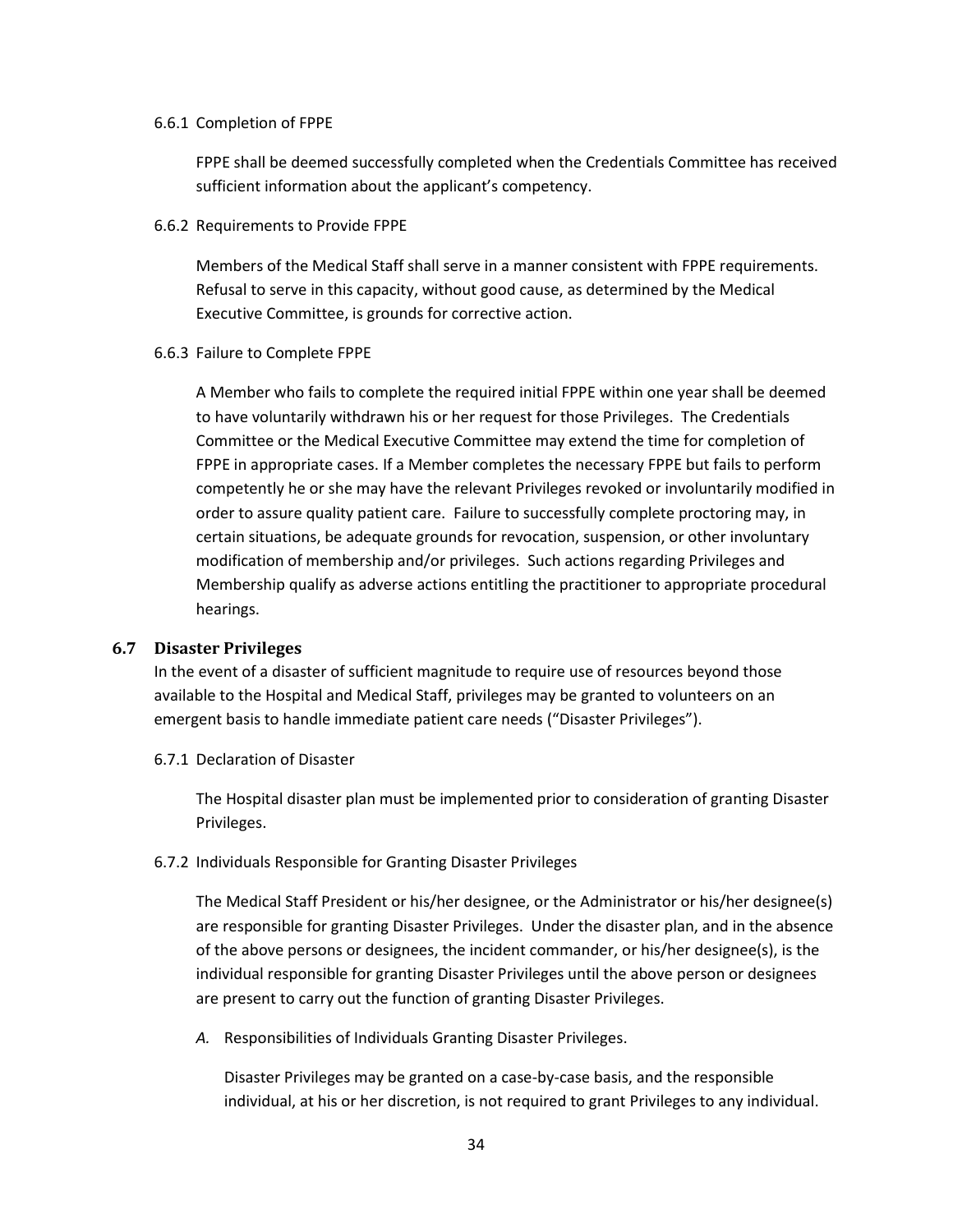6.6.1 Completion of FPPE

FPPE shall be deemed successfully completed when the Credentials Committee has received sufficient information about the applicant's competency.

6.6.2 Requirements to Provide FPPE

Members of the Medical Staff shall serve in a manner consistent with FPPE requirements. Refusal to serve in this capacity, without good cause, as determined by the Medical Executive Committee, is grounds for corrective action.

6.6.3 Failure to Complete FPPE

A Member who fails to complete the required initial FPPE within one year shall be deemed to have voluntarily withdrawn his or her request for those Privileges. The Credentials Committee or the Medical Executive Committee may extend the time for completion of FPPE in appropriate cases. If a Member completes the necessary FPPE but fails to perform competently he or she may have the relevant Privileges revoked or involuntarily modified in order to assure quality patient care. Failure to successfully complete proctoring may, in certain situations, be adequate grounds for revocation, suspension, or other involuntary modification of membership and/or privileges. Such actions regarding Privileges and Membership qualify as adverse actions entitling the practitioner to appropriate procedural hearings.

### 6.7 Disaster Privileges

In the event of a disaster of sufficient magnitude to require use of resources beyond those available to the Hospital and Medical Staff, privileges may be granted to volunteers on an emergent basis to handle immediate patient care needs ("Disaster Privileges").

6.7.1 Declaration of Disaster

The Hospital disaster plan must be implemented prior to consideration of granting Disaster Privileges.

6.7.2 Individuals Responsible for Granting Disaster Privileges

The Medical Staff President or his/her designee, or the Administrator or his/her designee(s) are responsible for granting Disaster Privileges. Under the disaster plan, and in the absence of the above persons or designees, the incident commander, or his/her designee(s), is the individual responsible for granting Disaster Privileges until the above person or designees are present to carry out the function of granting Disaster Privileges.

*A.* Responsibilities of Individuals Granting Disaster Privileges.

Disaster Privileges may be granted on a case-by-case basis, and the responsible individual, at his or her discretion, is not required to grant Privileges to any individual.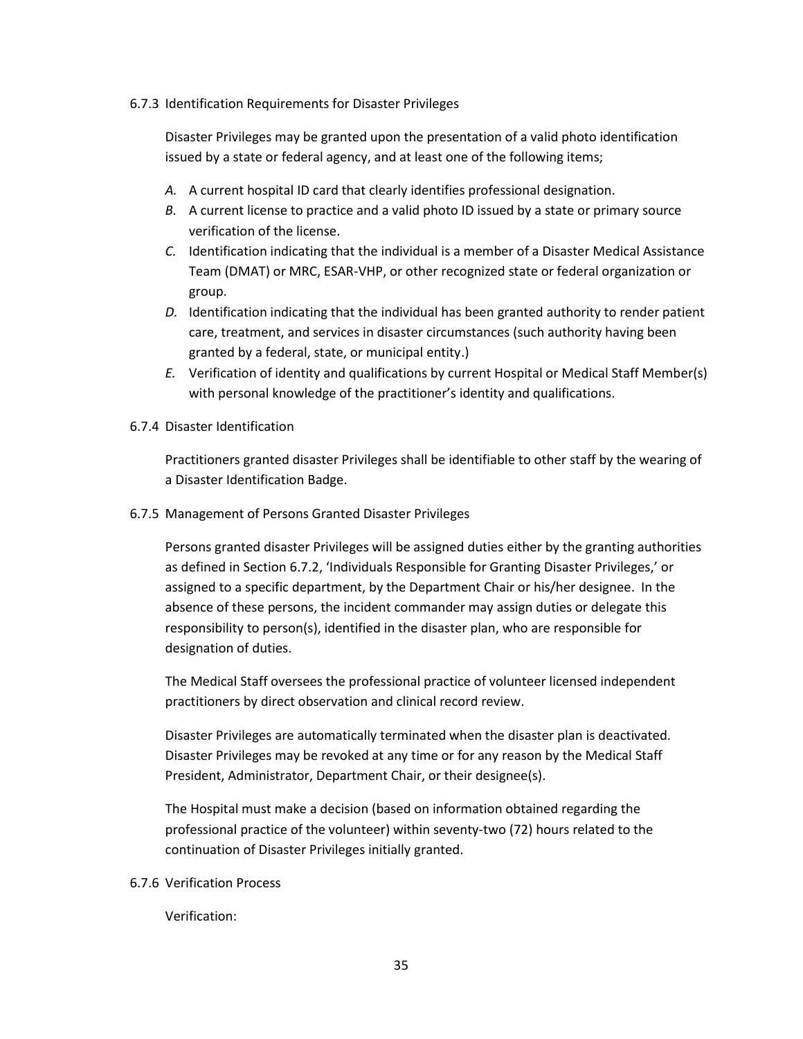### 6.7.3 Identification Requirements for Disaster Privileges

Disaster Privileges may be granted upon the presentation of a valid photo identification issued by a state or federal agency, and at least one of the following items;

*A.* A current hospital ID card that clearly identifies professional designation.

*B.* A current license to practice and a valid photo ID issued by a state or primary source verification of the license.

*C.* Identification indicating that the individual is a member of a Disaster Medical Assistance Team (DMAT) or MRC, ESAR-VHP, or other recognized state or federal organization or group.

*D.* Identification indicating that the individual has been granted authority to render patient care, treatment, and services in disaster circumstances (such authority having been granted by a federal, state, or municipal entity.)

*E.* Verification of identity and qualifications by current Hospital or Medical Staff Member(s) with personal knowledge of the practitioner's identity and qualifications.

### 6.7.4 Disaster Identification

Practitioners granted disaster Privileges shall be identifiable to other staff by the wearing of a Disaster Identification Badge.

### 6.7.5 Management of Persons Granted Disaster Privileges

Persons granted disaster Privileges will be assigned duties either by the granting authorities as defined in Section 6.7.2, 'Individuals Responsible for Granting Disaster Privileges,' or assigned to a specific department, by the Department Chair or his/her designee. In the absence of these persons, the incident commander may assign duties or delegate this responsibility to person(s), identified in the disaster plan, who are responsible for designation of duties.

The Medical Staff oversees the professional practice of volunteer licensed independent practitioners by direct observation and clinical record review.

Disaster Privileges are automatically terminated when the disaster plan is deactivated. Disaster Privileges may be revoked at any time or for any reason by the Medical Staff President, Administrator, Department Chair, or their designee(s).

The Hospital must make a decision (based on information obtained regarding the professional practice of the volunteer) within seventy-two (72) hours related to the continuation of Disaster Privileges initially granted.

### 6.7.6 Verification Process

Verification: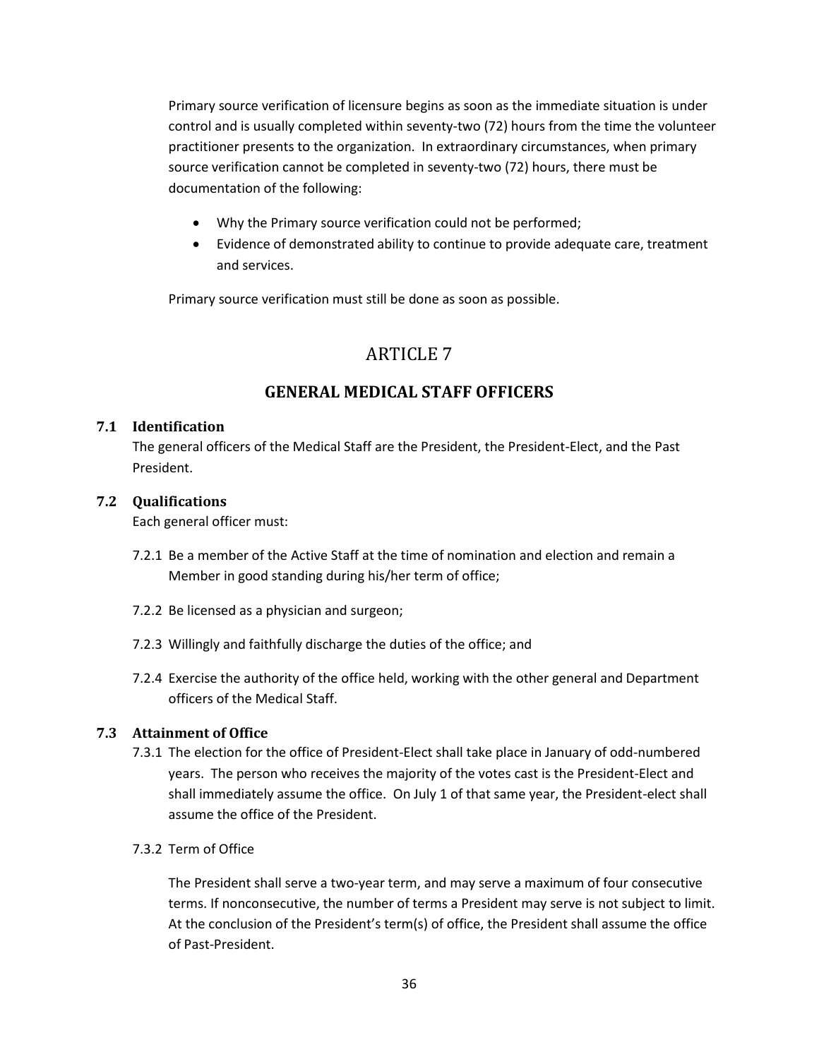Primary source verification of licensure begins as soon as the immediate situation is under control and is usually completed within seventy-two (72) hours from the time the volunteer practitioner presents to the organization. In extraordinary circumstances, when primary source verification cannot be completed in seventy-two (72) hours, there must be documentation of the following:

- Why the Primary source verification could not be performed;
- Evidence of demonstrated ability to continue to provide adequate care, treatment and services.

Primary source verification must still be done as soon as possible.

# ARTICLE 7

## GENERAL MEDICAL STAFF OFFICERS

### 7.1 Identification

The general officers of the Medical Staff are the President, the President-Elect, and the Past President.

### 7.2 Qualifications

Each general officer must:

7.2.1 Be a member of the Active Staff at the time of nomination and election and remain a Member in good standing during his/her term of office;

7.2.2 Be licensed as a physician and surgeon;

7.2.3 Willingly and faithfully discharge the duties of the office; and

7.2.4 Exercise the authority of the office held, working with the other general and Department officers of the Medical Staff.

### 7.3 Attainment of Office

7.3.1 The election for the office of President-Elect shall take place in January of odd-numbered years. The person who receives the majority of the votes cast is the President-Elect and shall immediately assume the office. On July 1 of that same year, the President-elect shall assume the office of the President.

7.3.2 Term of Office

The President shall serve a two-year term, and may serve a maximum of four consecutive terms. If nonconsecutive, the number of terms a President may serve is not subject to limit. At the conclusion of the President's term(s) of office, the President shall assume the office of Past-President.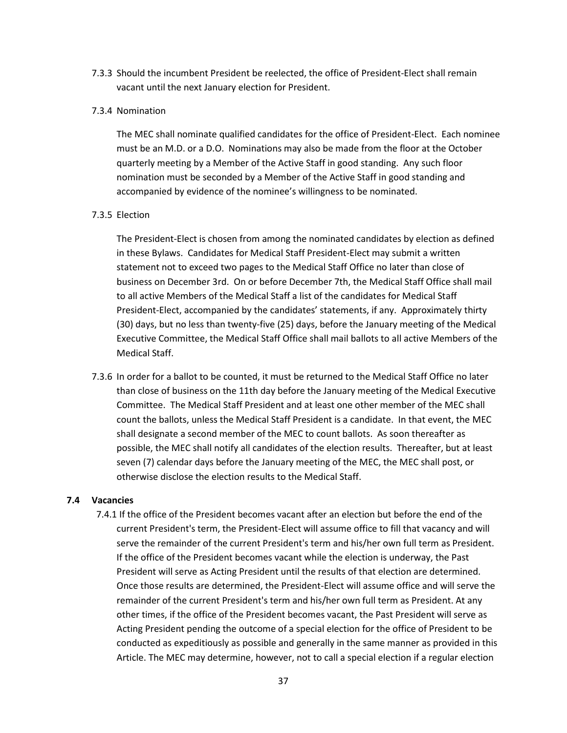7.3.3 Should the incumbent President be reelected, the office of President-Elect shall remain vacant until the next January election for President.

7.3.4 Nomination

The MEC shall nominate qualified candidates for the office of President-Elect. Each nominee must be an M.D. or a D.O. Nominations may also be made from the floor at the October quarterly meeting by a Member of the Active Staff in good standing. Any such floor nomination must be seconded by a Member of the Active Staff in good standing and accompanied by evidence of the nominee's willingness to be nominated.

7.3.5 Election

The President-Elect is chosen from among the nominated candidates by election as defined in these Bylaws. Candidates for Medical Staff President-Elect may submit a written statement not to exceed two pages to the Medical Staff Office no later than close of business on December 3rd. On or before December 7th, the Medical Staff Office shall mail to all active Members of the Medical Staff a list of the candidates for Medical Staff President-Elect, accompanied by the candidates' statements, if any. Approximately thirty (30) days, but no less than twenty-five (25) days, before the January meeting of the Medical Executive Committee, the Medical Staff Office shall mail ballots to all active Members of the Medical Staff.

7.3.6 In order for a ballot to be counted, it must be returned to the Medical Staff Office no later than close of business on the 11th day before the January meeting of the Medical Executive Committee. The Medical Staff President and at least one other member of the MEC shall count the ballots, unless the Medical Staff President is a candidate. In that event, the MEC shall designate a second member of the MEC to count ballots. As soon thereafter as possible, the MEC shall notify all candidates of the election results. Thereafter, but at least seven (7) calendar days before the January meeting of the MEC, the MEC shall post, or otherwise disclose the election results to the Medical Staff.

### 7.4 Vacancies

7.4.1 If the office of the President becomes vacant after an election but before the end of the current President's term, the President-Elect will assume office to fill that vacancy and will serve the remainder of the current President's term and his/her own full term as President. If the office of the President becomes vacant while the election is underway, the Past President will serve as Acting President until the results of that election are determined. Once those results are determined, the President-Elect will assume office and will serve the remainder of the current President's term and his/her own full term as President. At any other times, if the office of the President becomes vacant, the Past President will serve as Acting President pending the outcome of a special election for the office of President to be conducted as expeditiously as possible and generally in the same manner as provided in this Article. The MEC may determine, however, not to call a special election if a regular election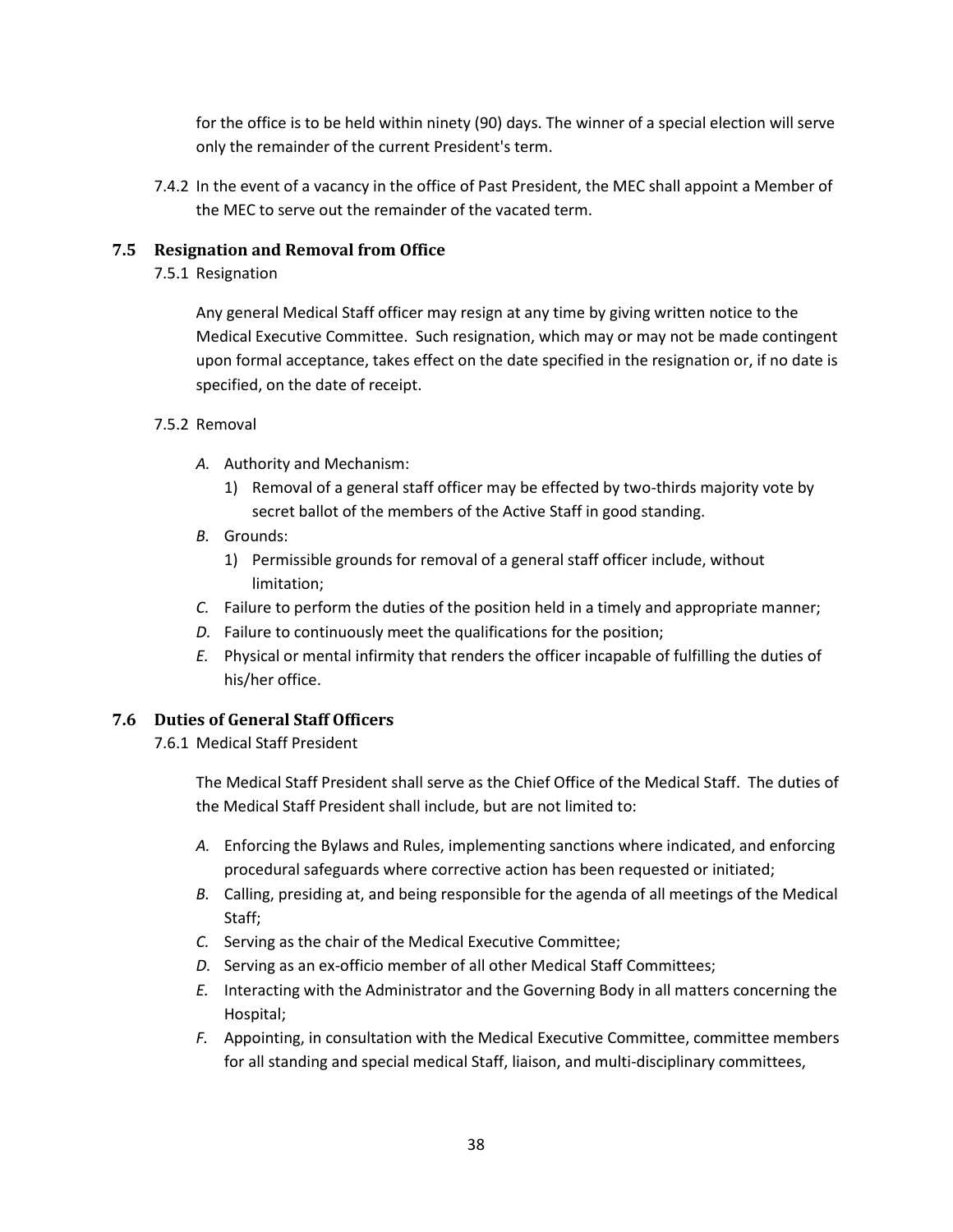for the office is to be held within ninety (90) days. The winner of a special election will serve only the remainder of the current President's term.

7.4.2 In the event of a vacancy in the office of Past President, the MEC shall appoint a Member of the MEC to serve out the remainder of the vacated term.

### 7.5 Resignation and Removal from Office

7.5.1 Resignation

Any general Medical Staff officer may resign at any time by giving written notice to the Medical Executive Committee. Such resignation, which may or may not be made contingent upon formal acceptance, takes effect on the date specified in the resignation or, if no date is specified, on the date of receipt.

7.5.2 Removal

*A.* Authority and Mechanism:
   1) Removal of a general staff officer may be effected by two-thirds majority vote by secret ballot of the members of the Active Staff in good standing.

*B.* Grounds:
   1) Permissible grounds for removal of a general staff officer include, without limitation;

*C.* Failure to perform the duties of the position held in a timely and appropriate manner;

*D.* Failure to continuously meet the qualifications for the position;

*E.* Physical or mental infirmity that renders the officer incapable of fulfilling the duties of his/her office.

### 7.6 Duties of General Staff Officers

7.6.1 Medical Staff President

The Medical Staff President shall serve as the Chief Office of the Medical Staff. The duties of the Medical Staff President shall include, but are not limited to:

*A.* Enforcing the Bylaws and Rules, implementing sanctions where indicated, and enforcing procedural safeguards where corrective action has been requested or initiated;

*B.* Calling, presiding at, and being responsible for the agenda of all meetings of the Medical Staff;

*C.* Serving as the chair of the Medical Executive Committee;

*D.* Serving as an ex-officio member of all other Medical Staff Committees;

*E.* Interacting with the Administrator and the Governing Body in all matters concerning the Hospital;

*F.* Appointing, in consultation with the Medical Executive Committee, committee members for all standing and special medical Staff, liaison, and multi-disciplinary committees,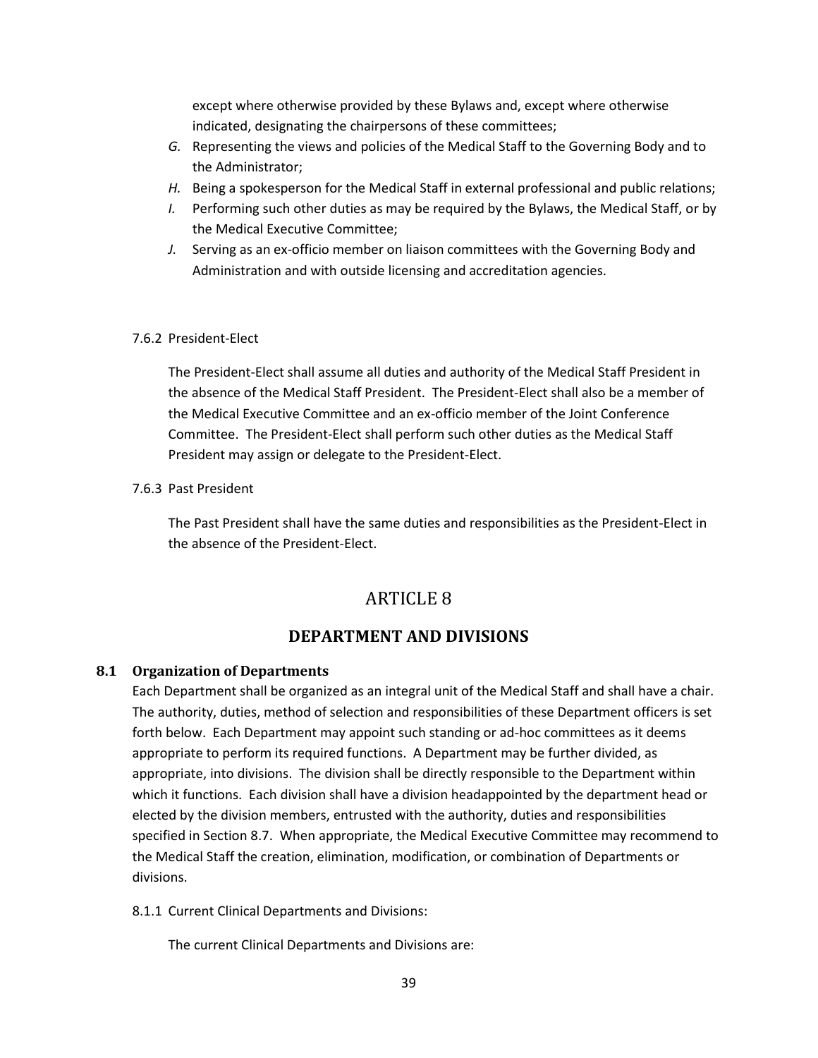except where otherwise provided by these Bylaws and, except where otherwise indicated, designating the chairpersons of these committees;

*G.* Representing the views and policies of the Medical Staff to the Governing Body and to the Administrator;

*H.* Being a spokesperson for the Medical Staff in external professional and public relations;

*I.* Performing such other duties as may be required by the Bylaws, the Medical Staff, or by the Medical Executive Committee;

*J.* Serving as an ex-officio member on liaison committees with the Governing Body and Administration and with outside licensing and accreditation agencies.

7.6.2 President-Elect

The President-Elect shall assume all duties and authority of the Medical Staff President in the absence of the Medical Staff President. The President-Elect shall also be a member of the Medical Executive Committee and an ex-officio member of the Joint Conference Committee. The President-Elect shall perform such other duties as the Medical Staff President may assign or delegate to the President-Elect.

7.6.3 Past President

The Past President shall have the same duties and responsibilities as the President-Elect in the absence of the President-Elect.

# ARTICLE 8

## DEPARTMENT AND DIVISIONS

### 8.1 Organization of Departments

Each Department shall be organized as an integral unit of the Medical Staff and shall have a chair. The authority, duties, method of selection and responsibilities of these Department officers is set forth below. Each Department may appoint such standing or ad-hoc committees as it deems appropriate to perform its required functions. A Department may be further divided, as appropriate, into divisions. The division shall be directly responsible to the Department within which it functions. Each division shall have a division headappointed by the department head or elected by the division members, entrusted with the authority, duties and responsibilities specified in Section 8.7. When appropriate, the Medical Executive Committee may recommend to the Medical Staff the creation, elimination, modification, or combination of Departments or divisions.

8.1.1 Current Clinical Departments and Divisions:

The current Clinical Departments and Divisions are: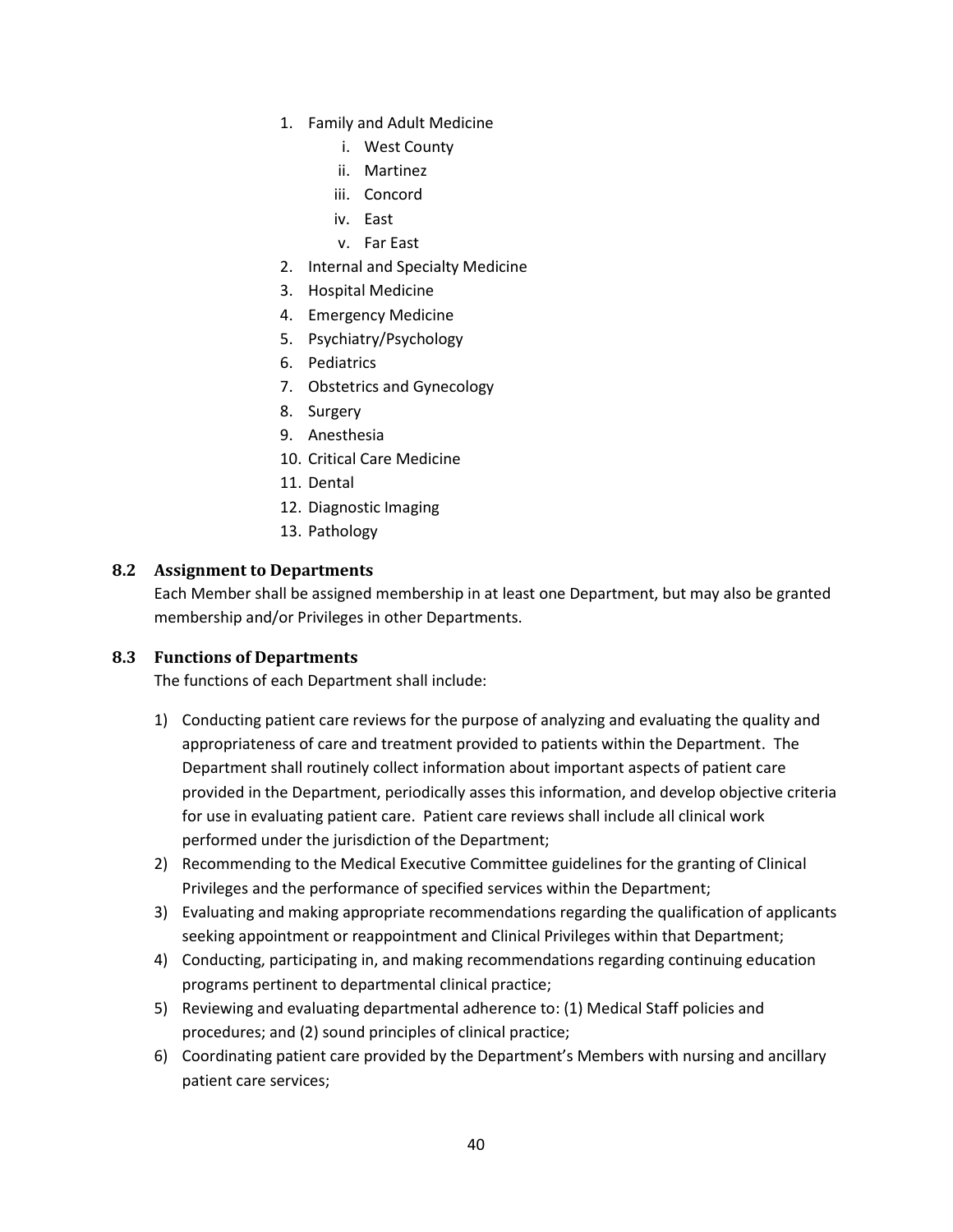1. Family and Adult Medicine
    i. West County
    ii. Martinez
    iii. Concord
    iv. East
    v. Far East
2. Internal and Specialty Medicine
3. Hospital Medicine
4. Emergency Medicine
5. Psychiatry/Psychology
6. Pediatrics
7. Obstetrics and Gynecology
8. Surgery
9. Anesthesia
10. Critical Care Medicine
11. Dental
12. Diagnostic Imaging
13. Pathology

### 8.2 Assignment to Departments

Each Member shall be assigned membership in at least one Department, but may also be granted membership and/or Privileges in other Departments.

### 8.3 Functions of Departments

The functions of each Department shall include:

1) Conducting patient care reviews for the purpose of analyzing and evaluating the quality and appropriateness of care and treatment provided to patients within the Department. The Department shall routinely collect information about important aspects of patient care provided in the Department, periodically asses this information, and develop objective criteria for use in evaluating patient care. Patient care reviews shall include all clinical work performed under the jurisdiction of the Department;
2) Recommending to the Medical Executive Committee guidelines for the granting of Clinical Privileges and the performance of specified services within the Department;
3) Evaluating and making appropriate recommendations regarding the qualification of applicants seeking appointment or reappointment and Clinical Privileges within that Department;
4) Conducting, participating in, and making recommendations regarding continuing education programs pertinent to departmental clinical practice;
5) Reviewing and evaluating departmental adherence to: (1) Medical Staff policies and procedures; and (2) sound principles of clinical practice;
6) Coordinating patient care provided by the Department's Members with nursing and ancillary patient care services;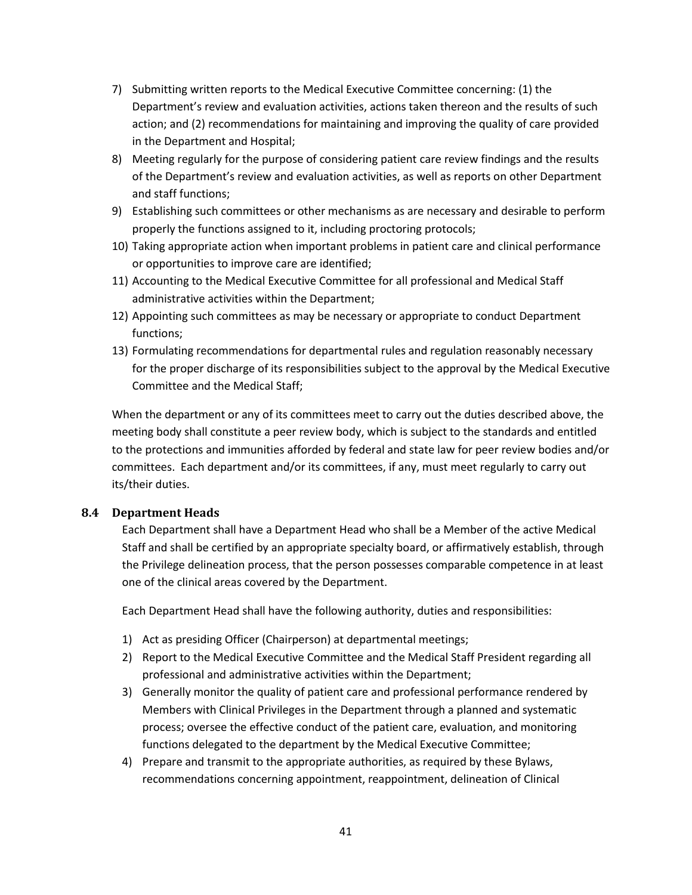7) Submitting written reports to the Medical Executive Committee concerning: (1) the Department's review and evaluation activities, actions taken thereon and the results of such action; and (2) recommendations for maintaining and improving the quality of care provided in the Department and Hospital;
8) Meeting regularly for the purpose of considering patient care review findings and the results of the Department's review and evaluation activities, as well as reports on other Department and staff functions;
9) Establishing such committees or other mechanisms as are necessary and desirable to perform properly the functions assigned to it, including proctoring protocols;
10) Taking appropriate action when important problems in patient care and clinical performance or opportunities to improve care are identified;
11) Accounting to the Medical Executive Committee for all professional and Medical Staff administrative activities within the Department;
12) Appointing such committees as may be necessary or appropriate to conduct Department functions;
13) Formulating recommendations for departmental rules and regulation reasonably necessary for the proper discharge of its responsibilities subject to the approval by the Medical Executive Committee and the Medical Staff;

When the department or any of its committees meet to carry out the duties described above, the meeting body shall constitute a peer review body, which is subject to the standards and entitled to the protections and immunities afforded by federal and state law for peer review bodies and/or committees. Each department and/or its committees, if any, must meet regularly to carry out its/their duties.

### 8.4 Department Heads

Each Department shall have a Department Head who shall be a Member of the active Medical Staff and shall be certified by an appropriate specialty board, or affirmatively establish, through the Privilege delineation process, that the person possesses comparable competence in at least one of the clinical areas covered by the Department.

Each Department Head shall have the following authority, duties and responsibilities:

1) Act as presiding Officer (Chairperson) at departmental meetings;
2) Report to the Medical Executive Committee and the Medical Staff President regarding all professional and administrative activities within the Department;
3) Generally monitor the quality of patient care and professional performance rendered by Members with Clinical Privileges in the Department through a planned and systematic process; oversee the effective conduct of the patient care, evaluation, and monitoring functions delegated to the department by the Medical Executive Committee;
4) Prepare and transmit to the appropriate authorities, as required by these Bylaws, recommendations concerning appointment, reappointment, delineation of Clinical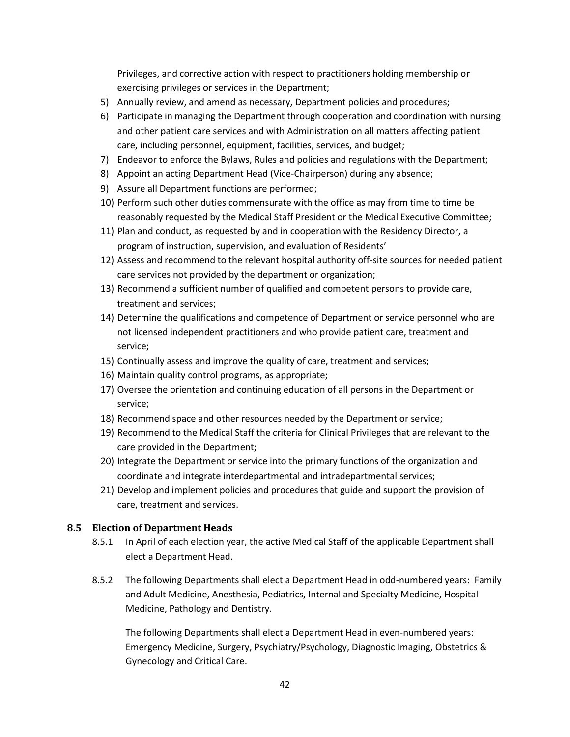Privileges, and corrective action with respect to practitioners holding membership or exercising privileges or services in the Department;

5) Annually review, and amend as necessary, Department policies and procedures;
6) Participate in managing the Department through cooperation and coordination with nursing and other patient care services and with Administration on all matters affecting patient care, including personnel, equipment, facilities, services, and budget;
7) Endeavor to enforce the Bylaws, Rules and policies and regulations with the Department;
8) Appoint an acting Department Head (Vice-Chairperson) during any absence;
9) Assure all Department functions are performed;
10) Perform such other duties commensurate with the office as may from time to time be reasonably requested by the Medical Staff President or the Medical Executive Committee;
11) Plan and conduct, as requested by and in cooperation with the Residency Director, a program of instruction, supervision, and evaluation of Residents'
12) Assess and recommend to the relevant hospital authority off-site sources for needed patient care services not provided by the department or organization;
13) Recommend a sufficient number of qualified and competent persons to provide care, treatment and services;
14) Determine the qualifications and competence of Department or service personnel who are not licensed independent practitioners and who provide patient care, treatment and service;
15) Continually assess and improve the quality of care, treatment and services;
16) Maintain quality control programs, as appropriate;
17) Oversee the orientation and continuing education of all persons in the Department or service;
18) Recommend space and other resources needed by the Department or service;
19) Recommend to the Medical Staff the criteria for Clinical Privileges that are relevant to the care provided in the Department;
20) Integrate the Department or service into the primary functions of the organization and coordinate and integrate interdepartmental and intradepartmental services;
21) Develop and implement policies and procedures that guide and support the provision of care, treatment and services.

### 8.5 Election of Department Heads

8.5.1 In April of each election year, the active Medical Staff of the applicable Department shall elect a Department Head.

8.5.2 The following Departments shall elect a Department Head in odd-numbered years: Family and Adult Medicine, Anesthesia, Pediatrics, Internal and Specialty Medicine, Hospital Medicine, Pathology and Dentistry.

The following Departments shall elect a Department Head in even-numbered years: Emergency Medicine, Surgery, Psychiatry/Psychology, Diagnostic Imaging, Obstetrics & Gynecology and Critical Care.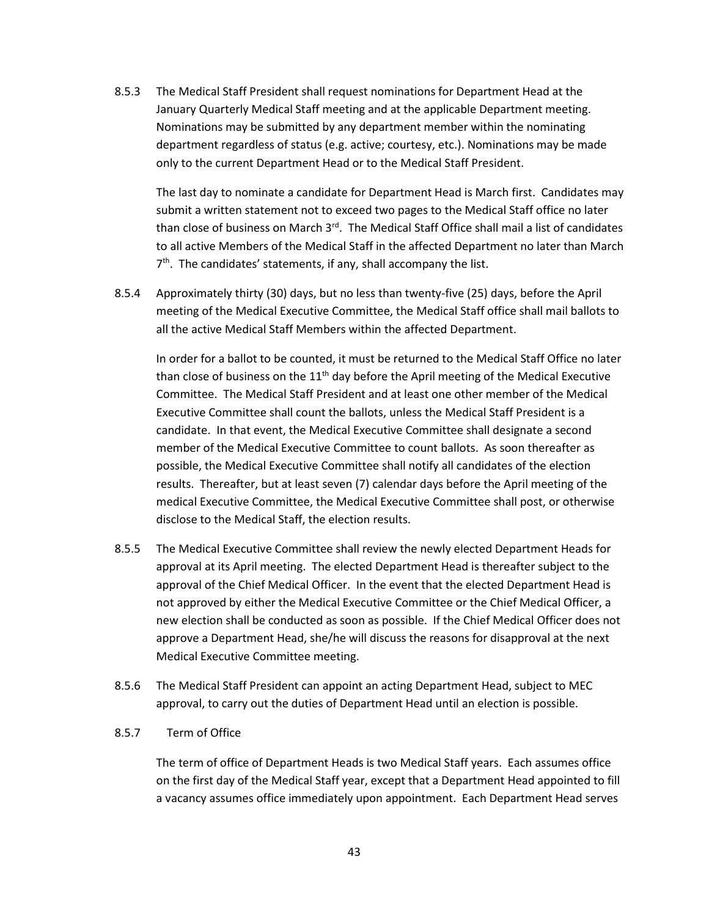8.5.3 The Medical Staff President shall request nominations for Department Head at the January Quarterly Medical Staff meeting and at the applicable Department meeting. Nominations may be submitted by any department member within the nominating department regardless of status (e.g. active; courtesy, etc.). Nominations may be made only to the current Department Head or to the Medical Staff President.

The last day to nominate a candidate for Department Head is March first. Candidates may submit a written statement not to exceed two pages to the Medical Staff office no later than close of business on March 3rd. The Medical Staff Office shall mail a list of candidates to all active Members of the Medical Staff in the affected Department no later than March 7th. The candidates' statements, if any, shall accompany the list.

8.5.4 Approximately thirty (30) days, but no less than twenty-five (25) days, before the April meeting of the Medical Executive Committee, the Medical Staff office shall mail ballots to all the active Medical Staff Members within the affected Department.

In order for a ballot to be counted, it must be returned to the Medical Staff Office no later than close of business on the 11th day before the April meeting of the Medical Executive Committee. The Medical Staff President and at least one other member of the Medical Executive Committee shall count the ballots, unless the Medical Staff President is a candidate. In that event, the Medical Executive Committee shall designate a second member of the Medical Executive Committee to count ballots. As soon thereafter as possible, the Medical Executive Committee shall notify all candidates of the election results. Thereafter, but at least seven (7) calendar days before the April meeting of the medical Executive Committee, the Medical Executive Committee shall post, or otherwise disclose to the Medical Staff, the election results.

8.5.5 The Medical Executive Committee shall review the newly elected Department Heads for approval at its April meeting. The elected Department Head is thereafter subject to the approval of the Chief Medical Officer. In the event that the elected Department Head is not approved by either the Medical Executive Committee or the Chief Medical Officer, a new election shall be conducted as soon as possible. If the Chief Medical Officer does not approve a Department Head, she/he will discuss the reasons for disapproval at the next Medical Executive Committee meeting.

8.5.6 The Medical Staff President can appoint an acting Department Head, subject to MEC approval, to carry out the duties of Department Head until an election is possible.

8.5.7 Term of Office

The term of office of Department Heads is two Medical Staff years. Each assumes office on the first day of the Medical Staff year, except that a Department Head appointed to fill a vacancy assumes office immediately upon appointment. Each Department Head serves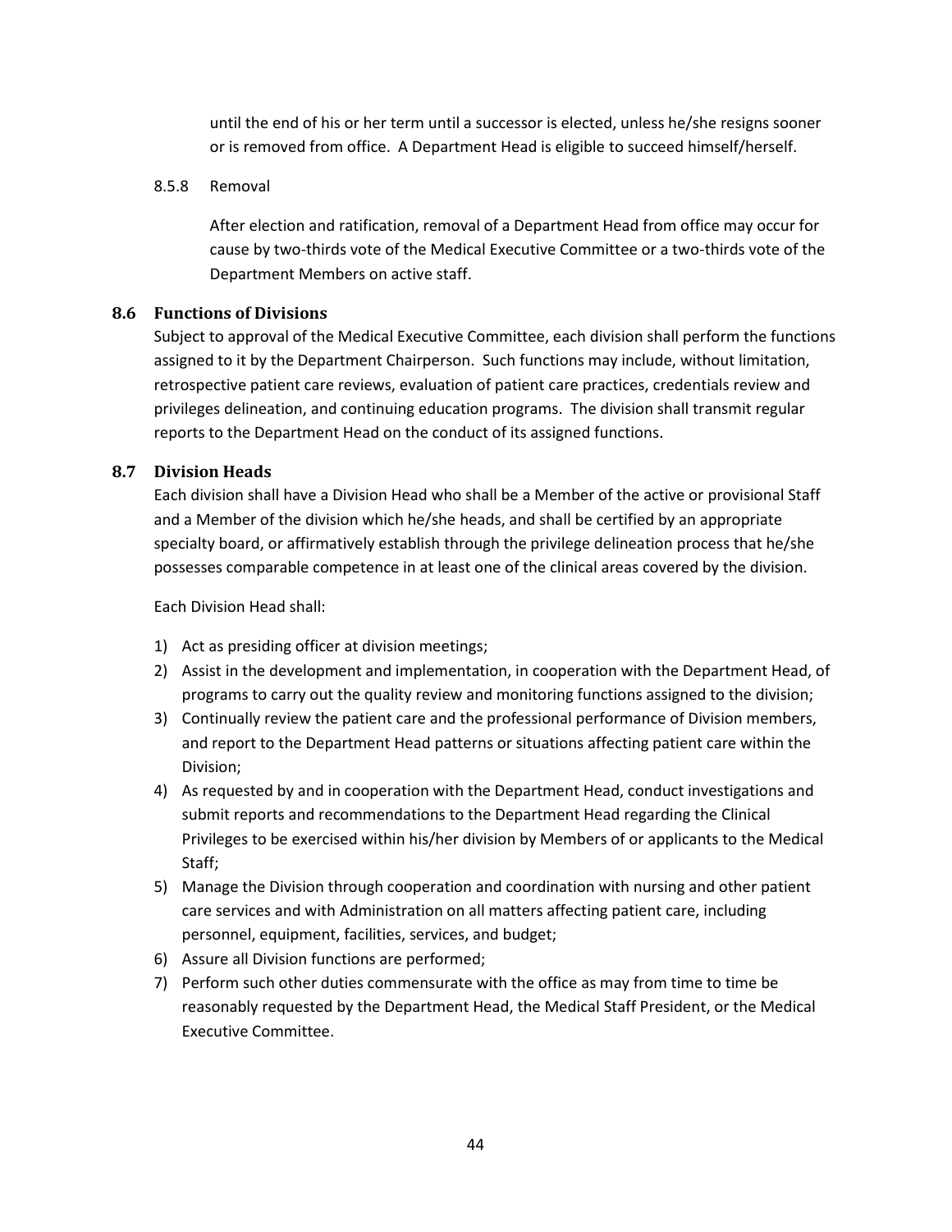until the end of his or her term until a successor is elected, unless he/she resigns sooner or is removed from office. A Department Head is eligible to succeed himself/herself.

8.5.8 Removal

After election and ratification, removal of a Department Head from office may occur for cause by two-thirds vote of the Medical Executive Committee or a two-thirds vote of the Department Members on active staff.

### 8.6 Functions of Divisions

Subject to approval of the Medical Executive Committee, each division shall perform the functions assigned to it by the Department Chairperson. Such functions may include, without limitation, retrospective patient care reviews, evaluation of patient care practices, credentials review and privileges delineation, and continuing education programs. The division shall transmit regular reports to the Department Head on the conduct of its assigned functions.

### 8.7 Division Heads

Each division shall have a Division Head who shall be a Member of the active or provisional Staff and a Member of the division which he/she heads, and shall be certified by an appropriate specialty board, or affirmatively establish through the privilege delineation process that he/she possesses comparable competence in at least one of the clinical areas covered by the division.

Each Division Head shall:

1) Act as presiding officer at division meetings;
2) Assist in the development and implementation, in cooperation with the Department Head, of programs to carry out the quality review and monitoring functions assigned to the division;
3) Continually review the patient care and the professional performance of Division members, and report to the Department Head patterns or situations affecting patient care within the Division;
4) As requested by and in cooperation with the Department Head, conduct investigations and submit reports and recommendations to the Department Head regarding the Clinical Privileges to be exercised within his/her division by Members of or applicants to the Medical Staff;
5) Manage the Division through cooperation and coordination with nursing and other patient care services and with Administration on all matters affecting patient care, including personnel, equipment, facilities, services, and budget;
6) Assure all Division functions are performed;
7) Perform such other duties commensurate with the office as may from time to time be reasonably requested by the Department Head, the Medical Staff President, or the Medical Executive Committee.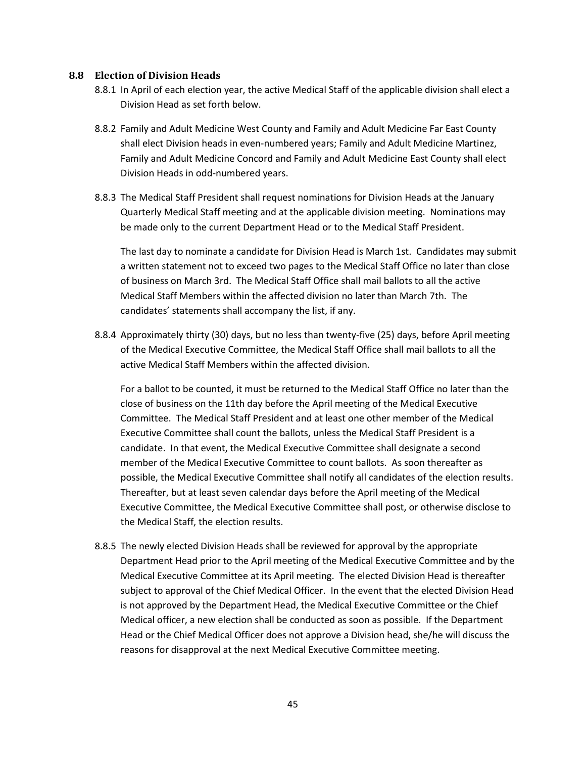### 8.8 Election of Division Heads

8.8.1 In April of each election year, the active Medical Staff of the applicable division shall elect a Division Head as set forth below.

8.8.2 Family and Adult Medicine West County and Family and Adult Medicine Far East County shall elect Division heads in even-numbered years; Family and Adult Medicine Martinez, Family and Adult Medicine Concord and Family and Adult Medicine East County shall elect Division Heads in odd-numbered years.

8.8.3 The Medical Staff President shall request nominations for Division Heads at the January Quarterly Medical Staff meeting and at the applicable division meeting. Nominations may be made only to the current Department Head or to the Medical Staff President.

The last day to nominate a candidate for Division Head is March 1st. Candidates may submit a written statement not to exceed two pages to the Medical Staff Office no later than close of business on March 3rd. The Medical Staff Office shall mail ballots to all the active Medical Staff Members within the affected division no later than March 7th. The candidates' statements shall accompany the list, if any.

8.8.4 Approximately thirty (30) days, but no less than twenty-five (25) days, before April meeting of the Medical Executive Committee, the Medical Staff Office shall mail ballots to all the active Medical Staff Members within the affected division.

For a ballot to be counted, it must be returned to the Medical Staff Office no later than the close of business on the 11th day before the April meeting of the Medical Executive Committee. The Medical Staff President and at least one other member of the Medical Executive Committee shall count the ballots, unless the Medical Staff President is a candidate. In that event, the Medical Executive Committee shall designate a second member of the Medical Executive Committee to count ballots. As soon thereafter as possible, the Medical Executive Committee shall notify all candidates of the election results. Thereafter, but at least seven calendar days before the April meeting of the Medical Executive Committee, the Medical Executive Committee shall post, or otherwise disclose to the Medical Staff, the election results.

8.8.5 The newly elected Division Heads shall be reviewed for approval by the appropriate Department Head prior to the April meeting of the Medical Executive Committee and by the Medical Executive Committee at its April meeting. The elected Division Head is thereafter subject to approval of the Chief Medical Officer. In the event that the elected Division Head is not approved by the Department Head, the Medical Executive Committee or the Chief Medical officer, a new election shall be conducted as soon as possible. If the Department Head or the Chief Medical Officer does not approve a Division head, she/he will discuss the reasons for disapproval at the next Medical Executive Committee meeting.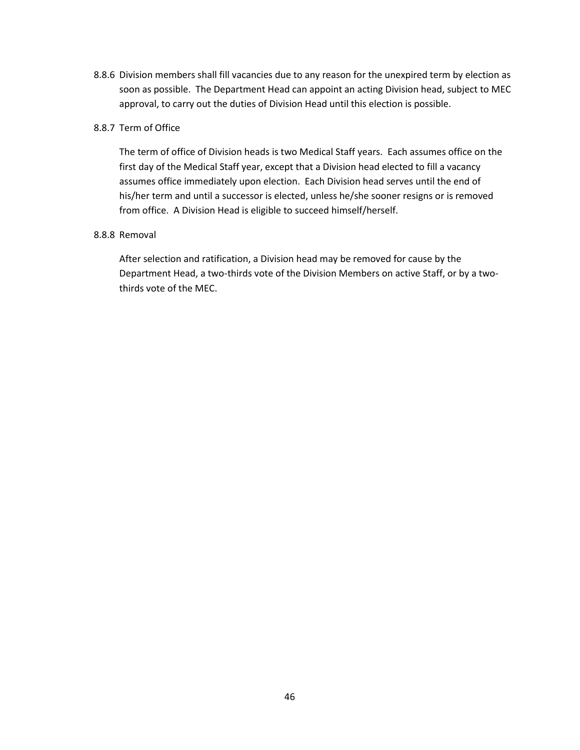8.8.6 Division members shall fill vacancies due to any reason for the unexpired term by election as soon as possible. The Department Head can appoint an acting Division head, subject to MEC approval, to carry out the duties of Division Head until this election is possible.

8.8.7 Term of Office

The term of office of Division heads is two Medical Staff years. Each assumes office on the first day of the Medical Staff year, except that a Division head elected to fill a vacancy assumes office immediately upon election. Each Division head serves until the end of his/her term and until a successor is elected, unless he/she sooner resigns or is removed from office. A Division Head is eligible to succeed himself/herself.

8.8.8 Removal

After selection and ratification, a Division head may be removed for cause by the Department Head, a two-thirds vote of the Division Members on active Staff, or by a two-thirds vote of the MEC.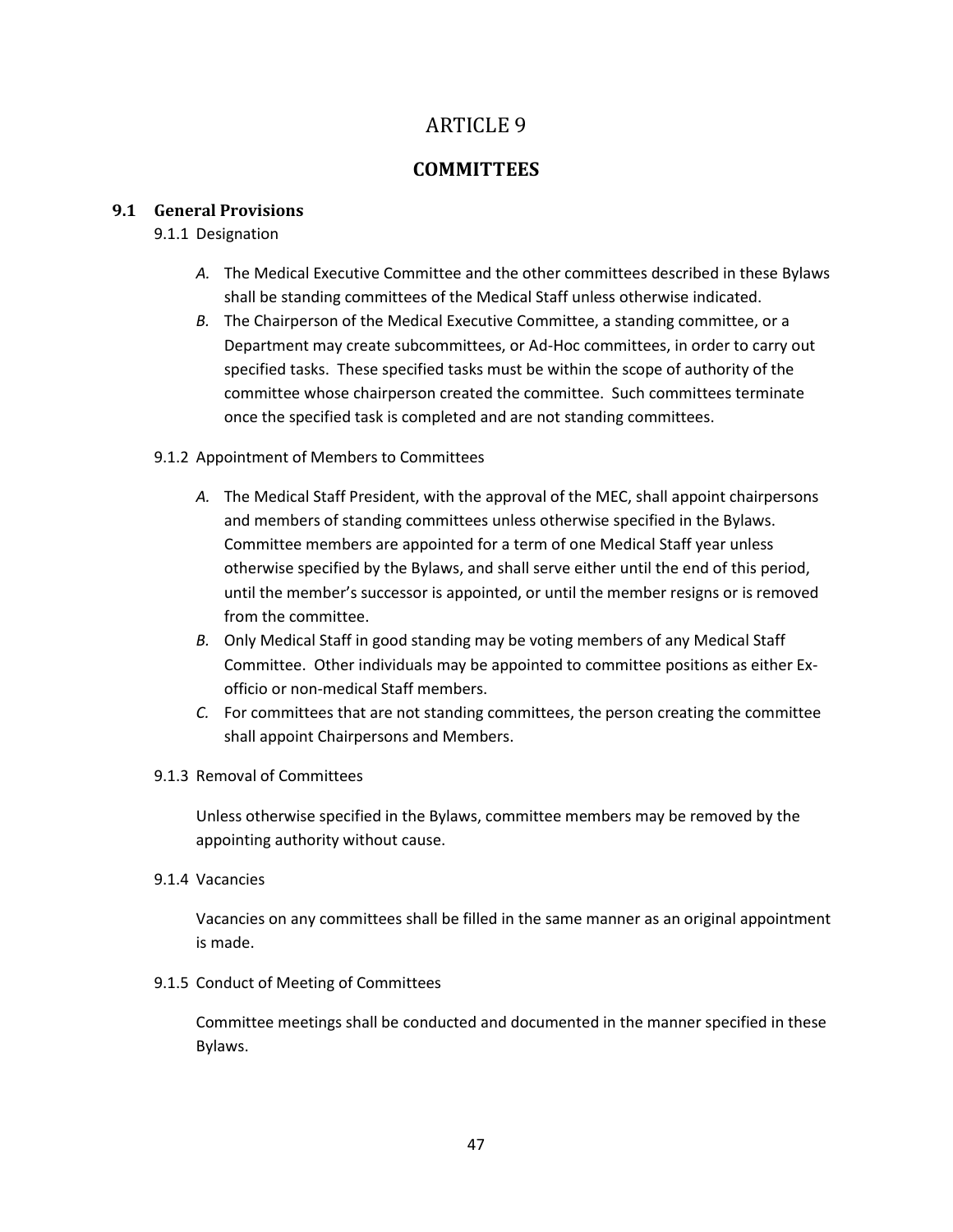# ARTICLE 9

## COMMITTEES

### 9.1 General Provisions

9.1.1 Designation

*A.* The Medical Executive Committee and the other committees described in these Bylaws shall be standing committees of the Medical Staff unless otherwise indicated.

*B.* The Chairperson of the Medical Executive Committee, a standing committee, or a Department may create subcommittees, or Ad-Hoc committees, in order to carry out specified tasks. These specified tasks must be within the scope of authority of the committee whose chairperson created the committee. Such committees terminate once the specified task is completed and are not standing committees.

9.1.2 Appointment of Members to Committees

*A.* The Medical Staff President, with the approval of the MEC, shall appoint chairpersons and members of standing committees unless otherwise specified in the Bylaws. Committee members are appointed for a term of one Medical Staff year unless otherwise specified by the Bylaws, and shall serve either until the end of this period, until the member's successor is appointed, or until the member resigns or is removed from the committee.

*B.* Only Medical Staff in good standing may be voting members of any Medical Staff Committee. Other individuals may be appointed to committee positions as either Ex-officio or non-medical Staff members.

*C.* For committees that are not standing committees, the person creating the committee shall appoint Chairpersons and Members.

9.1.3 Removal of Committees

Unless otherwise specified in the Bylaws, committee members may be removed by the appointing authority without cause.

9.1.4 Vacancies

Vacancies on any committees shall be filled in the same manner as an original appointment is made.

9.1.5 Conduct of Meeting of Committees

Committee meetings shall be conducted and documented in the manner specified in these Bylaws.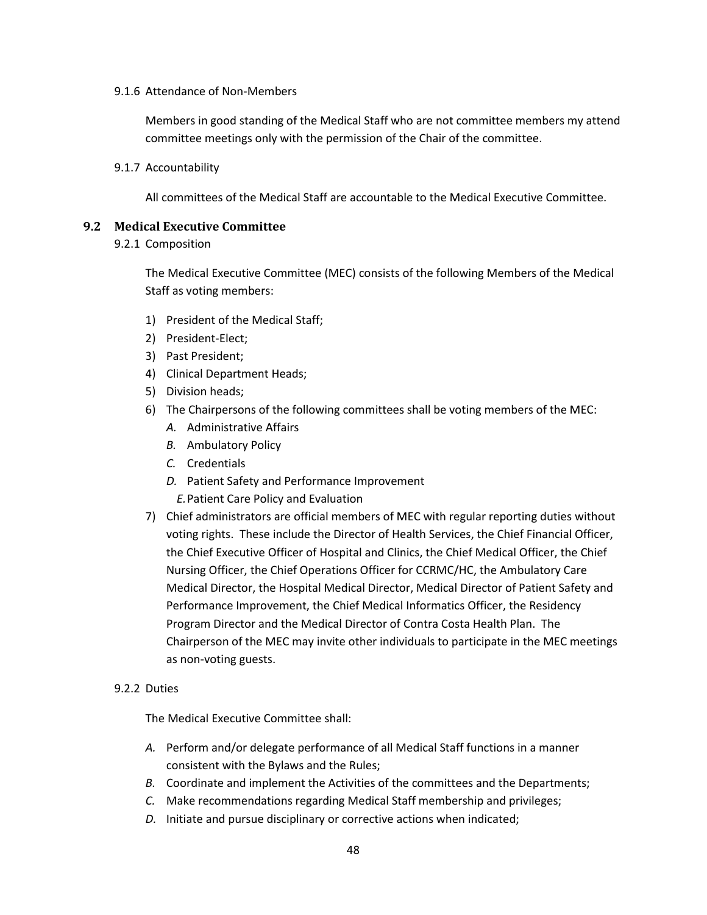9.1.6 Attendance of Non-Members

Members in good standing of the Medical Staff who are not committee members my attend committee meetings only with the permission of the Chair of the committee.

9.1.7 Accountability

All committees of the Medical Staff are accountable to the Medical Executive Committee.

## 9.2 Medical Executive Committee

9.2.1 Composition

The Medical Executive Committee (MEC) consists of the following Members of the Medical Staff as voting members:

1) President of the Medical Staff;
2) President-Elect;
3) Past President;
4) Clinical Department Heads;
5) Division heads;
6) The Chairpersons of the following committees shall be voting members of the MEC:
   - *A.* Administrative Affairs
   - *B.* Ambulatory Policy
   - *C.* Credentials
   - *D.* Patient Safety and Performance Improvement
   - *E.* Patient Care Policy and Evaluation
7) Chief administrators are official members of MEC with regular reporting duties without voting rights. These include the Director of Health Services, the Chief Financial Officer, the Chief Executive Officer of Hospital and Clinics, the Chief Medical Officer, the Chief Nursing Officer, the Chief Operations Officer for CCRMC/HC, the Ambulatory Care Medical Director, the Hospital Medical Director, Medical Director of Patient Safety and Performance Improvement, the Chief Medical Informatics Officer, the Residency Program Director and the Medical Director of Contra Costa Health Plan. The Chairperson of the MEC may invite other individuals to participate in the MEC meetings as non-voting guests.

9.2.2 Duties

The Medical Executive Committee shall:

- *A.* Perform and/or delegate performance of all Medical Staff functions in a manner consistent with the Bylaws and the Rules;
- *B.* Coordinate and implement the Activities of the committees and the Departments;
- *C.* Make recommendations regarding Medical Staff membership and privileges;
- *D.* Initiate and pursue disciplinary or corrective actions when indicated;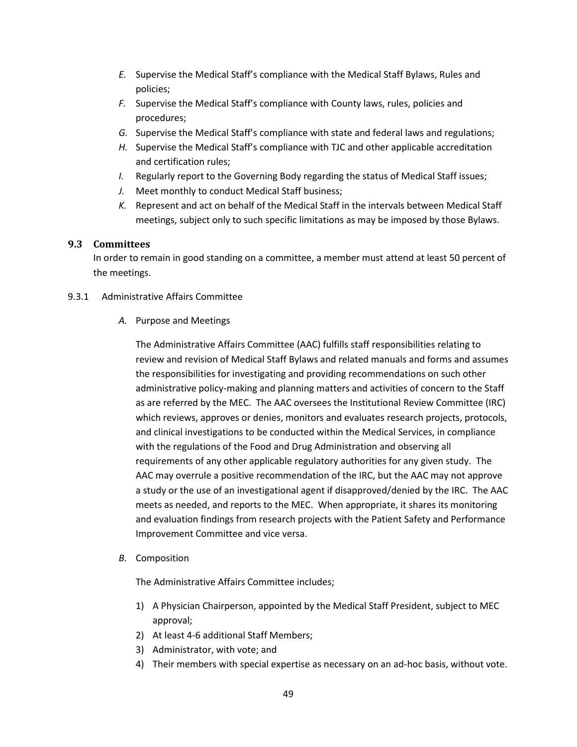*E.* Supervise the Medical Staff's compliance with the Medical Staff Bylaws, Rules and policies;

*F.* Supervise the Medical Staff's compliance with County laws, rules, policies and procedures;

*G.* Supervise the Medical Staff's compliance with state and federal laws and regulations;

*H.* Supervise the Medical Staff's compliance with TJC and other applicable accreditation and certification rules;

*I.* Regularly report to the Governing Body regarding the status of Medical Staff issues;

*J.* Meet monthly to conduct Medical Staff business;

*K.* Represent and act on behalf of the Medical Staff in the intervals between Medical Staff meetings, subject only to such specific limitations as may be imposed by those Bylaws.

### 9.3 Committees

In order to remain in good standing on a committee, a member must attend at least 50 percent of the meetings.

#### 9.3.1 Administrative Affairs Committee

*A.* Purpose and Meetings

The Administrative Affairs Committee (AAC) fulfills staff responsibilities relating to review and revision of Medical Staff Bylaws and related manuals and forms and assumes the responsibilities for investigating and providing recommendations on such other administrative policy-making and planning matters and activities of concern to the Staff as are referred by the MEC. The AAC oversees the Institutional Review Committee (IRC) which reviews, approves or denies, monitors and evaluates research projects, protocols, and clinical investigations to be conducted within the Medical Services, in compliance with the regulations of the Food and Drug Administration and observing all requirements of any other applicable regulatory authorities for any given study. The AAC may overrule a positive recommendation of the IRC, but the AAC may not approve a study or the use of an investigational agent if disapproved/denied by the IRC. The AAC meets as needed, and reports to the MEC. When appropriate, it shares its monitoring and evaluation findings from research projects with the Patient Safety and Performance Improvement Committee and vice versa.

*B.* Composition

The Administrative Affairs Committee includes;

1) A Physician Chairperson, appointed by the Medical Staff President, subject to MEC approval;
2) At least 4-6 additional Staff Members;
3) Administrator, with vote; and
4) Their members with special expertise as necessary on an ad-hoc basis, without vote.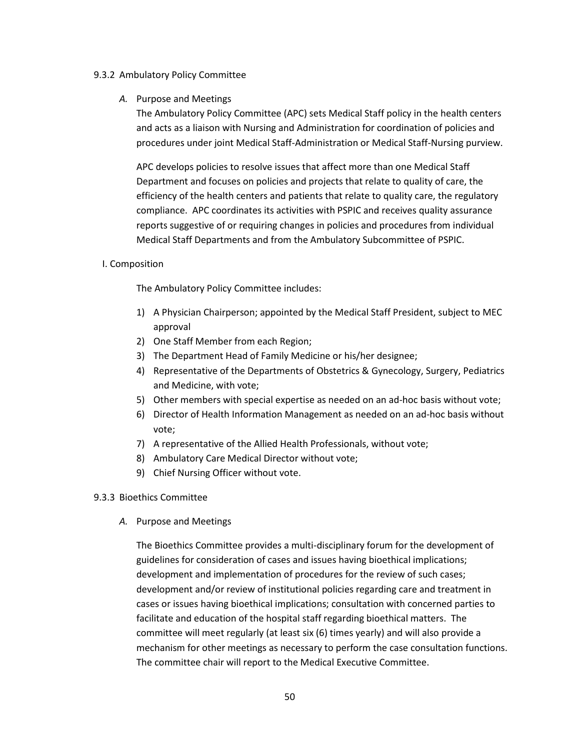### 9.3.2 Ambulatory Policy Committee

*A.* Purpose and Meetings

The Ambulatory Policy Committee (APC) sets Medical Staff policy in the health centers and acts as a liaison with Nursing and Administration for coordination of policies and procedures under joint Medical Staff-Administration or Medical Staff-Nursing purview.

APC develops policies to resolve issues that affect more than one Medical Staff Department and focuses on policies and projects that relate to quality of care, the efficiency of the health centers and patients that relate to quality care, the regulatory compliance. APC coordinates its activities with PSPIC and receives quality assurance reports suggestive of or requiring changes in policies and procedures from individual Medical Staff Departments and from the Ambulatory Subcommittee of PSPIC.

I. Composition

The Ambulatory Policy Committee includes:

1) A Physician Chairperson; appointed by the Medical Staff President, subject to MEC approval
2) One Staff Member from each Region;
3) The Department Head of Family Medicine or his/her designee;
4) Representative of the Departments of Obstetrics & Gynecology, Surgery, Pediatrics and Medicine, with vote;
5) Other members with special expertise as needed on an ad-hoc basis without vote;
6) Director of Health Information Management as needed on an ad-hoc basis without vote;
7) A representative of the Allied Health Professionals, without vote;
8) Ambulatory Care Medical Director without vote;
9) Chief Nursing Officer without vote.

### 9.3.3 Bioethics Committee

*A.* Purpose and Meetings

The Bioethics Committee provides a multi-disciplinary forum for the development of guidelines for consideration of cases and issues having bioethical implications; development and implementation of procedures for the review of such cases; development and/or review of institutional policies regarding care and treatment in cases or issues having bioethical implications; consultation with concerned parties to facilitate and education of the hospital staff regarding bioethical matters. The committee will meet regularly (at least six (6) times yearly) and will also provide a mechanism for other meetings as necessary to perform the case consultation functions. The committee chair will report to the Medical Executive Committee.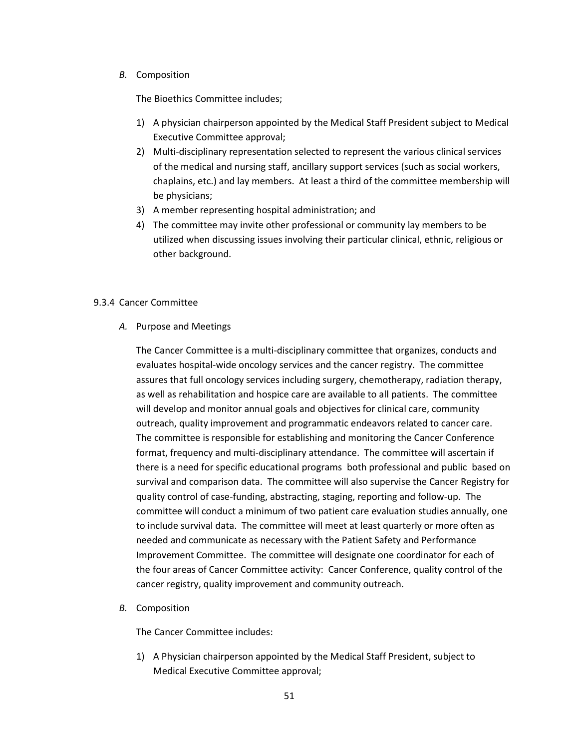*B.* Composition

The Bioethics Committee includes;

1) A physician chairperson appointed by the Medical Staff President subject to Medical Executive Committee approval;
2) Multi-disciplinary representation selected to represent the various clinical services of the medical and nursing staff, ancillary support services (such as social workers, chaplains, etc.) and lay members. At least a third of the committee membership will be physicians;
3) A member representing hospital administration; and
4) The committee may invite other professional or community lay members to be utilized when discussing issues involving their particular clinical, ethnic, religious or other background.

9.3.4 Cancer Committee

*A.* Purpose and Meetings

The Cancer Committee is a multi-disciplinary committee that organizes, conducts and evaluates hospital-wide oncology services and the cancer registry. The committee assures that full oncology services including surgery, chemotherapy, radiation therapy, as well as rehabilitation and hospice care are available to all patients. The committee will develop and monitor annual goals and objectives for clinical care, community outreach, quality improvement and programmatic endeavors related to cancer care. The committee is responsible for establishing and monitoring the Cancer Conference format, frequency and multi-disciplinary attendance. The committee will ascertain if there is a need for specific educational programs both professional and public based on survival and comparison data. The committee will also supervise the Cancer Registry for quality control of case-funding, abstracting, staging, reporting and follow-up. The committee will conduct a minimum of two patient care evaluation studies annually, one to include survival data. The committee will meet at least quarterly or more often as needed and communicate as necessary with the Patient Safety and Performance Improvement Committee. The committee will designate one coordinator for each of the four areas of Cancer Committee activity: Cancer Conference, quality control of the cancer registry, quality improvement and community outreach.

*B.* Composition

The Cancer Committee includes:

1) A Physician chairperson appointed by the Medical Staff President, subject to Medical Executive Committee approval;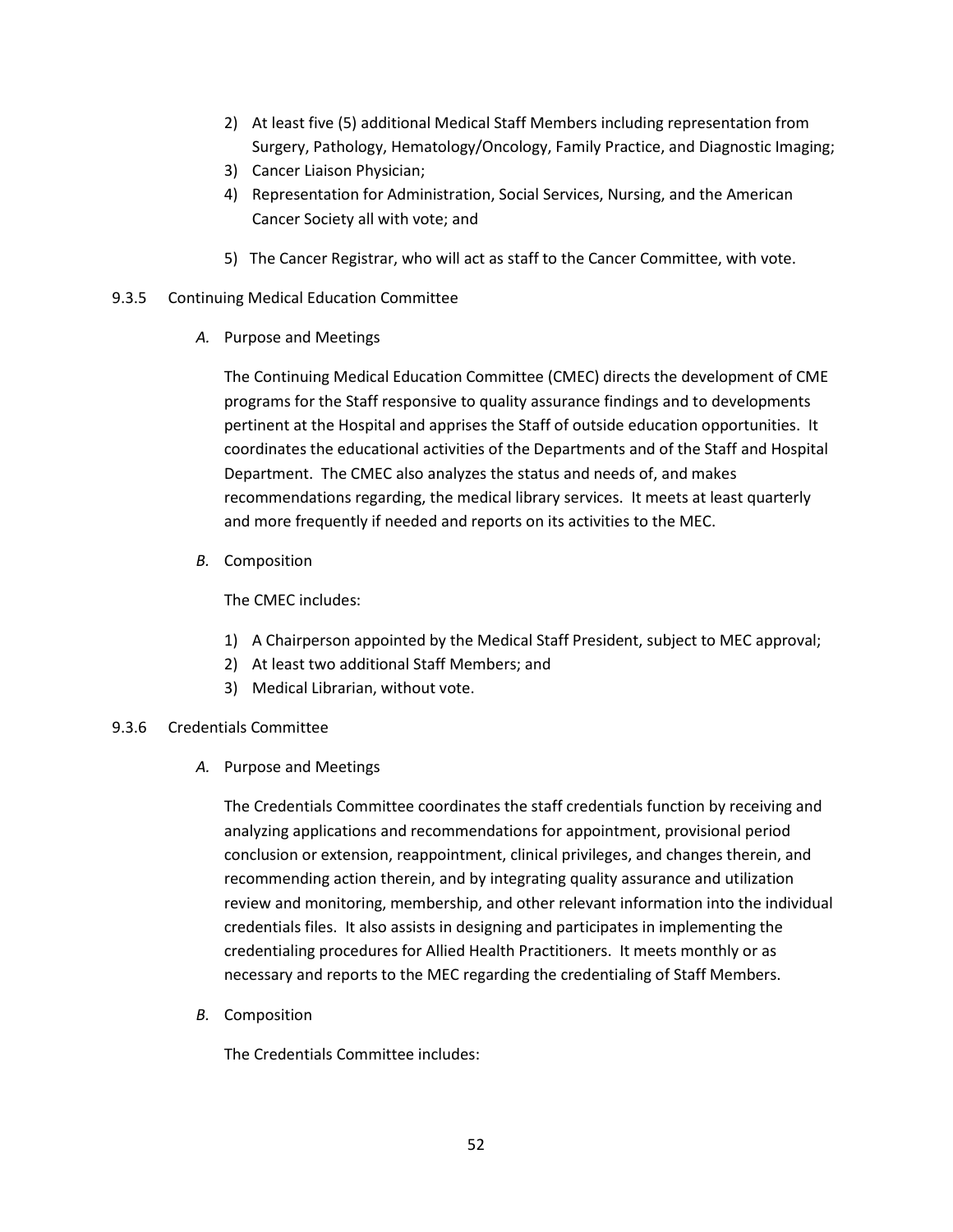2) At least five (5) additional Medical Staff Members including representation from Surgery, Pathology, Hematology/Oncology, Family Practice, and Diagnostic Imaging;
3) Cancer Liaison Physician;
4) Representation for Administration, Social Services, Nursing, and the American Cancer Society all with vote; and
5) The Cancer Registrar, who will act as staff to the Cancer Committee, with vote.

9.3.5 Continuing Medical Education Committee

*A.* Purpose and Meetings

The Continuing Medical Education Committee (CMEC) directs the development of CME programs for the Staff responsive to quality assurance findings and to developments pertinent at the Hospital and apprises the Staff of outside education opportunities. It coordinates the educational activities of the Departments and of the Staff and Hospital Department. The CMEC also analyzes the status and needs of, and makes recommendations regarding, the medical library services. It meets at least quarterly and more frequently if needed and reports on its activities to the MEC.

*B.* Composition

The CMEC includes:

1) A Chairperson appointed by the Medical Staff President, subject to MEC approval;
2) At least two additional Staff Members; and
3) Medical Librarian, without vote.

9.3.6 Credentials Committee

*A.* Purpose and Meetings

The Credentials Committee coordinates the staff credentials function by receiving and analyzing applications and recommendations for appointment, provisional period conclusion or extension, reappointment, clinical privileges, and changes therein, and recommending action therein, and by integrating quality assurance and utilization review and monitoring, membership, and other relevant information into the individual credentials files. It also assists in designing and participates in implementing the credentialing procedures for Allied Health Practitioners. It meets monthly or as necessary and reports to the MEC regarding the credentialing of Staff Members.

*B.* Composition

The Credentials Committee includes: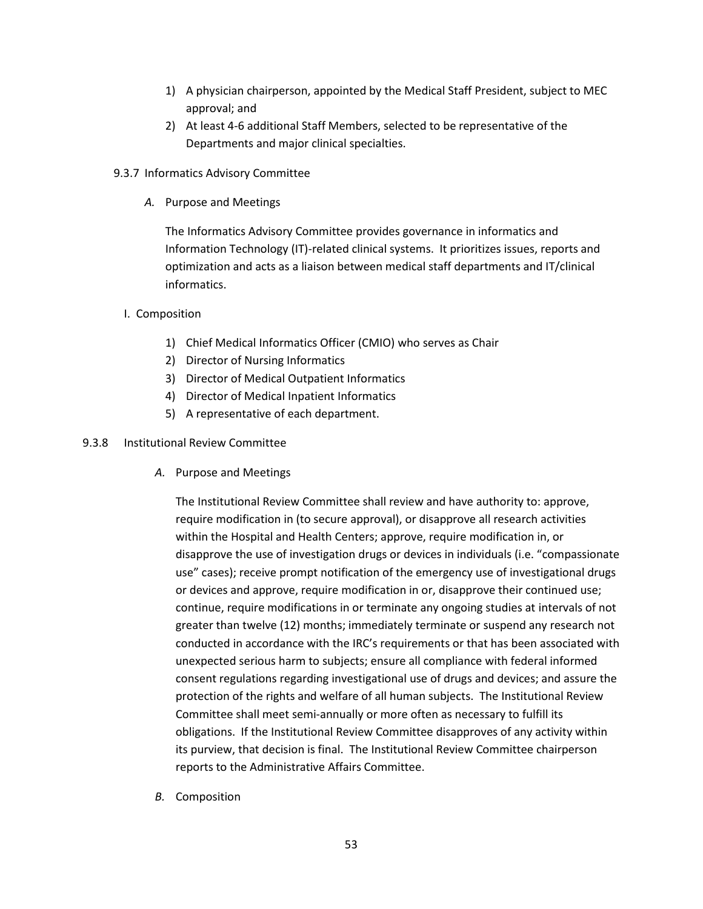1) A physician chairperson, appointed by the Medical Staff President, subject to MEC approval; and
2) At least 4-6 additional Staff Members, selected to be representative of the Departments and major clinical specialties.

9.3.7 Informatics Advisory Committee

*A.* Purpose and Meetings

The Informatics Advisory Committee provides governance in informatics and Information Technology (IT)-related clinical systems. It prioritizes issues, reports and optimization and acts as a liaison between medical staff departments and IT/clinical informatics.

I. Composition

1) Chief Medical Informatics Officer (CMIO) who serves as Chair
2) Director of Nursing Informatics
3) Director of Medical Outpatient Informatics
4) Director of Medical Inpatient Informatics
5) A representative of each department.

9.3.8 Institutional Review Committee

*A.* Purpose and Meetings

The Institutional Review Committee shall review and have authority to: approve, require modification in (to secure approval), or disapprove all research activities within the Hospital and Health Centers; approve, require modification in, or disapprove the use of investigation drugs or devices in individuals (i.e. "compassionate use" cases); receive prompt notification of the emergency use of investigational drugs or devices and approve, require modification in or, disapprove their continued use; continue, require modifications in or terminate any ongoing studies at intervals of not greater than twelve (12) months; immediately terminate or suspend any research not conducted in accordance with the IRC's requirements or that has been associated with unexpected serious harm to subjects; ensure all compliance with federal informed consent regulations regarding investigational use of drugs and devices; and assure the protection of the rights and welfare of all human subjects. The Institutional Review Committee shall meet semi-annually or more often as necessary to fulfill its obligations. If the Institutional Review Committee disapproves of any activity within its purview, that decision is final. The Institutional Review Committee chairperson reports to the Administrative Affairs Committee.

*B.* Composition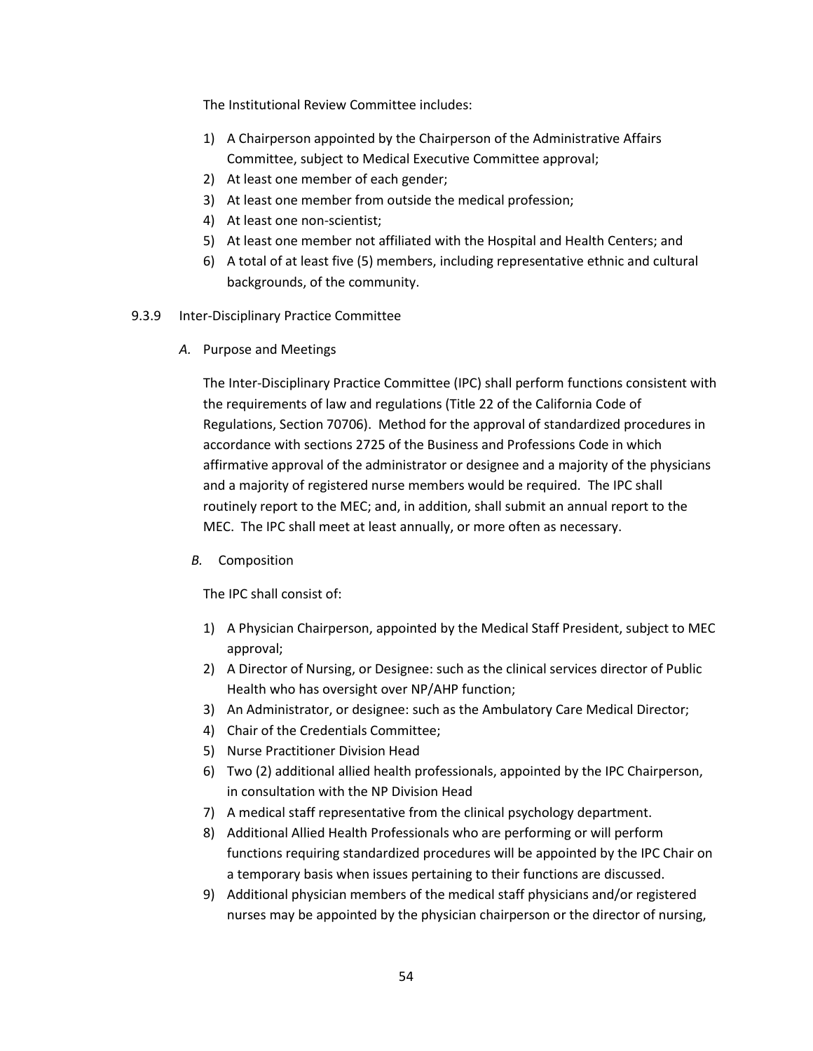The Institutional Review Committee includes:

1) A Chairperson appointed by the Chairperson of the Administrative Affairs Committee, subject to Medical Executive Committee approval;
2) At least one member of each gender;
3) At least one member from outside the medical profession;
4) At least one non-scientist;
5) At least one member not affiliated with the Hospital and Health Centers; and
6) A total of at least five (5) members, including representative ethnic and cultural backgrounds, of the community.

9.3.9 Inter-Disciplinary Practice Committee

*A.* Purpose and Meetings

The Inter-Disciplinary Practice Committee (IPC) shall perform functions consistent with the requirements of law and regulations (Title 22 of the California Code of Regulations, Section 70706). Method for the approval of standardized procedures in accordance with sections 2725 of the Business and Professions Code in which affirmative approval of the administrator or designee and a majority of the physicians and a majority of registered nurse members would be required. The IPC shall routinely report to the MEC; and, in addition, shall submit an annual report to the MEC. The IPC shall meet at least annually, or more often as necessary.

*B.* Composition

The IPC shall consist of:

1) A Physician Chairperson, appointed by the Medical Staff President, subject to MEC approval;
2) A Director of Nursing, or Designee: such as the clinical services director of Public Health who has oversight over NP/AHP function;
3) An Administrator, or designee: such as the Ambulatory Care Medical Director;
4) Chair of the Credentials Committee;
5) Nurse Practitioner Division Head
6) Two (2) additional allied health professionals, appointed by the IPC Chairperson, in consultation with the NP Division Head
7) A medical staff representative from the clinical psychology department.
8) Additional Allied Health Professionals who are performing or will perform functions requiring standardized procedures will be appointed by the IPC Chair on a temporary basis when issues pertaining to their functions are discussed.
9) Additional physician members of the medical staff physicians and/or registered nurses may be appointed by the physician chairperson or the director of nursing,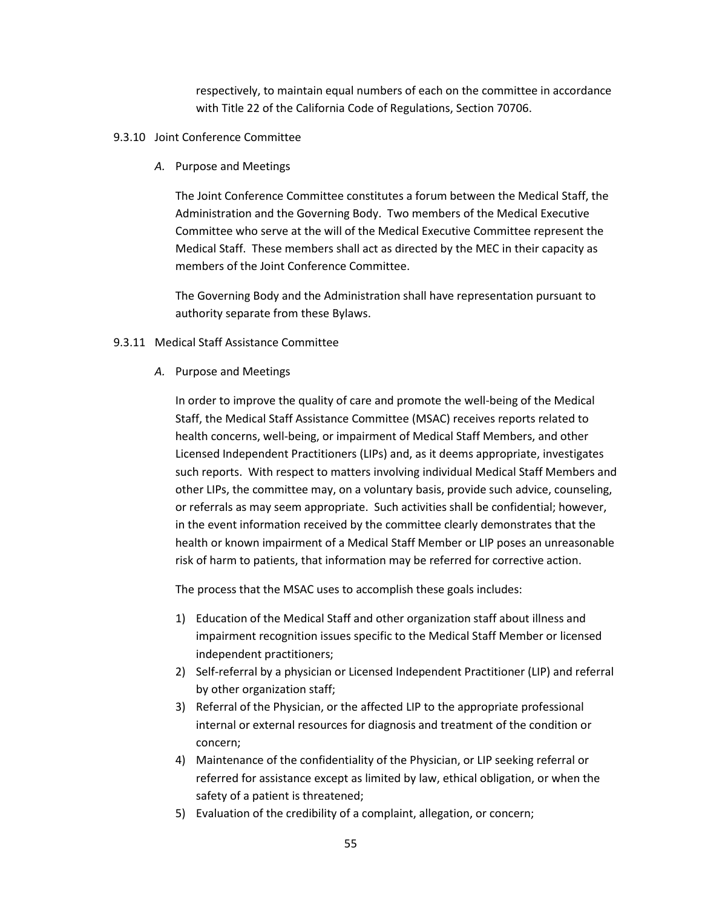respectively, to maintain equal numbers of each on the committee in accordance with Title 22 of the California Code of Regulations, Section 70706.

9.3.10 Joint Conference Committee

*A.* Purpose and Meetings

The Joint Conference Committee constitutes a forum between the Medical Staff, the Administration and the Governing Body. Two members of the Medical Executive Committee who serve at the will of the Medical Executive Committee represent the Medical Staff. These members shall act as directed by the MEC in their capacity as members of the Joint Conference Committee.

The Governing Body and the Administration shall have representation pursuant to authority separate from these Bylaws.

9.3.11 Medical Staff Assistance Committee

*A.* Purpose and Meetings

In order to improve the quality of care and promote the well-being of the Medical Staff, the Medical Staff Assistance Committee (MSAC) receives reports related to health concerns, well-being, or impairment of Medical Staff Members, and other Licensed Independent Practitioners (LIPs) and, as it deems appropriate, investigates such reports. With respect to matters involving individual Medical Staff Members and other LIPs, the committee may, on a voluntary basis, provide such advice, counseling, or referrals as may seem appropriate. Such activities shall be confidential; however, in the event information received by the committee clearly demonstrates that the health or known impairment of a Medical Staff Member or LIP poses an unreasonable risk of harm to patients, that information may be referred for corrective action.

The process that the MSAC uses to accomplish these goals includes:

1) Education of the Medical Staff and other organization staff about illness and impairment recognition issues specific to the Medical Staff Member or licensed independent practitioners;
2) Self-referral by a physician or Licensed Independent Practitioner (LIP) and referral by other organization staff;
3) Referral of the Physician, or the affected LIP to the appropriate professional internal or external resources for diagnosis and treatment of the condition or concern;
4) Maintenance of the confidentiality of the Physician, or LIP seeking referral or referred for assistance except as limited by law, ethical obligation, or when the safety of a patient is threatened;
5) Evaluation of the credibility of a complaint, allegation, or concern;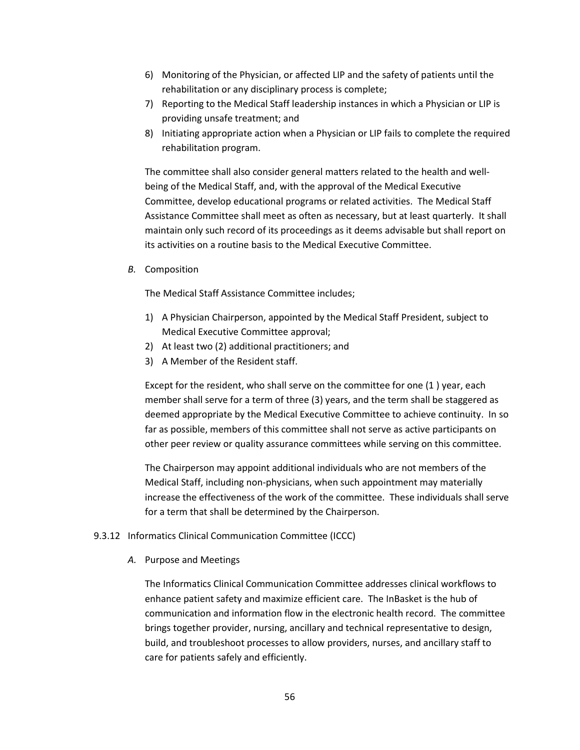6) Monitoring of the Physician, or affected LIP and the safety of patients until the rehabilitation or any disciplinary process is complete;
7) Reporting to the Medical Staff leadership instances in which a Physician or LIP is providing unsafe treatment; and
8) Initiating appropriate action when a Physician or LIP fails to complete the required rehabilitation program.

The committee shall also consider general matters related to the health and well-being of the Medical Staff, and, with the approval of the Medical Executive Committee, develop educational programs or related activities. The Medical Staff Assistance Committee shall meet as often as necessary, but at least quarterly. It shall maintain only such record of its proceedings as it deems advisable but shall report on its activities on a routine basis to the Medical Executive Committee.

*B.* Composition

The Medical Staff Assistance Committee includes;

1) A Physician Chairperson, appointed by the Medical Staff President, subject to Medical Executive Committee approval;
2) At least two (2) additional practitioners; and
3) A Member of the Resident staff.

Except for the resident, who shall serve on the committee for one (1 ) year, each member shall serve for a term of three (3) years, and the term shall be staggered as deemed appropriate by the Medical Executive Committee to achieve continuity. In so far as possible, members of this committee shall not serve as active participants on other peer review or quality assurance committees while serving on this committee.

The Chairperson may appoint additional individuals who are not members of the Medical Staff, including non-physicians, when such appointment may materially increase the effectiveness of the work of the committee. These individuals shall serve for a term that shall be determined by the Chairperson.

9.3.12 Informatics Clinical Communication Committee (ICCC)

*A.* Purpose and Meetings

The Informatics Clinical Communication Committee addresses clinical workflows to enhance patient safety and maximize efficient care. The InBasket is the hub of communication and information flow in the electronic health record. The committee brings together provider, nursing, ancillary and technical representative to design, build, and troubleshoot processes to allow providers, nurses, and ancillary staff to care for patients safely and efficiently.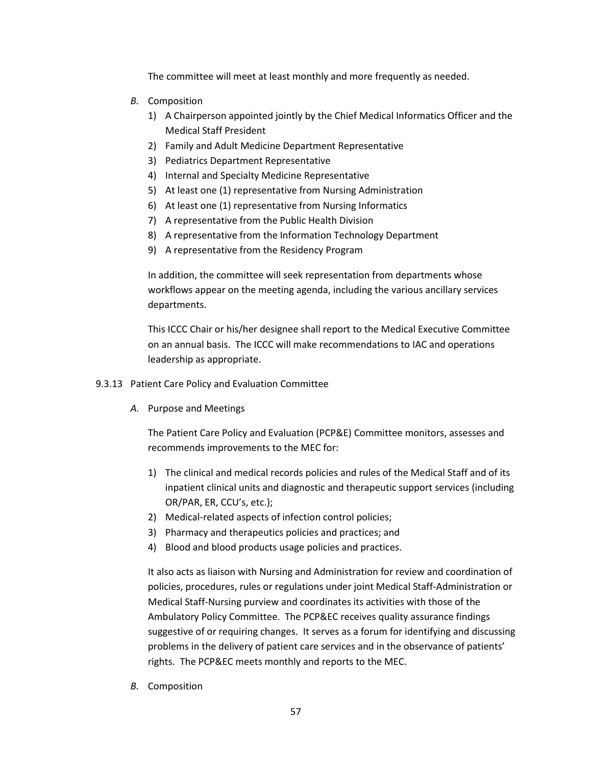The committee will meet at least monthly and more frequently as needed.

*B.* Composition

1) A Chairperson appointed jointly by the Chief Medical Informatics Officer and the Medical Staff President
2) Family and Adult Medicine Department Representative
3) Pediatrics Department Representative
4) Internal and Specialty Medicine Representative
5) At least one (1) representative from Nursing Administration
6) At least one (1) representative from Nursing Informatics
7) A representative from the Public Health Division
8) A representative from the Information Technology Department
9) A representative from the Residency Program

In addition, the committee will seek representation from departments whose workflows appear on the meeting agenda, including the various ancillary services departments.

This ICCC Chair or his/her designee shall report to the Medical Executive Committee on an annual basis. The ICCC will make recommendations to IAC and operations leadership as appropriate.

9.3.13 Patient Care Policy and Evaluation Committee

*A.* Purpose and Meetings

The Patient Care Policy and Evaluation (PCP&E) Committee monitors, assesses and recommends improvements to the MEC for:

1) The clinical and medical records policies and rules of the Medical Staff and of its inpatient clinical units and diagnostic and therapeutic support services (including OR/PAR, ER, CCU's, etc.);
2) Medical-related aspects of infection control policies;
3) Pharmacy and therapeutics policies and practices; and
4) Blood and blood products usage policies and practices.

It also acts as liaison with Nursing and Administration for review and coordination of policies, procedures, rules or regulations under joint Medical Staff-Administration or Medical Staff-Nursing purview and coordinates its activities with those of the Ambulatory Policy Committee. The PCP&EC receives quality assurance findings suggestive of or requiring changes. It serves as a forum for identifying and discussing problems in the delivery of patient care services and in the observance of patients' rights. The PCP&EC meets monthly and reports to the MEC.

*B.* Composition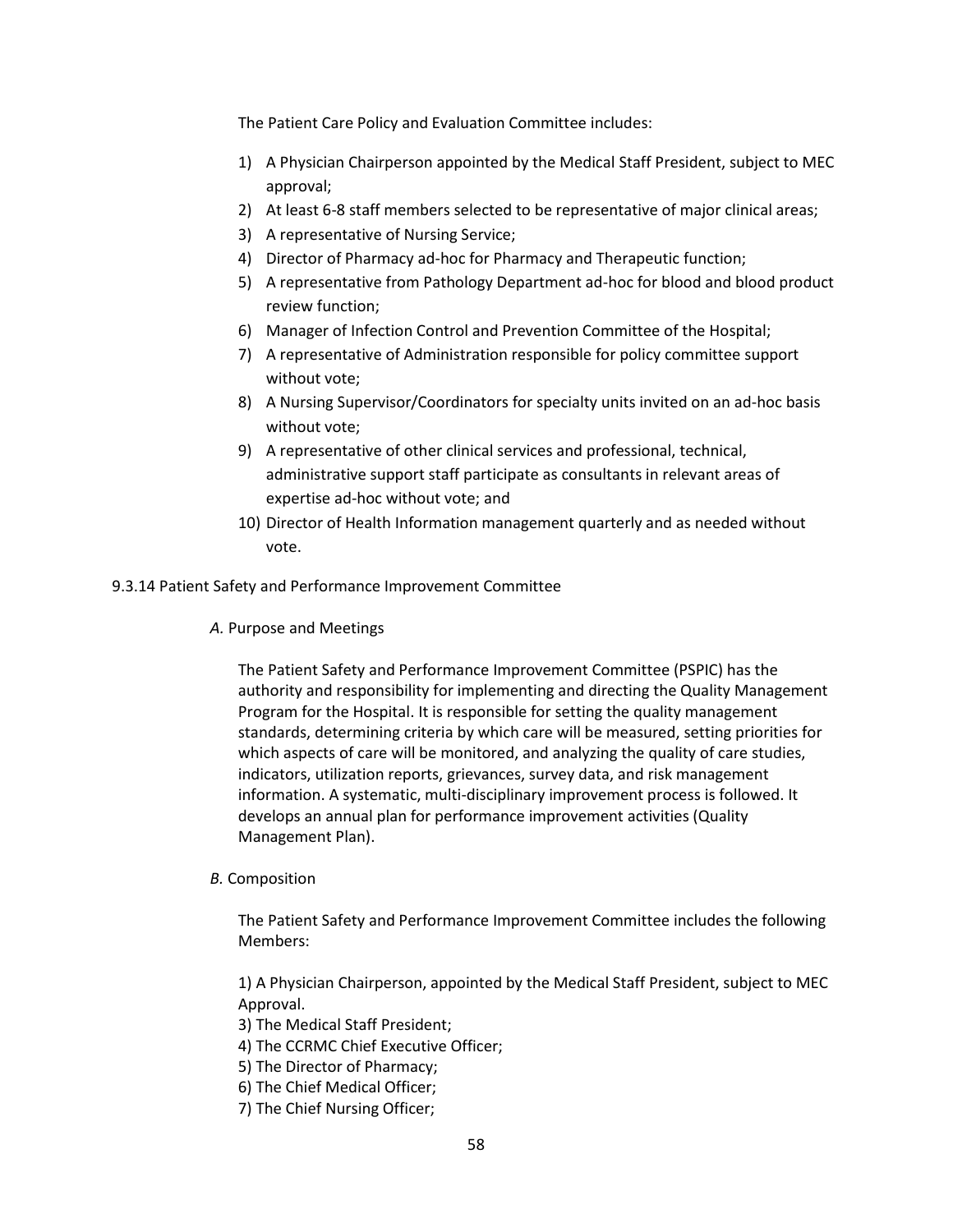The Patient Care Policy and Evaluation Committee includes:

1) A Physician Chairperson appointed by the Medical Staff President, subject to MEC approval;
2) At least 6-8 staff members selected to be representative of major clinical areas;
3) A representative of Nursing Service;
4) Director of Pharmacy ad-hoc for Pharmacy and Therapeutic function;
5) A representative from Pathology Department ad-hoc for blood and blood product review function;
6) Manager of Infection Control and Prevention Committee of the Hospital;
7) A representative of Administration responsible for policy committee support without vote;
8) A Nursing Supervisor/Coordinators for specialty units invited on an ad-hoc basis without vote;
9) A representative of other clinical services and professional, technical, administrative support staff participate as consultants in relevant areas of expertise ad-hoc without vote; and
10) Director of Health Information management quarterly and as needed without vote.

9.3.14 Patient Safety and Performance Improvement Committee

*A.* Purpose and Meetings

The Patient Safety and Performance Improvement Committee (PSPIC) has the authority and responsibility for implementing and directing the Quality Management Program for the Hospital. It is responsible for setting the quality management standards, determining criteria by which care will be measured, setting priorities for which aspects of care will be monitored, and analyzing the quality of care studies, indicators, utilization reports, grievances, survey data, and risk management information. A systematic, multi-disciplinary improvement process is followed. It develops an annual plan for performance improvement activities (Quality Management Plan).

*B.* Composition

The Patient Safety and Performance Improvement Committee includes the following Members:

1) A Physician Chairperson, appointed by the Medical Staff President, subject to MEC Approval.
3) The Medical Staff President;
4) The CCRMC Chief Executive Officer;
5) The Director of Pharmacy;
6) The Chief Medical Officer;
7) The Chief Nursing Officer;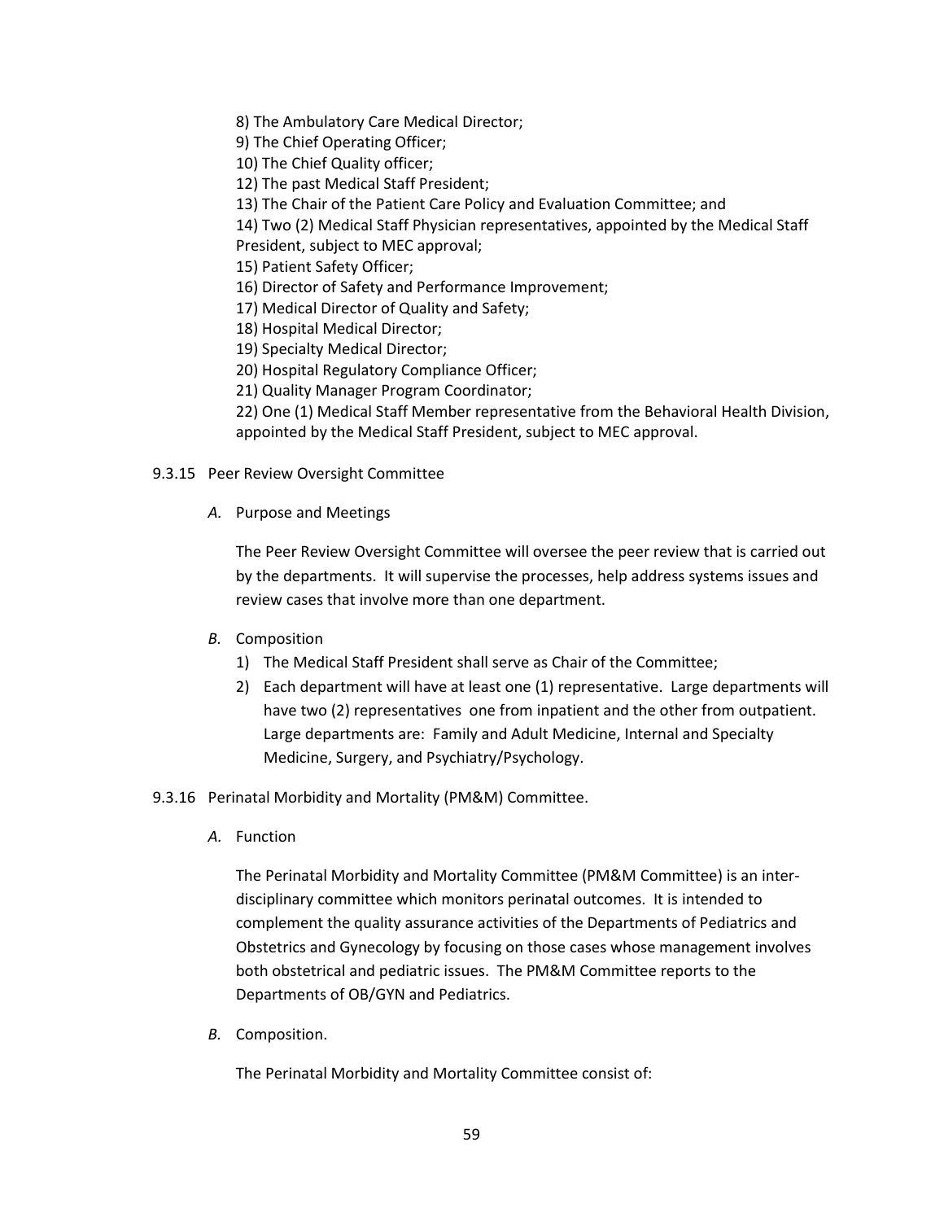8) The Ambulatory Care Medical Director;
9) The Chief Operating Officer;
10) The Chief Quality officer;
12) The past Medical Staff President;
13) The Chair of the Patient Care Policy and Evaluation Committee; and
14) Two (2) Medical Staff Physician representatives, appointed by the Medical Staff President, subject to MEC approval;
15) Patient Safety Officer;
16) Director of Safety and Performance Improvement;
17) Medical Director of Quality and Safety;
18) Hospital Medical Director;
19) Specialty Medical Director;
20) Hospital Regulatory Compliance Officer;
21) Quality Manager Program Coordinator;
22) One (1) Medical Staff Member representative from the Behavioral Health Division, appointed by the Medical Staff President, subject to MEC approval.

9.3.15 Peer Review Oversight Committee

*A.* Purpose and Meetings

The Peer Review Oversight Committee will oversee the peer review that is carried out by the departments. It will supervise the processes, help address systems issues and review cases that involve more than one department.

*B.* Composition

1) The Medical Staff President shall serve as Chair of the Committee;
2) Each department will have at least one (1) representative. Large departments will have two (2) representatives one from inpatient and the other from outpatient. Large departments are: Family and Adult Medicine, Internal and Specialty Medicine, Surgery, and Psychiatry/Psychology.

9.3.16 Perinatal Morbidity and Mortality (PM&M) Committee.

*A.* Function

The Perinatal Morbidity and Mortality Committee (PM&M Committee) is an inter-disciplinary committee which monitors perinatal outcomes. It is intended to complement the quality assurance activities of the Departments of Pediatrics and Obstetrics and Gynecology by focusing on those cases whose management involves both obstetrical and pediatric issues. The PM&M Committee reports to the Departments of OB/GYN and Pediatrics.

*B.* Composition.

The Perinatal Morbidity and Mortality Committee consist of: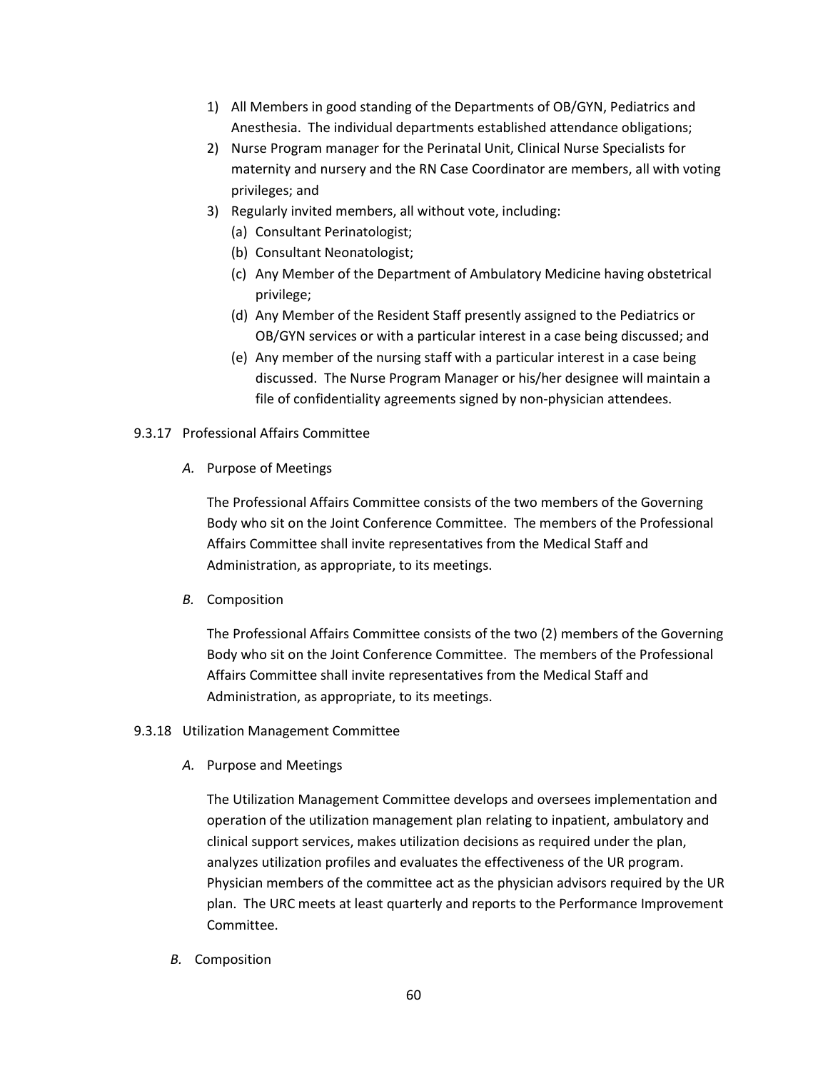1) All Members in good standing of the Departments of OB/GYN, Pediatrics and Anesthesia. The individual departments established attendance obligations;
2) Nurse Program manager for the Perinatal Unit, Clinical Nurse Specialists for maternity and nursery and the RN Case Coordinator are members, all with voting privileges; and
3) Regularly invited members, all without vote, including:
   (a) Consultant Perinatologist;
   (b) Consultant Neonatologist;
   (c) Any Member of the Department of Ambulatory Medicine having obstetrical privilege;
   (d) Any Member of the Resident Staff presently assigned to the Pediatrics or OB/GYN services or with a particular interest in a case being discussed; and
   (e) Any member of the nursing staff with a particular interest in a case being discussed. The Nurse Program Manager or his/her designee will maintain a file of confidentiality agreements signed by non-physician attendees.

9.3.17 Professional Affairs Committee

*A.* Purpose of Meetings

The Professional Affairs Committee consists of the two members of the Governing Body who sit on the Joint Conference Committee. The members of the Professional Affairs Committee shall invite representatives from the Medical Staff and Administration, as appropriate, to its meetings.

*B.* Composition

The Professional Affairs Committee consists of the two (2) members of the Governing Body who sit on the Joint Conference Committee. The members of the Professional Affairs Committee shall invite representatives from the Medical Staff and Administration, as appropriate, to its meetings.

9.3.18 Utilization Management Committee

*A.* Purpose and Meetings

The Utilization Management Committee develops and oversees implementation and operation of the utilization management plan relating to inpatient, ambulatory and clinical support services, makes utilization decisions as required under the plan, analyzes utilization profiles and evaluates the effectiveness of the UR program. Physician members of the committee act as the physician advisors required by the UR plan. The URC meets at least quarterly and reports to the Performance Improvement Committee.

*B.* Composition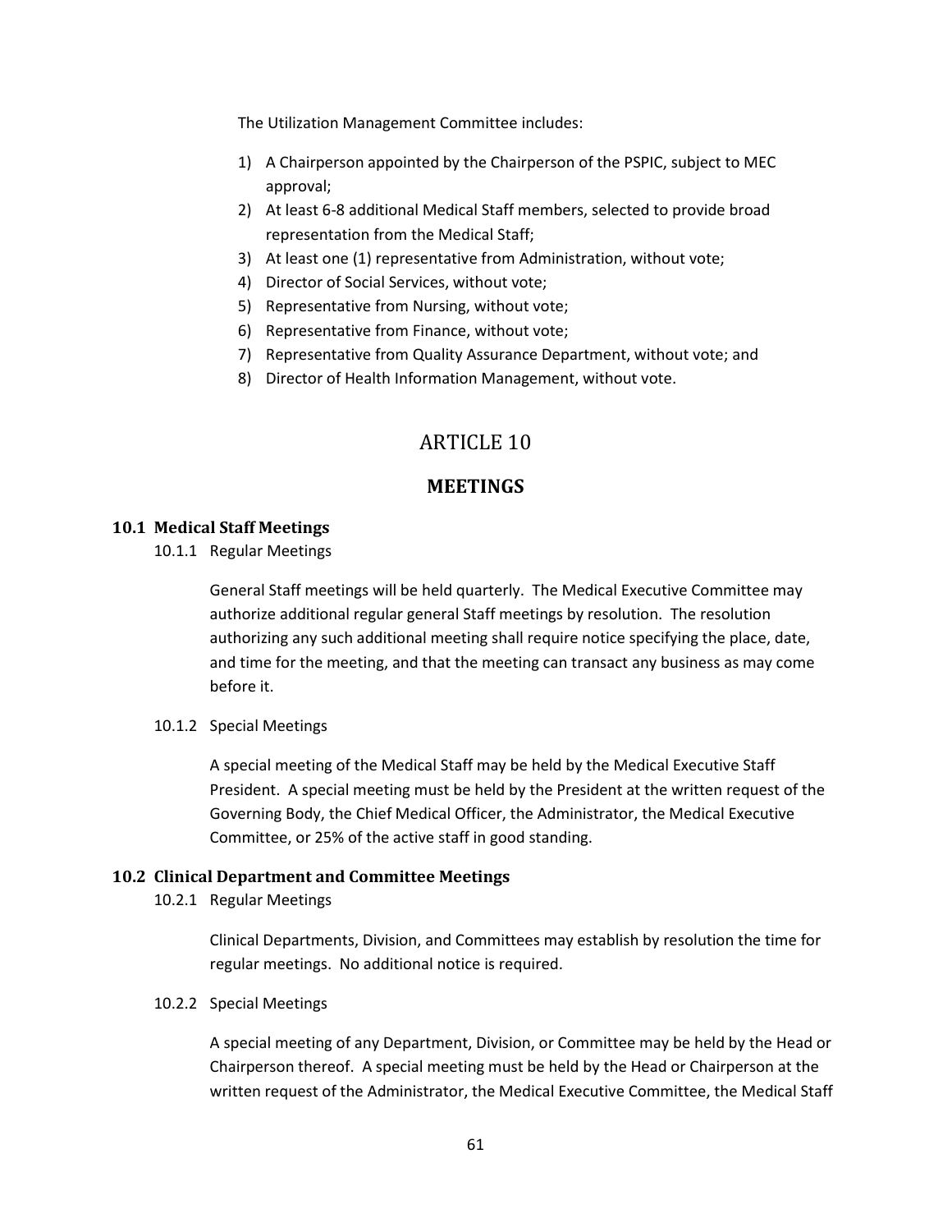The Utilization Management Committee includes:

1) A Chairperson appointed by the Chairperson of the PSPIC, subject to MEC approval;
2) At least 6-8 additional Medical Staff members, selected to provide broad representation from the Medical Staff;
3) At least one (1) representative from Administration, without vote;
4) Director of Social Services, without vote;
5) Representative from Nursing, without vote;
6) Representative from Finance, without vote;
7) Representative from Quality Assurance Department, without vote; and
8) Director of Health Information Management, without vote.

# ARTICLE 10

# MEETINGS

## 10.1 Medical Staff Meetings

10.1.1 Regular Meetings

General Staff meetings will be held quarterly. The Medical Executive Committee may authorize additional regular general Staff meetings by resolution. The resolution authorizing any such additional meeting shall require notice specifying the place, date, and time for the meeting, and that the meeting can transact any business as may come before it.

10.1.2 Special Meetings

A special meeting of the Medical Staff may be held by the Medical Executive Staff President. A special meeting must be held by the President at the written request of the Governing Body, the Chief Medical Officer, the Administrator, the Medical Executive Committee, or 25% of the active staff in good standing.

## 10.2 Clinical Department and Committee Meetings

10.2.1 Regular Meetings

Clinical Departments, Division, and Committees may establish by resolution the time for regular meetings. No additional notice is required.

10.2.2 Special Meetings

A special meeting of any Department, Division, or Committee may be held by the Head or Chairperson thereof. A special meeting must be held by the Head or Chairperson at the written request of the Administrator, the Medical Executive Committee, the Medical Staff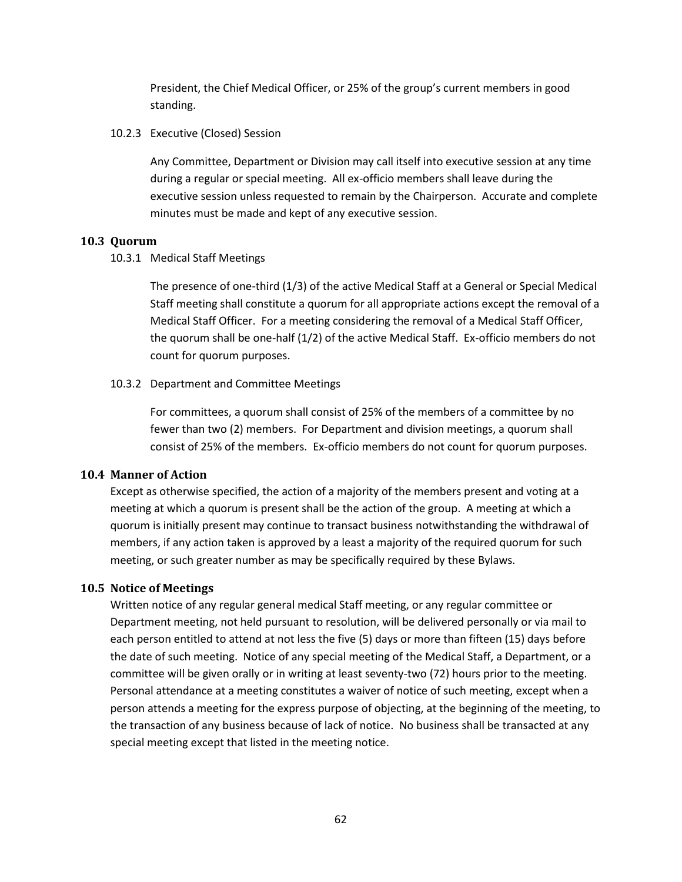President, the Chief Medical Officer, or 25% of the group's current members in good standing.

10.2.3 Executive (Closed) Session

Any Committee, Department or Division may call itself into executive session at any time during a regular or special meeting. All ex-officio members shall leave during the executive session unless requested to remain by the Chairperson. Accurate and complete minutes must be made and kept of any executive session.

### 10.3 Quorum

10.3.1 Medical Staff Meetings

The presence of one-third (1/3) of the active Medical Staff at a General or Special Medical Staff meeting shall constitute a quorum for all appropriate actions except the removal of a Medical Staff Officer. For a meeting considering the removal of a Medical Staff Officer, the quorum shall be one-half (1/2) of the active Medical Staff. Ex-officio members do not count for quorum purposes.

10.3.2 Department and Committee Meetings

For committees, a quorum shall consist of 25% of the members of a committee by no fewer than two (2) members. For Department and division meetings, a quorum shall consist of 25% of the members. Ex-officio members do not count for quorum purposes.

### 10.4 Manner of Action

Except as otherwise specified, the action of a majority of the members present and voting at a meeting at which a quorum is present shall be the action of the group. A meeting at which a quorum is initially present may continue to transact business notwithstanding the withdrawal of members, if any action taken is approved by a least a majority of the required quorum for such meeting, or such greater number as may be specifically required by these Bylaws.

### 10.5 Notice of Meetings

Written notice of any regular general medical Staff meeting, or any regular committee or Department meeting, not held pursuant to resolution, will be delivered personally or via mail to each person entitled to attend at not less the five (5) days or more than fifteen (15) days before the date of such meeting. Notice of any special meeting of the Medical Staff, a Department, or a committee will be given orally or in writing at least seventy-two (72) hours prior to the meeting. Personal attendance at a meeting constitutes a waiver of notice of such meeting, except when a person attends a meeting for the express purpose of objecting, at the beginning of the meeting, to the transaction of any business because of lack of notice. No business shall be transacted at any special meeting except that listed in the meeting notice.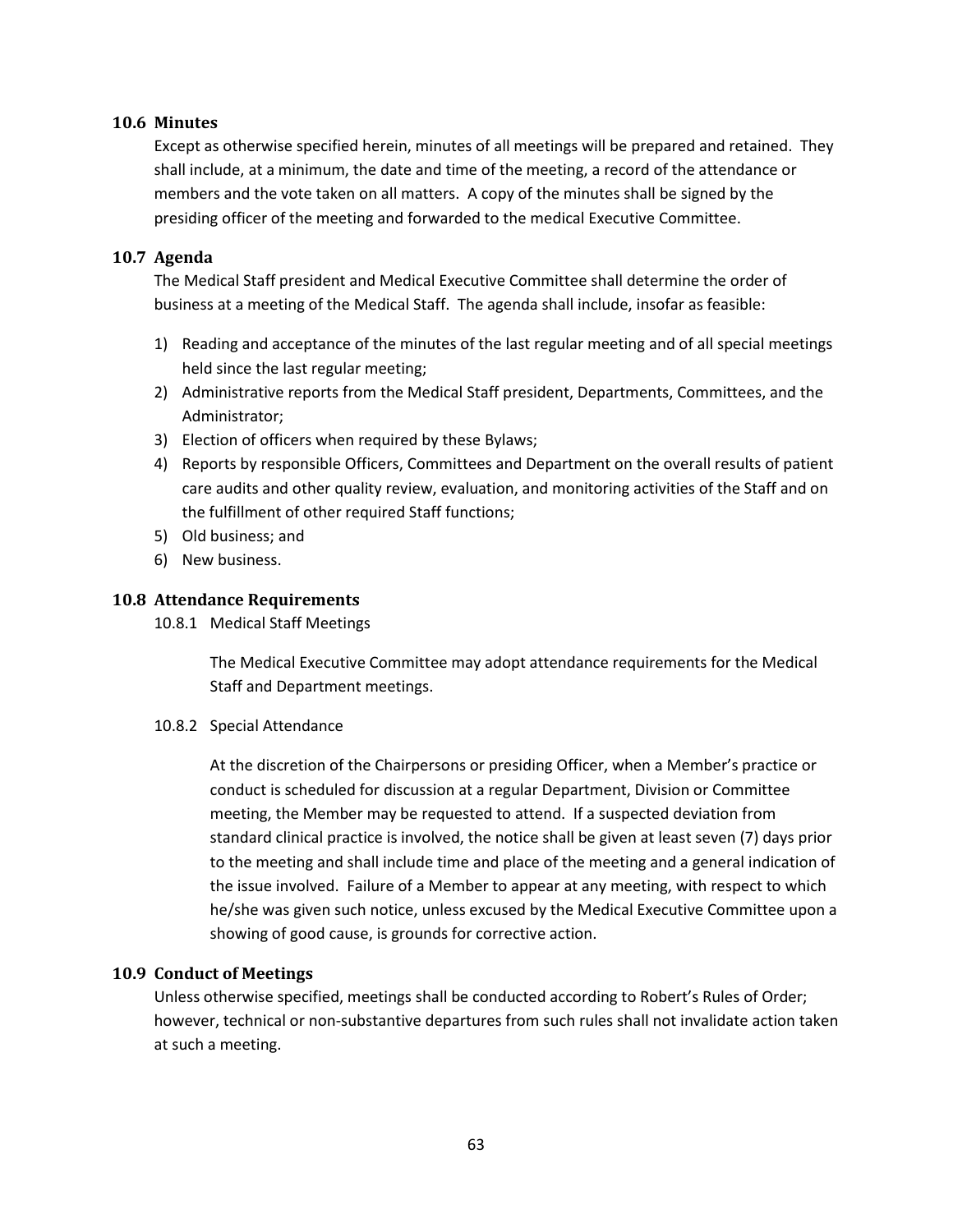### 10.6 Minutes

Except as otherwise specified herein, minutes of all meetings will be prepared and retained. They shall include, at a minimum, the date and time of the meeting, a record of the attendance or members and the vote taken on all matters. A copy of the minutes shall be signed by the presiding officer of the meeting and forwarded to the medical Executive Committee.

### 10.7 Agenda

The Medical Staff president and Medical Executive Committee shall determine the order of business at a meeting of the Medical Staff. The agenda shall include, insofar as feasible:

1) Reading and acceptance of the minutes of the last regular meeting and of all special meetings held since the last regular meeting;
2) Administrative reports from the Medical Staff president, Departments, Committees, and the Administrator;
3) Election of officers when required by these Bylaws;
4) Reports by responsible Officers, Committees and Department on the overall results of patient care audits and other quality review, evaluation, and monitoring activities of the Staff and on the fulfillment of other required Staff functions;
5) Old business; and
6) New business.

### 10.8 Attendance Requirements

10.8.1 Medical Staff Meetings

The Medical Executive Committee may adopt attendance requirements for the Medical Staff and Department meetings.

10.8.2 Special Attendance

At the discretion of the Chairpersons or presiding Officer, when a Member's practice or conduct is scheduled for discussion at a regular Department, Division or Committee meeting, the Member may be requested to attend. If a suspected deviation from standard clinical practice is involved, the notice shall be given at least seven (7) days prior to the meeting and shall include time and place of the meeting and a general indication of the issue involved. Failure of a Member to appear at any meeting, with respect to which he/she was given such notice, unless excused by the Medical Executive Committee upon a showing of good cause, is grounds for corrective action.

### 10.9 Conduct of Meetings

Unless otherwise specified, meetings shall be conducted according to Robert's Rules of Order; however, technical or non-substantive departures from such rules shall not invalidate action taken at such a meeting.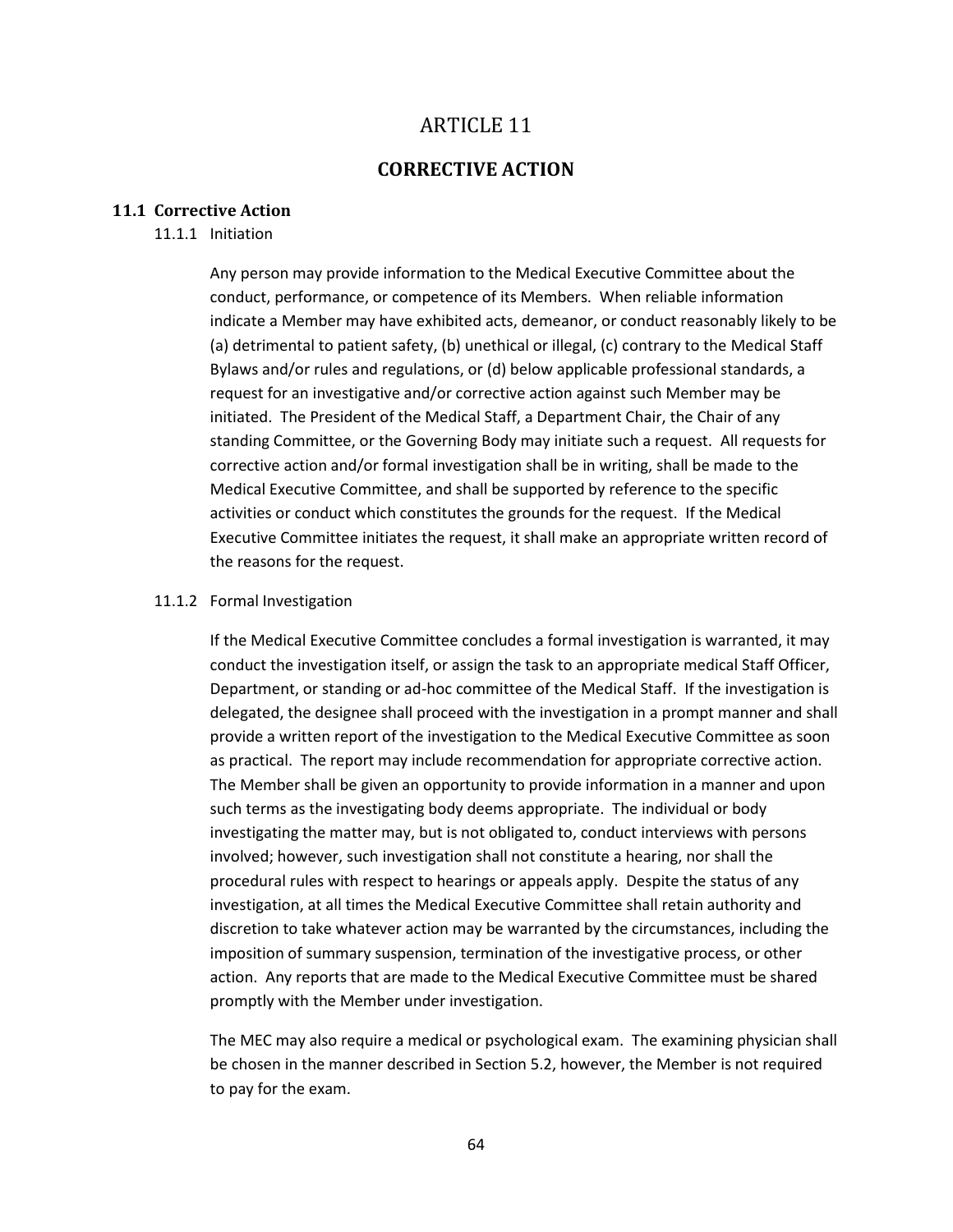# ARTICLE 11

## CORRECTIVE ACTION

### 11.1 Corrective Action

11.1.1 Initiation

Any person may provide information to the Medical Executive Committee about the conduct, performance, or competence of its Members. When reliable information indicate a Member may have exhibited acts, demeanor, or conduct reasonably likely to be (a) detrimental to patient safety, (b) unethical or illegal, (c) contrary to the Medical Staff Bylaws and/or rules and regulations, or (d) below applicable professional standards, a request for an investigative and/or corrective action against such Member may be initiated. The President of the Medical Staff, a Department Chair, the Chair of any standing Committee, or the Governing Body may initiate such a request. All requests for corrective action and/or formal investigation shall be in writing, shall be made to the Medical Executive Committee, and shall be supported by reference to the specific activities or conduct which constitutes the grounds for the request. If the Medical Executive Committee initiates the request, it shall make an appropriate written record of the reasons for the request.

11.1.2 Formal Investigation

If the Medical Executive Committee concludes a formal investigation is warranted, it may conduct the investigation itself, or assign the task to an appropriate medical Staff Officer, Department, or standing or ad-hoc committee of the Medical Staff. If the investigation is delegated, the designee shall proceed with the investigation in a prompt manner and shall provide a written report of the investigation to the Medical Executive Committee as soon as practical. The report may include recommendation for appropriate corrective action. The Member shall be given an opportunity to provide information in a manner and upon such terms as the investigating body deems appropriate. The individual or body investigating the matter may, but is not obligated to, conduct interviews with persons involved; however, such investigation shall not constitute a hearing, nor shall the procedural rules with respect to hearings or appeals apply. Despite the status of any investigation, at all times the Medical Executive Committee shall retain authority and discretion to take whatever action may be warranted by the circumstances, including the imposition of summary suspension, termination of the investigative process, or other action. Any reports that are made to the Medical Executive Committee must be shared promptly with the Member under investigation.

The MEC may also require a medical or psychological exam. The examining physician shall be chosen in the manner described in Section 5.2, however, the Member is not required to pay for the exam.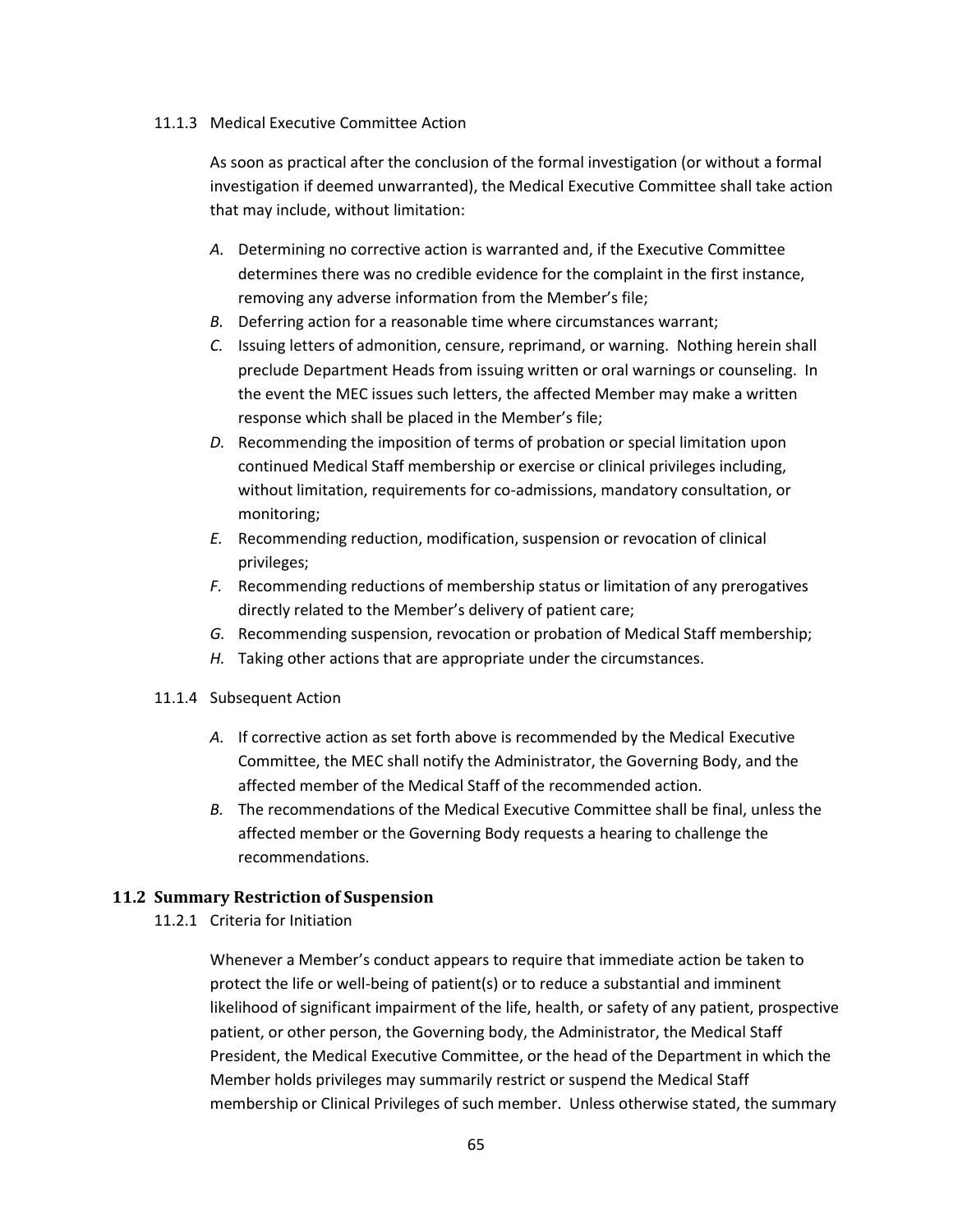11.1.3 Medical Executive Committee Action

As soon as practical after the conclusion of the formal investigation (or without a formal investigation if deemed unwarranted), the Medical Executive Committee shall take action that may include, without limitation:

*A.* Determining no corrective action is warranted and, if the Executive Committee determines there was no credible evidence for the complaint in the first instance, removing any adverse information from the Member's file;

*B.* Deferring action for a reasonable time where circumstances warrant;

*C.* Issuing letters of admonition, censure, reprimand, or warning. Nothing herein shall preclude Department Heads from issuing written or oral warnings or counseling. In the event the MEC issues such letters, the affected Member may make a written response which shall be placed in the Member's file;

*D.* Recommending the imposition of terms of probation or special limitation upon continued Medical Staff membership or exercise or clinical privileges including, without limitation, requirements for co-admissions, mandatory consultation, or monitoring;

*E.* Recommending reduction, modification, suspension or revocation of clinical privileges;

*F.* Recommending reductions of membership status or limitation of any prerogatives directly related to the Member's delivery of patient care;

*G.* Recommending suspension, revocation or probation of Medical Staff membership;

*H.* Taking other actions that are appropriate under the circumstances.

11.1.4 Subsequent Action

*A.* If corrective action as set forth above is recommended by the Medical Executive Committee, the MEC shall notify the Administrator, the Governing Body, and the affected member of the Medical Staff of the recommended action.

*B.* The recommendations of the Medical Executive Committee shall be final, unless the affected member or the Governing Body requests a hearing to challenge the recommendations.

### 11.2 Summary Restriction of Suspension

11.2.1 Criteria for Initiation

Whenever a Member's conduct appears to require that immediate action be taken to protect the life or well-being of patient(s) or to reduce a substantial and imminent likelihood of significant impairment of the life, health, or safety of any patient, prospective patient, or other person, the Governing body, the Administrator, the Medical Staff President, the Medical Executive Committee, or the head of the Department in which the Member holds privileges may summarily restrict or suspend the Medical Staff membership or Clinical Privileges of such member. Unless otherwise stated, the summary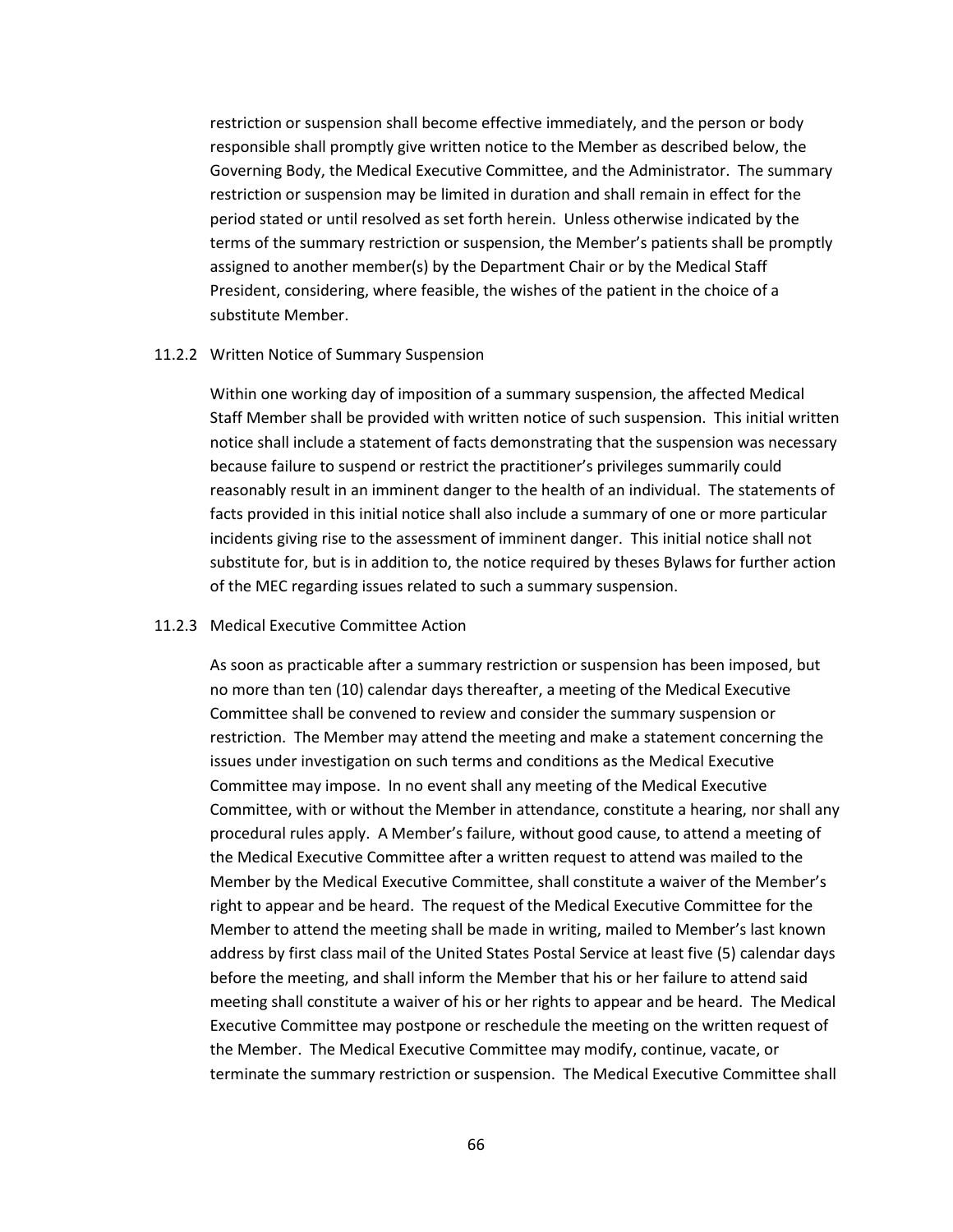restriction or suspension shall become effective immediately, and the person or body responsible shall promptly give written notice to the Member as described below, the Governing Body, the Medical Executive Committee, and the Administrator. The summary restriction or suspension may be limited in duration and shall remain in effect for the period stated or until resolved as set forth herein. Unless otherwise indicated by the terms of the summary restriction or suspension, the Member's patients shall be promptly assigned to another member(s) by the Department Chair or by the Medical Staff President, considering, where feasible, the wishes of the patient in the choice of a substitute Member.

### 11.2.2 Written Notice of Summary Suspension

Within one working day of imposition of a summary suspension, the affected Medical Staff Member shall be provided with written notice of such suspension. This initial written notice shall include a statement of facts demonstrating that the suspension was necessary because failure to suspend or restrict the practitioner's privileges summarily could reasonably result in an imminent danger to the health of an individual. The statements of facts provided in this initial notice shall also include a summary of one or more particular incidents giving rise to the assessment of imminent danger. This initial notice shall not substitute for, but is in addition to, the notice required by theses Bylaws for further action of the MEC regarding issues related to such a summary suspension.

### 11.2.3 Medical Executive Committee Action

As soon as practicable after a summary restriction or suspension has been imposed, but no more than ten (10) calendar days thereafter, a meeting of the Medical Executive Committee shall be convened to review and consider the summary suspension or restriction. The Member may attend the meeting and make a statement concerning the issues under investigation on such terms and conditions as the Medical Executive Committee may impose. In no event shall any meeting of the Medical Executive Committee, with or without the Member in attendance, constitute a hearing, nor shall any procedural rules apply. A Member's failure, without good cause, to attend a meeting of the Medical Executive Committee after a written request to attend was mailed to the Member by the Medical Executive Committee, shall constitute a waiver of the Member's right to appear and be heard. The request of the Medical Executive Committee for the Member to attend the meeting shall be made in writing, mailed to Member's last known address by first class mail of the United States Postal Service at least five (5) calendar days before the meeting, and shall inform the Member that his or her failure to attend said meeting shall constitute a waiver of his or her rights to appear and be heard. The Medical Executive Committee may postpone or reschedule the meeting on the written request of the Member. The Medical Executive Committee may modify, continue, vacate, or terminate the summary restriction or suspension. The Medical Executive Committee shall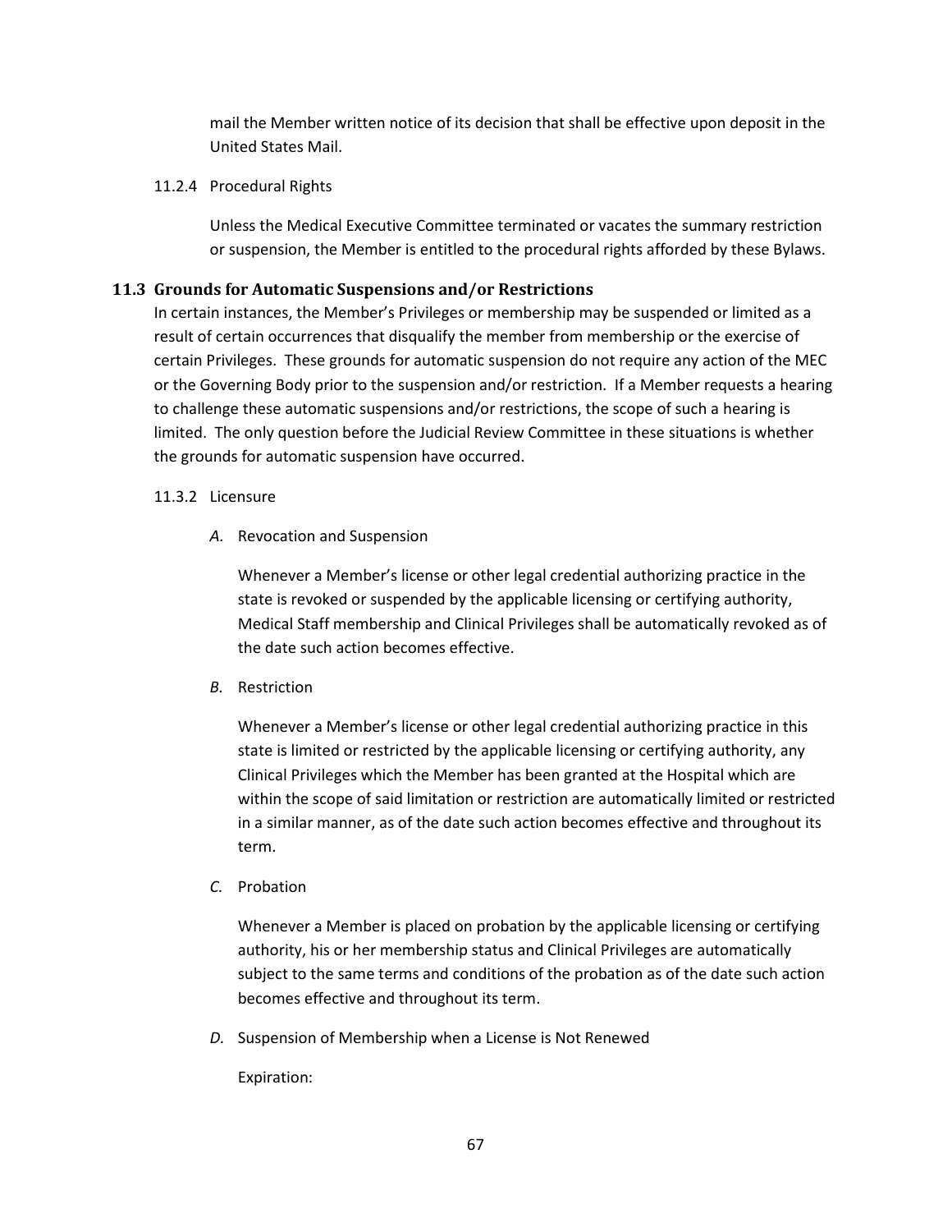mail the Member written notice of its decision that shall be effective upon deposit in the United States Mail.

11.2.4 Procedural Rights

Unless the Medical Executive Committee terminated or vacates the summary restriction or suspension, the Member is entitled to the procedural rights afforded by these Bylaws.

### 11.3 Grounds for Automatic Suspensions and/or Restrictions

In certain instances, the Member's Privileges or membership may be suspended or limited as a result of certain occurrences that disqualify the member from membership or the exercise of certain Privileges. These grounds for automatic suspension do not require any action of the MEC or the Governing Body prior to the suspension and/or restriction. If a Member requests a hearing to challenge these automatic suspensions and/or restrictions, the scope of such a hearing is limited. The only question before the Judicial Review Committee in these situations is whether the grounds for automatic suspension have occurred.

11.3.2 Licensure

*A.* Revocation and Suspension

Whenever a Member's license or other legal credential authorizing practice in the state is revoked or suspended by the applicable licensing or certifying authority, Medical Staff membership and Clinical Privileges shall be automatically revoked as of the date such action becomes effective.

*B.* Restriction

Whenever a Member's license or other legal credential authorizing practice in this state is limited or restricted by the applicable licensing or certifying authority, any Clinical Privileges which the Member has been granted at the Hospital which are within the scope of said limitation or restriction are automatically limited or restricted in a similar manner, as of the date such action becomes effective and throughout its term.

*C.* Probation

Whenever a Member is placed on probation by the applicable licensing or certifying authority, his or her membership status and Clinical Privileges are automatically subject to the same terms and conditions of the probation as of the date such action becomes effective and throughout its term.

*D.* Suspension of Membership when a License is Not Renewed

Expiration: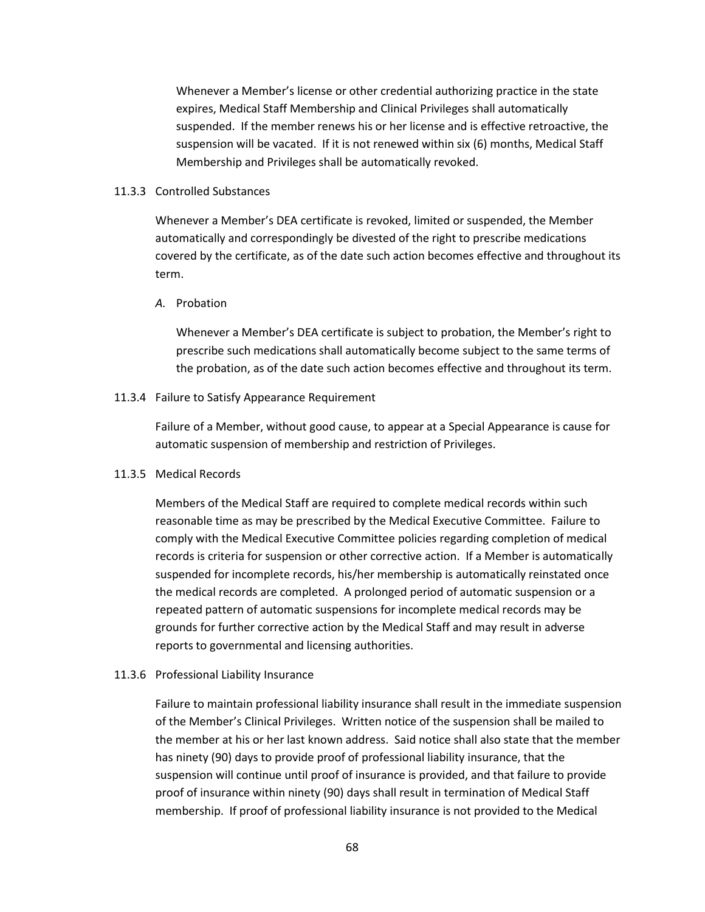Whenever a Member's license or other credential authorizing practice in the state expires, Medical Staff Membership and Clinical Privileges shall automatically suspended. If the member renews his or her license and is effective retroactive, the suspension will be vacated. If it is not renewed within six (6) months, Medical Staff Membership and Privileges shall be automatically revoked.

#### 11.3.3 Controlled Substances

Whenever a Member's DEA certificate is revoked, limited or suspended, the Member automatically and correspondingly be divested of the right to prescribe medications covered by the certificate, as of the date such action becomes effective and throughout its term.

*A.* Probation

Whenever a Member's DEA certificate is subject to probation, the Member's right to prescribe such medications shall automatically become subject to the same terms of the probation, as of the date such action becomes effective and throughout its term.

#### 11.3.4 Failure to Satisfy Appearance Requirement

Failure of a Member, without good cause, to appear at a Special Appearance is cause for automatic suspension of membership and restriction of Privileges.

#### 11.3.5 Medical Records

Members of the Medical Staff are required to complete medical records within such reasonable time as may be prescribed by the Medical Executive Committee. Failure to comply with the Medical Executive Committee policies regarding completion of medical records is criteria for suspension or other corrective action. If a Member is automatically suspended for incomplete records, his/her membership is automatically reinstated once the medical records are completed. A prolonged period of automatic suspension or a repeated pattern of automatic suspensions for incomplete medical records may be grounds for further corrective action by the Medical Staff and may result in adverse reports to governmental and licensing authorities.

#### 11.3.6 Professional Liability Insurance

Failure to maintain professional liability insurance shall result in the immediate suspension of the Member's Clinical Privileges. Written notice of the suspension shall be mailed to the member at his or her last known address. Said notice shall also state that the member has ninety (90) days to provide proof of professional liability insurance, that the suspension will continue until proof of insurance is provided, and that failure to provide proof of insurance within ninety (90) days shall result in termination of Medical Staff membership. If proof of professional liability insurance is not provided to the Medical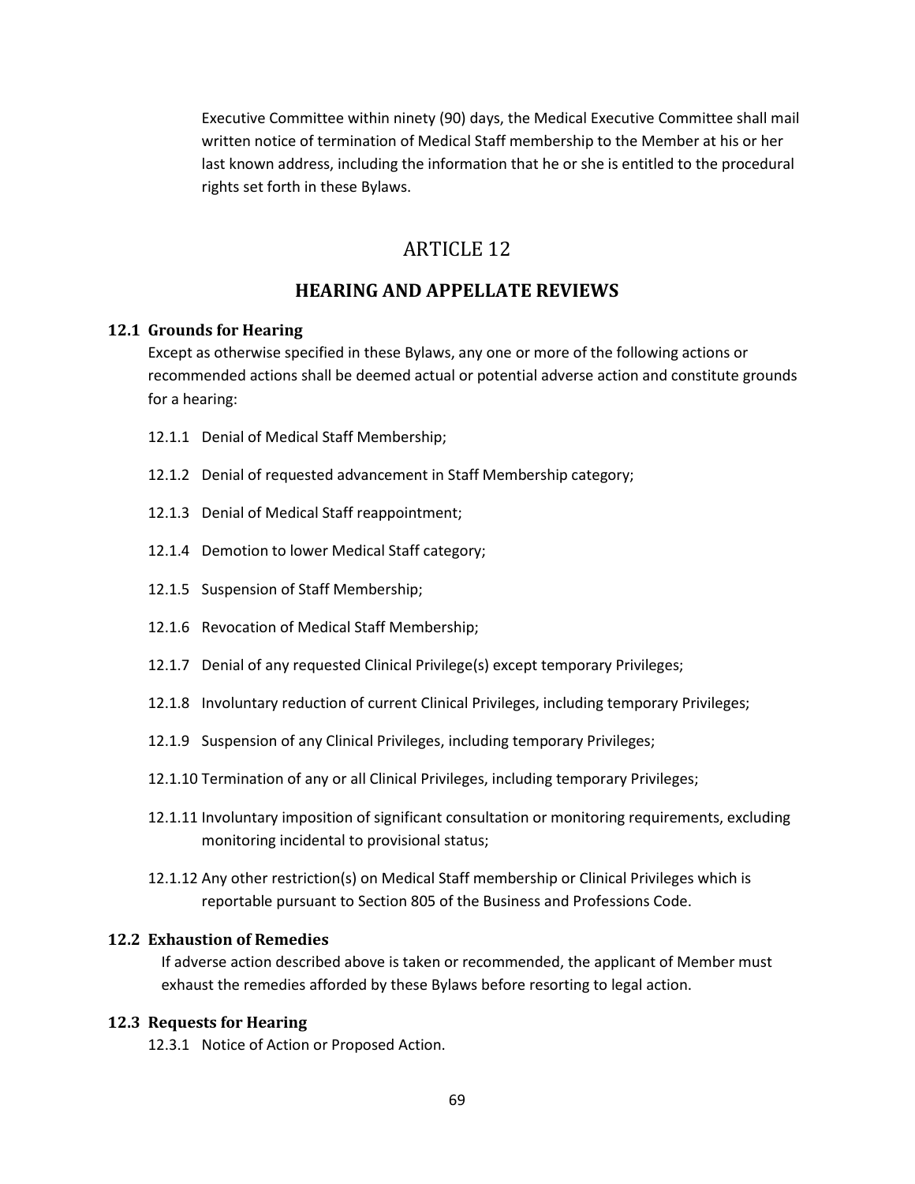Executive Committee within ninety (90) days, the Medical Executive Committee shall mail written notice of termination of Medical Staff membership to the Member at his or her last known address, including the information that he or she is entitled to the procedural rights set forth in these Bylaws.

# ARTICLE 12

## HEARING AND APPELLATE REVIEWS

### 12.1 Grounds for Hearing

Except as otherwise specified in these Bylaws, any one or more of the following actions or recommended actions shall be deemed actual or potential adverse action and constitute grounds for a hearing:

12.1.1 Denial of Medical Staff Membership;

12.1.2 Denial of requested advancement in Staff Membership category;

12.1.3 Denial of Medical Staff reappointment;

12.1.4 Demotion to lower Medical Staff category;

12.1.5 Suspension of Staff Membership;

12.1.6 Revocation of Medical Staff Membership;

12.1.7 Denial of any requested Clinical Privilege(s) except temporary Privileges;

12.1.8 Involuntary reduction of current Clinical Privileges, including temporary Privileges;

12.1.9 Suspension of any Clinical Privileges, including temporary Privileges;

12.1.10 Termination of any or all Clinical Privileges, including temporary Privileges;

12.1.11 Involuntary imposition of significant consultation or monitoring requirements, excluding monitoring incidental to provisional status;

12.1.12 Any other restriction(s) on Medical Staff membership or Clinical Privileges which is reportable pursuant to Section 805 of the Business and Professions Code.

### 12.2 Exhaustion of Remedies

If adverse action described above is taken or recommended, the applicant of Member must exhaust the remedies afforded by these Bylaws before resorting to legal action.

### 12.3 Requests for Hearing

12.3.1 Notice of Action or Proposed Action.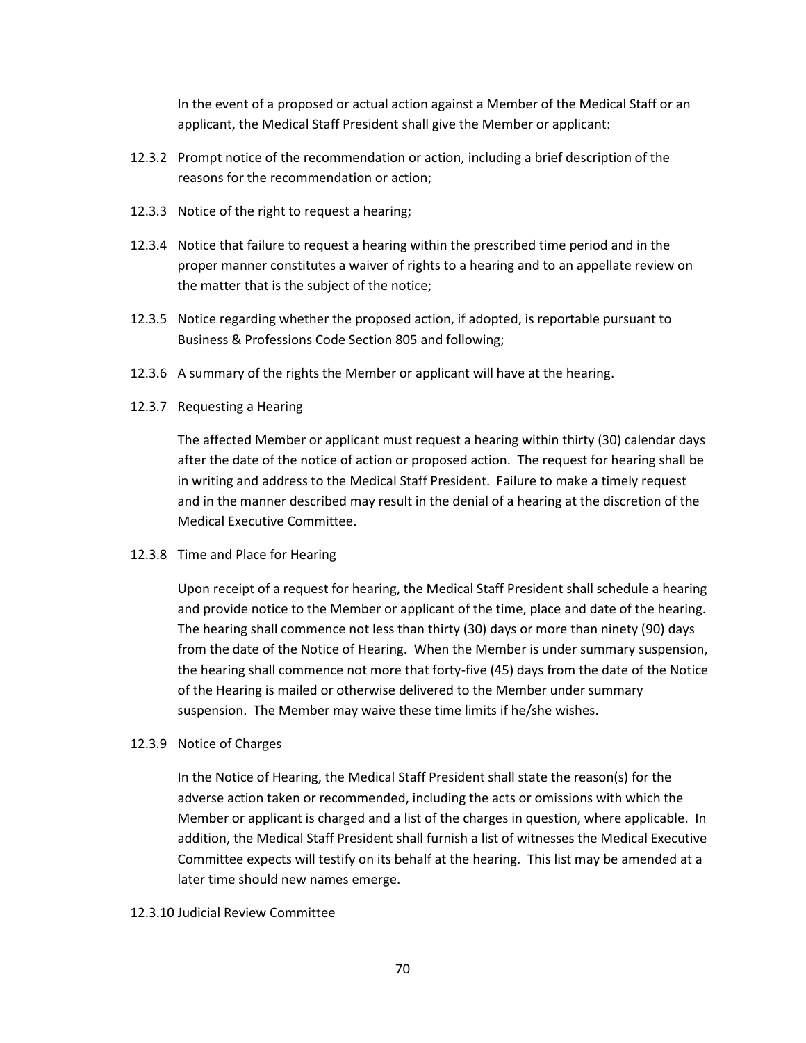In the event of a proposed or actual action against a Member of the Medical Staff or an applicant, the Medical Staff President shall give the Member or applicant:

12.3.2 Prompt notice of the recommendation or action, including a brief description of the reasons for the recommendation or action;

12.3.3 Notice of the right to request a hearing;

12.3.4 Notice that failure to request a hearing within the prescribed time period and in the proper manner constitutes a waiver of rights to a hearing and to an appellate review on the matter that is the subject of the notice;

12.3.5 Notice regarding whether the proposed action, if adopted, is reportable pursuant to Business & Professions Code Section 805 and following;

12.3.6 A summary of the rights the Member or applicant will have at the hearing.

12.3.7 Requesting a Hearing

The affected Member or applicant must request a hearing within thirty (30) calendar days after the date of the notice of action or proposed action. The request for hearing shall be in writing and address to the Medical Staff President. Failure to make a timely request and in the manner described may result in the denial of a hearing at the discretion of the Medical Executive Committee.

12.3.8 Time and Place for Hearing

Upon receipt of a request for hearing, the Medical Staff President shall schedule a hearing and provide notice to the Member or applicant of the time, place and date of the hearing. The hearing shall commence not less than thirty (30) days or more than ninety (90) days from the date of the Notice of Hearing. When the Member is under summary suspension, the hearing shall commence not more that forty-five (45) days from the date of the Notice of the Hearing is mailed or otherwise delivered to the Member under summary suspension. The Member may waive these time limits if he/she wishes.

12.3.9 Notice of Charges

In the Notice of Hearing, the Medical Staff President shall state the reason(s) for the adverse action taken or recommended, including the acts or omissions with which the Member or applicant is charged and a list of the charges in question, where applicable. In addition, the Medical Staff President shall furnish a list of witnesses the Medical Executive Committee expects will testify on its behalf at the hearing. This list may be amended at a later time should new names emerge.

12.3.10 Judicial Review Committee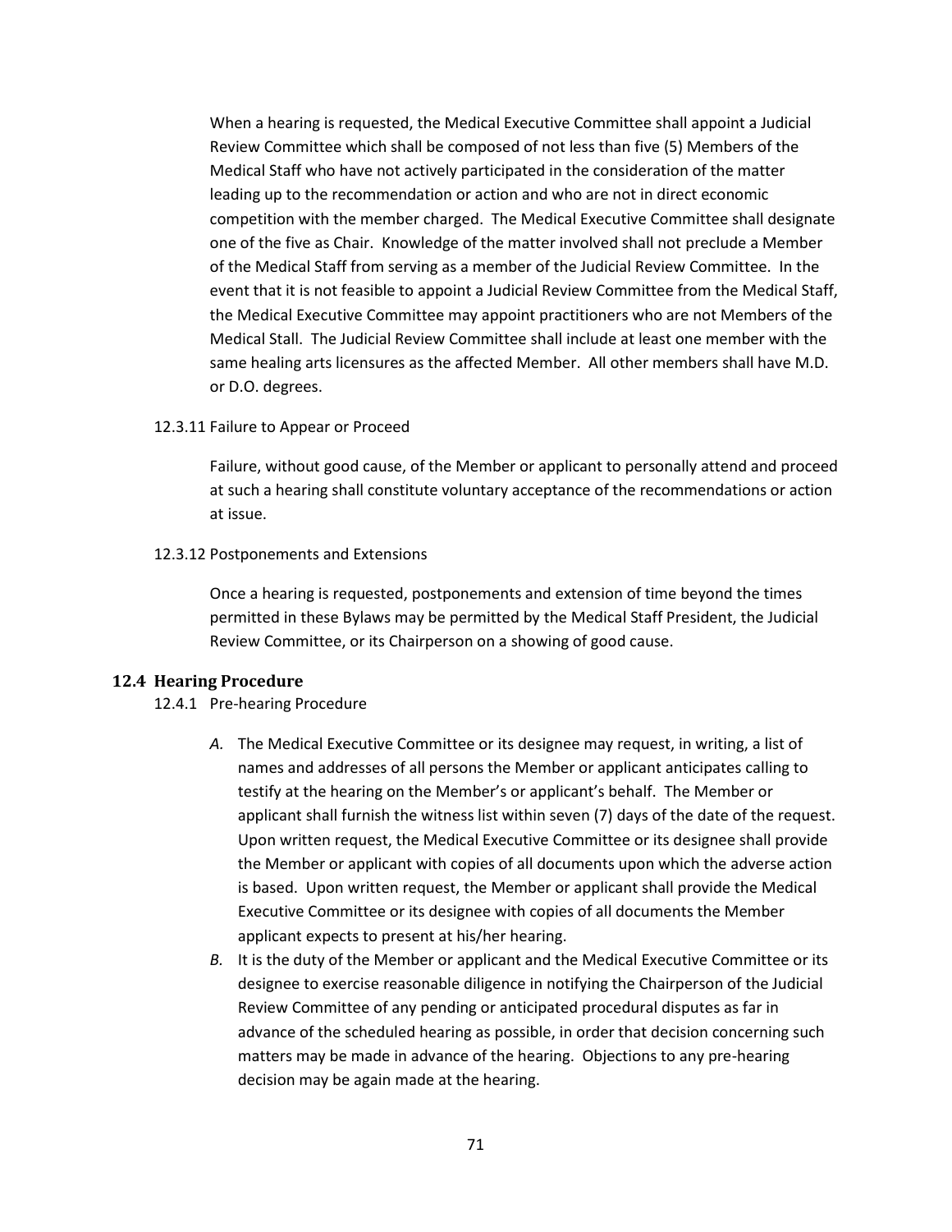When a hearing is requested, the Medical Executive Committee shall appoint a Judicial Review Committee which shall be composed of not less than five (5) Members of the Medical Staff who have not actively participated in the consideration of the matter leading up to the recommendation or action and who are not in direct economic competition with the member charged. The Medical Executive Committee shall designate one of the five as Chair. Knowledge of the matter involved shall not preclude a Member of the Medical Staff from serving as a member of the Judicial Review Committee. In the event that it is not feasible to appoint a Judicial Review Committee from the Medical Staff, the Medical Executive Committee may appoint practitioners who are not Members of the Medical Stall. The Judicial Review Committee shall include at least one member with the same healing arts licensures as the affected Member. All other members shall have M.D. or D.O. degrees.

12.3.11 Failure to Appear or Proceed

Failure, without good cause, of the Member or applicant to personally attend and proceed at such a hearing shall constitute voluntary acceptance of the recommendations or action at issue.

12.3.12 Postponements and Extensions

Once a hearing is requested, postponements and extension of time beyond the times permitted in these Bylaws may be permitted by the Medical Staff President, the Judicial Review Committee, or its Chairperson on a showing of good cause.

## 12.4 Hearing Procedure

12.4.1 Pre-hearing Procedure

*A.* The Medical Executive Committee or its designee may request, in writing, a list of names and addresses of all persons the Member or applicant anticipates calling to testify at the hearing on the Member's or applicant's behalf. The Member or applicant shall furnish the witness list within seven (7) days of the date of the request. Upon written request, the Medical Executive Committee or its designee shall provide the Member or applicant with copies of all documents upon which the adverse action is based. Upon written request, the Member or applicant shall provide the Medical Executive Committee or its designee with copies of all documents the Member applicant expects to present at his/her hearing.

*B.* It is the duty of the Member or applicant and the Medical Executive Committee or its designee to exercise reasonable diligence in notifying the Chairperson of the Judicial Review Committee of any pending or anticipated procedural disputes as far in advance of the scheduled hearing as possible, in order that decision concerning such matters may be made in advance of the hearing. Objections to any pre-hearing decision may be again made at the hearing.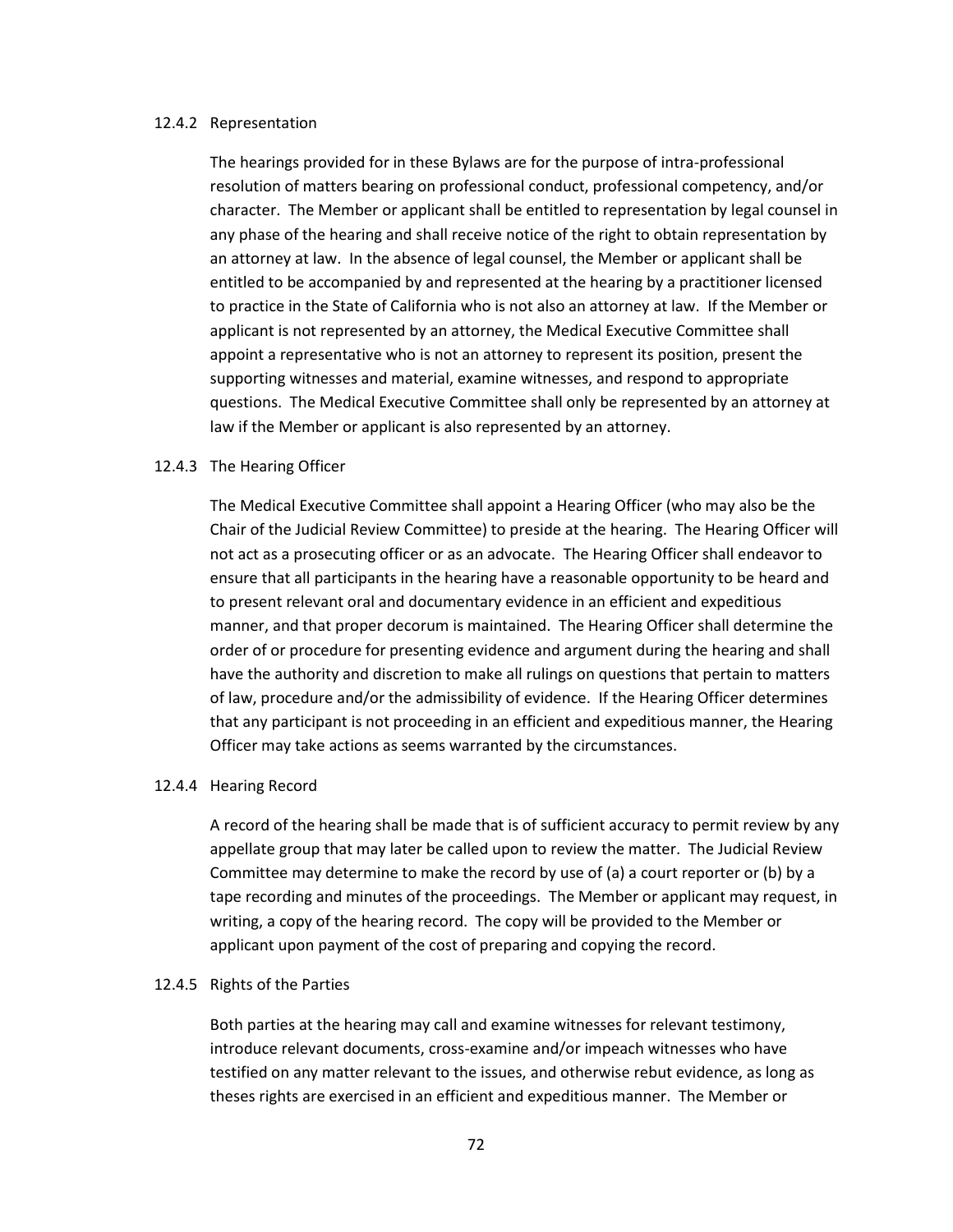#### 12.4.2 Representation

The hearings provided for in these Bylaws are for the purpose of intra-professional resolution of matters bearing on professional conduct, professional competency, and/or character. The Member or applicant shall be entitled to representation by legal counsel in any phase of the hearing and shall receive notice of the right to obtain representation by an attorney at law. In the absence of legal counsel, the Member or applicant shall be entitled to be accompanied by and represented at the hearing by a practitioner licensed to practice in the State of California who is not also an attorney at law. If the Member or applicant is not represented by an attorney, the Medical Executive Committee shall appoint a representative who is not an attorney to represent its position, present the supporting witnesses and material, examine witnesses, and respond to appropriate questions. The Medical Executive Committee shall only be represented by an attorney at law if the Member or applicant is also represented by an attorney.

#### 12.4.3 The Hearing Officer

The Medical Executive Committee shall appoint a Hearing Officer (who may also be the Chair of the Judicial Review Committee) to preside at the hearing. The Hearing Officer will not act as a prosecuting officer or as an advocate. The Hearing Officer shall endeavor to ensure that all participants in the hearing have a reasonable opportunity to be heard and to present relevant oral and documentary evidence in an efficient and expeditious manner, and that proper decorum is maintained. The Hearing Officer shall determine the order of or procedure for presenting evidence and argument during the hearing and shall have the authority and discretion to make all rulings on questions that pertain to matters of law, procedure and/or the admissibility of evidence. If the Hearing Officer determines that any participant is not proceeding in an efficient and expeditious manner, the Hearing Officer may take actions as seems warranted by the circumstances.

#### 12.4.4 Hearing Record

A record of the hearing shall be made that is of sufficient accuracy to permit review by any appellate group that may later be called upon to review the matter. The Judicial Review Committee may determine to make the record by use of (a) a court reporter or (b) by a tape recording and minutes of the proceedings. The Member or applicant may request, in writing, a copy of the hearing record. The copy will be provided to the Member or applicant upon payment of the cost of preparing and copying the record.

#### 12.4.5 Rights of the Parties

Both parties at the hearing may call and examine witnesses for relevant testimony, introduce relevant documents, cross-examine and/or impeach witnesses who have testified on any matter relevant to the issues, and otherwise rebut evidence, as long as theses rights are exercised in an efficient and expeditious manner. The Member or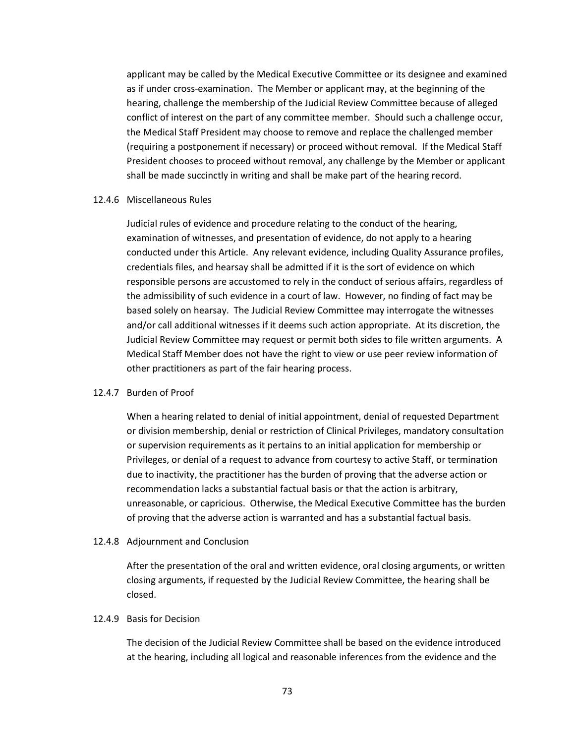applicant may be called by the Medical Executive Committee or its designee and examined as if under cross-examination. The Member or applicant may, at the beginning of the hearing, challenge the membership of the Judicial Review Committee because of alleged conflict of interest on the part of any committee member. Should such a challenge occur, the Medical Staff President may choose to remove and replace the challenged member (requiring a postponement if necessary) or proceed without removal. If the Medical Staff President chooses to proceed without removal, any challenge by the Member or applicant shall be made succinctly in writing and shall be make part of the hearing record.

### 12.4.6 Miscellaneous Rules

Judicial rules of evidence and procedure relating to the conduct of the hearing, examination of witnesses, and presentation of evidence, do not apply to a hearing conducted under this Article. Any relevant evidence, including Quality Assurance profiles, credentials files, and hearsay shall be admitted if it is the sort of evidence on which responsible persons are accustomed to rely in the conduct of serious affairs, regardless of the admissibility of such evidence in a court of law. However, no finding of fact may be based solely on hearsay. The Judicial Review Committee may interrogate the witnesses and/or call additional witnesses if it deems such action appropriate. At its discretion, the Judicial Review Committee may request or permit both sides to file written arguments. A Medical Staff Member does not have the right to view or use peer review information of other practitioners as part of the fair hearing process.

### 12.4.7 Burden of Proof

When a hearing related to denial of initial appointment, denial of requested Department or division membership, denial or restriction of Clinical Privileges, mandatory consultation or supervision requirements as it pertains to an initial application for membership or Privileges, or denial of a request to advance from courtesy to active Staff, or termination due to inactivity, the practitioner has the burden of proving that the adverse action or recommendation lacks a substantial factual basis or that the action is arbitrary, unreasonable, or capricious. Otherwise, the Medical Executive Committee has the burden of proving that the adverse action is warranted and has a substantial factual basis.

### 12.4.8 Adjournment and Conclusion

After the presentation of the oral and written evidence, oral closing arguments, or written closing arguments, if requested by the Judicial Review Committee, the hearing shall be closed.

### 12.4.9 Basis for Decision

The decision of the Judicial Review Committee shall be based on the evidence introduced at the hearing, including all logical and reasonable inferences from the evidence and the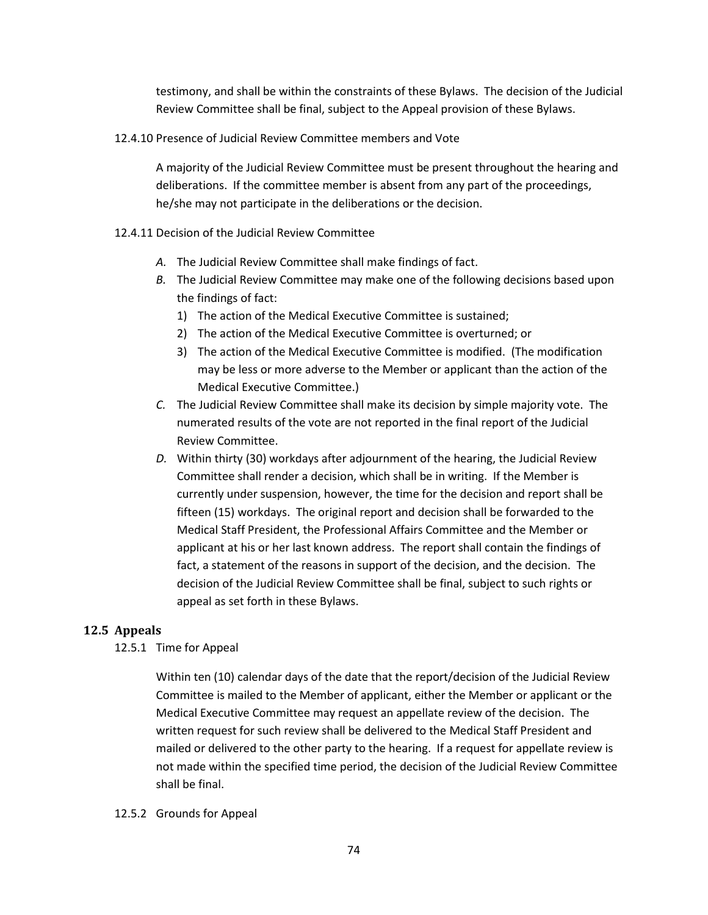testimony, and shall be within the constraints of these Bylaws. The decision of the Judicial Review Committee shall be final, subject to the Appeal provision of these Bylaws.

12.4.10 Presence of Judicial Review Committee members and Vote

A majority of the Judicial Review Committee must be present throughout the hearing and deliberations. If the committee member is absent from any part of the proceedings, he/she may not participate in the deliberations or the decision.

12.4.11 Decision of the Judicial Review Committee

*A.* The Judicial Review Committee shall make findings of fact.

*B.* The Judicial Review Committee may make one of the following decisions based upon the findings of fact:
   1) The action of the Medical Executive Committee is sustained;
   2) The action of the Medical Executive Committee is overturned; or
   3) The action of the Medical Executive Committee is modified. (The modification may be less or more adverse to the Member or applicant than the action of the Medical Executive Committee.)

*C.* The Judicial Review Committee shall make its decision by simple majority vote. The numerated results of the vote are not reported in the final report of the Judicial Review Committee.

*D.* Within thirty (30) workdays after adjournment of the hearing, the Judicial Review Committee shall render a decision, which shall be in writing. If the Member is currently under suspension, however, the time for the decision and report shall be fifteen (15) workdays. The original report and decision shall be forwarded to the Medical Staff President, the Professional Affairs Committee and the Member or applicant at his or her last known address. The report shall contain the findings of fact, a statement of the reasons in support of the decision, and the decision. The decision of the Judicial Review Committee shall be final, subject to such rights or appeal as set forth in these Bylaws.

## 12.5 Appeals

12.5.1 Time for Appeal

Within ten (10) calendar days of the date that the report/decision of the Judicial Review Committee is mailed to the Member of applicant, either the Member or applicant or the Medical Executive Committee may request an appellate review of the decision. The written request for such review shall be delivered to the Medical Staff President and mailed or delivered to the other party to the hearing. If a request for appellate review is not made within the specified time period, the decision of the Judicial Review Committee shall be final.

12.5.2 Grounds for Appeal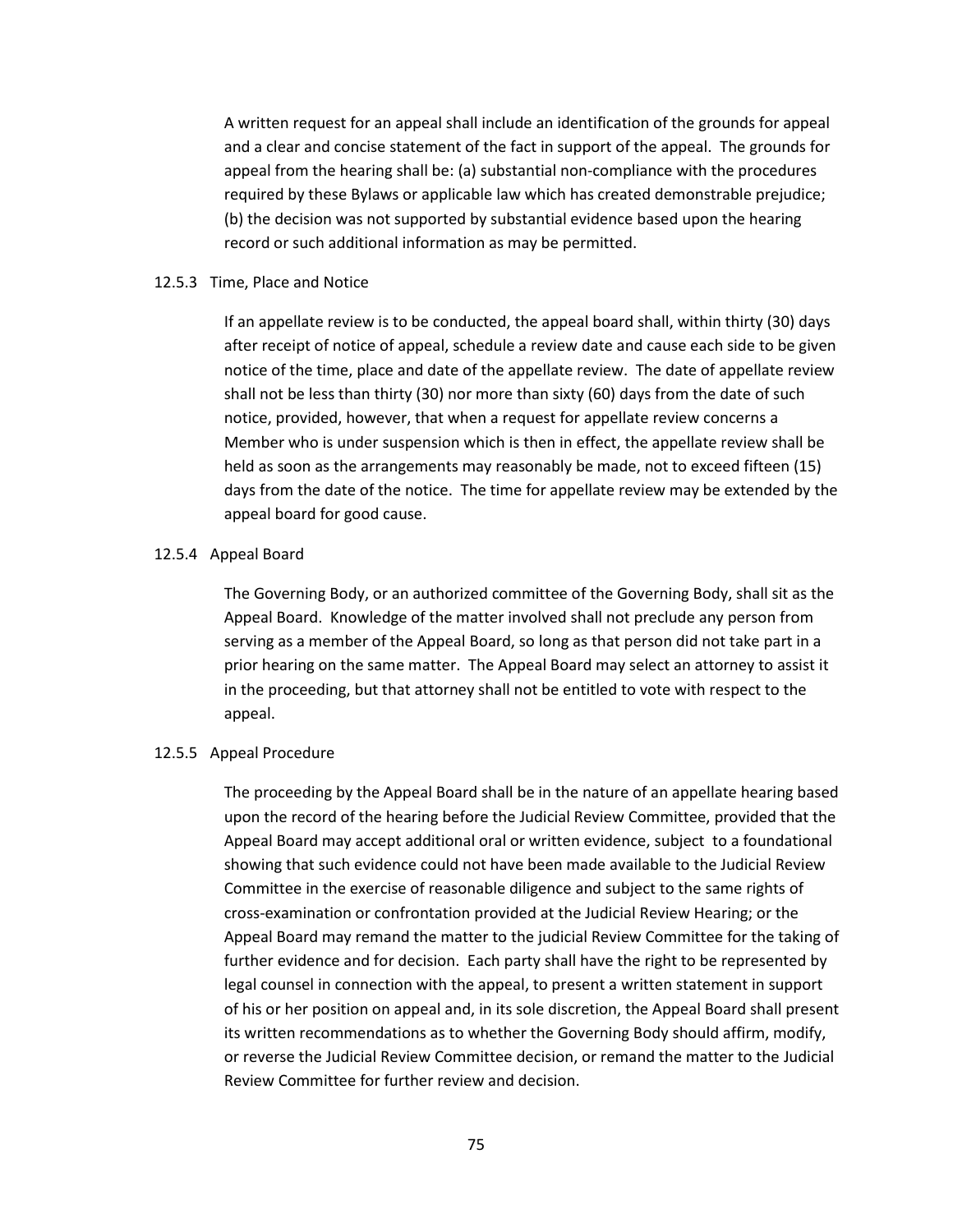A written request for an appeal shall include an identification of the grounds for appeal and a clear and concise statement of the fact in support of the appeal. The grounds for appeal from the hearing shall be: (a) substantial non-compliance with the procedures required by these Bylaws or applicable law which has created demonstrable prejudice; (b) the decision was not supported by substantial evidence based upon the hearing record or such additional information as may be permitted.

12.5.3 Time, Place and Notice

If an appellate review is to be conducted, the appeal board shall, within thirty (30) days after receipt of notice of appeal, schedule a review date and cause each side to be given notice of the time, place and date of the appellate review. The date of appellate review shall not be less than thirty (30) nor more than sixty (60) days from the date of such notice, provided, however, that when a request for appellate review concerns a Member who is under suspension which is then in effect, the appellate review shall be held as soon as the arrangements may reasonably be made, not to exceed fifteen (15) days from the date of the notice. The time for appellate review may be extended by the appeal board for good cause.

12.5.4 Appeal Board

The Governing Body, or an authorized committee of the Governing Body, shall sit as the Appeal Board. Knowledge of the matter involved shall not preclude any person from serving as a member of the Appeal Board, so long as that person did not take part in a prior hearing on the same matter. The Appeal Board may select an attorney to assist it in the proceeding, but that attorney shall not be entitled to vote with respect to the appeal.

12.5.5 Appeal Procedure

The proceeding by the Appeal Board shall be in the nature of an appellate hearing based upon the record of the hearing before the Judicial Review Committee, provided that the Appeal Board may accept additional oral or written evidence, subject to a foundational showing that such evidence could not have been made available to the Judicial Review Committee in the exercise of reasonable diligence and subject to the same rights of cross-examination or confrontation provided at the Judicial Review Hearing; or the Appeal Board may remand the matter to the judicial Review Committee for the taking of further evidence and for decision. Each party shall have the right to be represented by legal counsel in connection with the appeal, to present a written statement in support of his or her position on appeal and, in its sole discretion, the Appeal Board shall present its written recommendations as to whether the Governing Body should affirm, modify, or reverse the Judicial Review Committee decision, or remand the matter to the Judicial Review Committee for further review and decision.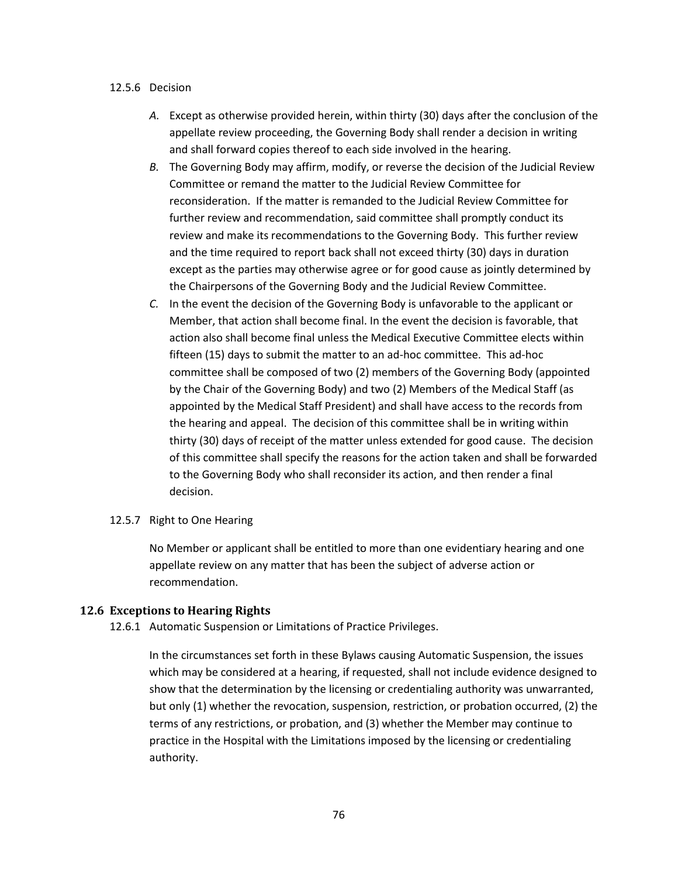12.5.6 Decision

*A.* Except as otherwise provided herein, within thirty (30) days after the conclusion of the appellate review proceeding, the Governing Body shall render a decision in writing and shall forward copies thereof to each side involved in the hearing.

*B.* The Governing Body may affirm, modify, or reverse the decision of the Judicial Review Committee or remand the matter to the Judicial Review Committee for reconsideration. If the matter is remanded to the Judicial Review Committee for further review and recommendation, said committee shall promptly conduct its review and make its recommendations to the Governing Body. This further review and the time required to report back shall not exceed thirty (30) days in duration except as the parties may otherwise agree or for good cause as jointly determined by the Chairpersons of the Governing Body and the Judicial Review Committee.

*C.* In the event the decision of the Governing Body is unfavorable to the applicant or Member, that action shall become final. In the event the decision is favorable, that action also shall become final unless the Medical Executive Committee elects within fifteen (15) days to submit the matter to an ad-hoc committee. This ad-hoc committee shall be composed of two (2) members of the Governing Body (appointed by the Chair of the Governing Body) and two (2) Members of the Medical Staff (as appointed by the Medical Staff President) and shall have access to the records from the hearing and appeal. The decision of this committee shall be in writing within thirty (30) days of receipt of the matter unless extended for good cause. The decision of this committee shall specify the reasons for the action taken and shall be forwarded to the Governing Body who shall reconsider its action, and then render a final decision.

12.5.7 Right to One Hearing

No Member or applicant shall be entitled to more than one evidentiary hearing and one appellate review on any matter that has been the subject of adverse action or recommendation.

### 12.6 Exceptions to Hearing Rights

12.6.1 Automatic Suspension or Limitations of Practice Privileges.

In the circumstances set forth in these Bylaws causing Automatic Suspension, the issues which may be considered at a hearing, if requested, shall not include evidence designed to show that the determination by the licensing or credentialing authority was unwarranted, but only (1) whether the revocation, suspension, restriction, or probation occurred, (2) the terms of any restrictions, or probation, and (3) whether the Member may continue to practice in the Hospital with the Limitations imposed by the licensing or credentialing authority.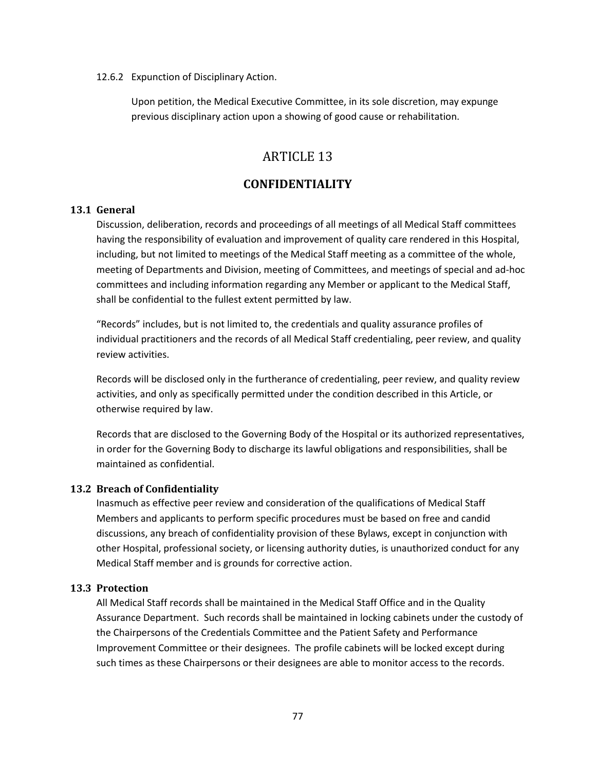12.6.2 Expunction of Disciplinary Action.

Upon petition, the Medical Executive Committee, in its sole discretion, may expunge previous disciplinary action upon a showing of good cause or rehabilitation.

# ARTICLE 13

# CONFIDENTIALITY

## 13.1 General

Discussion, deliberation, records and proceedings of all meetings of all Medical Staff committees having the responsibility of evaluation and improvement of quality care rendered in this Hospital, including, but not limited to meetings of the Medical Staff meeting as a committee of the whole, meeting of Departments and Division, meeting of Committees, and meetings of special and ad-hoc committees and including information regarding any Member or applicant to the Medical Staff, shall be confidential to the fullest extent permitted by law.

"Records" includes, but is not limited to, the credentials and quality assurance profiles of individual practitioners and the records of all Medical Staff credentialing, peer review, and quality review activities.

Records will be disclosed only in the furtherance of credentialing, peer review, and quality review activities, and only as specifically permitted under the condition described in this Article, or otherwise required by law.

Records that are disclosed to the Governing Body of the Hospital or its authorized representatives, in order for the Governing Body to discharge its lawful obligations and responsibilities, shall be maintained as confidential.

## 13.2 Breach of Confidentiality

Inasmuch as effective peer review and consideration of the qualifications of Medical Staff Members and applicants to perform specific procedures must be based on free and candid discussions, any breach of confidentiality provision of these Bylaws, except in conjunction with other Hospital, professional society, or licensing authority duties, is unauthorized conduct for any Medical Staff member and is grounds for corrective action.

## 13.3 Protection

All Medical Staff records shall be maintained in the Medical Staff Office and in the Quality Assurance Department. Such records shall be maintained in locking cabinets under the custody of the Chairpersons of the Credentials Committee and the Patient Safety and Performance Improvement Committee or their designees. The profile cabinets will be locked except during such times as these Chairpersons or their designees are able to monitor access to the records.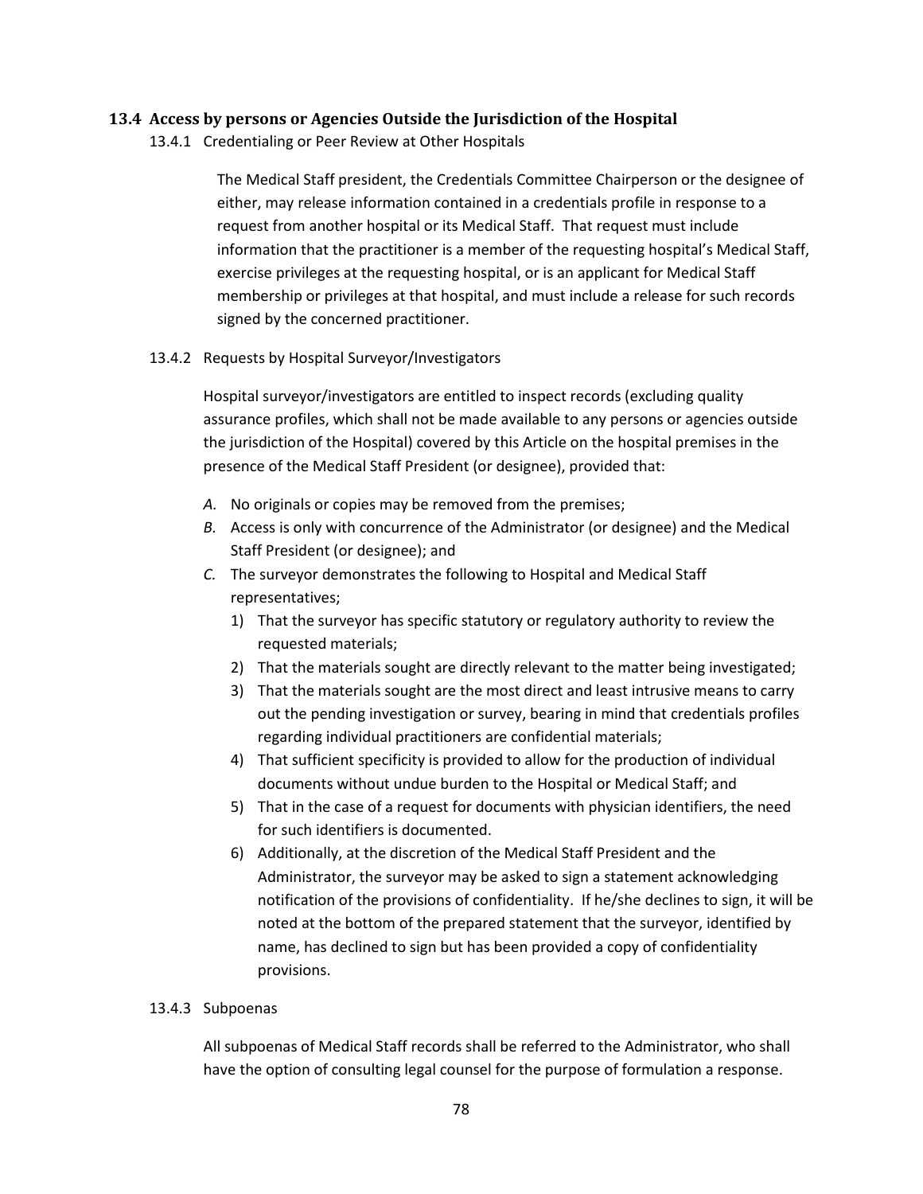## 13.4 Access by persons or Agencies Outside the Jurisdiction of the Hospital

### 13.4.1 Credentialing or Peer Review at Other Hospitals

The Medical Staff president, the Credentials Committee Chairperson or the designee of either, may release information contained in a credentials profile in response to a request from another hospital or its Medical Staff. That request must include information that the practitioner is a member of the requesting hospital's Medical Staff, exercise privileges at the requesting hospital, or is an applicant for Medical Staff membership or privileges at that hospital, and must include a release for such records signed by the concerned practitioner.

### 13.4.2 Requests by Hospital Surveyor/Investigators

Hospital surveyor/investigators are entitled to inspect records (excluding quality assurance profiles, which shall not be made available to any persons or agencies outside the jurisdiction of the Hospital) covered by this Article on the hospital premises in the presence of the Medical Staff President (or designee), provided that:

*A.* No originals or copies may be removed from the premises;

*B.* Access is only with concurrence of the Administrator (or designee) and the Medical Staff President (or designee); and

*C.* The surveyor demonstrates the following to Hospital and Medical Staff representatives;

1) That the surveyor has specific statutory or regulatory authority to review the requested materials;
2) That the materials sought are directly relevant to the matter being investigated;
3) That the materials sought are the most direct and least intrusive means to carry out the pending investigation or survey, bearing in mind that credentials profiles regarding individual practitioners are confidential materials;
4) That sufficient specificity is provided to allow for the production of individual documents without undue burden to the Hospital or Medical Staff; and
5) That in the case of a request for documents with physician identifiers, the need for such identifiers is documented.
6) Additionally, at the discretion of the Medical Staff President and the Administrator, the surveyor may be asked to sign a statement acknowledging notification of the provisions of confidentiality. If he/she declines to sign, it will be noted at the bottom of the prepared statement that the surveyor, identified by name, has declined to sign but has been provided a copy of confidentiality provisions.

### 13.4.3 Subpoenas

All subpoenas of Medical Staff records shall be referred to the Administrator, who shall have the option of consulting legal counsel for the purpose of formulation a response.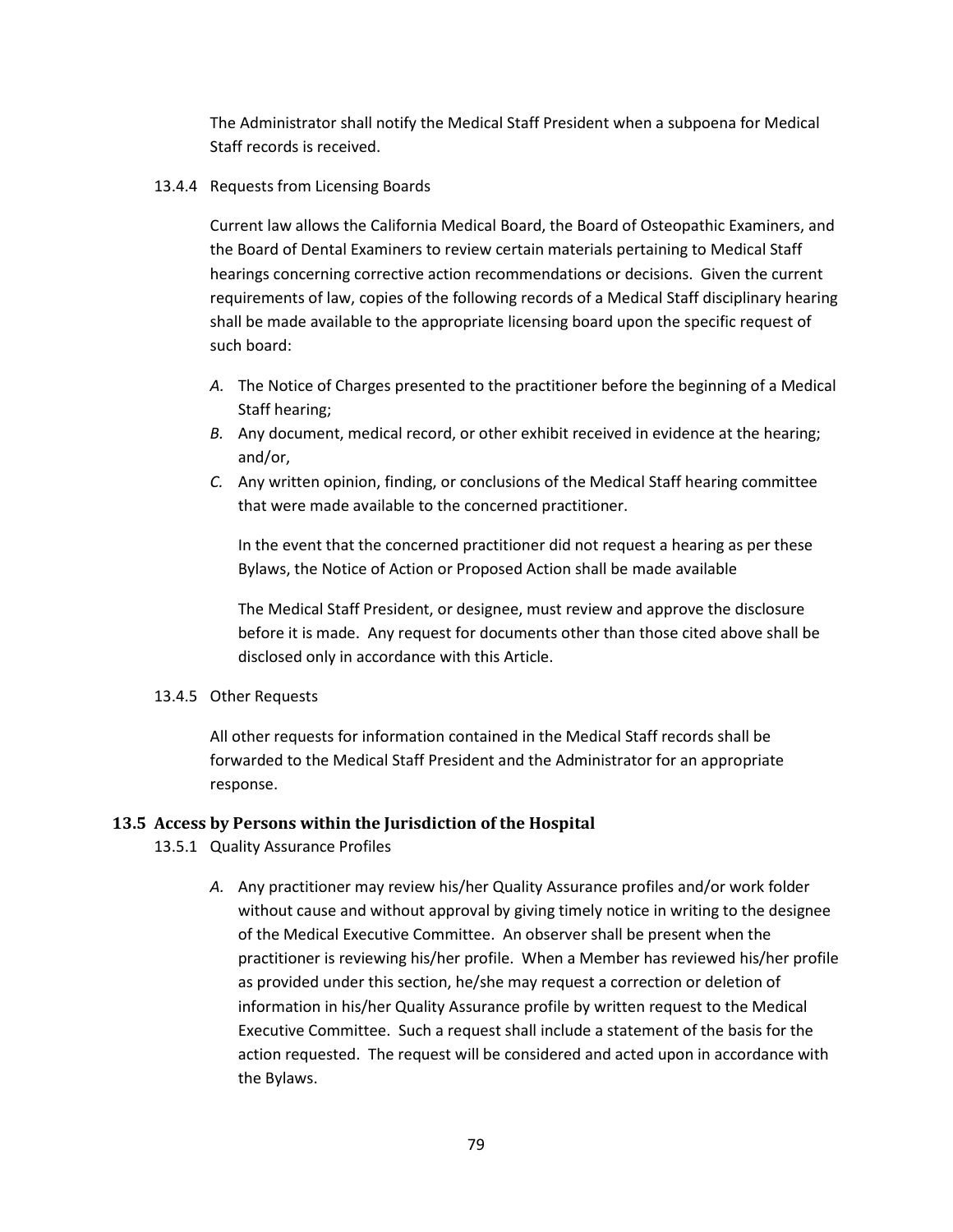The Administrator shall notify the Medical Staff President when a subpoena for Medical Staff records is received.

13.4.4 Requests from Licensing Boards

Current law allows the California Medical Board, the Board of Osteopathic Examiners, and the Board of Dental Examiners to review certain materials pertaining to Medical Staff hearings concerning corrective action recommendations or decisions. Given the current requirements of law, copies of the following records of a Medical Staff disciplinary hearing shall be made available to the appropriate licensing board upon the specific request of such board:

*A.* The Notice of Charges presented to the practitioner before the beginning of a Medical Staff hearing;

*B.* Any document, medical record, or other exhibit received in evidence at the hearing; and/or,

*C.* Any written opinion, finding, or conclusions of the Medical Staff hearing committee that were made available to the concerned practitioner.

In the event that the concerned practitioner did not request a hearing as per these Bylaws, the Notice of Action or Proposed Action shall be made available

The Medical Staff President, or designee, must review and approve the disclosure before it is made. Any request for documents other than those cited above shall be disclosed only in accordance with this Article.

13.4.5 Other Requests

All other requests for information contained in the Medical Staff records shall be forwarded to the Medical Staff President and the Administrator for an appropriate response.

## 13.5 Access by Persons within the Jurisdiction of the Hospital

13.5.1 Quality Assurance Profiles

*A.* Any practitioner may review his/her Quality Assurance profiles and/or work folder without cause and without approval by giving timely notice in writing to the designee of the Medical Executive Committee. An observer shall be present when the practitioner is reviewing his/her profile. When a Member has reviewed his/her profile as provided under this section, he/she may request a correction or deletion of information in his/her Quality Assurance profile by written request to the Medical Executive Committee. Such a request shall include a statement of the basis for the action requested. The request will be considered and acted upon in accordance with the Bylaws.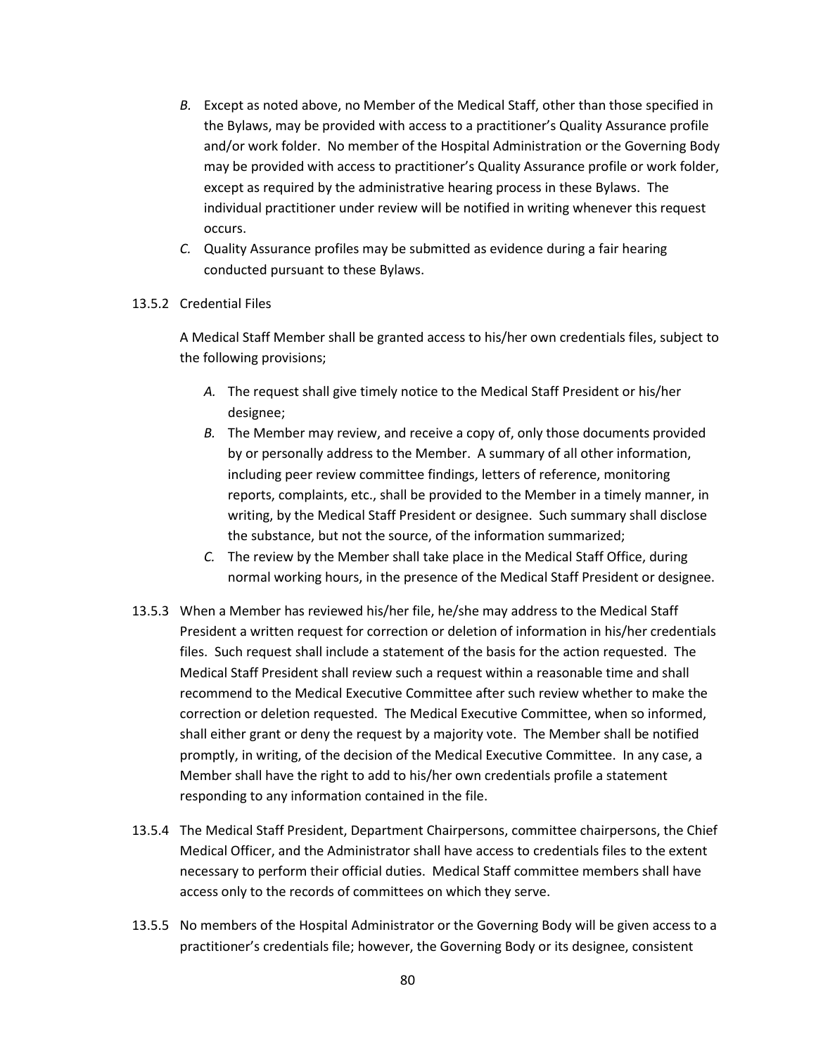*B.* Except as noted above, no Member of the Medical Staff, other than those specified in the Bylaws, may be provided with access to a practitioner's Quality Assurance profile and/or work folder. No member of the Hospital Administration or the Governing Body may be provided with access to practitioner's Quality Assurance profile or work folder, except as required by the administrative hearing process in these Bylaws. The individual practitioner under review will be notified in writing whenever this request occurs.

*C.* Quality Assurance profiles may be submitted as evidence during a fair hearing conducted pursuant to these Bylaws.

13.5.2 Credential Files

A Medical Staff Member shall be granted access to his/her own credentials files, subject to the following provisions;

*A.* The request shall give timely notice to the Medical Staff President or his/her designee;

*B.* The Member may review, and receive a copy of, only those documents provided by or personally address to the Member. A summary of all other information, including peer review committee findings, letters of reference, monitoring reports, complaints, etc., shall be provided to the Member in a timely manner, in writing, by the Medical Staff President or designee. Such summary shall disclose the substance, but not the source, of the information summarized;

*C.* The review by the Member shall take place in the Medical Staff Office, during normal working hours, in the presence of the Medical Staff President or designee.

13.5.3 When a Member has reviewed his/her file, he/she may address to the Medical Staff President a written request for correction or deletion of information in his/her credentials files. Such request shall include a statement of the basis for the action requested. The Medical Staff President shall review such a request within a reasonable time and shall recommend to the Medical Executive Committee after such review whether to make the correction or deletion requested. The Medical Executive Committee, when so informed, shall either grant or deny the request by a majority vote. The Member shall be notified promptly, in writing, of the decision of the Medical Executive Committee. In any case, a Member shall have the right to add to his/her own credentials profile a statement responding to any information contained in the file.

13.5.4 The Medical Staff President, Department Chairpersons, committee chairpersons, the Chief Medical Officer, and the Administrator shall have access to credentials files to the extent necessary to perform their official duties. Medical Staff committee members shall have access only to the records of committees on which they serve.

13.5.5 No members of the Hospital Administrator or the Governing Body will be given access to a practitioner's credentials file; however, the Governing Body or its designee, consistent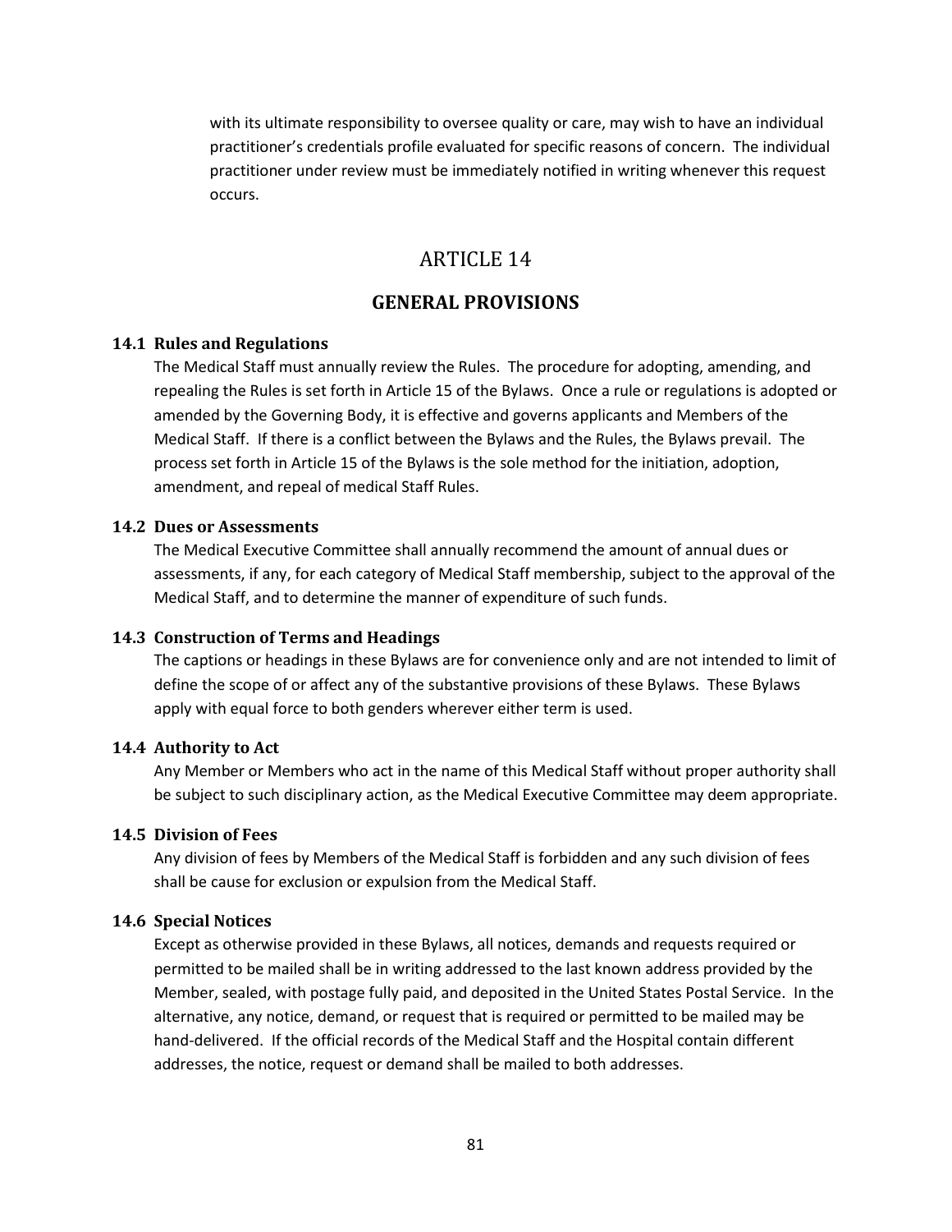with its ultimate responsibility to oversee quality or care, may wish to have an individual practitioner's credentials profile evaluated for specific reasons of concern. The individual practitioner under review must be immediately notified in writing whenever this request occurs.

# ARTICLE 14

## GENERAL PROVISIONS

### 14.1 Rules and Regulations

The Medical Staff must annually review the Rules. The procedure for adopting, amending, and repealing the Rules is set forth in Article 15 of the Bylaws. Once a rule or regulations is adopted or amended by the Governing Body, it is effective and governs applicants and Members of the Medical Staff. If there is a conflict between the Bylaws and the Rules, the Bylaws prevail. The process set forth in Article 15 of the Bylaws is the sole method for the initiation, adoption, amendment, and repeal of medical Staff Rules.

### 14.2 Dues or Assessments

The Medical Executive Committee shall annually recommend the amount of annual dues or assessments, if any, for each category of Medical Staff membership, subject to the approval of the Medical Staff, and to determine the manner of expenditure of such funds.

### 14.3 Construction of Terms and Headings

The captions or headings in these Bylaws are for convenience only and are not intended to limit of define the scope of or affect any of the substantive provisions of these Bylaws. These Bylaws apply with equal force to both genders wherever either term is used.

### 14.4 Authority to Act

Any Member or Members who act in the name of this Medical Staff without proper authority shall be subject to such disciplinary action, as the Medical Executive Committee may deem appropriate.

### 14.5 Division of Fees

Any division of fees by Members of the Medical Staff is forbidden and any such division of fees shall be cause for exclusion or expulsion from the Medical Staff.

### 14.6 Special Notices

Except as otherwise provided in these Bylaws, all notices, demands and requests required or permitted to be mailed shall be in writing addressed to the last known address provided by the Member, sealed, with postage fully paid, and deposited in the United States Postal Service. In the alternative, any notice, demand, or request that is required or permitted to be mailed may be hand-delivered. If the official records of the Medical Staff and the Hospital contain different addresses, the notice, request or demand shall be mailed to both addresses.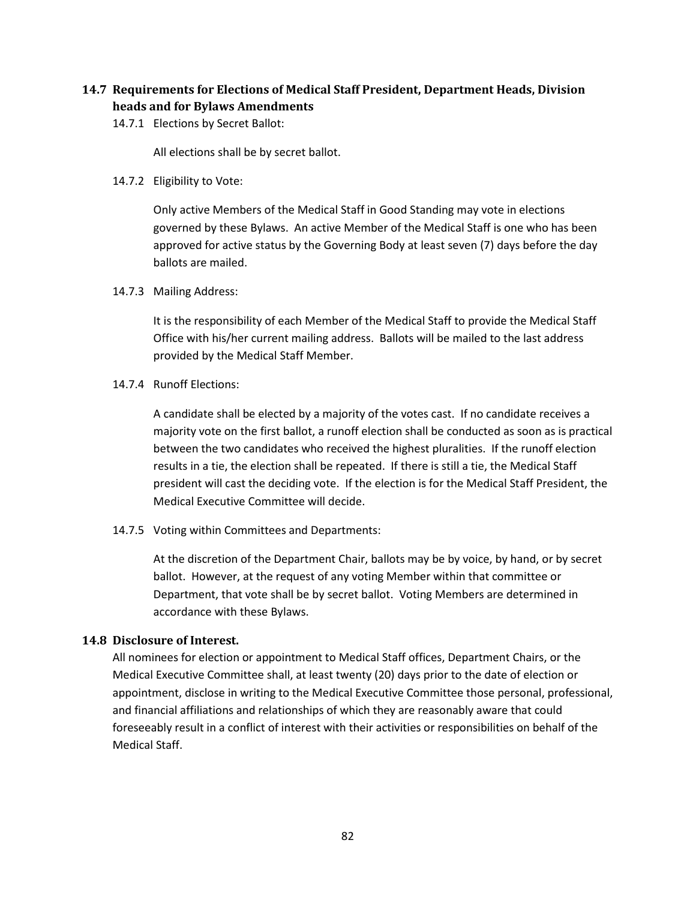## 14.7 Requirements for Elections of Medical Staff President, Department Heads, Division heads and for Bylaws Amendments

14.7.1 Elections by Secret Ballot:

All elections shall be by secret ballot.

14.7.2 Eligibility to Vote:

Only active Members of the Medical Staff in Good Standing may vote in elections governed by these Bylaws. An active Member of the Medical Staff is one who has been approved for active status by the Governing Body at least seven (7) days before the day ballots are mailed.

14.7.3 Mailing Address:

It is the responsibility of each Member of the Medical Staff to provide the Medical Staff Office with his/her current mailing address. Ballots will be mailed to the last address provided by the Medical Staff Member.

14.7.4 Runoff Elections:

A candidate shall be elected by a majority of the votes cast. If no candidate receives a majority vote on the first ballot, a runoff election shall be conducted as soon as is practical between the two candidates who received the highest pluralities. If the runoff election results in a tie, the election shall be repeated. If there is still a tie, the Medical Staff president will cast the deciding vote. If the election is for the Medical Staff President, the Medical Executive Committee will decide.

14.7.5 Voting within Committees and Departments:

At the discretion of the Department Chair, ballots may be by voice, by hand, or by secret ballot. However, at the request of any voting Member within that committee or Department, that vote shall be by secret ballot. Voting Members are determined in accordance with these Bylaws.

## 14.8 Disclosure of Interest.

All nominees for election or appointment to Medical Staff offices, Department Chairs, or the Medical Executive Committee shall, at least twenty (20) days prior to the date of election or appointment, disclose in writing to the Medical Executive Committee those personal, professional, and financial affiliations and relationships of which they are reasonably aware that could foreseeably result in a conflict of interest with their activities or responsibilities on behalf of the Medical Staff.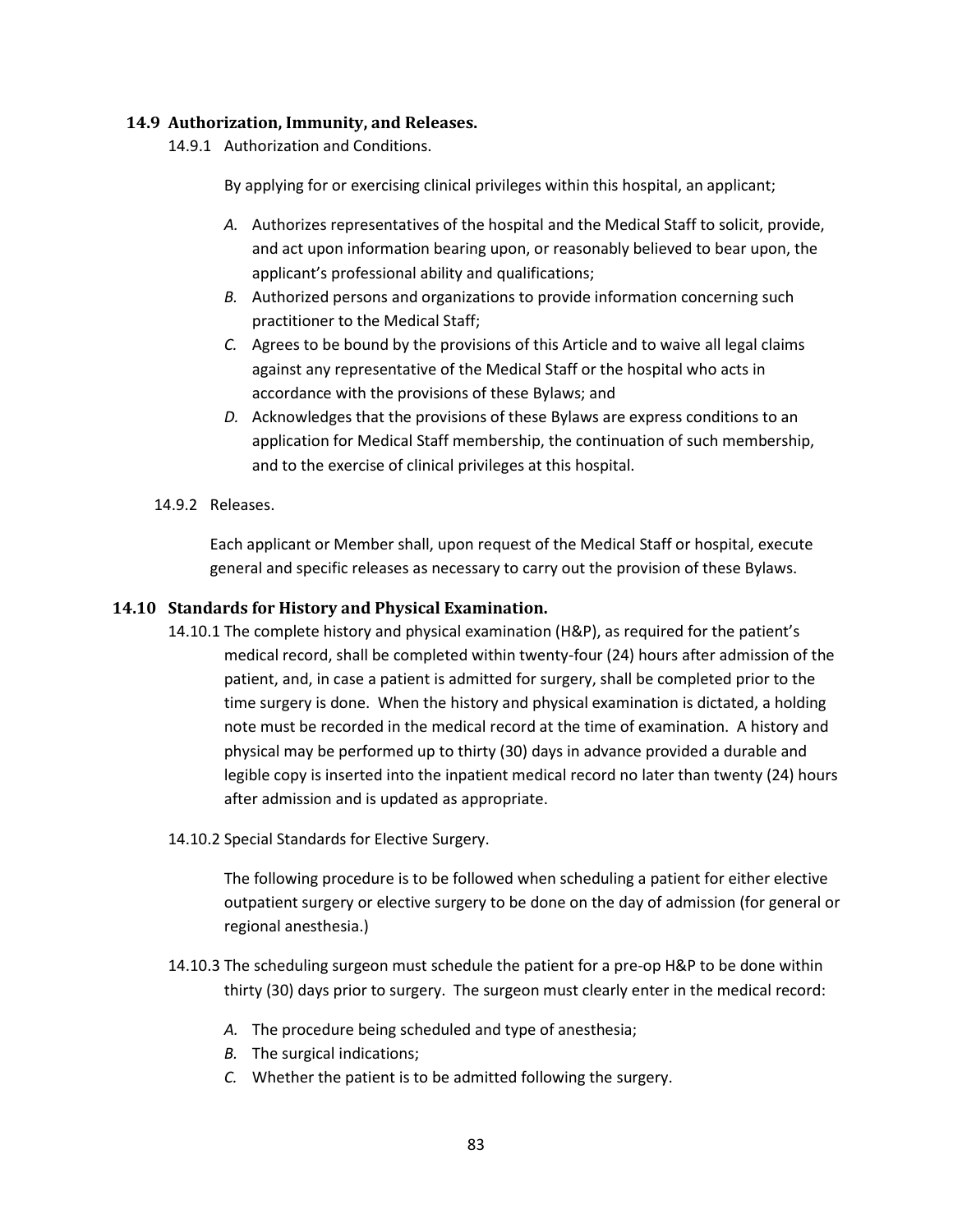### 14.9 Authorization, Immunity, and Releases.

14.9.1 Authorization and Conditions.

By applying for or exercising clinical privileges within this hospital, an applicant;

*A.* Authorizes representatives of the hospital and the Medical Staff to solicit, provide, and act upon information bearing upon, or reasonably believed to bear upon, the applicant's professional ability and qualifications;

*B.* Authorized persons and organizations to provide information concerning such practitioner to the Medical Staff;

*C.* Agrees to be bound by the provisions of this Article and to waive all legal claims against any representative of the Medical Staff or the hospital who acts in accordance with the provisions of these Bylaws; and

*D.* Acknowledges that the provisions of these Bylaws are express conditions to an application for Medical Staff membership, the continuation of such membership, and to the exercise of clinical privileges at this hospital.

14.9.2 Releases.

Each applicant or Member shall, upon request of the Medical Staff or hospital, execute general and specific releases as necessary to carry out the provision of these Bylaws.

### 14.10 Standards for History and Physical Examination.

14.10.1 The complete history and physical examination (H&P), as required for the patient's medical record, shall be completed within twenty-four (24) hours after admission of the patient, and, in case a patient is admitted for surgery, shall be completed prior to the time surgery is done. When the history and physical examination is dictated, a holding note must be recorded in the medical record at the time of examination. A history and physical may be performed up to thirty (30) days in advance provided a durable and legible copy is inserted into the inpatient medical record no later than twenty (24) hours after admission and is updated as appropriate.

14.10.2 Special Standards for Elective Surgery.

The following procedure is to be followed when scheduling a patient for either elective outpatient surgery or elective surgery to be done on the day of admission (for general or regional anesthesia.)

14.10.3 The scheduling surgeon must schedule the patient for a pre-op H&P to be done within thirty (30) days prior to surgery. The surgeon must clearly enter in the medical record:

*A.* The procedure being scheduled and type of anesthesia;

*B.* The surgical indications;

*C.* Whether the patient is to be admitted following the surgery.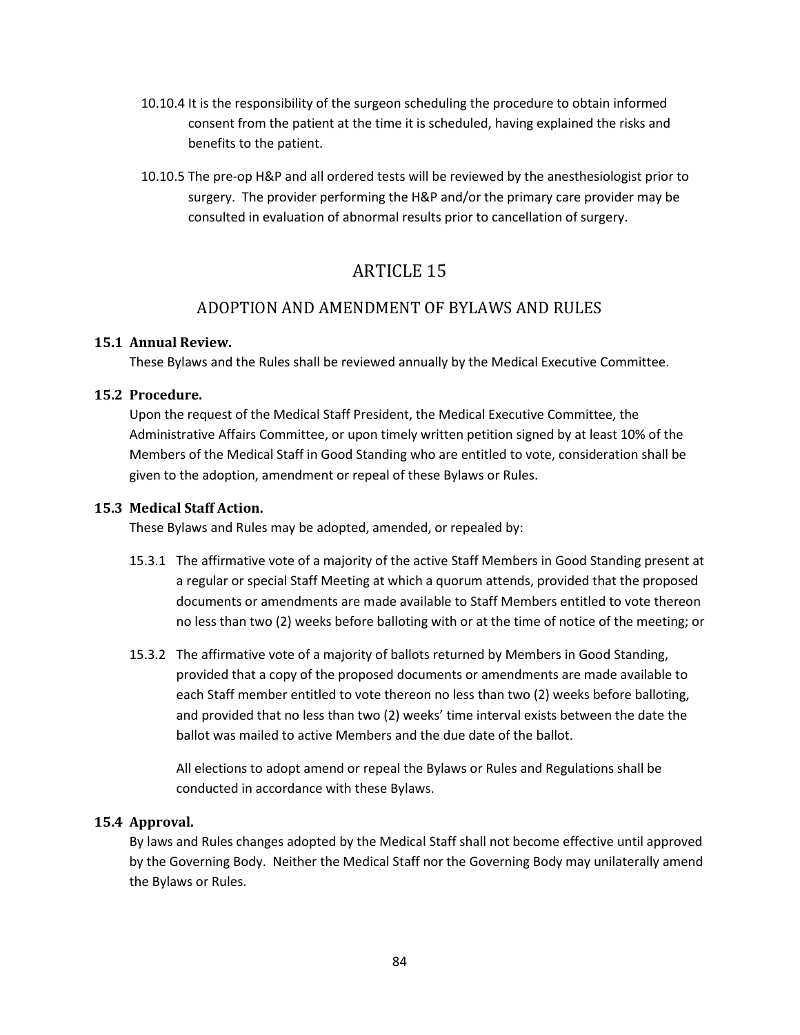10.10.4 It is the responsibility of the surgeon scheduling the procedure to obtain informed consent from the patient at the time it is scheduled, having explained the risks and benefits to the patient.

10.10.5 The pre-op H&P and all ordered tests will be reviewed by the anesthesiologist prior to surgery. The provider performing the H&P and/or the primary care provider may be consulted in evaluation of abnormal results prior to cancellation of surgery.

# ARTICLE 15

## ADOPTION AND AMENDMENT OF BYLAWS AND RULES

### 15.1 Annual Review.

These Bylaws and the Rules shall be reviewed annually by the Medical Executive Committee.

### 15.2 Procedure.

Upon the request of the Medical Staff President, the Medical Executive Committee, the Administrative Affairs Committee, or upon timely written petition signed by at least 10% of the Members of the Medical Staff in Good Standing who are entitled to vote, consideration shall be given to the adoption, amendment or repeal of these Bylaws or Rules.

### 15.3 Medical Staff Action.

These Bylaws and Rules may be adopted, amended, or repealed by:

15.3.1 The affirmative vote of a majority of the active Staff Members in Good Standing present at a regular or special Staff Meeting at which a quorum attends, provided that the proposed documents or amendments are made available to Staff Members entitled to vote thereon no less than two (2) weeks before balloting with or at the time of notice of the meeting; or

15.3.2 The affirmative vote of a majority of ballots returned by Members in Good Standing, provided that a copy of the proposed documents or amendments are made available to each Staff member entitled to vote thereon no less than two (2) weeks before balloting, and provided that no less than two (2) weeks' time interval exists between the date the ballot was mailed to active Members and the due date of the ballot.

All elections to adopt amend or repeal the Bylaws or Rules and Regulations shall be conducted in accordance with these Bylaws.

### 15.4 Approval.

By laws and Rules changes adopted by the Medical Staff shall not become effective until approved by the Governing Body. Neither the Medical Staff nor the Governing Body may unilaterally amend the Bylaws or Rules.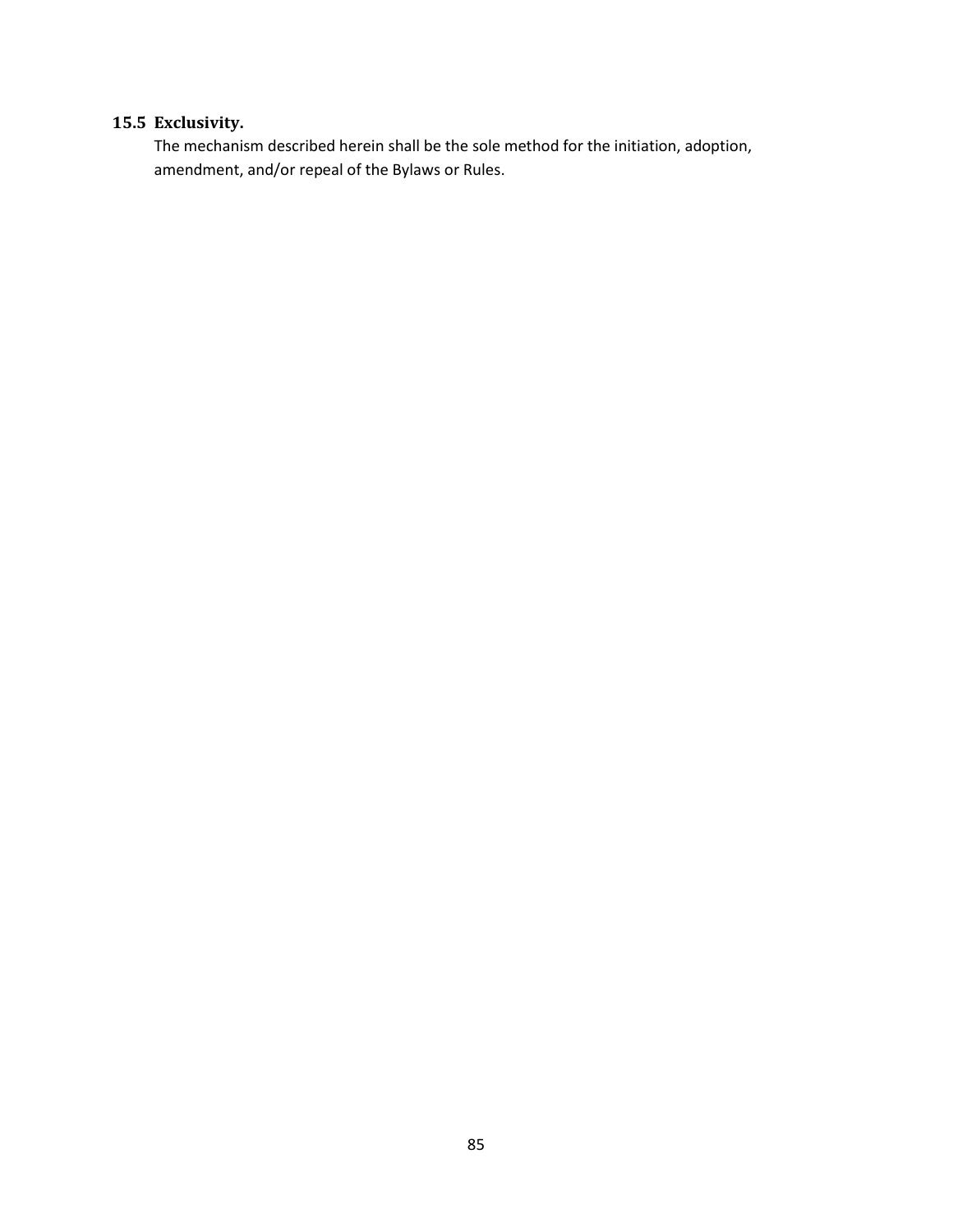### 15.5 Exclusivity.

The mechanism described herein shall be the sole method for the initiation, adoption, amendment, and/or repeal of the Bylaws or Rules.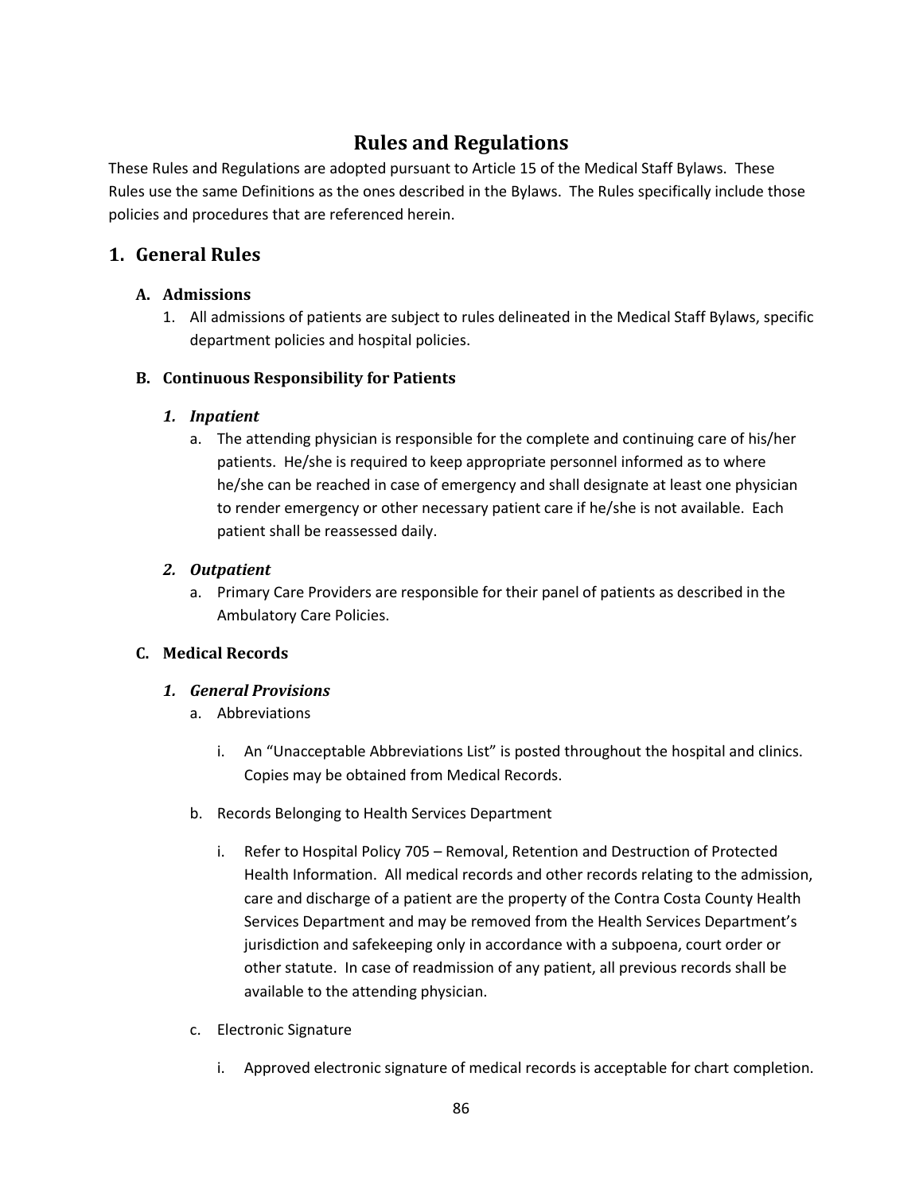# Rules and Regulations

These Rules and Regulations are adopted pursuant to Article 15 of the Medical Staff Bylaws. These Rules use the same Definitions as the ones described in the Bylaws. The Rules specifically include those policies and procedures that are referenced herein.

## 1. General Rules

### A. Admissions

1. All admissions of patients are subject to rules delineated in the Medical Staff Bylaws, specific department policies and hospital policies.

### B. Continuous Responsibility for Patients

#### *1. Inpatient*

a. The attending physician is responsible for the complete and continuing care of his/her patients. He/she is required to keep appropriate personnel informed as to where he/she can be reached in case of emergency and shall designate at least one physician to render emergency or other necessary patient care if he/she is not available. Each patient shall be reassessed daily.

#### *2. Outpatient*

a. Primary Care Providers are responsible for their panel of patients as described in the Ambulatory Care Policies.

### C. Medical Records

#### *1. General Provisions*

a. Abbreviations

   i. An "Unacceptable Abbreviations List" is posted throughout the hospital and clinics. Copies may be obtained from Medical Records.

b. Records Belonging to Health Services Department

   i. Refer to Hospital Policy 705 – Removal, Retention and Destruction of Protected Health Information. All medical records and other records relating to the admission, care and discharge of a patient are the property of the Contra Costa County Health Services Department and may be removed from the Health Services Department's jurisdiction and safekeeping only in accordance with a subpoena, court order or other statute. In case of readmission of any patient, all previous records shall be available to the attending physician.

c. Electronic Signature

   i. Approved electronic signature of medical records is acceptable for chart completion.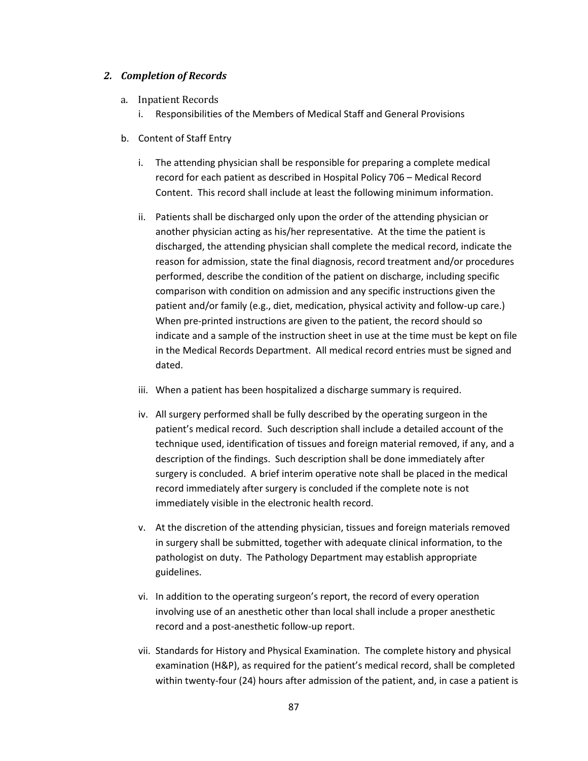## 2. *Completion of Records*

a. Inpatient Records

   i. Responsibilities of the Members of Medical Staff and General Provisions

b. Content of Staff Entry

   i. The attending physician shall be responsible for preparing a complete medical record for each patient as described in Hospital Policy 706 – Medical Record Content. This record shall include at least the following minimum information.

   ii. Patients shall be discharged only upon the order of the attending physician or another physician acting as his/her representative. At the time the patient is discharged, the attending physician shall complete the medical record, indicate the reason for admission, state the final diagnosis, record treatment and/or procedures performed, describe the condition of the patient on discharge, including specific comparison with condition on admission and any specific instructions given the patient and/or family (e.g., diet, medication, physical activity and follow-up care.) When pre-printed instructions are given to the patient, the record should so indicate and a sample of the instruction sheet in use at the time must be kept on file in the Medical Records Department. All medical record entries must be signed and dated.

   iii. When a patient has been hospitalized a discharge summary is required.

   iv. All surgery performed shall be fully described by the operating surgeon in the patient's medical record. Such description shall include a detailed account of the technique used, identification of tissues and foreign material removed, if any, and a description of the findings. Such description shall be done immediately after surgery is concluded. A brief interim operative note shall be placed in the medical record immediately after surgery is concluded if the complete note is not immediately visible in the electronic health record.

   v. At the discretion of the attending physician, tissues and foreign materials removed in surgery shall be submitted, together with adequate clinical information, to the pathologist on duty. The Pathology Department may establish appropriate guidelines.

   vi. In addition to the operating surgeon's report, the record of every operation involving use of an anesthetic other than local shall include a proper anesthetic record and a post-anesthetic follow-up report.

   vii. Standards for History and Physical Examination. The complete history and physical examination (H&P), as required for the patient's medical record, shall be completed within twenty-four (24) hours after admission of the patient, and, in case a patient is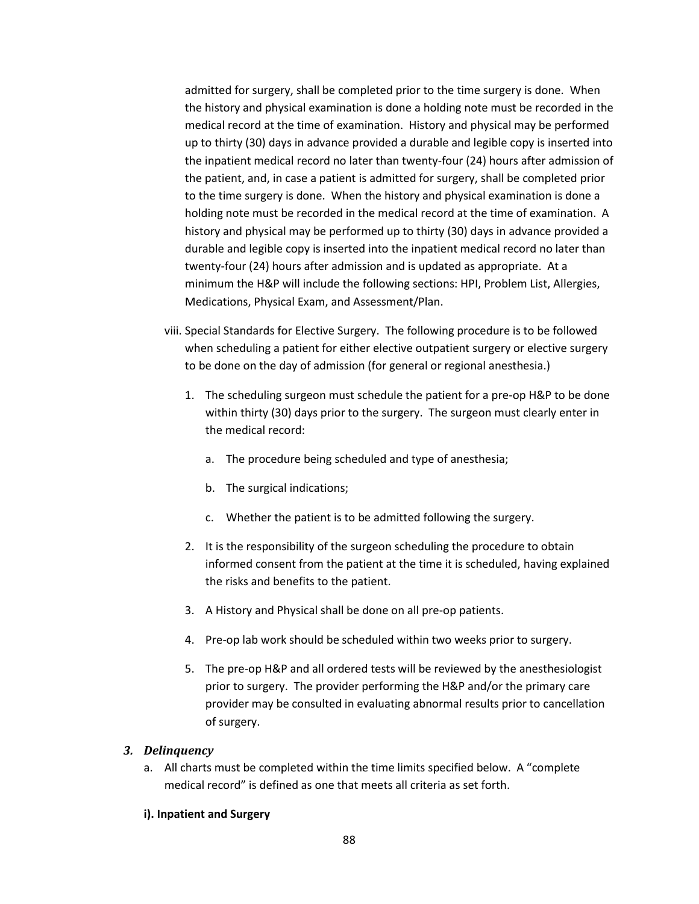admitted for surgery, shall be completed prior to the time surgery is done. When the history and physical examination is done a holding note must be recorded in the medical record at the time of examination. History and physical may be performed up to thirty (30) days in advance provided a durable and legible copy is inserted into the inpatient medical record no later than twenty-four (24) hours after admission of the patient, and, in case a patient is admitted for surgery, shall be completed prior to the time surgery is done. When the history and physical examination is done a holding note must be recorded in the medical record at the time of examination. A history and physical may be performed up to thirty (30) days in advance provided a durable and legible copy is inserted into the inpatient medical record no later than twenty-four (24) hours after admission and is updated as appropriate. At a minimum the H&P will include the following sections: HPI, Problem List, Allergies, Medications, Physical Exam, and Assessment/Plan.

viii. Special Standards for Elective Surgery. The following procedure is to be followed when scheduling a patient for either elective outpatient surgery or elective surgery to be done on the day of admission (for general or regional anesthesia.)

1. The scheduling surgeon must schedule the patient for a pre-op H&P to be done within thirty (30) days prior to the surgery. The surgeon must clearly enter in the medical record:
   a. The procedure being scheduled and type of anesthesia;
   b. The surgical indications;
   c. Whether the patient is to be admitted following the surgery.
2. It is the responsibility of the surgeon scheduling the procedure to obtain informed consent from the patient at the time it is scheduled, having explained the risks and benefits to the patient.
3. A History and Physical shall be done on all pre-op patients.
4. Pre-op lab work should be scheduled within two weeks prior to surgery.
5. The pre-op H&P and all ordered tests will be reviewed by the anesthesiologist prior to surgery. The provider performing the H&P and/or the primary care provider may be consulted in evaluating abnormal results prior to cancellation of surgery.

### *3. Delinquency*

a. All charts must be completed within the time limits specified below. A "complete medical record" is defined as one that meets all criteria as set forth.

**i). Inpatient and Surgery**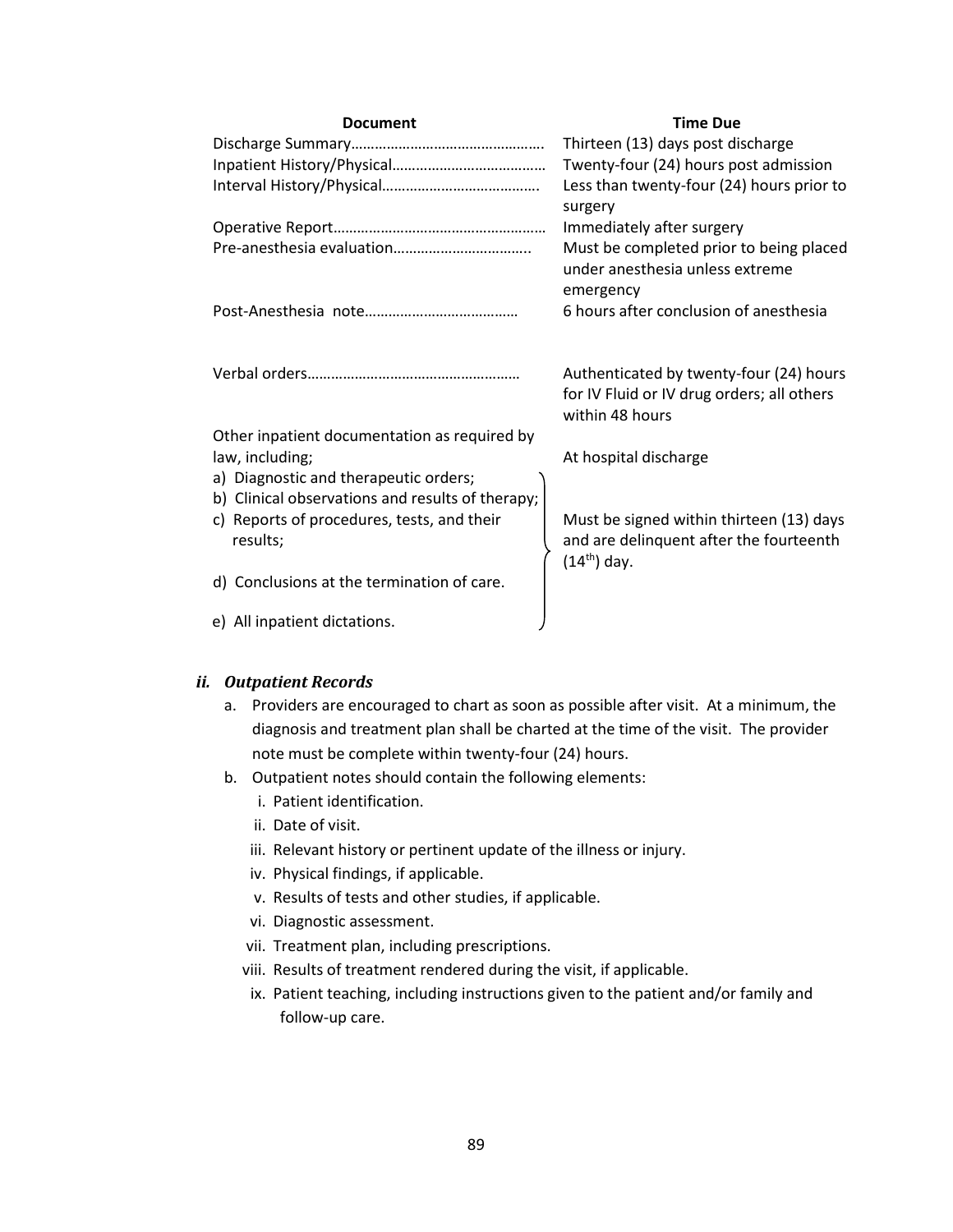| Document | Time Due |
|---|---|
| Discharge Summary………………………………………… | Thirteen (13) days post discharge |
| Inpatient History/Physical……………………………… | Twenty-four (24) hours post admission |
| Interval History/Physical……………………………….. | Less than twenty-four (24) hours prior to surgery |
| Operative Report…………………………………………… | Immediately after surgery |
| Pre-anesthesia evaluation…………………………….. | Must be completed prior to being placed under anesthesia unless extreme emergency |
| Post-Anesthesia note……………………………… | 6 hours after conclusion of anesthesia |
| Verbal orders……………………………………………… | Authenticated by twenty-four (24) hours for IV Fluid or IV drug orders; all others within 48 hours |
| Other inpatient documentation as required by law, including; | At hospital discharge |
| a) Diagnostic and therapeutic orders;<br>b) Clinical observations and results of therapy;<br>c) Reports of procedures, tests, and their results;<br>d) Conclusions at the termination of care.<br>e) All inpatient dictations. | Must be signed within thirteen (13) days and are delinquent after the fourteenth (14th) day. |

### *ii. Outpatient Records*

a. Providers are encouraged to chart as soon as possible after visit. At a minimum, the diagnosis and treatment plan shall be charted at the time of the visit. The provider note must be complete within twenty-four (24) hours.

b. Outpatient notes should contain the following elements:

   i. Patient identification.
   ii. Date of visit.
   iii. Relevant history or pertinent update of the illness or injury.
   iv. Physical findings, if applicable.
   v. Results of tests and other studies, if applicable.
   vi. Diagnostic assessment.
   vii. Treatment plan, including prescriptions.
   viii. Results of treatment rendered during the visit, if applicable.
   ix. Patient teaching, including instructions given to the patient and/or family and follow-up care.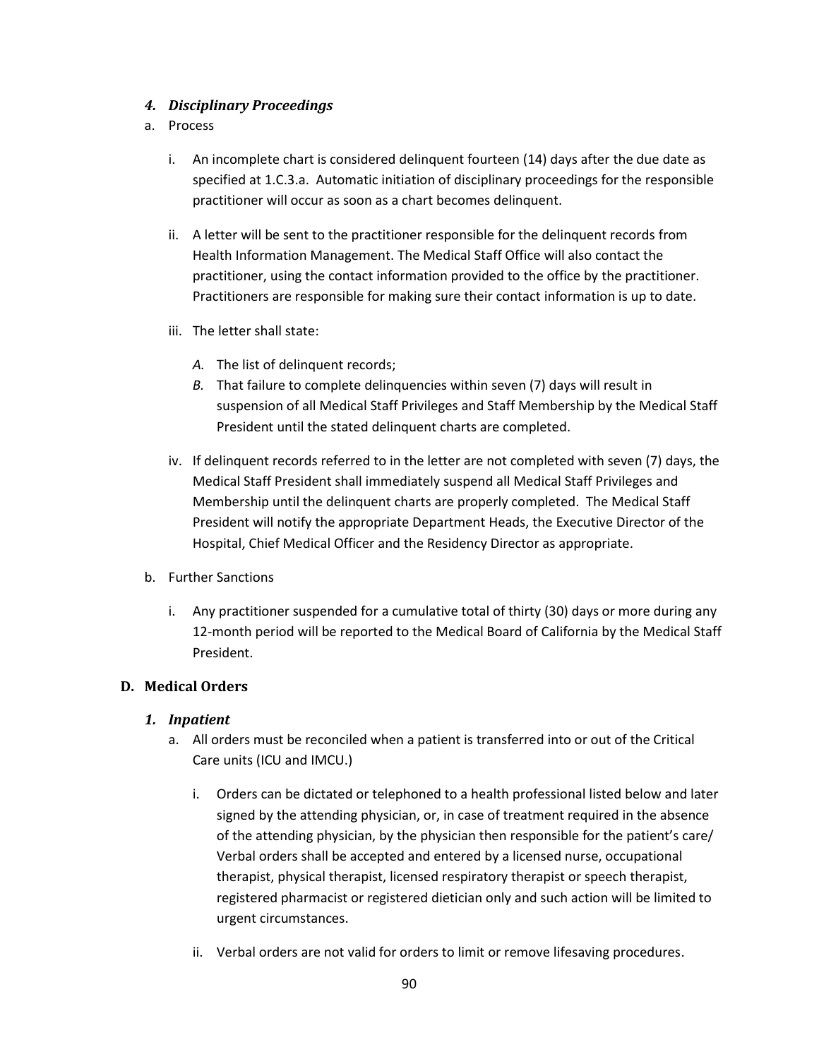#### *4. Disciplinary Proceedings*

a. Process

   i. An incomplete chart is considered delinquent fourteen (14) days after the due date as specified at 1.C.3.a. Automatic initiation of disciplinary proceedings for the responsible practitioner will occur as soon as a chart becomes delinquent.

   ii. A letter will be sent to the practitioner responsible for the delinquent records from Health Information Management. The Medical Staff Office will also contact the practitioner, using the contact information provided to the office by the practitioner. Practitioners are responsible for making sure their contact information is up to date.

   iii. The letter shall state:

      *A.* The list of delinquent records;

      *B.* That failure to complete delinquencies within seven (7) days will result in suspension of all Medical Staff Privileges and Staff Membership by the Medical Staff President until the stated delinquent charts are completed.

   iv. If delinquent records referred to in the letter are not completed with seven (7) days, the Medical Staff President shall immediately suspend all Medical Staff Privileges and Membership until the delinquent charts are properly completed. The Medical Staff President will notify the appropriate Department Heads, the Executive Director of the Hospital, Chief Medical Officer and the Residency Director as appropriate.

b. Further Sanctions

   i. Any practitioner suspended for a cumulative total of thirty (30) days or more during any 12-month period will be reported to the Medical Board of California by the Medical Staff President.

### D. Medical Orders

#### *1. Inpatient*

a. All orders must be reconciled when a patient is transferred into or out of the Critical Care units (ICU and IMCU.)

   i. Orders can be dictated or telephoned to a health professional listed below and later signed by the attending physician, or, in case of treatment required in the absence of the attending physician, by the physician then responsible for the patient's care/ Verbal orders shall be accepted and entered by a licensed nurse, occupational therapist, physical therapist, licensed respiratory therapist or speech therapist, registered pharmacist or registered dietician only and such action will be limited to urgent circumstances.

   ii. Verbal orders are not valid for orders to limit or remove lifesaving procedures.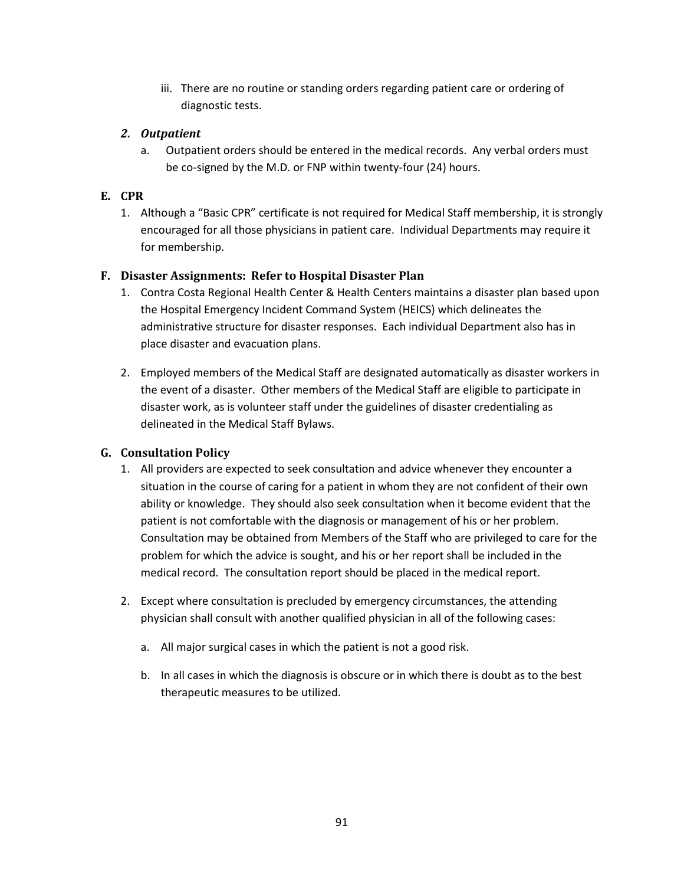iii. There are no routine or standing orders regarding patient care or ordering of diagnostic tests.

***2. Outpatient***

a. Outpatient orders should be entered in the medical records. Any verbal orders must be co-signed by the M.D. or FNP within twenty-four (24) hours.

## E. CPR

1. Although a "Basic CPR" certificate is not required for Medical Staff membership, it is strongly encouraged for all those physicians in patient care. Individual Departments may require it for membership.

## F. Disaster Assignments: Refer to Hospital Disaster Plan

1. Contra Costa Regional Health Center & Health Centers maintains a disaster plan based upon the Hospital Emergency Incident Command System (HEICS) which delineates the administrative structure for disaster responses. Each individual Department also has in place disaster and evacuation plans.

2. Employed members of the Medical Staff are designated automatically as disaster workers in the event of a disaster. Other members of the Medical Staff are eligible to participate in disaster work, as is volunteer staff under the guidelines of disaster credentialing as delineated in the Medical Staff Bylaws.

## G. Consultation Policy

1. All providers are expected to seek consultation and advice whenever they encounter a situation in the course of caring for a patient in whom they are not confident of their own ability or knowledge. They should also seek consultation when it become evident that the patient is not comfortable with the diagnosis or management of his or her problem. Consultation may be obtained from Members of the Staff who are privileged to care for the problem for which the advice is sought, and his or her report shall be included in the medical record. The consultation report should be placed in the medical report.

2. Except where consultation is precluded by emergency circumstances, the attending physician shall consult with another qualified physician in all of the following cases:

   a. All major surgical cases in which the patient is not a good risk.

   b. In all cases in which the diagnosis is obscure or in which there is doubt as to the best therapeutic measures to be utilized.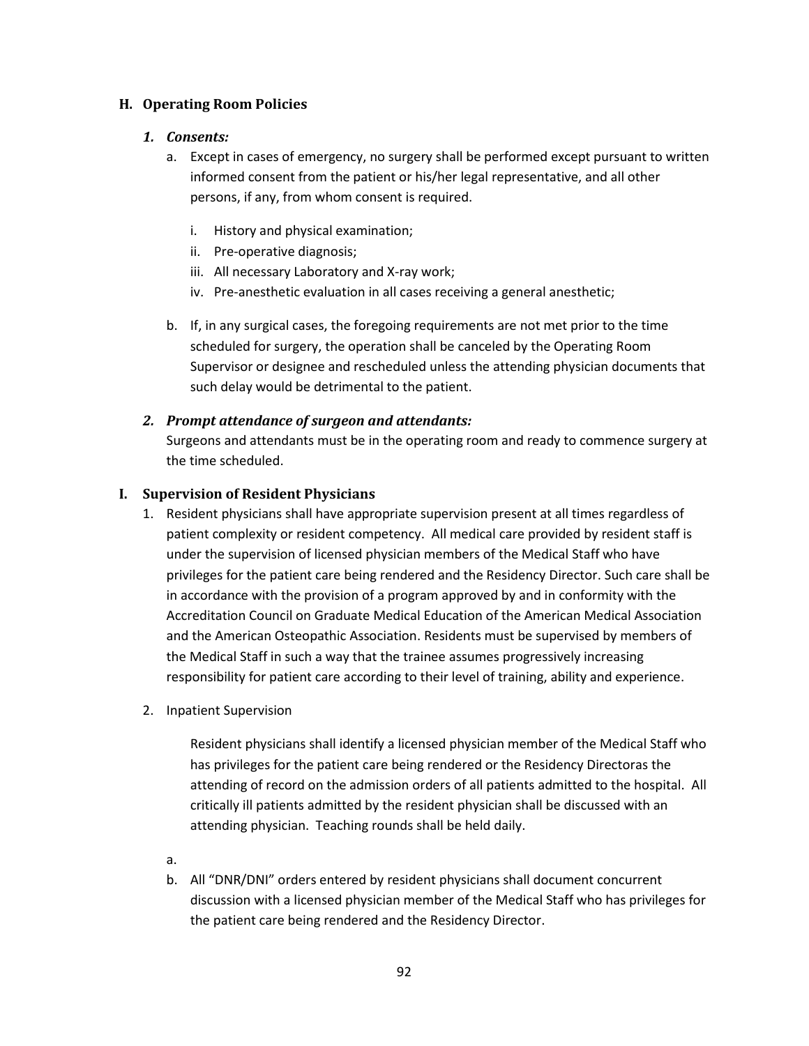## H. Operating Room Policies

### *1. Consents:*

a. Except in cases of emergency, no surgery shall be performed except pursuant to written informed consent from the patient or his/her legal representative, and all other persons, if any, from whom consent is required.

   i. History and physical examination;
   ii. Pre-operative diagnosis;
   iii. All necessary Laboratory and X-ray work;
   iv. Pre-anesthetic evaluation in all cases receiving a general anesthetic;

b. If, in any surgical cases, the foregoing requirements are not met prior to the time scheduled for surgery, the operation shall be canceled by the Operating Room Supervisor or designee and rescheduled unless the attending physician documents that such delay would be detrimental to the patient.

### *2. Prompt attendance of surgeon and attendants:*

Surgeons and attendants must be in the operating room and ready to commence surgery at the time scheduled.

## I. Supervision of Resident Physicians

1. Resident physicians shall have appropriate supervision present at all times regardless of patient complexity or resident competency. All medical care provided by resident staff is under the supervision of licensed physician members of the Medical Staff who have privileges for the patient care being rendered and the Residency Director. Such care shall be in accordance with the provision of a program approved by and in conformity with the Accreditation Council on Graduate Medical Education of the American Medical Association and the American Osteopathic Association. Residents must be supervised by members of the Medical Staff in such a way that the trainee assumes progressively increasing responsibility for patient care according to their level of training, ability and experience.

2. Inpatient Supervision

   Resident physicians shall identify a licensed physician member of the Medical Staff who has privileges for the patient care being rendered or the Residency Directoras the attending of record on the admission orders of all patients admitted to the hospital. All critically ill patients admitted by the resident physician shall be discussed with an attending physician. Teaching rounds shall be held daily.

   a.

   b. All "DNR/DNI" orders entered by resident physicians shall document concurrent discussion with a licensed physician member of the Medical Staff who has privileges for the patient care being rendered and the Residency Director.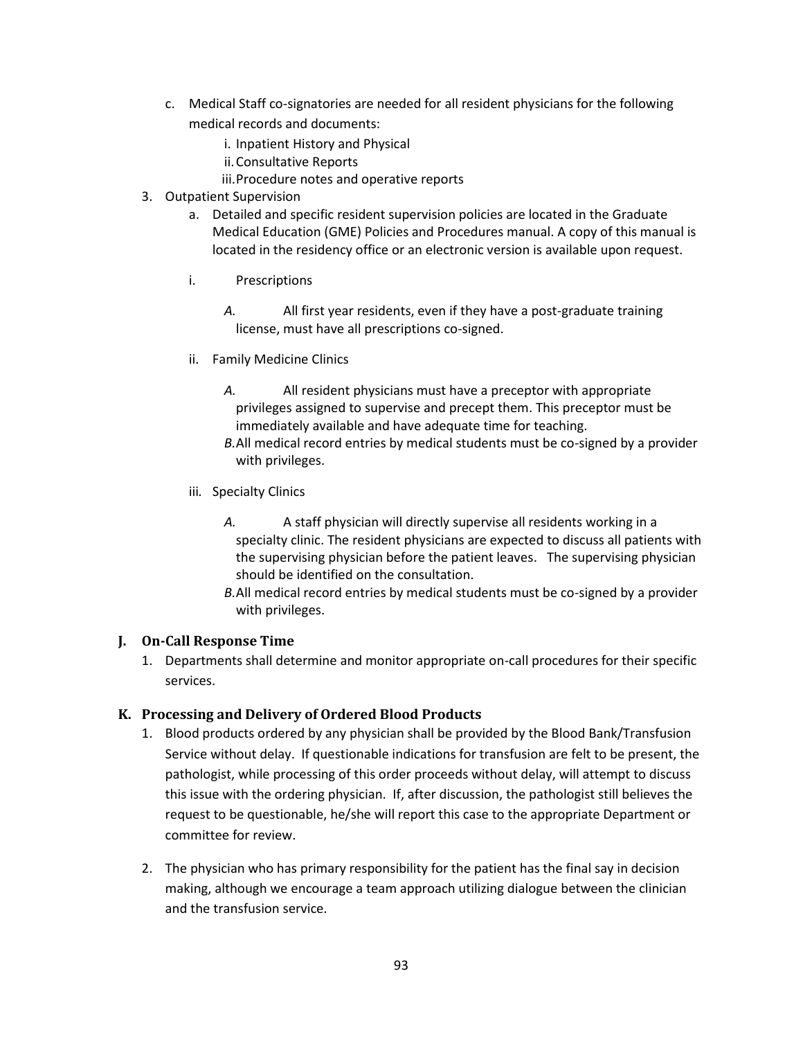c. Medical Staff co-signatories are needed for all resident physicians for the following medical records and documents:
    i. Inpatient History and Physical
    ii. Consultative Reports
    iii. Procedure notes and operative reports

3. Outpatient Supervision
    a. Detailed and specific resident supervision policies are located in the Graduate Medical Education (GME) Policies and Procedures manual. A copy of this manual is located in the residency office or an electronic version is available upon request.

    i. Prescriptions

        *A.* All first year residents, even if they have a post-graduate training license, must have all prescriptions co-signed.

    ii. Family Medicine Clinics

        *A.* All resident physicians must have a preceptor with appropriate privileges assigned to supervise and precept them. This preceptor must be immediately available and have adequate time for teaching.

        *B.* All medical record entries by medical students must be co-signed by a provider with privileges.

    iii. Specialty Clinics

        *A.* A staff physician will directly supervise all residents working in a specialty clinic. The resident physicians are expected to discuss all patients with the supervising physician before the patient leaves. The supervising physician should be identified on the consultation.

        *B.* All medical record entries by medical students must be co-signed by a provider with privileges.

### J. On-Call Response Time

1. Departments shall determine and monitor appropriate on-call procedures for their specific services.

### K. Processing and Delivery of Ordered Blood Products

1. Blood products ordered by any physician shall be provided by the Blood Bank/Transfusion Service without delay. If questionable indications for transfusion are felt to be present, the pathologist, while processing of this order proceeds without delay, will attempt to discuss this issue with the ordering physician. If, after discussion, the pathologist still believes the request to be questionable, he/she will report this case to the appropriate Department or committee for review.

2. The physician who has primary responsibility for the patient has the final say in decision making, although we encourage a team approach utilizing dialogue between the clinician and the transfusion service.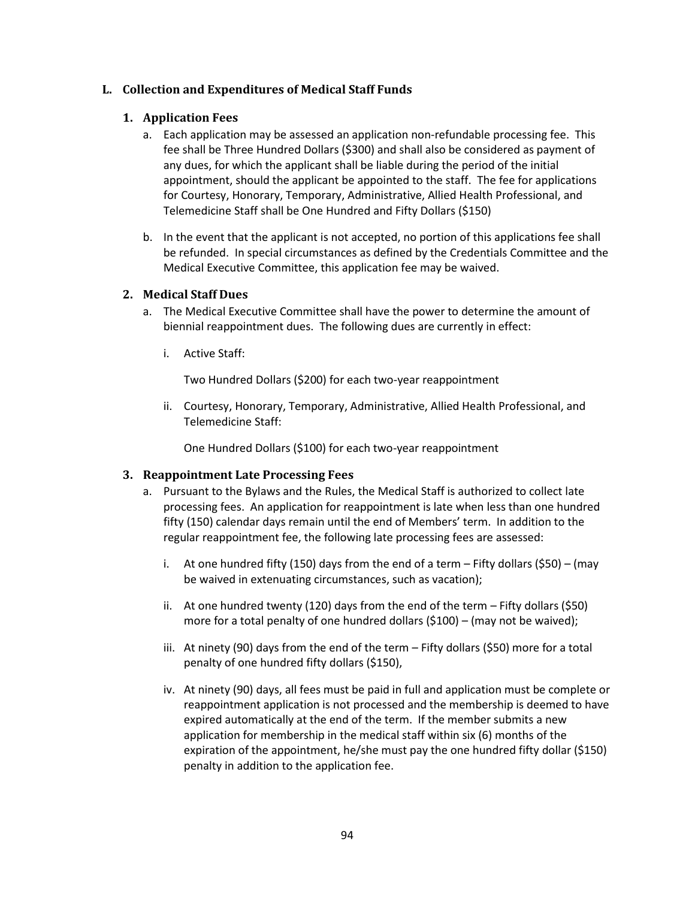## L. Collection and Expenditures of Medical Staff Funds

### 1. Application Fees

a. Each application may be assessed an application non-refundable processing fee. This fee shall be Three Hundred Dollars ($300) and shall also be considered as payment of any dues, for which the applicant shall be liable during the period of the initial appointment, should the applicant be appointed to the staff. The fee for applications for Courtesy, Honorary, Temporary, Administrative, Allied Health Professional, and Telemedicine Staff shall be One Hundred and Fifty Dollars ($150)

b. In the event that the applicant is not accepted, no portion of this applications fee shall be refunded. In special circumstances as defined by the Credentials Committee and the Medical Executive Committee, this application fee may be waived.

### 2. Medical Staff Dues

a. The Medical Executive Committee shall have the power to determine the amount of biennial reappointment dues. The following dues are currently in effect:

   i. Active Staff:

      Two Hundred Dollars ($200) for each two-year reappointment

   ii. Courtesy, Honorary, Temporary, Administrative, Allied Health Professional, and Telemedicine Staff:

      One Hundred Dollars ($100) for each two-year reappointment

### 3. Reappointment Late Processing Fees

a. Pursuant to the Bylaws and the Rules, the Medical Staff is authorized to collect late processing fees. An application for reappointment is late when less than one hundred fifty (150) calendar days remain until the end of Members' term. In addition to the regular reappointment fee, the following late processing fees are assessed:

   i. At one hundred fifty (150) days from the end of a term – Fifty dollars ($50) – (may be waived in extenuating circumstances, such as vacation);

   ii. At one hundred twenty (120) days from the end of the term – Fifty dollars ($50) more for a total penalty of one hundred dollars ($100) – (may not be waived);

   iii. At ninety (90) days from the end of the term – Fifty dollars ($50) more for a total penalty of one hundred fifty dollars ($150),

   iv. At ninety (90) days, all fees must be paid in full and application must be complete or reappointment application is not processed and the membership is deemed to have expired automatically at the end of the term. If the member submits a new application for membership in the medical staff within six (6) months of the expiration of the appointment, he/she must pay the one hundred fifty dollar ($150) penalty in addition to the application fee.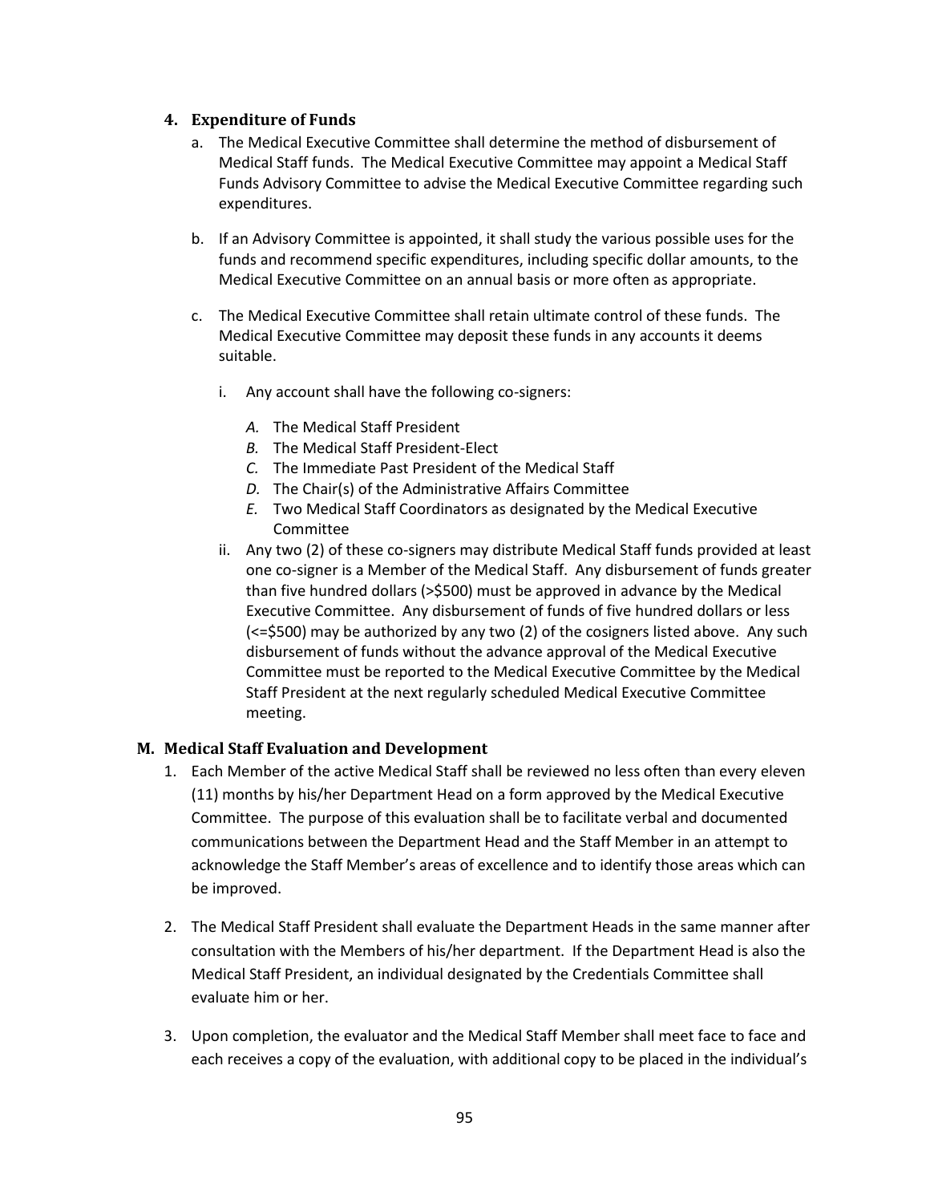### 4. Expenditure of Funds

a. The Medical Executive Committee shall determine the method of disbursement of Medical Staff funds. The Medical Executive Committee may appoint a Medical Staff Funds Advisory Committee to advise the Medical Executive Committee regarding such expenditures.

b. If an Advisory Committee is appointed, it shall study the various possible uses for the funds and recommend specific expenditures, including specific dollar amounts, to the Medical Executive Committee on an annual basis or more often as appropriate.

c. The Medical Executive Committee shall retain ultimate control of these funds. The Medical Executive Committee may deposit these funds in any accounts it deems suitable.

   i. Any account shall have the following co-signers:

      *A.* The Medical Staff President
      *B.* The Medical Staff President-Elect
      *C.* The Immediate Past President of the Medical Staff
      *D.* The Chair(s) of the Administrative Affairs Committee
      *E.* Two Medical Staff Coordinators as designated by the Medical Executive Committee

   ii. Any two (2) of these co-signers may distribute Medical Staff funds provided at least one co-signer is a Member of the Medical Staff. Any disbursement of funds greater than five hundred dollars (>$500) must be approved in advance by the Medical Executive Committee. Any disbursement of funds of five hundred dollars or less (<=$500) may be authorized by any two (2) of the cosigners listed above. Any such disbursement of funds without the advance approval of the Medical Executive Committee must be reported to the Medical Executive Committee by the Medical Staff President at the next regularly scheduled Medical Executive Committee meeting.

## M. Medical Staff Evaluation and Development

1. Each Member of the active Medical Staff shall be reviewed no less often than every eleven (11) months by his/her Department Head on a form approved by the Medical Executive Committee. The purpose of this evaluation shall be to facilitate verbal and documented communications between the Department Head and the Staff Member in an attempt to acknowledge the Staff Member's areas of excellence and to identify those areas which can be improved.

2. The Medical Staff President shall evaluate the Department Heads in the same manner after consultation with the Members of his/her department. If the Department Head is also the Medical Staff President, an individual designated by the Credentials Committee shall evaluate him or her.

3. Upon completion, the evaluator and the Medical Staff Member shall meet face to face and each receives a copy of the evaluation, with additional copy to be placed in the individual's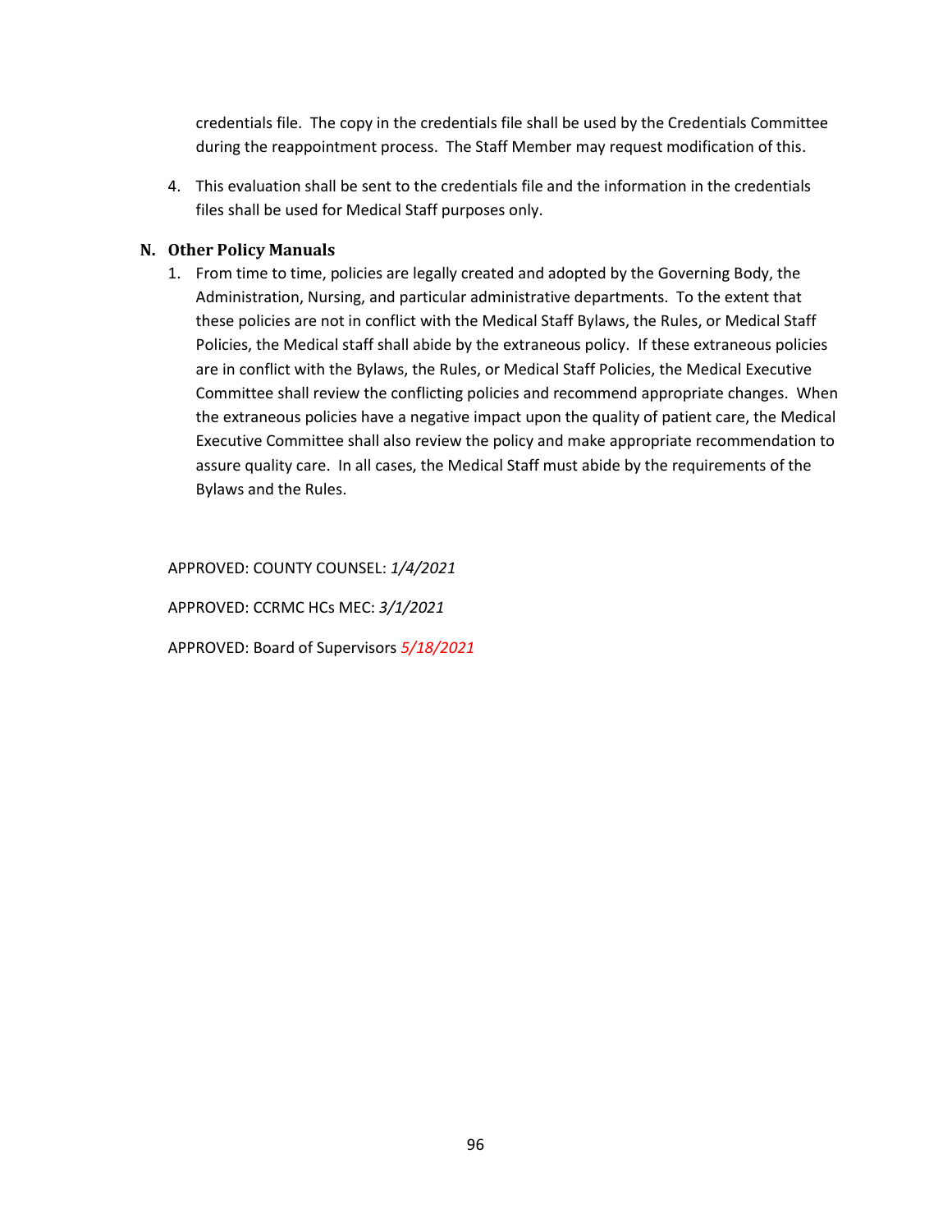credentials file. The copy in the credentials file shall be used by the Credentials Committee during the reappointment process. The Staff Member may request modification of this.

4. This evaluation shall be sent to the credentials file and the information in the credentials files shall be used for Medical Staff purposes only.

### N. Other Policy Manuals

1. From time to time, policies are legally created and adopted by the Governing Body, the Administration, Nursing, and particular administrative departments. To the extent that these policies are not in conflict with the Medical Staff Bylaws, the Rules, or Medical Staff Policies, the Medical staff shall abide by the extraneous policy. If these extraneous policies are in conflict with the Bylaws, the Rules, or Medical Staff Policies, the Medical Executive Committee shall review the conflicting policies and recommend appropriate changes. When the extraneous policies have a negative impact upon the quality of patient care, the Medical Executive Committee shall also review the policy and make appropriate recommendation to assure quality care. In all cases, the Medical Staff must abide by the requirements of the Bylaws and the Rules.

APPROVED: COUNTY COUNSEL: *1/4/2021*

APPROVED: CCRMC HCs MEC: *3/1/2021*

APPROVED: Board of Supervisors *5/18/2021*